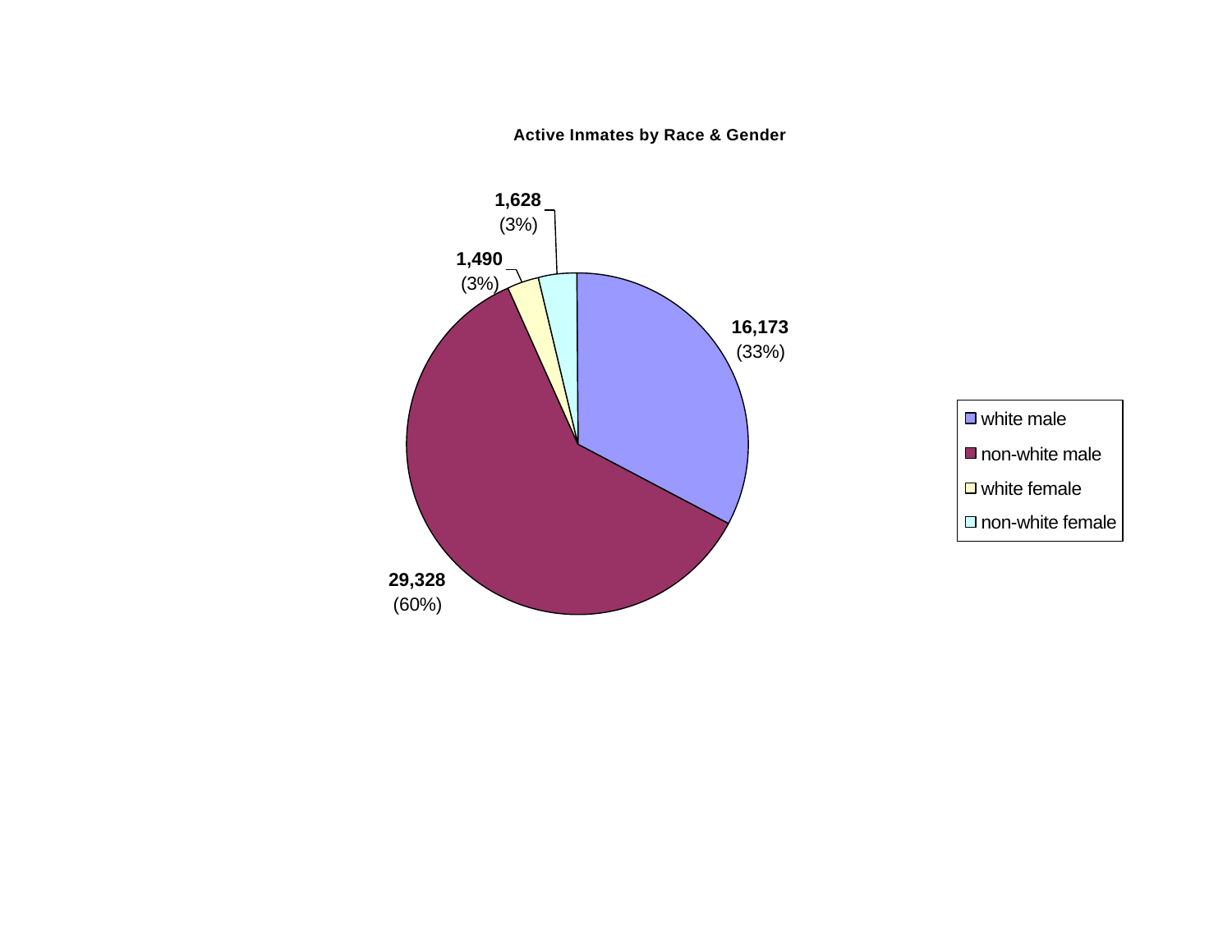**Active Inmates by Race & Gender**

| Category | Count | Percent |
|---|---|---|
| white male | 16,173 | (33%) |
| non-white male | 29,328 | (60%) |
| white female | 1,490 | (3%) |
| non-white female | 1,628 | (3%) |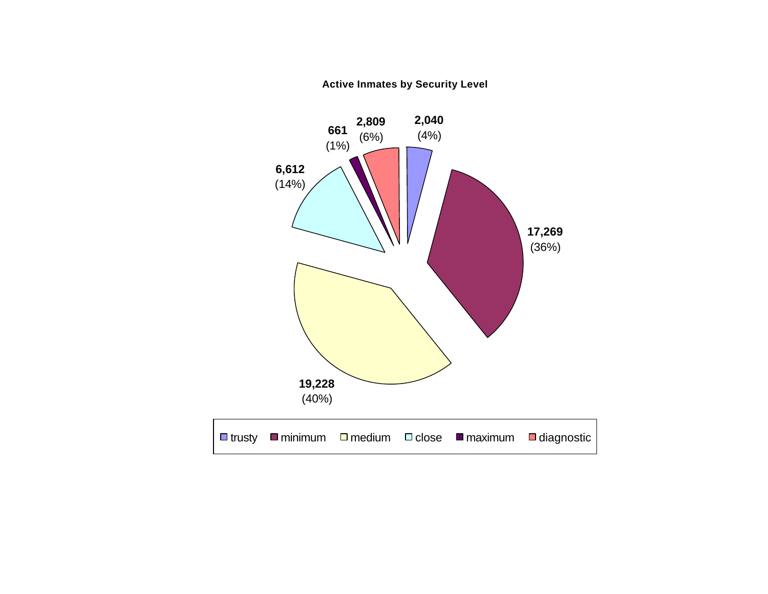**Active Inmates by Security Level**

| Security Level | Inmates | Percent |
| --- | --- | --- |
| trusty | 2,040 | (4%) |
| minimum | 17,269 | (36%) |
| medium | 19,228 | (40%) |
| close | 6,612 | (14%) |
| maximum | 661 | (1%) |
| diagnostic | 2,809 | (6%) |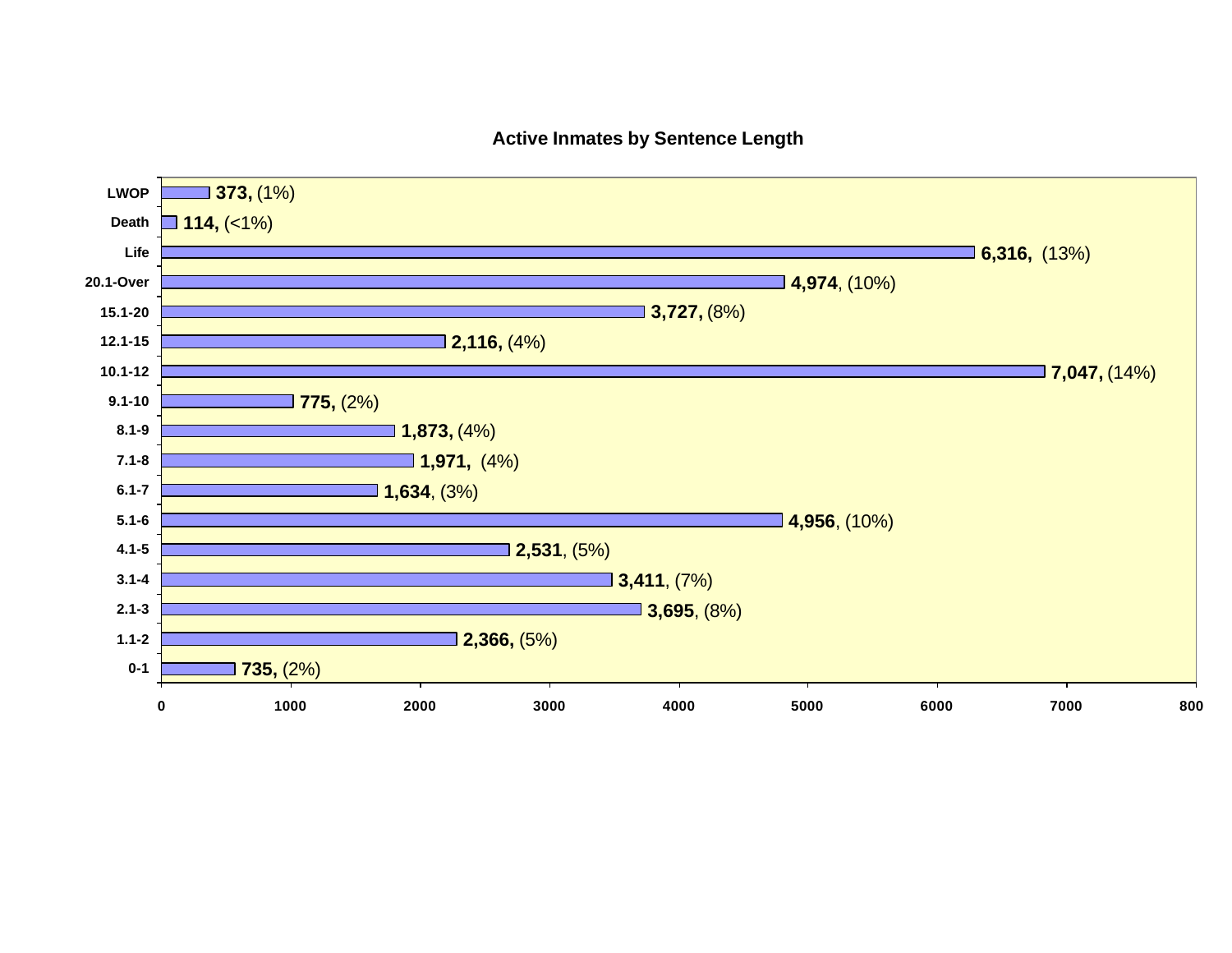## Active Inmates by Sentence Length

| Sentence Length | Inmates | Percent |
|---|---|---|
| LWOP | 373 | (1%) |
| Death | 114 | (<1%) |
| Life | 6,316 | (13%) |
| 20.1-Over | 4,974 | (10%) |
| 15.1-20 | 3,727 | (8%) |
| 12.1-15 | 2,116 | (4%) |
| 10.1-12 | 7,047 | (14%) |
| 9.1-10 | 775 | (2%) |
| 8.1-9 | 1,873 | (4%) |
| 7.1-8 | 1,971 | (4%) |
| 6.1-7 | 1,634 | (3%) |
| 5.1-6 | 4,956 | (10%) |
| 4.1-5 | 2,531 | (5%) |
| 3.1-4 | 3,411 | (7%) |
| 2.1-3 | 3,695 | (8%) |
| 1.1-2 | 2,366 | (5%) |
| 0-1 | 735 | (2%) |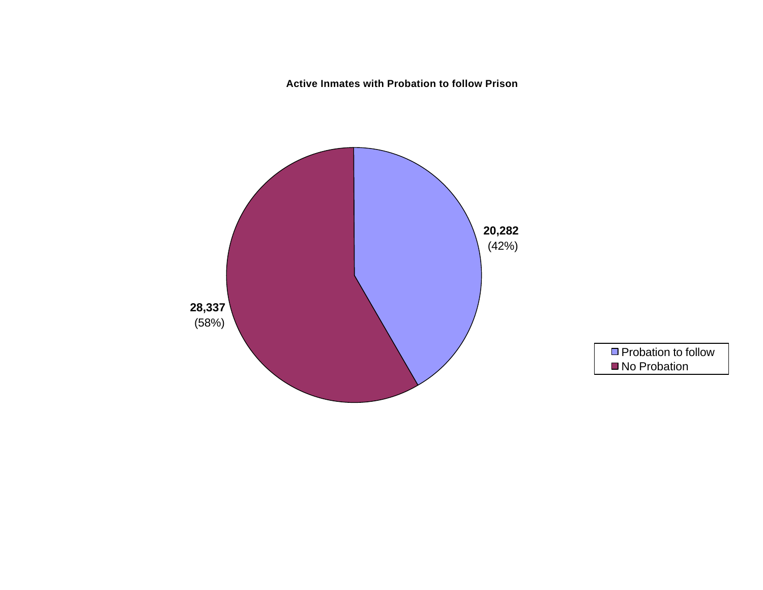**Active Inmates with Probation to follow Prison**

| Category | Count | Percent |
| --- | --- | --- |
| Probation to follow | 20,282 | (42%) |
| No Probation | 28,337 | (58%) |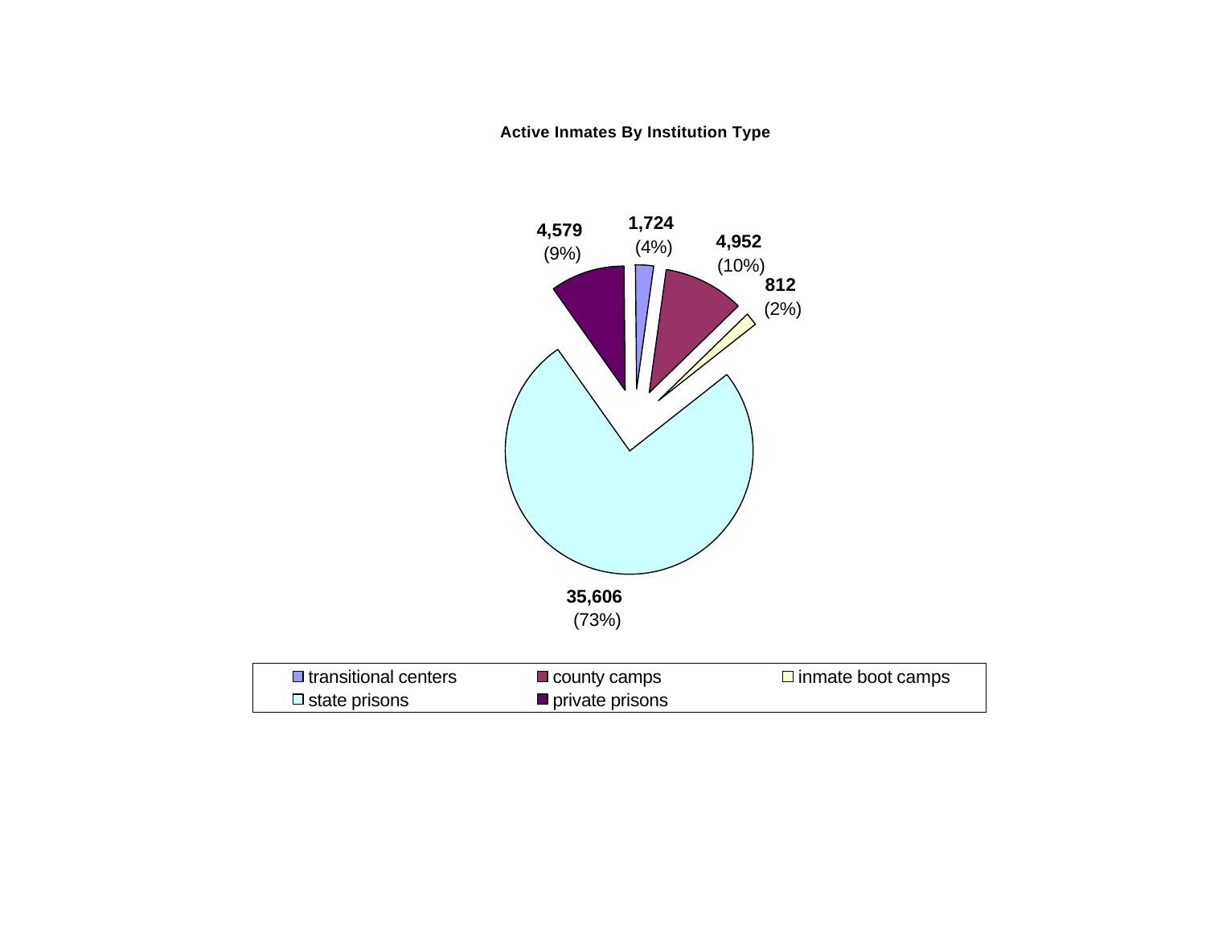**Active Inmates By Institution Type**

| Institution Type | Inmates | Percent |
|---|---|---|
| transitional centers | 1,724 | (4%) |
| county camps | 4,952 | (10%) |
| inmate boot camps | 812 | (2%) |
| state prisons | 35,606 | (73%) |
| private prisons | 4,579 | (9%) |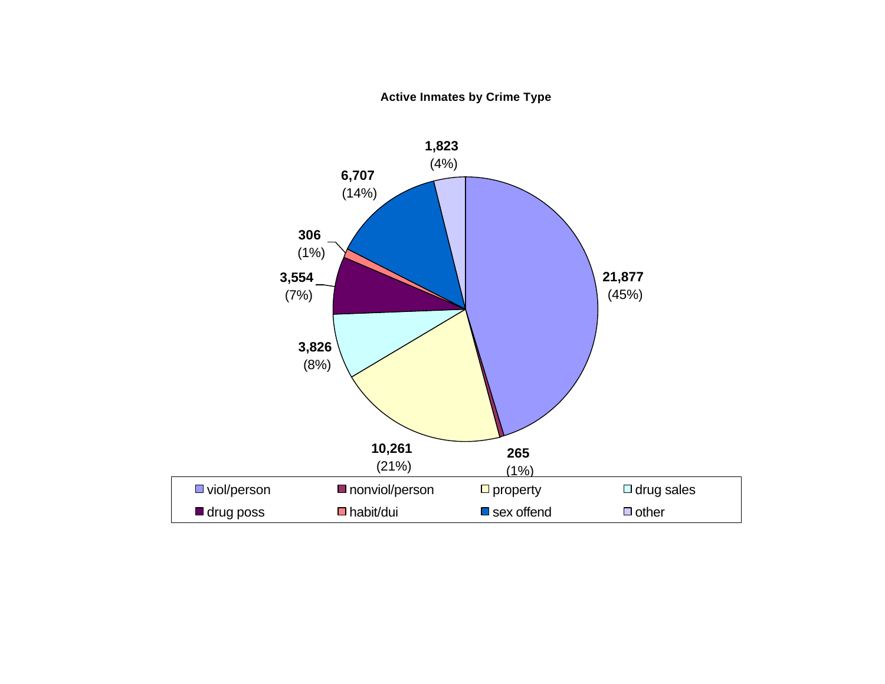**Active Inmates by Crime Type**

| Crime Type | Inmates | Percent |
|---|---|---|
| viol/person | 21,877 | (45%) |
| nonviol/person | 265 | (1%) |
| property | 10,261 | (21%) |
| drug sales | 3,826 | (8%) |
| drug poss | 3,554 | (7%) |
| habit/dui | 306 | (1%) |
| sex offend | 6,707 | (14%) |
| other | 1,823 | (4%) |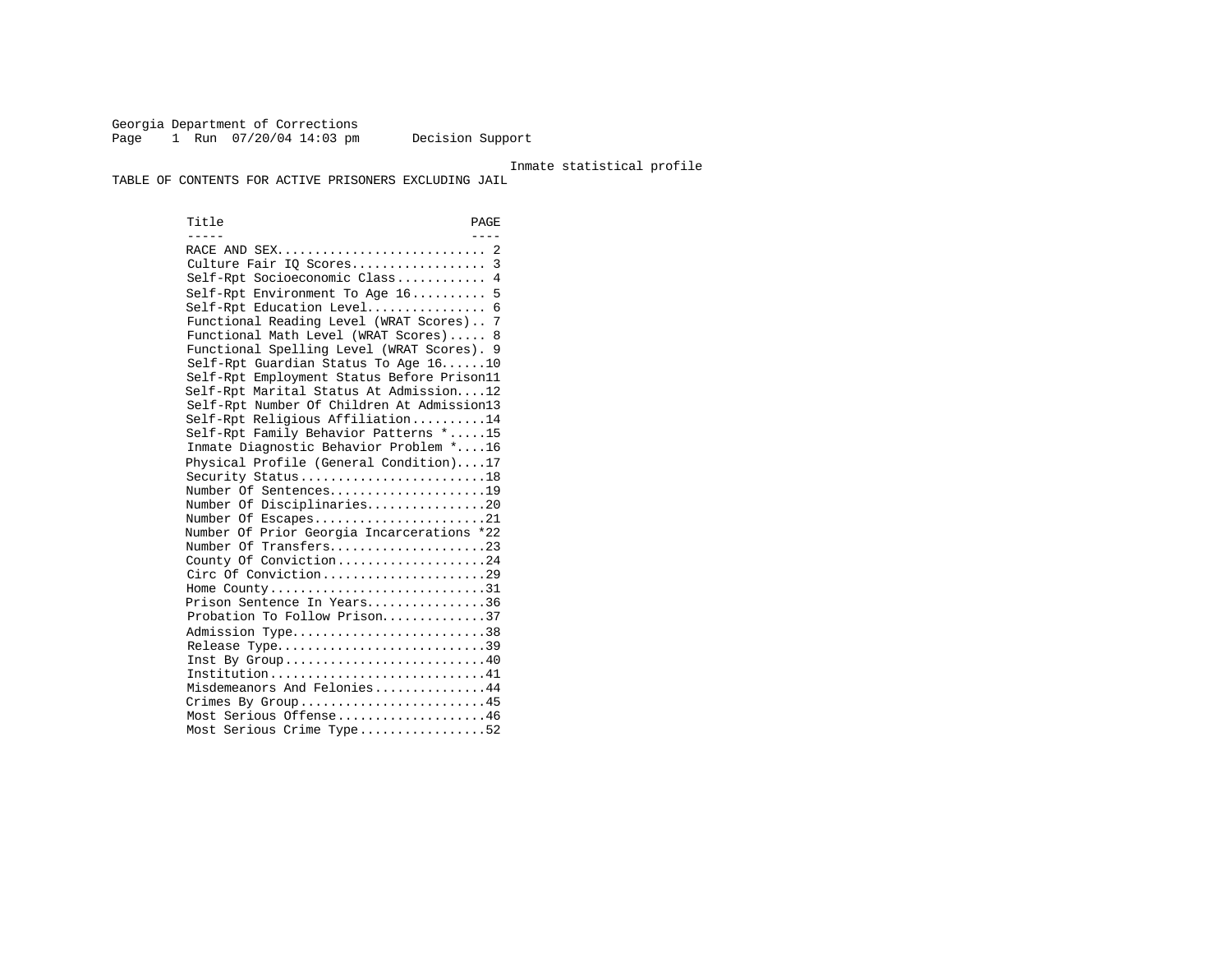Georgia Department of Corrections
Page 1 Run 07/20/04 14:03 pm Decision Support

Inmate statistical profile

TABLE OF CONTENTS FOR ACTIVE PRISONERS EXCLUDING JAIL

| Title | PAGE |
|---|---|
| RACE AND SEX | 2 |
| Culture Fair IQ Scores | 3 |
| Self-Rpt Socioeconomic Class | 4 |
| Self-Rpt Environment To Age 16 | 5 |
| Self-Rpt Education Level | 6 |
| Functional Reading Level (WRAT Scores) | 7 |
| Functional Math Level (WRAT Scores) | 8 |
| Functional Spelling Level (WRAT Scores) | 9 |
| Self-Rpt Guardian Status To Age 16 | 10 |
| Self-Rpt Employment Status Before Prison | 11 |
| Self-Rpt Marital Status At Admission | 12 |
| Self-Rpt Number Of Children At Admission | 13 |
| Self-Rpt Religious Affiliation | 14 |
| Self-Rpt Family Behavior Patterns * | 15 |
| Inmate Diagnostic Behavior Problem * | 16 |
| Physical Profile (General Condition) | 17 |
| Security Status | 18 |
| Number Of Sentences | 19 |
| Number Of Disciplinaries | 20 |
| Number Of Escapes | 21 |
| Number Of Prior Georgia Incarcerations * | 22 |
| Number Of Transfers | 23 |
| County Of Conviction | 24 |
| Circ Of Conviction | 29 |
| Home County | 31 |
| Prison Sentence In Years | 36 |
| Probation To Follow Prison | 37 |
| Admission Type | 38 |
| Release Type | 39 |
| Inst By Group | 40 |
| Institution | 41 |
| Misdemeanors And Felonies | 44 |
| Crimes By Group | 45 |
| Most Serious Offense | 46 |
| Most Serious Crime Type | 52 |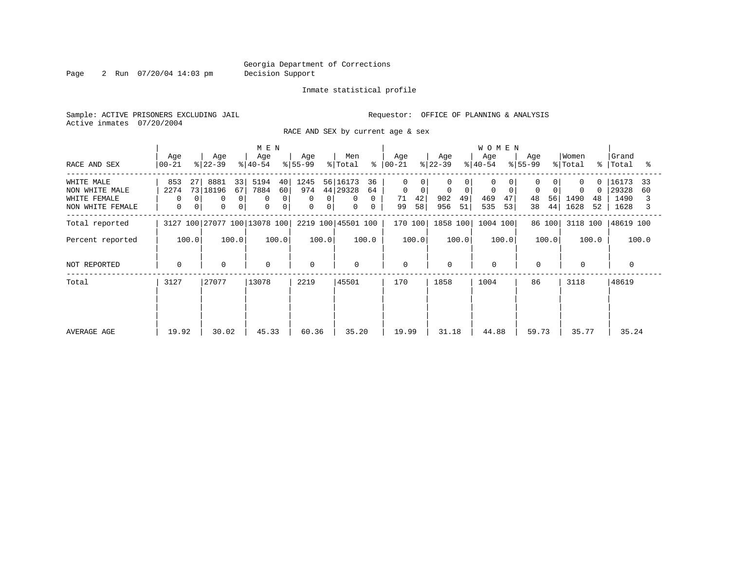Georgia Department of Corrections
Decision Support

Inmate statistical profile

Sample: ACTIVE PRISONERS EXCLUDING JAIL

Requestor: OFFICE OF PLANNING & ANALYSIS

Active inmates 07/20/2004

RACE AND SEX by current age & sex

| RACE AND SEX | MEN Age 00-21 | % | MEN Age 22-39 | % | MEN Age 40-54 | % | MEN Age 55-99 | % | Men Total | % | WOMEN Age 00-21 | % | WOMEN Age 22-39 | % | WOMEN Age 40-54 | % | WOMEN Age 55-99 | % | Women Total | % | Grand Total | % |
|---|---|---|---|---|---|---|---|---|---|---|---|---|---|---|---|---|---|---|---|---|---|---|
| WHITE MALE | 853 | 27 | 8881 | 33 | 5194 | 40 | 1245 | 56 | 16173 | 36 | 0 | 0 | 0 | 0 | 0 | 0 | 0 | 0 | 0 | 0 | 16173 | 33 |
| NON WHITE MALE | 2274 | 73 | 18196 | 67 | 7884 | 60 | 974 | 44 | 29328 | 64 | 0 | 0 | 0 | 0 | 0 | 0 | 0 | 0 | 0 | 0 | 29328 | 60 |
| WHITE FEMALE | 0 | 0 | 0 | 0 | 0 | 0 | 0 | 0 | 0 | 0 | 71 | 42 | 902 | 49 | 469 | 47 | 48 | 56 | 1490 | 48 | 1490 | 3 |
| NON WHITE FEMALE | 0 | 0 | 0 | 0 | 0 | 0 | 0 | 0 | 0 | 0 | 99 | 58 | 956 | 51 | 535 | 53 | 38 | 44 | 1628 | 52 | 1628 | 3 |
| Total reported | 3127 | 100 | 27077 | 100 | 13078 | 100 | 2219 | 100 | 45501 | 100 | 170 | 100 | 1858 | 100 | 1004 | 100 | 86 | 100 | 3118 | 100 | 48619 | 100 |
| Percent reported | 100.0 | | 100.0 | | 100.0 | | 100.0 | | 100.0 | | 100.0 | | 100.0 | | 100.0 | | 100.0 | | 100.0 | | 100.0 | |
| NOT REPORTED | 0 | | 0 | | 0 | | 0 | | 0 | | 0 | | 0 | | 0 | | 0 | | 0 | | 0 | |
| Total | 3127 | | 27077 | | 13078 | | 2219 | | 45501 | | 170 | | 1858 | | 1004 | | 86 | | 3118 | | 48619 | |
| AVERAGE AGE | 19.92 | | 30.02 | | 45.33 | | 60.36 | | 35.20 | | 19.99 | | 31.18 | | 44.88 | | 59.73 | | 35.77 | | 35.24 | |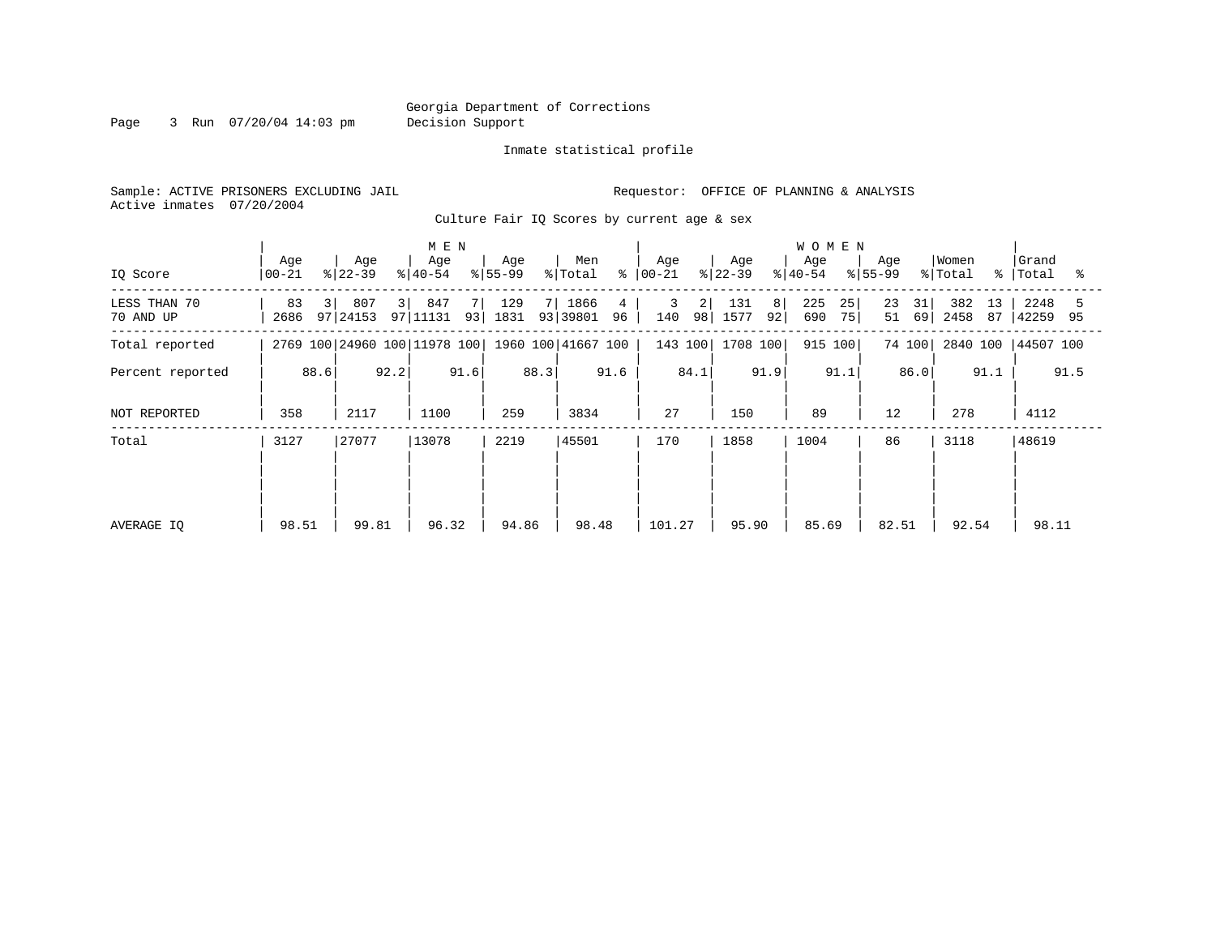Georgia Department of Corrections
Decision Support

Inmate statistical profile

Sample: ACTIVE PRISONERS EXCLUDING JAIL

Requestor: OFFICE OF PLANNING & ANALYSIS

Active inmates 07/20/2004

Culture Fair IQ Scores by current age & sex

| IQ Score | MEN Age 00-21 | % | Age 22-39 | % | Age 40-54 | % | Age 55-99 | % | Men Total | % | WOMEN Age 00-21 | % | Age 22-39 | % | Age 40-54 | % | Age 55-99 | % | Women Total | % | Grand Total | % |
|---|---|---|---|---|---|---|---|---|---|---|---|---|---|---|---|---|---|---|---|---|---|---|
| LESS THAN 70 | 83 | 3 | 807 | 3 | 847 | 7 | 129 | 7 | 1866 | 4 | 3 | 2 | 131 | 8 | 225 | 25 | 23 | 31 | 382 | 13 | 2248 | 5 |
| 70 AND UP | 2686 | 97 | 24153 | 97 | 11131 | 93 | 1831 | 93 | 39801 | 96 | 140 | 98 | 1577 | 92 | 690 | 75 | 51 | 69 | 2458 | 87 | 42259 | 95 |
| Total reported | 2769 | 100 | 24960 | 100 | 11978 | 100 | 1960 | 100 | 41667 | 100 | 143 | 100 | 1708 | 100 | 915 | 100 | 74 | 100 | 2840 | 100 | 44507 | 100 |
| Percent reported | | 88.6 | | 92.2 | | 91.6 | | 88.3 | | 91.6 | | 84.1 | | 91.9 | | 91.1 | | 86.0 | | 91.1 | | 91.5 |
| NOT REPORTED | 358 | | 2117 | | 1100 | | 259 | | 3834 | | 27 | | 150 | | 89 | | 12 | | 278 | | 4112 | |
| Total | 3127 | | 27077 | | 13078 | | 2219 | | 45501 | | 170 | | 1858 | | 1004 | | 86 | | 3118 | | 48619 | |
| AVERAGE IQ | 98.51 | | 99.81 | | 96.32 | | 94.86 | | 98.48 | | 101.27 | | 95.90 | | 85.69 | | 82.51 | | 92.54 | | 98.11 | |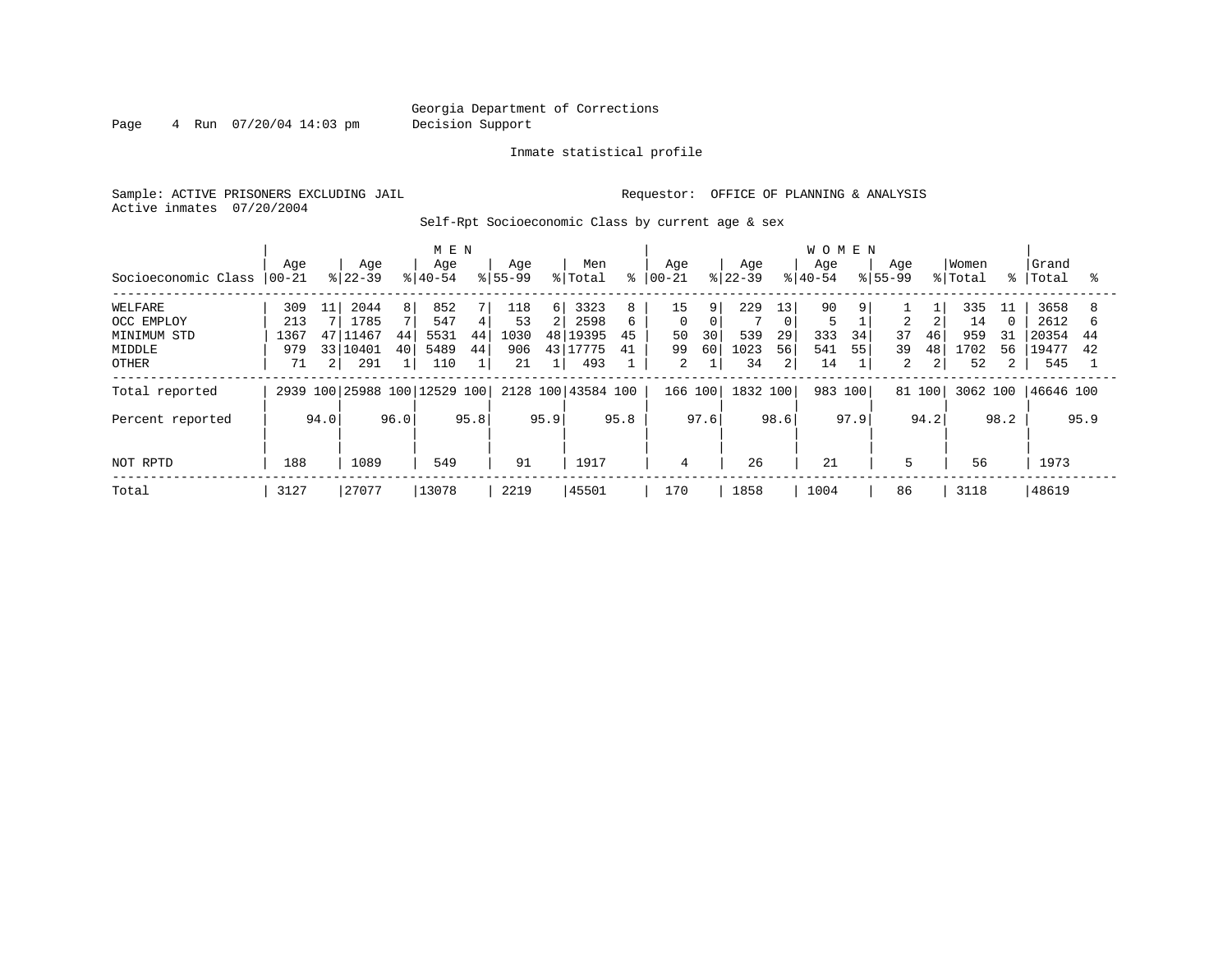Georgia Department of Corrections
Decision Support

Inmate statistical profile

Sample: ACTIVE PRISONERS EXCLUDING JAIL
Active inmates 07/20/2004

Requestor: OFFICE OF PLANNING & ANALYSIS

Self-Rpt Socioeconomic Class by current age & sex

| | MEN | | | | | | | | | | WOMEN | | | | | | | | | | | |
|---|---|---|---|---|---|---|---|---|---|---|---|---|---|---|---|---|---|---|---|---|---|---|
| Socioeconomic Class | Age 00-21 | % | Age 22-39 | % | Age 40-54 | % | Age 55-99 | % | Men Total | % | Age 00-21 | % | Age 22-39 | % | Age 40-54 | % | Age 55-99 | % | Women Total | % | Grand Total | % |
| WELFARE | 309 | 11 | 2044 | 8 | 852 | 7 | 118 | 6 | 3323 | 8 | 15 | 9 | 229 | 13 | 90 | 9 | 1 | 1 | 335 | 11 | 3658 | 8 |
| OCC EMPLOY | 213 | 7 | 1785 | 7 | 547 | 4 | 53 | 2 | 2598 | 6 | 0 | 0 | 7 | 0 | 5 | 1 | 2 | 2 | 14 | 0 | 2612 | 6 |
| MINIMUM STD | 1367 | 47 | 11467 | 44 | 5531 | 44 | 1030 | 48 | 19395 | 45 | 50 | 30 | 539 | 29 | 333 | 34 | 37 | 46 | 959 | 31 | 20354 | 44 |
| MIDDLE | 979 | 33 | 10401 | 40 | 5489 | 44 | 906 | 43 | 17775 | 41 | 99 | 60 | 1023 | 56 | 541 | 55 | 39 | 48 | 1702 | 56 | 19477 | 42 |
| OTHER | 71 | 2 | 291 | 1 | 110 | 1 | 21 | 1 | 493 | 1 | 2 | 1 | 34 | 2 | 14 | 1 | 2 | 2 | 52 | 2 | 545 | 1 |
| Total reported | 2939 | 100 | 25988 | 100 | 12529 | 100 | 2128 | 100 | 43584 | 100 | 166 | 100 | 1832 | 100 | 983 | 100 | 81 | 100 | 3062 | 100 | 46646 | 100 |
| Percent reported | | 94.0 | | 96.0 | | 95.8 | | 95.9 | | 95.8 | | 97.6 | | 98.6 | | 97.9 | | 94.2 | | 98.2 | | 95.9 |
| NOT RPTD | 188 | | 1089 | | 549 | | 91 | | 1917 | | 4 | | 26 | | 21 | | 5 | | 56 | | 1973 | |
| Total | 3127 | | 27077 | | 13078 | | 2219 | | 45501 | | 170 | | 1858 | | 1004 | | 86 | | 3118 | | 48619 | |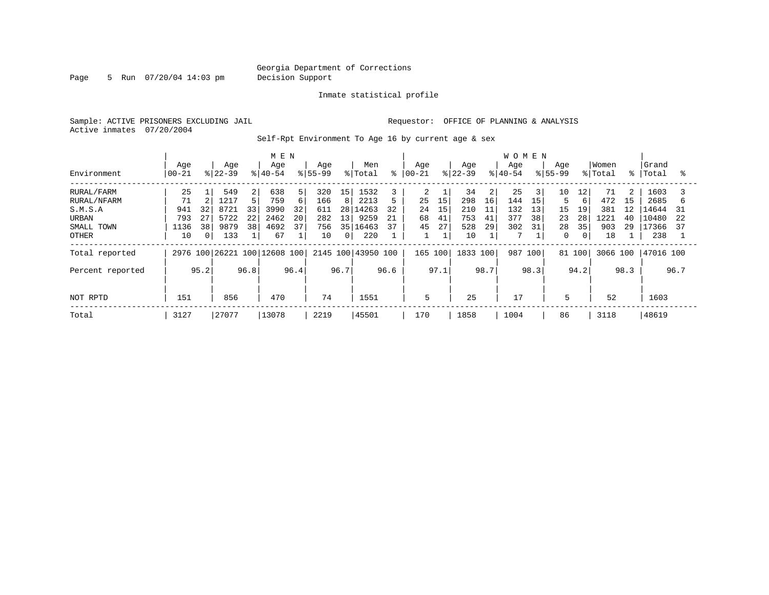Georgia Department of Corrections
Decision Support

Inmate statistical profile

Sample: ACTIVE PRISONERS EXCLUDING JAIL

Requestor: OFFICE OF PLANNING & ANALYSIS

Active inmates 07/20/2004

Self-Rpt Environment To Age 16 by current age & sex

| Environment | MEN Age 00-21 | % | Age 22-39 | % | Age 40-54 | % | Age 55-99 | % | Men Total | % | WOMEN Age 00-21 | % | Age 22-39 | % | Age 40-54 | % | Age 55-99 | % | Women Total | % | Grand Total | % |
|---|---|---|---|---|---|---|---|---|---|---|---|---|---|---|---|---|---|---|---|---|---|---|
| RURAL/FARM | 25 | 1 | 549 | 2 | 638 | 5 | 320 | 15 | 1532 | 3 | 2 | 1 | 34 | 2 | 25 | 3 | 10 | 12 | 71 | 2 | 1603 | 3 |
| RURAL/NFARM | 71 | 2 | 1217 | 5 | 759 | 6 | 166 | 8 | 2213 | 5 | 25 | 15 | 298 | 16 | 144 | 15 | 5 | 6 | 472 | 15 | 2685 | 6 |
| S.M.S.A | 941 | 32 | 8721 | 33 | 3990 | 32 | 611 | 28 | 14263 | 32 | 24 | 15 | 210 | 11 | 132 | 13 | 15 | 19 | 381 | 12 | 14644 | 31 |
| URBAN | 793 | 27 | 5722 | 22 | 2462 | 20 | 282 | 13 | 9259 | 21 | 68 | 41 | 753 | 41 | 377 | 38 | 23 | 28 | 1221 | 40 | 10480 | 22 |
| SMALL TOWN | 1136 | 38 | 9879 | 38 | 4692 | 37 | 756 | 35 | 16463 | 37 | 45 | 27 | 528 | 29 | 302 | 31 | 28 | 35 | 903 | 29 | 17366 | 37 |
| OTHER | 10 | 0 | 133 | 1 | 67 | 1 | 10 | 0 | 220 | 1 | 1 | 1 | 10 | 1 | 7 | 1 | 0 | 0 | 18 | 1 | 238 | 1 |
| Total reported | 2976 | 100 | 26221 | 100 | 12608 | 100 | 2145 | 100 | 43950 | 100 | 165 | 100 | 1833 | 100 | 987 | 100 | 81 | 100 | 3066 | 100 | 47016 | 100 |
| Percent reported | | 95.2 | | 96.8 | | 96.4 | | 96.7 | | 96.6 | | 97.1 | | 98.7 | | 98.3 | | 94.2 | | 98.3 | | 96.7 |
| NOT RPTD | 151 | | 856 | | 470 | | 74 | | 1551 | | 5 | | 25 | | 17 | | 5 | | 52 | | 1603 | |
| Total | 3127 | | 27077 | | 13078 | | 2219 | | 45501 | | 170 | | 1858 | | 1004 | | 86 | | 3118 | | 48619 | |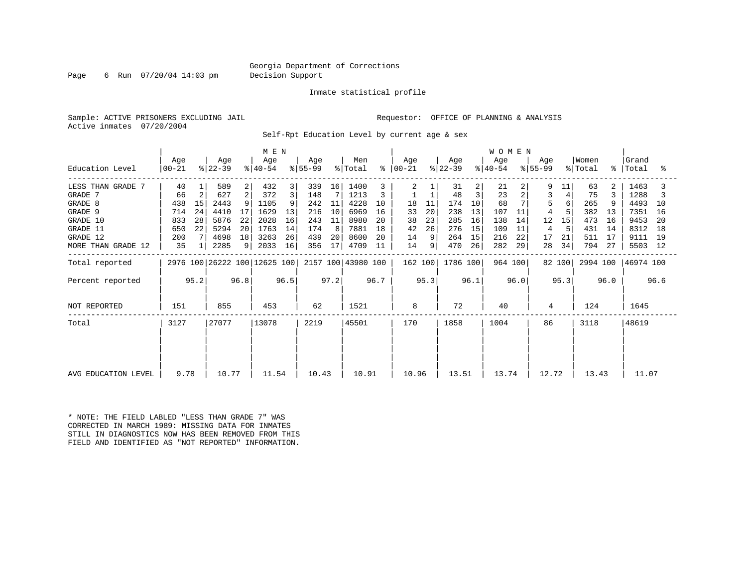Georgia Department of Corrections
Decision Support

Inmate statistical profile

Sample: ACTIVE PRISONERS EXCLUDING JAIL
Active inmates 07/20/2004

Requestor: OFFICE OF PLANNING & ANALYSIS

Self-Rpt Education Level by current age & sex

| Education Level | MEN Age 00-21 | % | Age 22-39 | % | Age 40-54 | % | Age 55-99 | % | Men Total | % | WOMEN Age 00-21 | % | Age 22-39 | % | Age 40-54 | % | Age 55-99 | % | Women Total | % | Grand Total | % |
|---|---|---|---|---|---|---|---|---|---|---|---|---|---|---|---|---|---|---|---|---|---|---|
| LESS THAN GRADE 7 | 40 | 1 | 589 | 2 | 432 | 3 | 339 | 16 | 1400 | 3 | 2 | 1 | 31 | 2 | 21 | 2 | 9 | 11 | 63 | 2 | 1463 | 3 |
| GRADE 7 | 66 | 2 | 627 | 2 | 372 | 3 | 148 | 7 | 1213 | 3 | 1 | 1 | 48 | 3 | 23 | 2 | 3 | 4 | 75 | 3 | 1288 | 3 |
| GRADE 8 | 438 | 15 | 2443 | 9 | 1105 | 9 | 242 | 11 | 4228 | 10 | 18 | 11 | 174 | 10 | 68 | 7 | 5 | 6 | 265 | 9 | 4493 | 10 |
| GRADE 9 | 714 | 24 | 4410 | 17 | 1629 | 13 | 216 | 10 | 6969 | 16 | 33 | 20 | 238 | 13 | 107 | 11 | 4 | 5 | 382 | 13 | 7351 | 16 |
| GRADE 10 | 833 | 28 | 5876 | 22 | 2028 | 16 | 243 | 11 | 8980 | 20 | 38 | 23 | 285 | 16 | 138 | 14 | 12 | 15 | 473 | 16 | 9453 | 20 |
| GRADE 11 | 650 | 22 | 5294 | 20 | 1763 | 14 | 174 | 8 | 7881 | 18 | 42 | 26 | 276 | 15 | 109 | 11 | 4 | 5 | 431 | 14 | 8312 | 18 |
| GRADE 12 | 200 | 7 | 4698 | 18 | 3263 | 26 | 439 | 20 | 8600 | 20 | 14 | 9 | 264 | 15 | 216 | 22 | 17 | 21 | 511 | 17 | 9111 | 19 |
| MORE THAN GRADE 12 | 35 | 1 | 2285 | 9 | 2033 | 16 | 356 | 17 | 4709 | 11 | 14 | 9 | 470 | 26 | 282 | 29 | 28 | 34 | 794 | 27 | 5503 | 12 |
| Total reported | 2976 | 100 | 26222 | 100 | 12625 | 100 | 2157 | 100 | 43980 | 100 | 162 | 100 | 1786 | 100 | 964 | 100 | 82 | 100 | 2994 | 100 | 46974 | 100 |
| Percent reported | | 95.2 | | 96.8 | | 96.5 | | 97.2 | | 96.7 | | 95.3 | | 96.1 | | 96.0 | | 95.3 | | 96.0 | | 96.6 |
| NOT REPORTED | 151 | | 855 | | 453 | | 62 | | 1521 | | 8 | | 72 | | 40 | | 4 | | 124 | | 1645 | |
| Total | 3127 | | 27077 | | 13078 | | 2219 | | 45501 | | 170 | | 1858 | | 1004 | | 86 | | 3118 | | 48619 | |
| AVG EDUCATION LEVEL | 9.78 | | 10.77 | | 11.54 | | 10.43 | | 10.91 | | 10.96 | | 13.51 | | 13.74 | | 12.72 | | 13.43 | | 11.07 | |

* NOTE: THE FIELD LABLED "LESS THAN GRADE 7" WAS CORRECTED IN MARCH 1989: MISSING DATA FOR INMATES STILL IN DIAGNOSTICS NOW HAS BEEN REMOVED FROM THIS FIELD AND IDENTIFIED AS "NOT REPORTED" INFORMATION.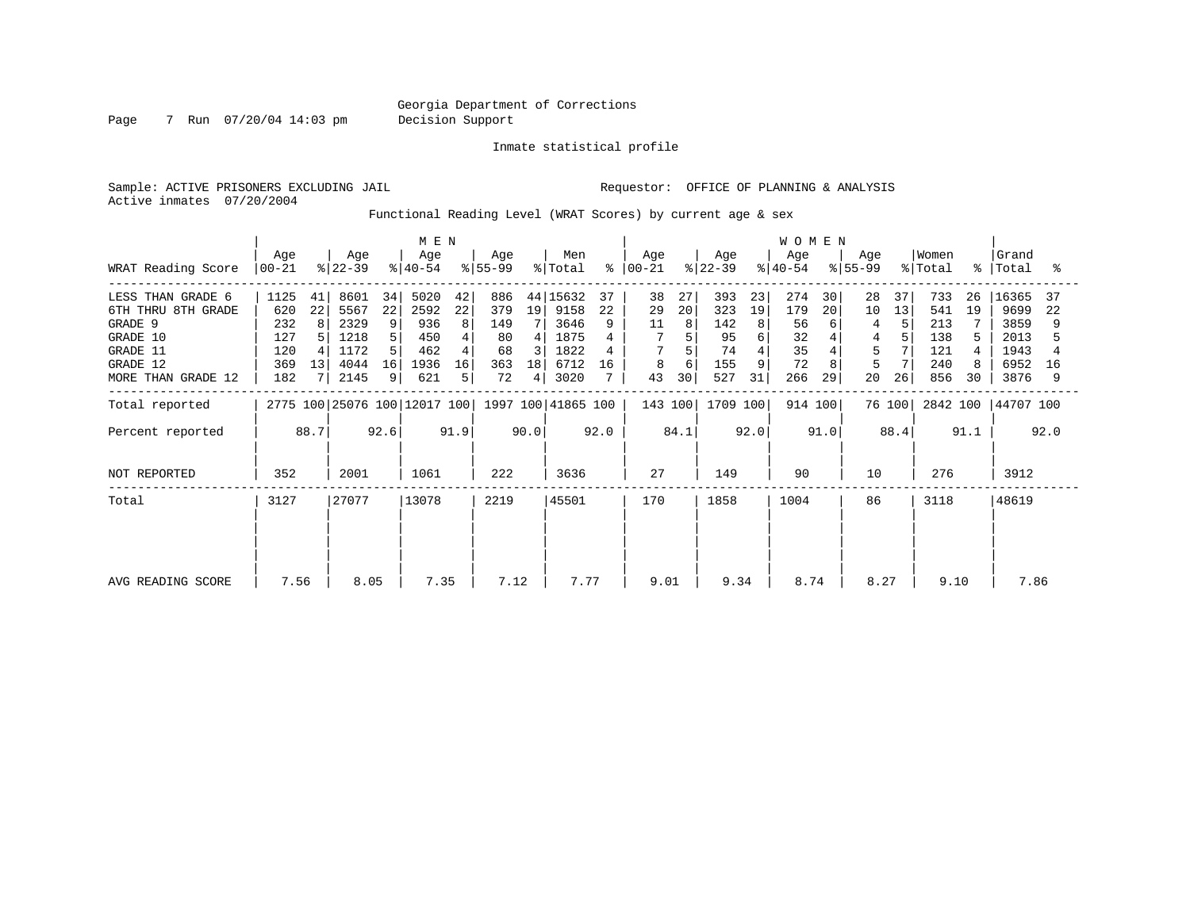Georgia Department of Corrections
Decision Support

Inmate statistical profile

Sample: ACTIVE PRISONERS EXCLUDING JAIL    Requestor: OFFICE OF PLANNING & ANALYSIS
Active inmates 07/20/2004

Functional Reading Level (WRAT Scores) by current age & sex

| WRAT Reading Score | MEN Age 00-21 | % | Age 22-39 | % | Age 40-54 | % | Age 55-99 | % | Men Total | % | WOMEN Age 00-21 | % | Age 22-39 | % | Age 40-54 | % | Age 55-99 | % | Women Total | % | Grand Total | % |
|---|---|---|---|---|---|---|---|---|---|---|---|---|---|---|---|---|---|---|---|---|---|---|
| LESS THAN GRADE 6 | 1125 | 41 | 8601 | 34 | 5020 | 42 | 886 | 44 | 15632 | 37 | 38 | 27 | 393 | 23 | 274 | 30 | 28 | 37 | 733 | 26 | 16365 | 37 |
| 6TH THRU 8TH GRADE | 620 | 22 | 5567 | 22 | 2592 | 22 | 379 | 19 | 9158 | 22 | 29 | 20 | 323 | 19 | 179 | 20 | 10 | 13 | 541 | 19 | 9699 | 22 |
| GRADE 9 | 232 | 8 | 2329 | 9 | 936 | 8 | 149 | 7 | 3646 | 9 | 11 | 8 | 142 | 8 | 56 | 6 | 4 | 5 | 213 | 7 | 3859 | 9 |
| GRADE 10 | 127 | 5 | 1218 | 5 | 450 | 4 | 80 | 4 | 1875 | 4 | 7 | 5 | 95 | 6 | 32 | 4 | 4 | 5 | 138 | 5 | 2013 | 5 |
| GRADE 11 | 120 | 4 | 1172 | 5 | 462 | 4 | 68 | 3 | 1822 | 4 | 7 | 5 | 74 | 4 | 35 | 4 | 5 | 7 | 121 | 4 | 1943 | 4 |
| GRADE 12 | 369 | 13 | 4044 | 16 | 1936 | 16 | 363 | 18 | 6712 | 16 | 8 | 6 | 155 | 9 | 72 | 8 | 5 | 7 | 240 | 8 | 6952 | 16 |
| MORE THAN GRADE 12 | 182 | 7 | 2145 | 9 | 621 | 5 | 72 | 4 | 3020 | 7 | 43 | 30 | 527 | 31 | 266 | 29 | 20 | 26 | 856 | 30 | 3876 | 9 |
| Total reported | 2775 | 100 | 25076 | 100 | 12017 | 100 | 1997 | 100 | 41865 | 100 | 143 | 100 | 1709 | 100 | 914 | 100 | 76 | 100 | 2842 | 100 | 44707 | 100 |
| Percent reported | | 88.7 | | 92.6 | | 91.9 | | 90.0 | | 92.0 | | 84.1 | | 92.0 | | 91.0 | | 88.4 | | 91.1 | | 92.0 |
| NOT REPORTED | 352 | | 2001 | | 1061 | | 222 | | 3636 | | 27 | | 149 | | 90 | | 10 | | 276 | | 3912 | |
| Total | 3127 | | 27077 | | 13078 | | 2219 | | 45501 | | 170 | | 1858 | | 1004 | | 86 | | 3118 | | 48619 | |
| AVG READING SCORE | 7.56 | | 8.05 | | 7.35 | | 7.12 | | 7.77 | | 9.01 | | 9.34 | | 8.74 | | 8.27 | | 9.10 | | 7.86 | |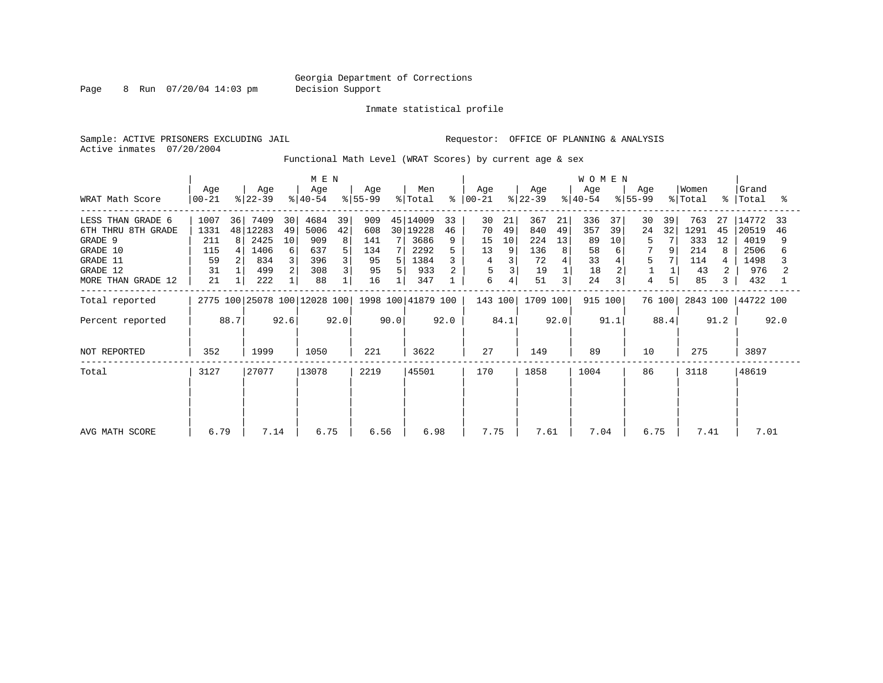Georgia Department of Corrections
Decision Support

Inmate statistical profile

Sample: ACTIVE PRISONERS EXCLUDING JAIL

Requestor: OFFICE OF PLANNING & ANALYSIS

Active inmates 07/20/2004

Functional Math Level (WRAT Scores) by current age & sex

| WRAT Math Score | MEN Age 00-21 | % | MEN Age 22-39 | % | MEN Age 40-54 | % | MEN Age 55-99 | % | Men Total | % | WOMEN Age 00-21 | % | WOMEN Age 22-39 | % | WOMEN Age 40-54 | % | WOMEN Age 55-99 | % | Women Total | % | Grand Total | % |
|---|---|---|---|---|---|---|---|---|---|---|---|---|---|---|---|---|---|---|---|---|---|---|
| LESS THAN GRADE 6 | 1007 | 36 | 7409 | 30 | 4684 | 39 | 909 | 45 | 14009 | 33 | 30 | 21 | 367 | 21 | 336 | 37 | 30 | 39 | 763 | 27 | 14772 | 33 |
| 6TH THRU 8TH GRADE | 1331 | 48 | 12283 | 49 | 5006 | 42 | 608 | 30 | 19228 | 46 | 70 | 49 | 840 | 49 | 357 | 39 | 24 | 32 | 1291 | 45 | 20519 | 46 |
| GRADE 9 | 211 | 8 | 2425 | 10 | 909 | 8 | 141 | 7 | 3686 | 9 | 15 | 10 | 224 | 13 | 89 | 10 | 5 | 7 | 333 | 12 | 4019 | 9 |
| GRADE 10 | 115 | 4 | 1406 | 6 | 637 | 5 | 134 | 7 | 2292 | 5 | 13 | 9 | 136 | 8 | 58 | 6 | 7 | 9 | 214 | 8 | 2506 | 6 |
| GRADE 11 | 59 | 2 | 834 | 3 | 396 | 3 | 95 | 5 | 1384 | 3 | 4 | 3 | 72 | 4 | 33 | 4 | 5 | 7 | 114 | 4 | 1498 | 3 |
| GRADE 12 | 31 | 1 | 499 | 2 | 308 | 3 | 95 | 5 | 933 | 2 | 5 | 3 | 19 | 1 | 18 | 2 | 1 | 1 | 43 | 2 | 976 | 2 |
| MORE THAN GRADE 12 | 21 | 1 | 222 | 1 | 88 | 1 | 16 | 1 | 347 | 1 | 6 | 4 | 51 | 3 | 24 | 3 | 4 | 5 | 85 | 3 | 432 | 1 |
| Total reported | 2775 | 100 | 25078 | 100 | 12028 | 100 | 1998 | 100 | 41879 | 100 | 143 | 100 | 1709 | 100 | 915 | 100 | 76 | 100 | 2843 | 100 | 44722 | 100 |
| Percent reported | | 88.7 | | 92.6 | | 92.0 | | 90.0 | | 92.0 | | 84.1 | | 92.0 | | 91.1 | | 88.4 | | 91.2 | | 92.0 |
| NOT REPORTED | 352 | | 1999 | | 1050 | | 221 | | 3622 | | 27 | | 149 | | 89 | | 10 | | 275 | | 3897 | |
| Total | 3127 | | 27077 | | 13078 | | 2219 | | 45501 | | 170 | | 1858 | | 1004 | | 86 | | 3118 | | 48619 | |
| AVG MATH SCORE | 6.79 | | 7.14 | | 6.75 | | 6.56 | | 6.98 | | 7.75 | | 7.61 | | 7.04 | | 6.75 | | 7.41 | | 7.01 | |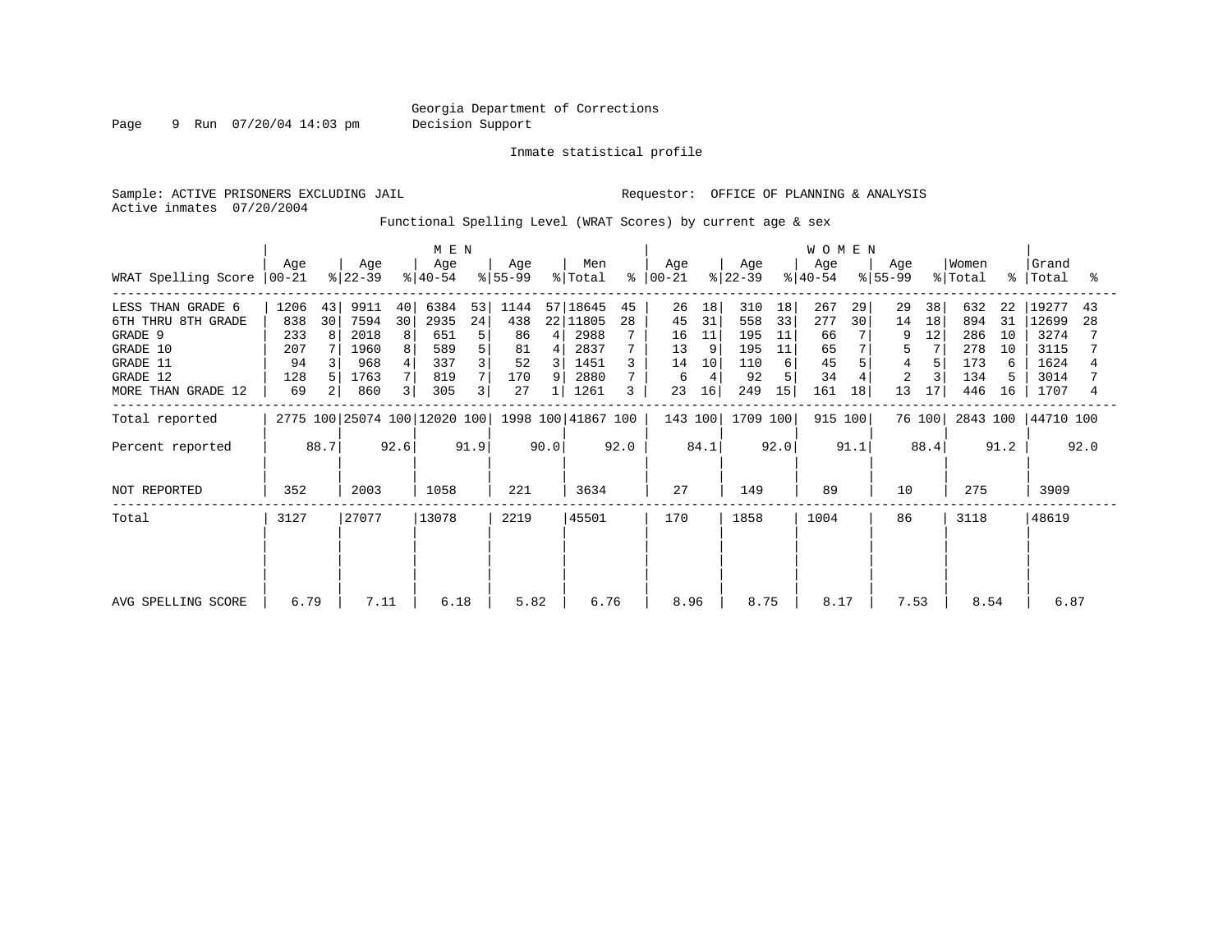Georgia Department of Corrections
Decision Support

Inmate statistical profile

Sample: ACTIVE PRISONERS EXCLUDING JAIL
Active inmates 07/20/2004

Requestor: OFFICE OF PLANNING & ANALYSIS

Functional Spelling Level (WRAT Scores) by current age & sex

| WRAT Spelling Score | MEN Age 00-21 | % | MEN Age 22-39 | % | MEN Age 40-54 | % | MEN Age 55-99 | % | Men Total | % | WOMEN Age 00-21 | % | WOMEN Age 22-39 | % | WOMEN Age 40-54 | % | WOMEN Age 55-99 | % | Women Total | % | Grand Total | % |
|---|---|---|---|---|---|---|---|---|---|---|---|---|---|---|---|---|---|---|---|---|---|---|
| LESS THAN GRADE 6 | 1206 | 43 | 9911 | 40 | 6384 | 53 | 1144 | 57 | 18645 | 45 | 26 | 18 | 310 | 18 | 267 | 29 | 29 | 38 | 632 | 22 | 19277 | 43 |
| 6TH THRU 8TH GRADE | 838 | 30 | 7594 | 30 | 2935 | 24 | 438 | 22 | 11805 | 28 | 45 | 31 | 558 | 33 | 277 | 30 | 14 | 18 | 894 | 31 | 12699 | 28 |
| GRADE 9 | 233 | 8 | 2018 | 8 | 651 | 5 | 86 | 4 | 2988 | 7 | 16 | 11 | 195 | 11 | 66 | 7 | 9 | 12 | 286 | 10 | 3274 | 7 |
| GRADE 10 | 207 | 7 | 1960 | 8 | 589 | 5 | 81 | 4 | 2837 | 7 | 13 | 9 | 195 | 11 | 65 | 7 | 5 | 7 | 278 | 10 | 3115 | 7 |
| GRADE 11 | 94 | 3 | 968 | 4 | 337 | 3 | 52 | 3 | 1451 | 3 | 14 | 10 | 110 | 6 | 45 | 5 | 4 | 5 | 173 | 6 | 1624 | 4 |
| GRADE 12 | 128 | 5 | 1763 | 7 | 819 | 7 | 170 | 9 | 2880 | 7 | 6 | 4 | 92 | 5 | 34 | 4 | 2 | 3 | 134 | 5 | 3014 | 7 |
| MORE THAN GRADE 12 | 69 | 2 | 860 | 3 | 305 | 3 | 27 | 1 | 1261 | 3 | 23 | 16 | 249 | 15 | 161 | 18 | 13 | 17 | 446 | 16 | 1707 | 4 |
| Total reported | 2775 | 100 | 25074 | 100 | 12020 | 100 | 1998 | 100 | 41867 | 100 | 143 | 100 | 1709 | 100 | 915 | 100 | 76 | 100 | 2843 | 100 | 44710 | 100 |
| Percent reported | | 88.7 | | 92.6 | | 91.9 | | 90.0 | | 92.0 | | 84.1 | | 92.0 | | 91.1 | | 88.4 | | 91.2 | | 92.0 |
| NOT REPORTED | 352 | | 2003 | | 1058 | | 221 | | 3634 | | 27 | | 149 | | 89 | | 10 | | 275 | | 3909 | |
| Total | 3127 | | 27077 | | 13078 | | 2219 | | 45501 | | 170 | | 1858 | | 1004 | | 86 | | 3118 | | 48619 | |
| AVG SPELLING SCORE | 6.79 | | 7.11 | | 6.18 | | 5.82 | | 6.76 | | 8.96 | | 8.75 | | 8.17 | | 7.53 | | 8.54 | | 6.87 | |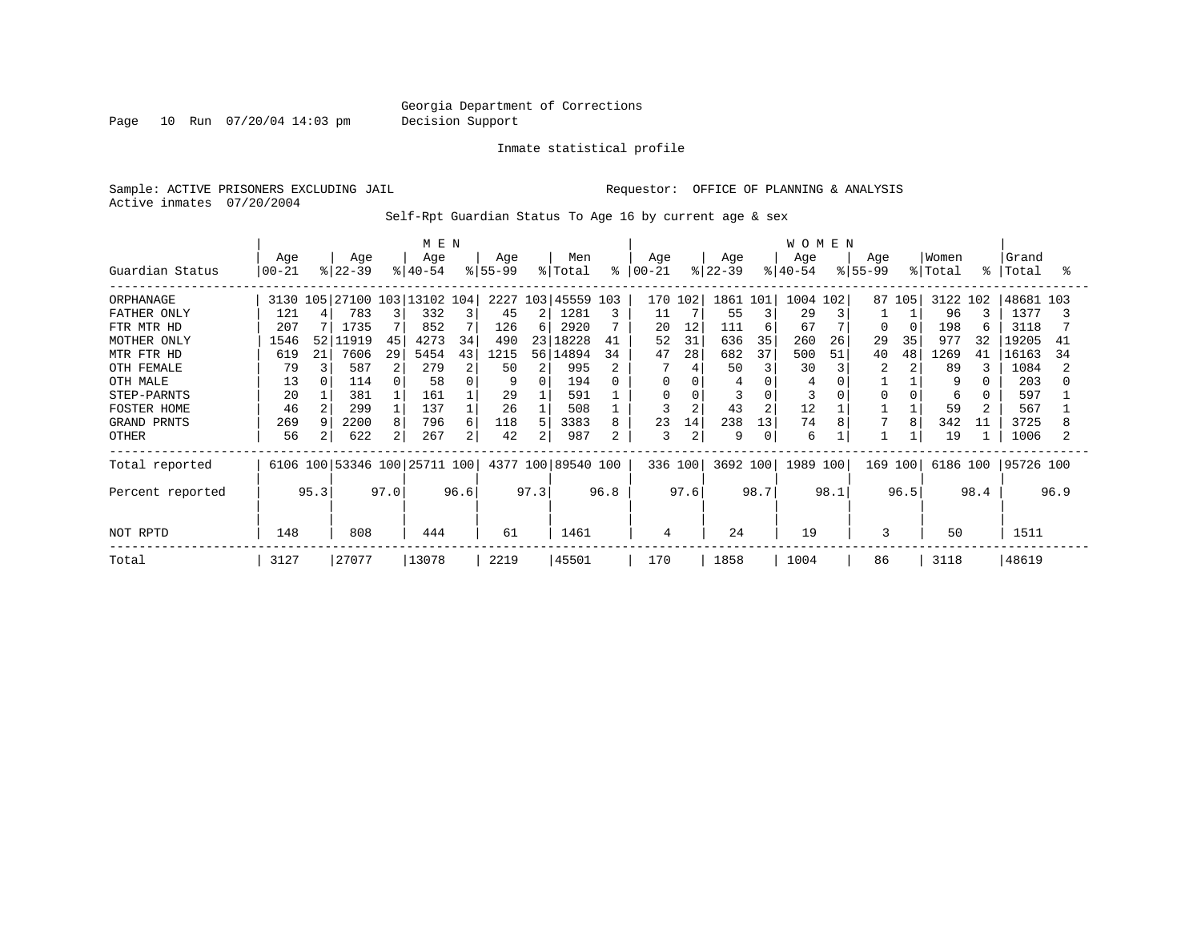Georgia Department of Corrections
Decision Support

Inmate statistical profile

Sample: ACTIVE PRISONERS EXCLUDING JAIL  Requestor: OFFICE OF PLANNING & ANALYSIS
Active inmates 07/20/2004

Self-Rpt Guardian Status To Age 16 by current age & sex

| | MEN | | | | | | | | | | WOMEN | | | | | | | | | | | |
|---|---|---|---|---|---|---|---|---|---|---|---|---|---|---|---|---|---|---|---|---|---|---|
| Guardian Status | Age 00-21 | % | Age 22-39 | % | Age 40-54 | % | Age 55-99 | % | Men Total | % | Age 00-21 | % | Age 22-39 | % | Age 40-54 | % | Age 55-99 | % | Women Total | % | Grand Total | % |
| ORPHANAGE | 3130 | 105 | 27100 | 103 | 13102 | 104 | 2227 | 103 | 45559 | 103 | 170 | 102 | 1861 | 101 | 1004 | 102 | 87 | 105 | 3122 | 102 | 48681 | 103 |
| FATHER ONLY | 121 | 4 | 783 | 3 | 332 | 3 | 45 | 2 | 1281 | 3 | 11 | 7 | 55 | 3 | 29 | 3 | 1 | 1 | 96 | 3 | 1377 | 3 |
| FTR MTR HD | 207 | 7 | 1735 | 7 | 852 | 7 | 126 | 6 | 2920 | 7 | 20 | 12 | 111 | 6 | 67 | 7 | 0 | 0 | 198 | 6 | 3118 | 7 |
| MOTHER ONLY | 1546 | 52 | 11919 | 45 | 4273 | 34 | 490 | 23 | 18228 | 41 | 52 | 31 | 636 | 35 | 260 | 26 | 29 | 35 | 977 | 32 | 19205 | 41 |
| MTR FTR HD | 619 | 21 | 7606 | 29 | 5454 | 43 | 1215 | 56 | 14894 | 34 | 47 | 28 | 682 | 37 | 500 | 51 | 40 | 48 | 1269 | 41 | 16163 | 34 |
| OTH FEMALE | 79 | 3 | 587 | 2 | 279 | 2 | 50 | 2 | 995 | 2 | 7 | 4 | 50 | 3 | 30 | 3 | 2 | 2 | 89 | 3 | 1084 | 2 |
| OTH MALE | 13 | 0 | 114 | 0 | 58 | 0 | 9 | 0 | 194 | 0 | 0 | 0 | 4 | 0 | 4 | 0 | 1 | 1 | 9 | 0 | 203 | 0 |
| STEP-PARNTS | 20 | 1 | 381 | 1 | 161 | 1 | 29 | 1 | 591 | 1 | 0 | 0 | 3 | 0 | 3 | 0 | 0 | 0 | 6 | 0 | 597 | 1 |
| FOSTER HOME | 46 | 2 | 299 | 1 | 137 | 1 | 26 | 1 | 508 | 1 | 3 | 2 | 43 | 2 | 12 | 1 | 1 | 1 | 59 | 2 | 567 | 1 |
| GRAND PRNTS | 269 | 9 | 2200 | 8 | 796 | 6 | 118 | 5 | 3383 | 8 | 23 | 14 | 238 | 13 | 74 | 8 | 7 | 8 | 342 | 11 | 3725 | 8 |
| OTHER | 56 | 2 | 622 | 2 | 267 | 2 | 42 | 2 | 987 | 2 | 3 | 2 | 9 | 0 | 6 | 1 | 1 | 1 | 19 | 1 | 1006 | 2 |
| Total reported | 6106 | 100 | 53346 | 100 | 25711 | 100 | 4377 | 100 | 89540 | 100 | 336 | 100 | 3692 | 100 | 1989 | 100 | 169 | 100 | 6186 | 100 | 95726 | 100 |
| Percent reported | | 95.3 | | 97.0 | | 96.6 | | 97.3 | | 96.8 | | 97.6 | | 98.7 | | 98.1 | | 96.5 | | 98.4 | | 96.9 |
| NOT RPTD | 148 | | 808 | | 444 | | 61 | | 1461 | | 4 | | 24 | | 19 | | 3 | | 50 | | 1511 | |
| Total | 3127 | | 27077 | | 13078 | | 2219 | | 45501 | | 170 | | 1858 | | 1004 | | 86 | | 3118 | | 48619 | |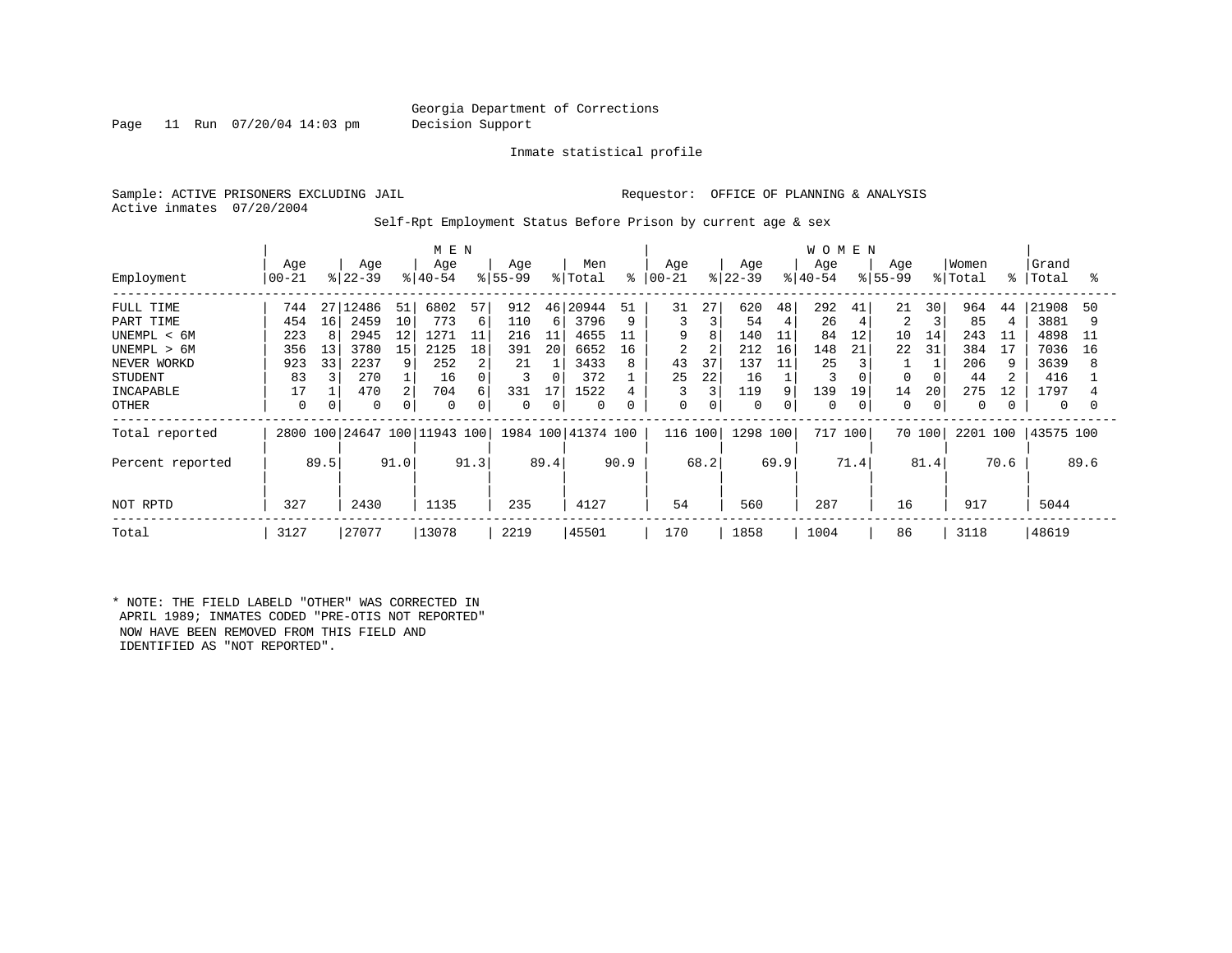Georgia Department of Corrections
Decision Support

Inmate statistical profile

Sample: ACTIVE PRISONERS EXCLUDING JAIL
Active inmates 07/20/2004

Requestor: OFFICE OF PLANNING & ANALYSIS

Self-Rpt Employment Status Before Prison by current age & sex

| | MEN | | | | | | | | | | WOMEN | | | | | | | | | | | |
|---|---|---|---|---|---|---|---|---|---|---|---|---|---|---|---|---|---|---|---|---|---|---|
| Employment | Age 00-21 | % | Age 22-39 | % | Age 40-54 | % | Age 55-99 | % | Men Total | % | Age 00-21 | % | Age 22-39 | % | Age 40-54 | % | Age 55-99 | % | Women Total | % | Grand Total | % |
| FULL TIME | 744 | 27 | 12486 | 51 | 6802 | 57 | 912 | 46 | 20944 | 51 | 31 | 27 | 620 | 48 | 292 | 41 | 21 | 30 | 964 | 44 | 21908 | 50 |
| PART TIME | 454 | 16 | 2459 | 10 | 773 | 6 | 110 | 6 | 3796 | 9 | 3 | 3 | 54 | 4 | 26 | 4 | 2 | 3 | 85 | 4 | 3881 | 9 |
| UNEMPL < 6M | 223 | 8 | 2945 | 12 | 1271 | 11 | 216 | 11 | 4655 | 11 | 9 | 8 | 140 | 11 | 84 | 12 | 10 | 14 | 243 | 11 | 4898 | 11 |
| UNEMPL > 6M | 356 | 13 | 3780 | 15 | 2125 | 18 | 391 | 20 | 6652 | 16 | 2 | 2 | 212 | 16 | 148 | 21 | 22 | 31 | 384 | 17 | 7036 | 16 |
| NEVER WORKD | 923 | 33 | 2237 | 9 | 252 | 2 | 21 | 1 | 3433 | 8 | 43 | 37 | 137 | 11 | 25 | 3 | 1 | 1 | 206 | 9 | 3639 | 8 |
| STUDENT | 83 | 3 | 270 | 1 | 16 | 0 | 3 | 0 | 372 | 1 | 25 | 22 | 16 | 1 | 3 | 0 | 0 | 0 | 44 | 2 | 416 | 1 |
| INCAPABLE | 17 | 1 | 470 | 2 | 704 | 6 | 331 | 17 | 1522 | 4 | 3 | 3 | 119 | 9 | 139 | 19 | 14 | 20 | 275 | 12 | 1797 | 4 |
| OTHER | 0 | 0 | 0 | 0 | 0 | 0 | 0 | 0 | 0 | 0 | 0 | 0 | 0 | 0 | 0 | 0 | 0 | 0 | 0 | 0 | 0 | 0 |
| Total reported | 2800 | 100 | 24647 | 100 | 11943 | 100 | 1984 | 100 | 41374 | 100 | 116 | 100 | 1298 | 100 | 717 | 100 | 70 | 100 | 2201 | 100 | 43575 | 100 |
| Percent reported | | 89.5 | | 91.0 | | 91.3 | | 89.4 | | 90.9 | | 68.2 | | 69.9 | | 71.4 | | 81.4 | | 70.6 | | 89.6 |
| NOT RPTD | 327 | | 2430 | | 1135 | | 235 | | 4127 | | 54 | | 560 | | 287 | | 16 | | 917 | | 5044 | |
| Total | 3127 | | 27077 | | 13078 | | 2219 | | 45501 | | 170 | | 1858 | | 1004 | | 86 | | 3118 | | 48619 | |

* NOTE: THE FIELD LABELD "OTHER" WAS CORRECTED IN APRIL 1989; INMATES CODED "PRE-OTIS NOT REPORTED" NOW HAVE BEEN REMOVED FROM THIS FIELD AND IDENTIFIED AS "NOT REPORTED".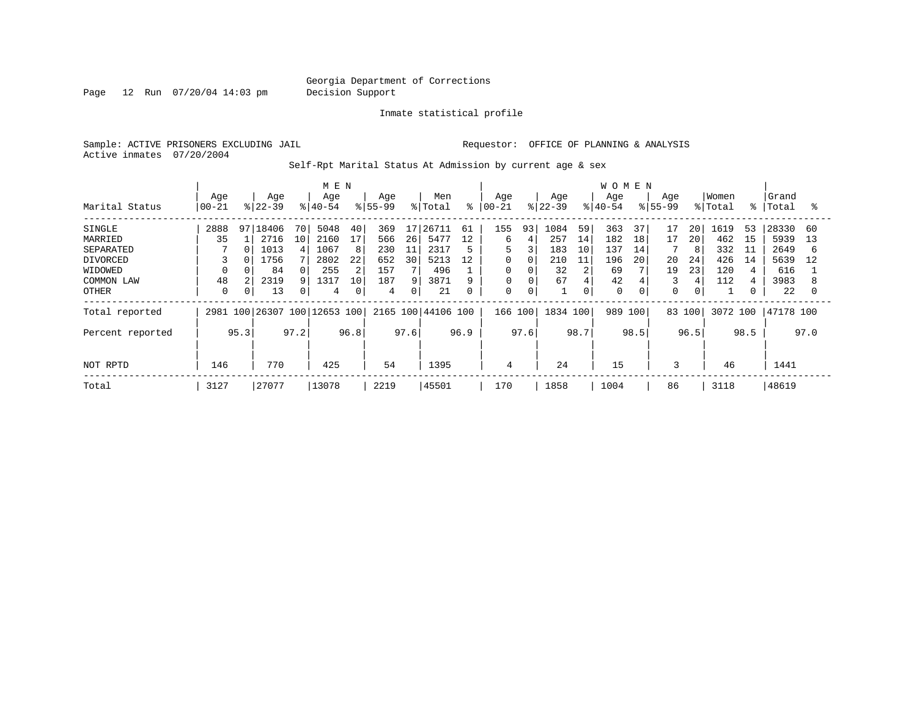Georgia Department of Corrections
Decision Support

Inmate statistical profile

Sample: ACTIVE PRISONERS EXCLUDING JAIL
Active inmates 07/20/2004

Requestor: OFFICE OF PLANNING & ANALYSIS

Self-Rpt Marital Status At Admission by current age & sex

| Marital Status | MEN Age 00-21 | % | Age 22-39 | % | Age 40-54 | % | Age 55-99 | % | Men Total | % | WOMEN Age 00-21 | % | Age 22-39 | % | Age 40-54 | % | Age 55-99 | % | Women Total | % | Grand Total | % |
|---|---|---|---|---|---|---|---|---|---|---|---|---|---|---|---|---|---|---|---|---|---|---|
| SINGLE | 2888 | 97 | 18406 | 70 | 5048 | 40 | 369 | 17 | 26711 | 61 | 155 | 93 | 1084 | 59 | 363 | 37 | 17 | 20 | 1619 | 53 | 28330 | 60 |
| MARRIED | 35 | 1 | 2716 | 10 | 2160 | 17 | 566 | 26 | 5477 | 12 | 6 | 4 | 257 | 14 | 182 | 18 | 17 | 20 | 462 | 15 | 5939 | 13 |
| SEPARATED | 7 | 0 | 1013 | 4 | 1067 | 8 | 230 | 11 | 2317 | 5 | 5 | 3 | 183 | 10 | 137 | 14 | 7 | 8 | 332 | 11 | 2649 | 6 |
| DIVORCED | 3 | 0 | 1756 | 7 | 2802 | 22 | 652 | 30 | 5213 | 12 | 0 | 0 | 210 | 11 | 196 | 20 | 20 | 24 | 426 | 14 | 5639 | 12 |
| WIDOWED | 0 | 0 | 84 | 0 | 255 | 2 | 157 | 7 | 496 | 1 | 0 | 0 | 32 | 2 | 69 | 7 | 19 | 23 | 120 | 4 | 616 | 1 |
| COMMON LAW | 48 | 2 | 2319 | 9 | 1317 | 10 | 187 | 9 | 3871 | 9 | 0 | 0 | 67 | 4 | 42 | 4 | 3 | 4 | 112 | 4 | 3983 | 8 |
| OTHER | 0 | 0 | 13 | 0 | 4 | 0 | 4 | 0 | 21 | 0 | 0 | 0 | 1 | 0 | 0 | 0 | 0 | 0 | 1 | 0 | 22 | 0 |
| Total reported | 2981 | 100 | 26307 | 100 | 12653 | 100 | 2165 | 100 | 44106 | 100 | 166 | 100 | 1834 | 100 | 989 | 100 | 83 | 100 | 3072 | 100 | 47178 | 100 |
| Percent reported | | 95.3 | | 97.2 | | 96.8 | | 97.6 | | 96.9 | | 97.6 | | 98.7 | | 98.5 | | 96.5 | | 98.5 | | 97.0 |
| NOT RPTD | 146 | | 770 | | 425 | | 54 | | 1395 | | 4 | | 24 | | 15 | | 3 | | 46 | | 1441 | |
| Total | 3127 | | 27077 | | 13078 | | 2219 | | 45501 | | 170 | | 1858 | | 1004 | | 86 | | 3118 | | 48619 | |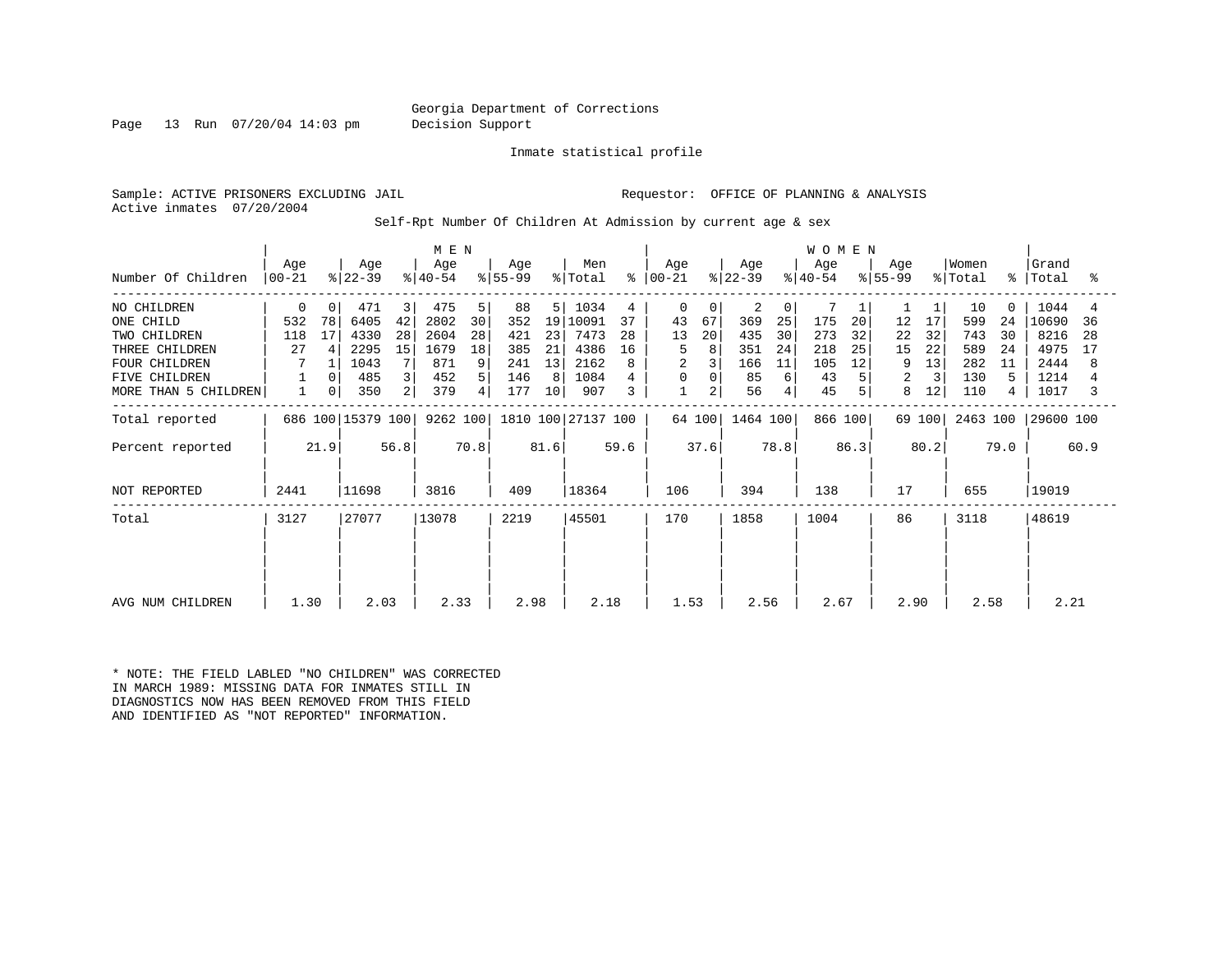Georgia Department of Corrections
Decision Support

Inmate statistical profile

Sample: ACTIVE PRISONERS EXCLUDING JAIL

Requestor: OFFICE OF PLANNING & ANALYSIS

Active inmates 07/20/2004

Self-Rpt Number Of Children At Admission by current age & sex

| Number Of Children | MEN Age 00-21 | % | Age 22-39 | % | Age 40-54 | % | Age 55-99 | % | Men Total | % | WOMEN Age 00-21 | % | Age 22-39 | % | Age 40-54 | % | Age 55-99 | % | Women Total | % | Grand Total | % |
|---|---|---|---|---|---|---|---|---|---|---|---|---|---|---|---|---|---|---|---|---|---|---|
| NO CHILDREN | 0 | 0 | 471 | 3 | 475 | 5 | 88 | 5 | 1034 | 4 | 0 | 0 | 2 | 0 | 7 | 1 | 1 | 1 | 10 | 0 | 1044 | 4 |
| ONE CHILD | 532 | 78 | 6405 | 42 | 2802 | 30 | 352 | 19 | 10091 | 37 | 43 | 67 | 369 | 25 | 175 | 20 | 12 | 17 | 599 | 24 | 10690 | 36 |
| TWO CHILDREN | 118 | 17 | 4330 | 28 | 2604 | 28 | 421 | 23 | 7473 | 28 | 13 | 20 | 435 | 30 | 273 | 32 | 22 | 32 | 743 | 30 | 8216 | 28 |
| THREE CHILDREN | 27 | 4 | 2295 | 15 | 1679 | 18 | 385 | 21 | 4386 | 16 | 5 | 8 | 351 | 24 | 218 | 25 | 15 | 22 | 589 | 24 | 4975 | 17 |
| FOUR CHILDREN | 7 | 1 | 1043 | 7 | 871 | 9 | 241 | 13 | 2162 | 8 | 2 | 3 | 166 | 11 | 105 | 12 | 9 | 13 | 282 | 11 | 2444 | 8 |
| FIVE CHILDREN | 1 | 0 | 485 | 3 | 452 | 5 | 146 | 8 | 1084 | 4 | 0 | 0 | 85 | 6 | 43 | 5 | 2 | 3 | 130 | 5 | 1214 | 4 |
| MORE THAN 5 CHILDREN | 1 | 0 | 350 | 2 | 379 | 4 | 177 | 10 | 907 | 3 | 1 | 2 | 56 | 4 | 45 | 5 | 8 | 12 | 110 | 4 | 1017 | 3 |
| Total reported | 686 | 100 | 15379 | 100 | 9262 | 100 | 1810 | 100 | 27137 | 100 | 64 | 100 | 1464 | 100 | 866 | 100 | 69 | 100 | 2463 | 100 | 29600 | 100 |
| Percent reported | | 21.9 | | 56.8 | | 70.8 | | 81.6 | | 59.6 | | 37.6 | | 78.8 | | 86.3 | | 80.2 | | 79.0 | | 60.9 |
| NOT REPORTED | 2441 | | 11698 | | 3816 | | 409 | | 18364 | | 106 | | 394 | | 138 | | 17 | | 655 | | 19019 | |
| Total | 3127 | | 27077 | | 13078 | | 2219 | | 45501 | | 170 | | 1858 | | 1004 | | 86 | | 3118 | | 48619 | |
| AVG NUM CHILDREN | 1.30 | | 2.03 | | 2.33 | | 2.98 | | 2.18 | | 1.53 | | 2.56 | | 2.67 | | 2.90 | | 2.58 | | 2.21 | |

* NOTE: THE FIELD LABLED "NO CHILDREN" WAS CORRECTED IN MARCH 1989: MISSING DATA FOR INMATES STILL IN DIAGNOSTICS NOW HAS BEEN REMOVED FROM THIS FIELD AND IDENTIFIED AS "NOT REPORTED" INFORMATION.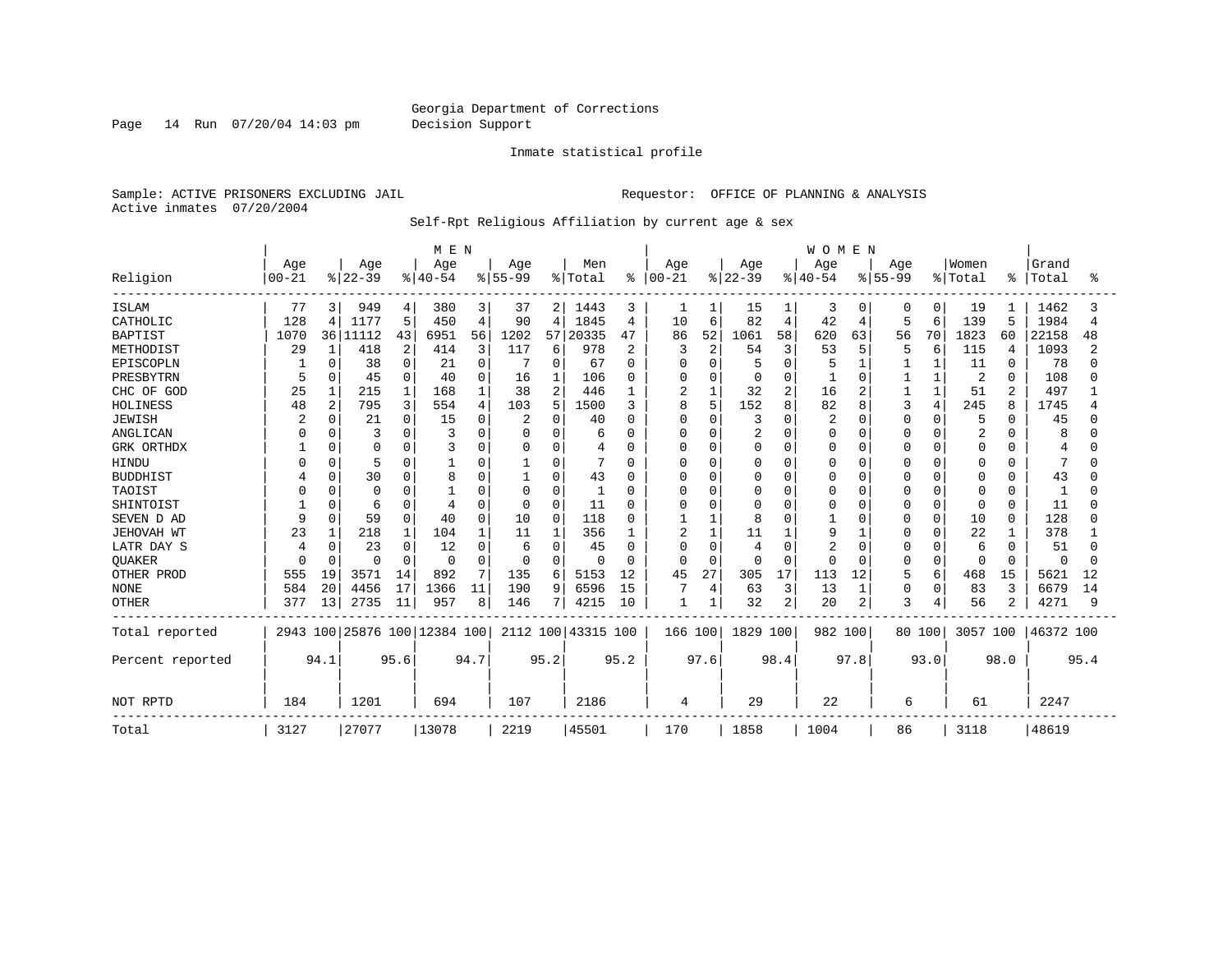Georgia Department of Corrections
Decision Support

Inmate statistical profile

Sample: ACTIVE PRISONERS EXCLUDING JAIL        Requestor: OFFICE OF PLANNING & ANALYSIS
Active inmates 07/20/2004

Self-Rpt Religious Affiliation by current age & sex

| Religion | MEN Age 00-21 | % | Age 22-39 | % | Age 40-54 | % | Age 55-99 | % | Men Total | % | WOMEN Age 00-21 | % | Age 22-39 | % | Age 40-54 | % | Age 55-99 | % | Women Total | % | Grand Total | % |
|---|---|---|---|---|---|---|---|---|---|---|---|---|---|---|---|---|---|---|---|---|---|---|
| ISLAM | 77 | 3 | 949 | 4 | 380 | 3 | 37 | 2 | 1443 | 3 | 1 | 1 | 15 | 1 | 3 | 0 | 0 | 0 | 19 | 1 | 1462 | 3 |
| CATHOLIC | 128 | 4 | 1177 | 5 | 450 | 4 | 90 | 4 | 1845 | 4 | 10 | 6 | 82 | 4 | 42 | 4 | 5 | 6 | 139 | 5 | 1984 | 4 |
| BAPTIST | 1070 | 36 | 11112 | 43 | 6951 | 56 | 1202 | 57 | 20335 | 47 | 86 | 52 | 1061 | 58 | 620 | 63 | 56 | 70 | 1823 | 60 | 22158 | 48 |
| METHODIST | 29 | 1 | 418 | 2 | 414 | 3 | 117 | 6 | 978 | 2 | 3 | 2 | 54 | 3 | 53 | 5 | 5 | 6 | 115 | 4 | 1093 | 2 |
| EPISCOPLN | 1 | 0 | 38 | 0 | 21 | 0 | 7 | 0 | 67 | 0 | 0 | 0 | 5 | 0 | 5 | 1 | 1 | 1 | 11 | 0 | 78 | 0 |
| PRESBYTRN | 5 | 0 | 45 | 0 | 40 | 0 | 16 | 1 | 106 | 0 | 0 | 0 | 0 | 0 | 1 | 0 | 1 | 1 | 2 | 0 | 108 | 0 |
| CHC OF GOD | 25 | 1 | 215 | 1 | 168 | 1 | 38 | 2 | 446 | 1 | 2 | 1 | 32 | 2 | 16 | 2 | 1 | 1 | 51 | 2 | 497 | 1 |
| HOLINESS | 48 | 2 | 795 | 3 | 554 | 4 | 103 | 5 | 1500 | 3 | 8 | 5 | 152 | 8 | 82 | 8 | 3 | 4 | 245 | 8 | 1745 | 4 |
| JEWISH | 2 | 0 | 21 | 0 | 15 | 0 | 2 | 0 | 40 | 0 | 0 | 0 | 3 | 0 | 2 | 0 | 0 | 0 | 5 | 0 | 45 | 0 |
| ANGLICAN | 0 | 0 | 3 | 0 | 3 | 0 | 0 | 0 | 6 | 0 | 0 | 0 | 2 | 0 | 0 | 0 | 0 | 0 | 2 | 0 | 8 | 0 |
| GRK ORTHDX | 1 | 0 | 0 | 0 | 3 | 0 | 0 | 0 | 4 | 0 | 0 | 0 | 0 | 0 | 0 | 0 | 0 | 0 | 0 | 0 | 4 | 0 |
| HINDU | 0 | 0 | 5 | 0 | 1 | 0 | 1 | 0 | 7 | 0 | 0 | 0 | 0 | 0 | 0 | 0 | 0 | 0 | 0 | 0 | 7 | 0 |
| BUDDHIST | 4 | 0 | 30 | 0 | 8 | 0 | 1 | 0 | 43 | 0 | 0 | 0 | 0 | 0 | 0 | 0 | 0 | 0 | 0 | 0 | 43 | 0 |
| TAOIST | 0 | 0 | 0 | 0 | 1 | 0 | 0 | 0 | 1 | 0 | 0 | 0 | 0 | 0 | 0 | 0 | 0 | 0 | 0 | 0 | 1 | 0 |
| SHINTOIST | 1 | 0 | 6 | 0 | 4 | 0 | 0 | 0 | 11 | 0 | 0 | 0 | 0 | 0 | 0 | 0 | 0 | 0 | 0 | 0 | 11 | 0 |
| SEVEN D AD | 9 | 0 | 59 | 0 | 40 | 0 | 10 | 0 | 118 | 0 | 1 | 1 | 8 | 0 | 1 | 0 | 0 | 0 | 10 | 0 | 128 | 0 |
| JEHOVAH WT | 23 | 1 | 218 | 1 | 104 | 1 | 11 | 1 | 356 | 1 | 2 | 1 | 11 | 1 | 9 | 1 | 0 | 0 | 22 | 1 | 378 | 1 |
| LATR DAY S | 4 | 0 | 23 | 0 | 12 | 0 | 6 | 0 | 45 | 0 | 0 | 0 | 4 | 0 | 2 | 0 | 0 | 0 | 6 | 0 | 51 | 0 |
| QUAKER | 0 | 0 | 0 | 0 | 0 | 0 | 0 | 0 | 0 | 0 | 0 | 0 | 0 | 0 | 0 | 0 | 0 | 0 | 0 | 0 | 0 | 0 |
| OTHER PROD | 555 | 19 | 3571 | 14 | 892 | 7 | 135 | 6 | 5153 | 12 | 45 | 27 | 305 | 17 | 113 | 12 | 5 | 6 | 468 | 15 | 5621 | 12 |
| NONE | 584 | 20 | 4456 | 17 | 1366 | 11 | 190 | 9 | 6596 | 15 | 7 | 4 | 63 | 3 | 13 | 1 | 0 | 0 | 83 | 3 | 6679 | 14 |
| OTHER | 377 | 13 | 2735 | 11 | 957 | 8 | 146 | 7 | 4215 | 10 | 1 | 1 | 32 | 2 | 20 | 2 | 3 | 4 | 56 | 2 | 4271 | 9 |
| Total reported | 2943 | 100 | 25876 | 100 | 12384 | 100 | 2112 | 100 | 43315 | 100 | 166 | 100 | 1829 | 100 | 982 | 100 | 80 | 100 | 3057 | 100 | 46372 | 100 |
| Percent reported | | 94.1 | | 95.6 | | 94.7 | | 95.2 | | 95.2 | | 97.6 | | 98.4 | | 97.8 | | 93.0 | | 98.0 | | 95.4 |
| NOT RPTD | 184 | | 1201 | | 694 | | 107 | | 2186 | | 4 | | 29 | | 22 | | 6 | | 61 | | 2247 | |
| Total | 3127 | | 27077 | | 13078 | | 2219 | | 45501 | | 170 | | 1858 | | 1004 | | 86 | | 3118 | | 48619 | |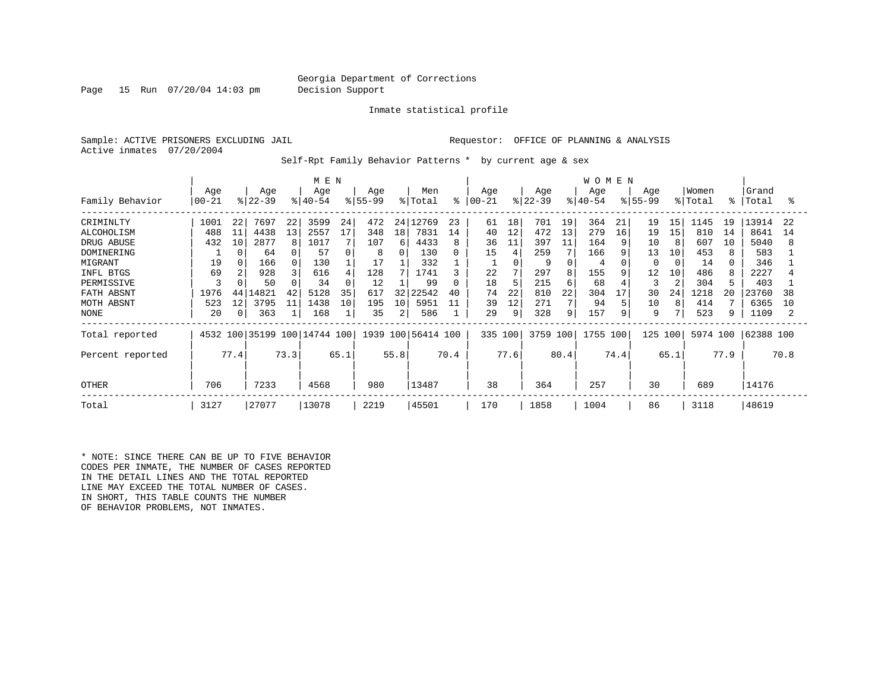Georgia Department of Corrections
Decision Support

Inmate statistical profile

Sample: ACTIVE PRISONERS EXCLUDING JAIL          Requestor: OFFICE OF PLANNING & ANALYSIS
Active inmates 07/20/2004

Self-Rpt Family Behavior Patterns * by current age & sex

| Family Behavior | MEN Age 00-21 | % | Age 22-39 | % | Age 40-54 | % | Age 55-99 | % | Men Total | % | WOMEN Age 00-21 | % | Age 22-39 | % | Age 40-54 | % | Age 55-99 | % | Women Total | % | Grand Total | % |
|---|---|---|---|---|---|---|---|---|---|---|---|---|---|---|---|---|---|---|---|---|---|---|
| CRIMINLTY | 1001 | 22 | 7697 | 22 | 3599 | 24 | 472 | 24 | 12769 | 23 | 61 | 18 | 701 | 19 | 364 | 21 | 19 | 15 | 1145 | 19 | 13914 | 22 |
| ALCOHOLISM | 488 | 11 | 4438 | 13 | 2557 | 17 | 348 | 18 | 7831 | 14 | 40 | 12 | 472 | 13 | 279 | 16 | 19 | 15 | 810 | 14 | 8641 | 14 |
| DRUG ABUSE | 432 | 10 | 2877 | 8 | 1017 | 7 | 107 | 6 | 4433 | 8 | 36 | 11 | 397 | 11 | 164 | 9 | 10 | 8 | 607 | 10 | 5040 | 8 |
| DOMINERING | 1 | 0 | 64 | 0 | 57 | 0 | 8 | 0 | 130 | 0 | 15 | 4 | 259 | 7 | 166 | 9 | 13 | 10 | 453 | 8 | 583 | 1 |
| MIGRANT | 19 | 0 | 166 | 0 | 130 | 1 | 17 | 1 | 332 | 1 | 1 | 0 | 9 | 0 | 4 | 0 | 0 | 0 | 14 | 0 | 346 | 1 |
| INFL BTGS | 69 | 2 | 928 | 3 | 616 | 4 | 128 | 7 | 1741 | 3 | 22 | 7 | 297 | 8 | 155 | 9 | 12 | 10 | 486 | 8 | 2227 | 4 |
| PERMISSIVE | 3 | 0 | 50 | 0 | 34 | 0 | 12 | 1 | 99 | 0 | 18 | 5 | 215 | 6 | 68 | 4 | 3 | 2 | 304 | 5 | 403 | 1 |
| FATH ABSNT | 1976 | 44 | 14821 | 42 | 5128 | 35 | 617 | 32 | 22542 | 40 | 74 | 22 | 810 | 22 | 304 | 17 | 30 | 24 | 1218 | 20 | 23760 | 38 |
| MOTH ABSNT | 523 | 12 | 3795 | 11 | 1438 | 10 | 195 | 10 | 5951 | 11 | 39 | 12 | 271 | 7 | 94 | 5 | 10 | 8 | 414 | 7 | 6365 | 10 |
| NONE | 20 | 0 | 363 | 1 | 168 | 1 | 35 | 2 | 586 | 1 | 29 | 9 | 328 | 9 | 157 | 9 | 9 | 7 | 523 | 9 | 1109 | 2 |
| Total reported | 4532 | 100 | 35199 | 100 | 14744 | 100 | 1939 | 100 | 56414 | 100 | 335 | 100 | 3759 | 100 | 1755 | 100 | 125 | 100 | 5974 | 100 | 62388 | 100 |
| Percent reported | | 77.4 | | 73.3 | | 65.1 | | 55.8 | | 70.4 | | 77.6 | | 80.4 | | 74.4 | | 65.1 | | 77.9 | | 70.8 |
| OTHER | 706 | | 7233 | | 4568 | | 980 | | 13487 | | 38 | | 364 | | 257 | | 30 | | 689 | | 14176 | |
| Total | 3127 | | 27077 | | 13078 | | 2219 | | 45501 | | 170 | | 1858 | | 1004 | | 86 | | 3118 | | 48619 | |

* NOTE: SINCE THERE CAN BE UP TO FIVE BEHAVIOR CODES PER INMATE, THE NUMBER OF CASES REPORTED IN THE DETAIL LINES AND THE TOTAL REPORTED LINE MAY EXCEED THE TOTAL NUMBER OF CASES. IN SHORT, THIS TABLE COUNTS THE NUMBER OF BEHAVIOR PROBLEMS, NOT INMATES.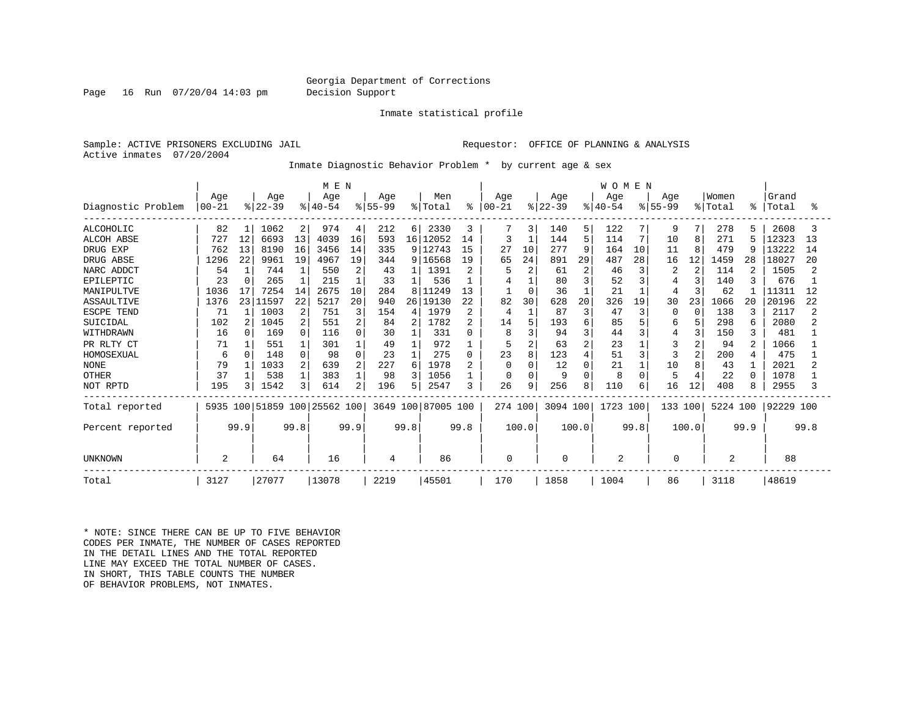Georgia Department of Corrections
Decision Support

Inmate statistical profile

Sample: ACTIVE PRISONERS EXCLUDING JAIL    Requestor: OFFICE OF PLANNING & ANALYSIS
Active inmates 07/20/2004

Inmate Diagnostic Behavior Problem * by current age & sex

| Diagnostic Problem | MEN Age 00-21 | % | Age 22-39 | % | Age 40-54 | % | Age 55-99 | % | Men Total | % | WOMEN Age 00-21 | % | Age 22-39 | % | Age 40-54 | % | Age 55-99 | % | Women Total | % | Grand Total | % |
|---|---|---|---|---|---|---|---|---|---|---|---|---|---|---|---|---|---|---|---|---|---|---|
| ALCOHOLIC | 82 | 1 | 1062 | 2 | 974 | 4 | 212 | 6 | 2330 | 3 | 7 | 3 | 140 | 5 | 122 | 7 | 9 | 7 | 278 | 5 | 2608 | 3 |
| ALCOH ABSE | 727 | 12 | 6693 | 13 | 4039 | 16 | 593 | 16 | 12052 | 14 | 3 | 1 | 144 | 5 | 114 | 7 | 10 | 8 | 271 | 5 | 12323 | 13 |
| DRUG EXP | 762 | 13 | 8190 | 16 | 3456 | 14 | 335 | 9 | 12743 | 15 | 27 | 10 | 277 | 9 | 164 | 10 | 11 | 8 | 479 | 9 | 13222 | 14 |
| DRUG ABSE | 1296 | 22 | 9961 | 19 | 4967 | 19 | 344 | 9 | 16568 | 19 | 65 | 24 | 891 | 29 | 487 | 28 | 16 | 12 | 1459 | 28 | 18027 | 20 |
| NARC ADDCT | 54 | 1 | 744 | 1 | 550 | 2 | 43 | 1 | 1391 | 2 | 5 | 2 | 61 | 2 | 46 | 3 | 2 | 2 | 114 | 2 | 1505 | 2 |
| EPILEPTIC | 23 | 0 | 265 | 1 | 215 | 1 | 33 | 1 | 536 | 1 | 4 | 1 | 80 | 3 | 52 | 3 | 4 | 3 | 140 | 3 | 676 | 1 |
| MANIPULTVE | 1036 | 17 | 7254 | 14 | 2675 | 10 | 284 | 8 | 11249 | 13 | 1 | 0 | 36 | 1 | 21 | 1 | 4 | 3 | 62 | 1 | 11311 | 12 |
| ASSAULTIVE | 1376 | 23 | 11597 | 22 | 5217 | 20 | 940 | 26 | 19130 | 22 | 82 | 30 | 628 | 20 | 326 | 19 | 30 | 23 | 1066 | 20 | 20196 | 22 |
| ESCPE TEND | 71 | 1 | 1003 | 2 | 751 | 3 | 154 | 4 | 1979 | 2 | 4 | 1 | 87 | 3 | 47 | 3 | 0 | 0 | 138 | 3 | 2117 | 2 |
| SUICIDAL | 102 | 2 | 1045 | 2 | 551 | 2 | 84 | 2 | 1782 | 2 | 14 | 5 | 193 | 6 | 85 | 5 | 6 | 5 | 298 | 6 | 2080 | 2 |
| WITHDRAWN | 16 | 0 | 169 | 0 | 116 | 0 | 30 | 1 | 331 | 0 | 8 | 3 | 94 | 3 | 44 | 3 | 4 | 3 | 150 | 3 | 481 | 1 |
| PR RLTY CT | 71 | 1 | 551 | 1 | 301 | 1 | 49 | 1 | 972 | 1 | 5 | 2 | 63 | 2 | 23 | 1 | 3 | 2 | 94 | 2 | 1066 | 1 |
| HOMOSEXUAL | 6 | 0 | 148 | 0 | 98 | 0 | 23 | 1 | 275 | 0 | 23 | 8 | 123 | 4 | 51 | 3 | 3 | 2 | 200 | 4 | 475 | 1 |
| NONE | 79 | 1 | 1033 | 2 | 639 | 2 | 227 | 6 | 1978 | 2 | 0 | 0 | 12 | 0 | 21 | 1 | 10 | 8 | 43 | 1 | 2021 | 2 |
| OTHER | 37 | 1 | 538 | 1 | 383 | 1 | 98 | 3 | 1056 | 1 | 0 | 0 | 9 | 0 | 8 | 0 | 5 | 4 | 22 | 0 | 1078 | 1 |
| NOT RPTD | 195 | 3 | 1542 | 3 | 614 | 2 | 196 | 5 | 2547 | 3 | 26 | 9 | 256 | 8 | 110 | 6 | 16 | 12 | 408 | 8 | 2955 | 3 |
| Total reported | 5935 | 100 | 51859 | 100 | 25562 | 100 | 3649 | 100 | 87005 | 100 | 274 | 100 | 3094 | 100 | 1723 | 100 | 133 | 100 | 5224 | 100 | 92229 | 100 |
| Percent reported | | 99.9 | | 99.8 | | 99.9 | | 99.8 | | 99.8 | | 100.0 | | 100.0 | | 99.8 | | 100.0 | | 99.9 | | 99.8 |
| UNKNOWN | 2 | | 64 | | 16 | | 4 | | 86 | | 0 | | 0 | | 2 | | 0 | | 2 | | 88 | |
| Total | 3127 | | 27077 | | 13078 | | 2219 | | 45501 | | 170 | | 1858 | | 1004 | | 86 | | 3118 | | 48619 | |

\* NOTE: SINCE THERE CAN BE UP TO FIVE BEHAVIOR CODES PER INMATE, THE NUMBER OF CASES REPORTED IN THE DETAIL LINES AND THE TOTAL REPORTED LINE MAY EXCEED THE TOTAL NUMBER OF CASES. IN SHORT, THIS TABLE COUNTS THE NUMBER OF BEHAVIOR PROBLEMS, NOT INMATES.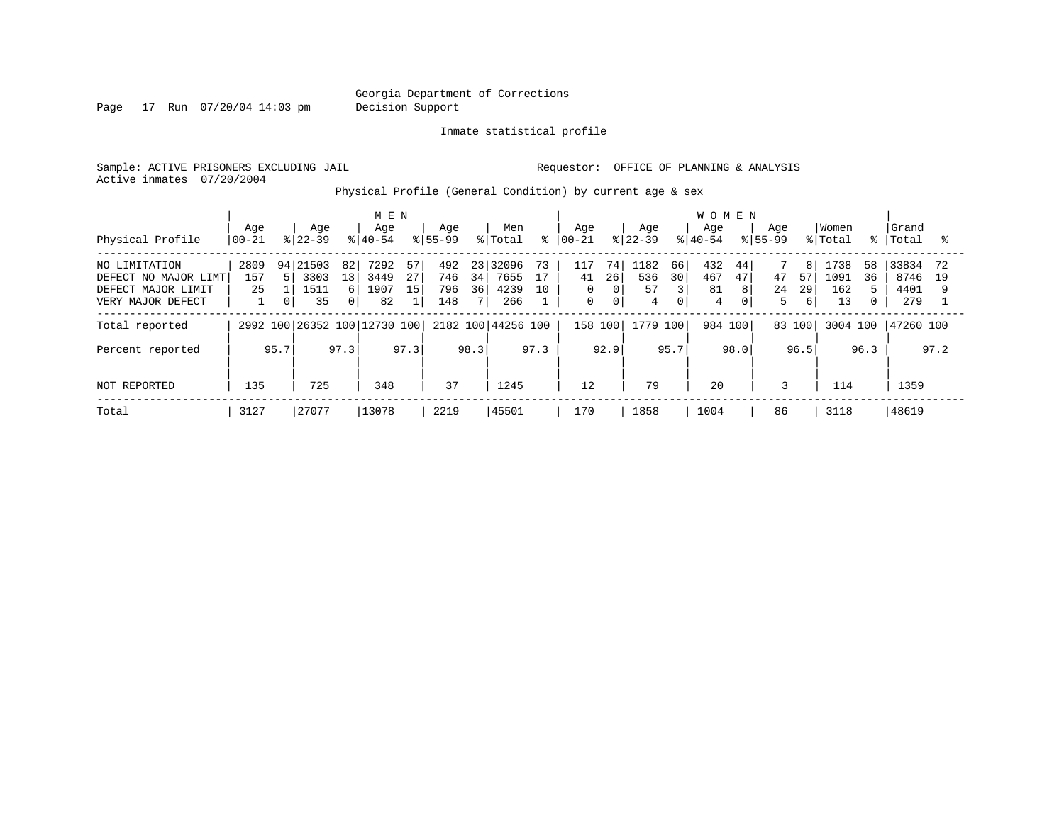Georgia Department of Corrections
Decision Support

Inmate statistical profile

Sample: ACTIVE PRISONERS EXCLUDING JAIL    Requestor: OFFICE OF PLANNING & ANALYSIS
Active inmates 07/20/2004

Physical Profile (General Condition) by current age & sex

| Physical Profile | MEN Age 00-21 | % | Age 22-39 | % | Age 40-54 | % | Age 55-99 | % | Men Total | % | WOMEN Age 00-21 | % | Age 22-39 | % | Age 40-54 | % | Age 55-99 | % | Women Total | % | Grand Total | % |
|---|---|---|---|---|---|---|---|---|---|---|---|---|---|---|---|---|---|---|---|---|---|---|
| NO LIMITATION | 2809 | 94 | 21503 | 82 | 7292 | 57 | 492 | 23 | 32096 | 73 | 117 | 74 | 1182 | 66 | 432 | 44 | 7 | 8 | 1738 | 58 | 33834 | 72 |
| DEFECT NO MAJOR LIMT | 157 | 5 | 3303 | 13 | 3449 | 27 | 746 | 34 | 7655 | 17 | 41 | 26 | 536 | 30 | 467 | 47 | 47 | 57 | 1091 | 36 | 8746 | 19 |
| DEFECT MAJOR LIMIT | 25 | 1 | 1511 | 6 | 1907 | 15 | 796 | 36 | 4239 | 10 | 0 | 0 | 57 | 3 | 81 | 8 | 24 | 29 | 162 | 5 | 4401 | 9 |
| VERY MAJOR DEFECT | 1 | 0 | 35 | 0 | 82 | 1 | 148 | 7 | 266 | 1 | 0 | 0 | 4 | 0 | 4 | 0 | 5 | 6 | 13 | 0 | 279 | 1 |
| Total reported | 2992 | 100 | 26352 | 100 | 12730 | 100 | 2182 | 100 | 44256 | 100 | 158 | 100 | 1779 | 100 | 984 | 100 | 83 | 100 | 3004 | 100 | 47260 | 100 |
| Percent reported | | 95.7 | | 97.3 | | 97.3 | | 98.3 | | 97.3 | | 92.9 | | 95.7 | | 98.0 | | 96.5 | | 96.3 | | 97.2 |
| NOT REPORTED | 135 | | 725 | | 348 | | 37 | | 1245 | | 12 | | 79 | | 20 | | 3 | | 114 | | 1359 | |
| Total | 3127 | | 27077 | | 13078 | | 2219 | | 45501 | | 170 | | 1858 | | 1004 | | 86 | | 3118 | | 48619 | |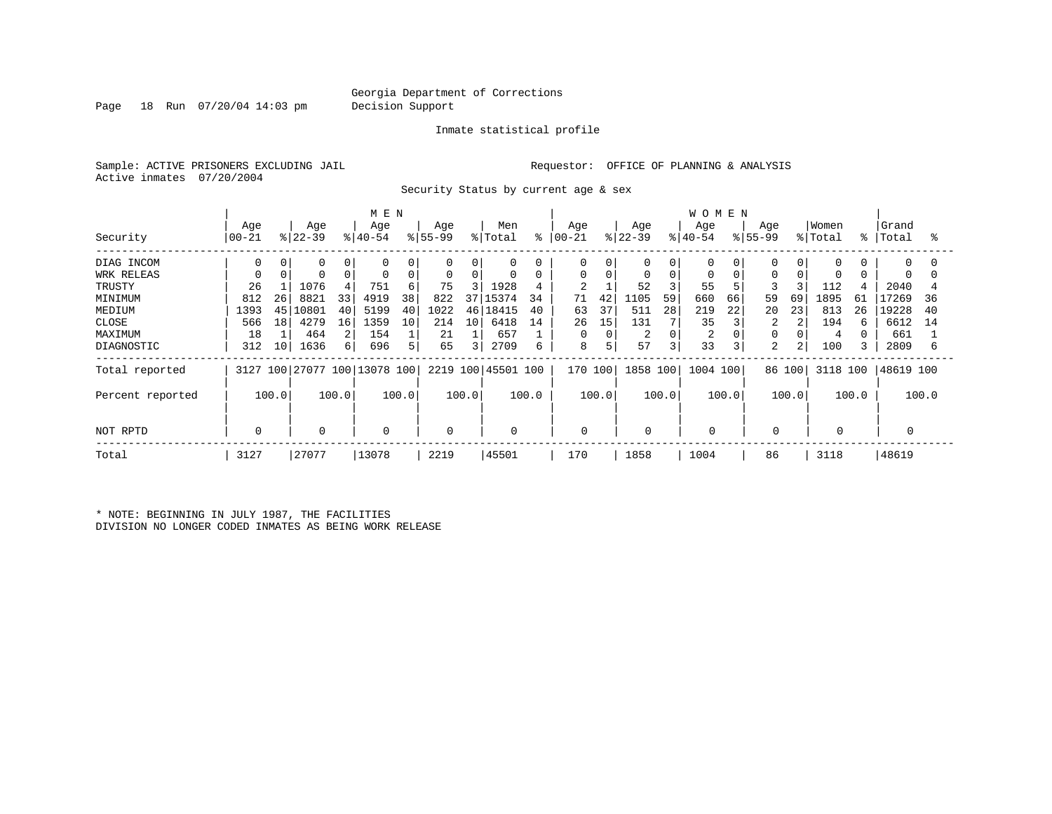Georgia Department of Corrections
Decision Support

Inmate statistical profile

Sample: ACTIVE PRISONERS EXCLUDING JAIL

Requestor: OFFICE OF PLANNING & ANALYSIS

Active inmates 07/20/2004

Security Status by current age & sex

| Security | MEN Age 00-21 | % | Age 22-39 | % | Age 40-54 | % | Age 55-99 | % | Men Total | % | WOMEN Age 00-21 | % | Age 22-39 | % | Age 40-54 | % | Age 55-99 | % | Women Total | % | Grand Total | % |
|---|---|---|---|---|---|---|---|---|---|---|---|---|---|---|---|---|---|---|---|---|---|---|
| DIAG INCOM | 0 | 0 | 0 | 0 | 0 | 0 | 0 | 0 | 0 | 0 | 0 | 0 | 0 | 0 | 0 | 0 | 0 | 0 | 0 | 0 | 0 | 0 |
| WRK RELEAS | 0 | 0 | 0 | 0 | 0 | 0 | 0 | 0 | 0 | 0 | 0 | 0 | 0 | 0 | 0 | 0 | 0 | 0 | 0 | 0 | 0 | 0 |
| TRUSTY | 26 | 1 | 1076 | 4 | 751 | 6 | 75 | 3 | 1928 | 4 | 2 | 1 | 52 | 3 | 55 | 5 | 3 | 3 | 112 | 4 | 2040 | 4 |
| MINIMUM | 812 | 26 | 8821 | 33 | 4919 | 38 | 822 | 37 | 15374 | 34 | 71 | 42 | 1105 | 59 | 660 | 66 | 59 | 69 | 1895 | 61 | 17269 | 36 |
| MEDIUM | 1393 | 45 | 10801 | 40 | 5199 | 40 | 1022 | 46 | 18415 | 40 | 63 | 37 | 511 | 28 | 219 | 22 | 20 | 23 | 813 | 26 | 19228 | 40 |
| CLOSE | 566 | 18 | 4279 | 16 | 1359 | 10 | 214 | 10 | 6418 | 14 | 26 | 15 | 131 | 7 | 35 | 3 | 2 | 2 | 194 | 6 | 6612 | 14 |
| MAXIMUM | 18 | 1 | 464 | 2 | 154 | 1 | 21 | 1 | 657 | 1 | 0 | 0 | 2 | 0 | 2 | 0 | 0 | 0 | 4 | 0 | 661 | 1 |
| DIAGNOSTIC | 312 | 10 | 1636 | 6 | 696 | 5 | 65 | 3 | 2709 | 6 | 8 | 5 | 57 | 3 | 33 | 3 | 2 | 2 | 100 | 3 | 2809 | 6 |
| Total reported | 3127 | 100 | 27077 | 100 | 13078 | 100 | 2219 | 100 | 45501 | 100 | 170 | 100 | 1858 | 100 | 1004 | 100 | 86 | 100 | 3118 | 100 | 48619 | 100 |
| Percent reported | | 100.0 | | 100.0 | | 100.0 | | 100.0 | | 100.0 | | 100.0 | | 100.0 | | 100.0 | | 100.0 | | 100.0 | | 100.0 |
| NOT RPTD | 0 | | 0 | | 0 | | 0 | | 0 | | 0 | | 0 | | 0 | | 0 | | 0 | | 0 | |
| Total | 3127 | | 27077 | | 13078 | | 2219 | | 45501 | | 170 | | 1858 | | 1004 | | 86 | | 3118 | | 48619 | |

* NOTE: BEGINNING IN JULY 1987, THE FACILITIES DIVISION NO LONGER CODED INMATES AS BEING WORK RELEASE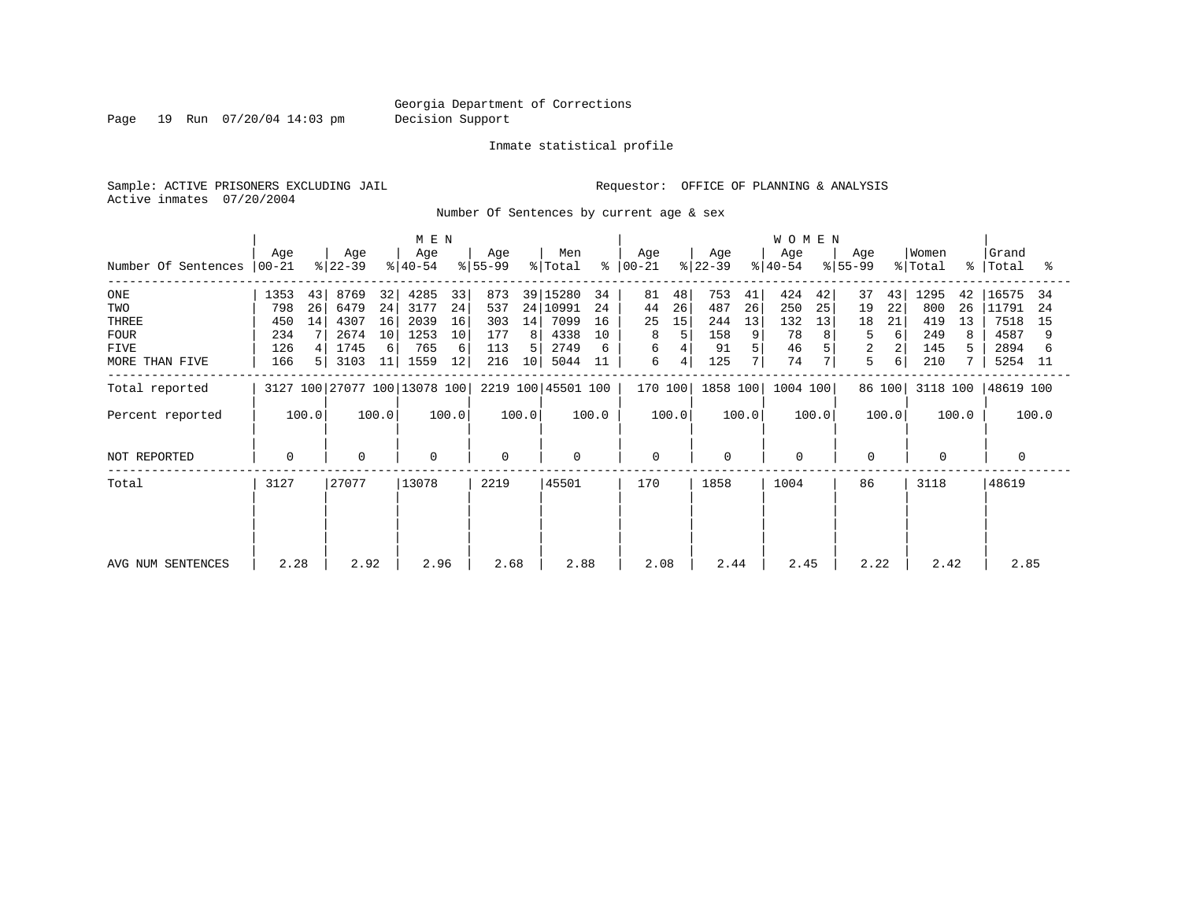Georgia Department of Corrections
Decision Support

Inmate statistical profile

Sample: ACTIVE PRISONERS EXCLUDING JAIL
Active inmates 07/20/2004

Requestor: OFFICE OF PLANNING & ANALYSIS

Number Of Sentences by current age & sex

| Number Of Sentences | MEN Age 00-21 | % | MEN Age 22-39 | % | MEN Age 40-54 | % | MEN Age 55-99 | % | Men Total | % | WOMEN Age 00-21 | % | WOMEN Age 22-39 | % | WOMEN Age 40-54 | % | WOMEN Age 55-99 | % | Women Total | % | Grand Total | % |
|---|---|---|---|---|---|---|---|---|---|---|---|---|---|---|---|---|---|---|---|---|---|---|
| ONE | 1353 | 43 | 8769 | 32 | 4285 | 33 | 873 | 39 | 15280 | 34 | 81 | 48 | 753 | 41 | 424 | 42 | 37 | 43 | 1295 | 42 | 16575 | 34 |
| TWO | 798 | 26 | 6479 | 24 | 3177 | 24 | 537 | 24 | 10991 | 24 | 44 | 26 | 487 | 26 | 250 | 25 | 19 | 22 | 800 | 26 | 11791 | 24 |
| THREE | 450 | 14 | 4307 | 16 | 2039 | 16 | 303 | 14 | 7099 | 16 | 25 | 15 | 244 | 13 | 132 | 13 | 18 | 21 | 419 | 13 | 7518 | 15 |
| FOUR | 234 | 7 | 2674 | 10 | 1253 | 10 | 177 | 8 | 4338 | 10 | 8 | 5 | 158 | 9 | 78 | 8 | 5 | 6 | 249 | 8 | 4587 | 9 |
| FIVE | 126 | 4 | 1745 | 6 | 765 | 6 | 113 | 5 | 2749 | 6 | 6 | 4 | 91 | 5 | 46 | 5 | 2 | 2 | 145 | 5 | 2894 | 6 |
| MORE THAN FIVE | 166 | 5 | 3103 | 11 | 1559 | 12 | 216 | 10 | 5044 | 11 | 6 | 4 | 125 | 7 | 74 | 7 | 5 | 6 | 210 | 7 | 5254 | 11 |
| Total reported | 3127 | 100 | 27077 | 100 | 13078 | 100 | 2219 | 100 | 45501 | 100 | 170 | 100 | 1858 | 100 | 1004 | 100 | 86 | 100 | 3118 | 100 | 48619 | 100 |
| Percent reported | 100.0 | | 100.0 | | 100.0 | | 100.0 | | 100.0 | | 100.0 | | 100.0 | | 100.0 | | 100.0 | | 100.0 | | 100.0 | |
| NOT REPORTED | 0 | | 0 | | 0 | | 0 | | 0 | | 0 | | 0 | | 0 | | 0 | | 0 | | 0 | |
| Total | 3127 | | 27077 | | 13078 | | 2219 | | 45501 | | 170 | | 1858 | | 1004 | | 86 | | 3118 | | 48619 | |
| AVG NUM SENTENCES | 2.28 | | 2.92 | | 2.96 | | 2.68 | | 2.88 | | 2.08 | | 2.44 | | 2.45 | | 2.22 | | 2.42 | | 2.85 | |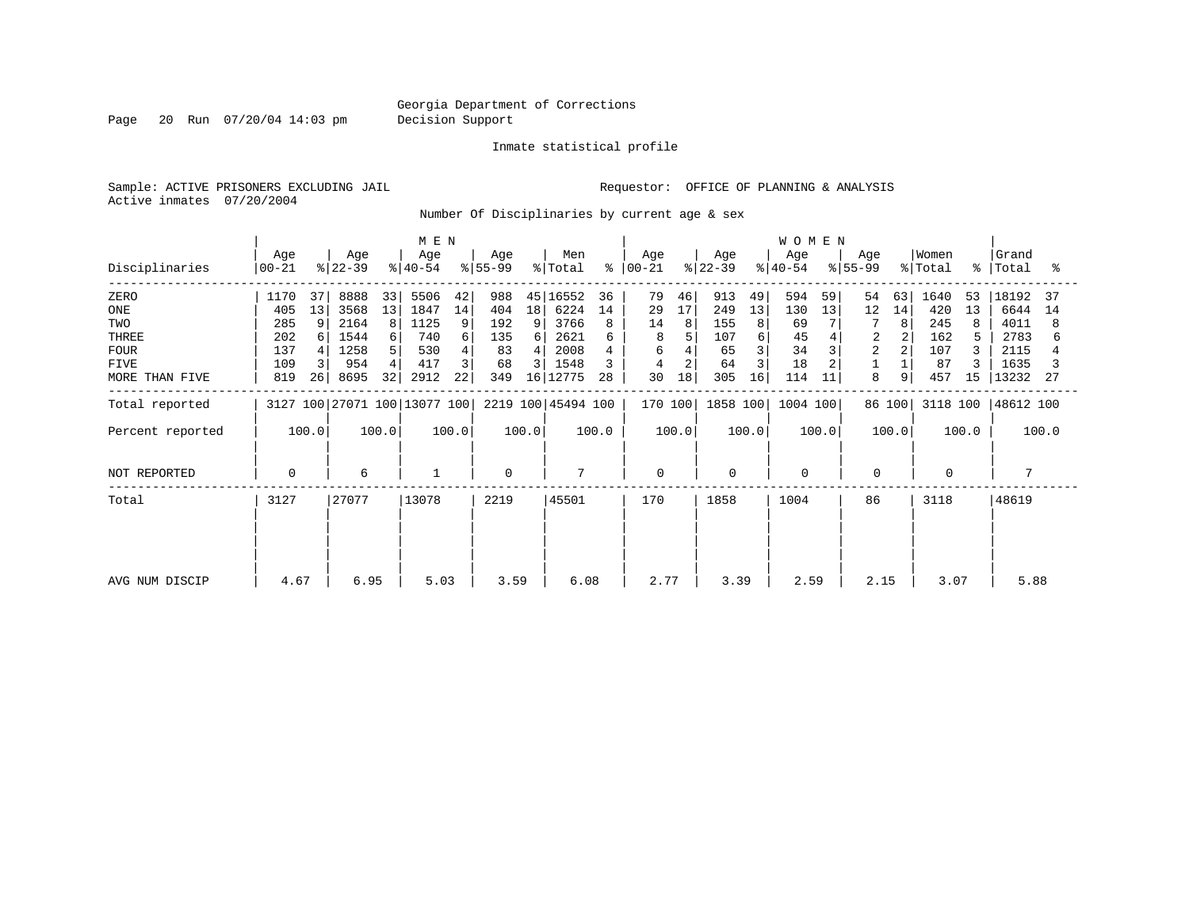Georgia Department of Corrections
Decision Support

Inmate statistical profile

Sample: ACTIVE PRISONERS EXCLUDING JAIL

Requestor: OFFICE OF PLANNING & ANALYSIS

Active inmates 07/20/2004

Number Of Disciplinaries by current age & sex

| Disciplinaries | MEN Age 00-21 | % | Age 22-39 | % | Age 40-54 | % | Age 55-99 | % | Men Total | % | WOMEN Age 00-21 | % | Age 22-39 | % | Age 40-54 | % | Age 55-99 | % | Women Total | % | Grand Total | % |
|---|---|---|---|---|---|---|---|---|---|---|---|---|---|---|---|---|---|---|---|---|---|---|
| ZERO | 1170 | 37 | 8888 | 33 | 5506 | 42 | 988 | 45 | 16552 | 36 | 79 | 46 | 913 | 49 | 594 | 59 | 54 | 63 | 1640 | 53 | 18192 | 37 |
| ONE | 405 | 13 | 3568 | 13 | 1847 | 14 | 404 | 18 | 6224 | 14 | 29 | 17 | 249 | 13 | 130 | 13 | 12 | 14 | 420 | 13 | 6644 | 14 |
| TWO | 285 | 9 | 2164 | 8 | 1125 | 9 | 192 | 9 | 3766 | 8 | 14 | 8 | 155 | 8 | 69 | 7 | 7 | 8 | 245 | 8 | 4011 | 8 |
| THREE | 202 | 6 | 1544 | 6 | 740 | 6 | 135 | 6 | 2621 | 6 | 8 | 5 | 107 | 6 | 45 | 4 | 2 | 2 | 162 | 5 | 2783 | 6 |
| FOUR | 137 | 4 | 1258 | 5 | 530 | 4 | 83 | 4 | 2008 | 4 | 6 | 4 | 65 | 3 | 34 | 3 | 2 | 2 | 107 | 3 | 2115 | 4 |
| FIVE | 109 | 3 | 954 | 4 | 417 | 3 | 68 | 3 | 1548 | 3 | 4 | 2 | 64 | 3 | 18 | 2 | 1 | 1 | 87 | 3 | 1635 | 3 |
| MORE THAN FIVE | 819 | 26 | 8695 | 32 | 2912 | 22 | 349 | 16 | 12775 | 28 | 30 | 18 | 305 | 16 | 114 | 11 | 8 | 9 | 457 | 15 | 13232 | 27 |
| Total reported | 3127 | 100 | 27071 | 100 | 13077 | 100 | 2219 | 100 | 45494 | 100 | 170 | 100 | 1858 | 100 | 1004 | 100 | 86 | 100 | 3118 | 100 | 48612 | 100 |
| Percent reported | 100.0 | | 100.0 | | 100.0 | | 100.0 | | 100.0 | | 100.0 | | 100.0 | | 100.0 | | 100.0 | | 100.0 | | 100.0 | |
| NOT REPORTED | 0 | | 6 | | 1 | | 0 | | 7 | | 0 | | 0 | | 0 | | 0 | | 0 | | 7 | |
| Total | 3127 | | 27077 | | 13078 | | 2219 | | 45501 | | 170 | | 1858 | | 1004 | | 86 | | 3118 | | 48619 | |
| AVG NUM DISCIP | 4.67 | | 6.95 | | 5.03 | | 3.59 | | 6.08 | | 2.77 | | 3.39 | | 2.59 | | 2.15 | | 3.07 | | 5.88 | |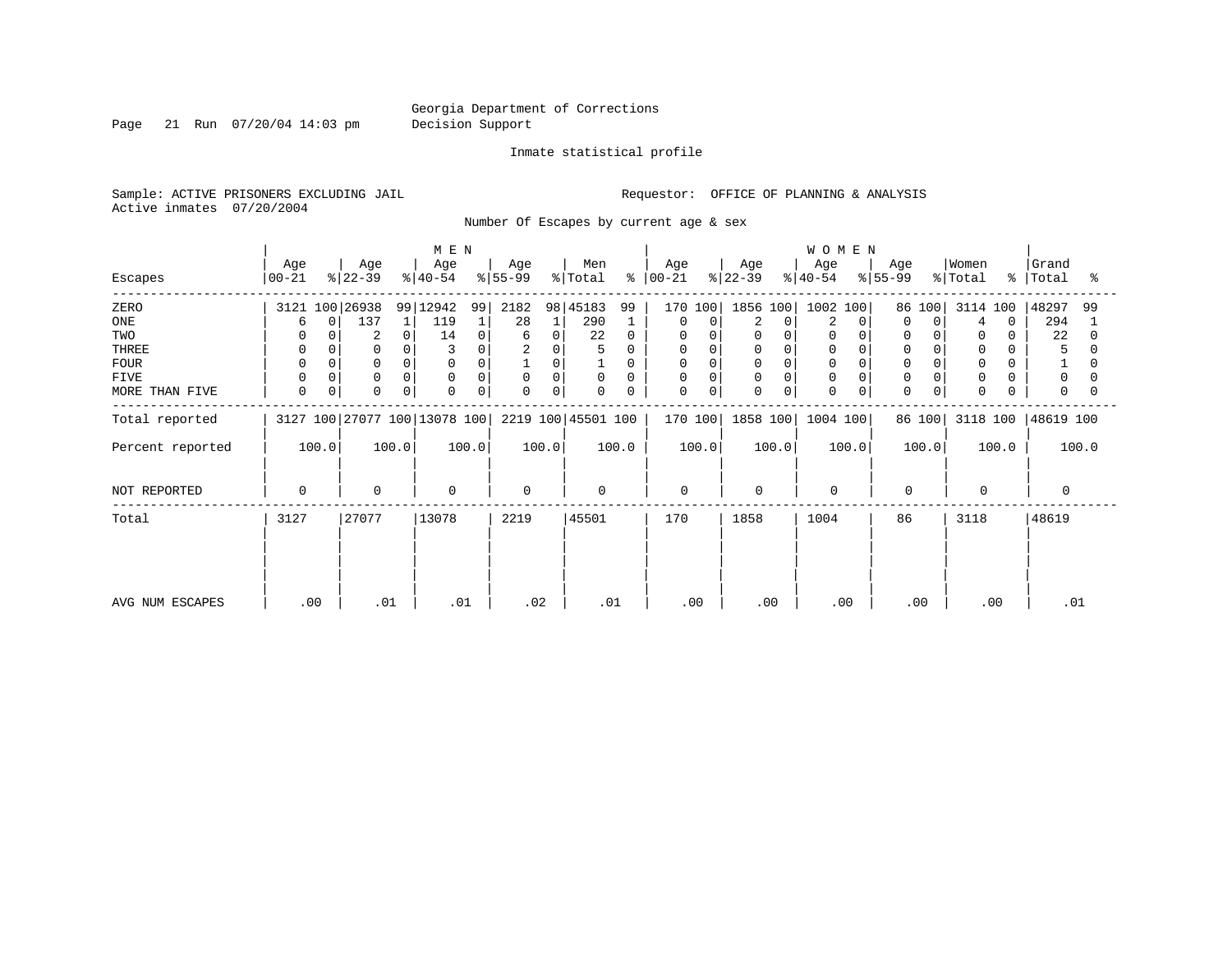Georgia Department of Corrections
Decision Support

Inmate statistical profile

Sample: ACTIVE PRISONERS EXCLUDING JAIL

Requestor: OFFICE OF PLANNING & ANALYSIS

Active inmates 07/20/2004

Number Of Escapes by current age & sex

| Escapes | MEN Age 00-21 | % | MEN Age 22-39 | % | MEN Age 40-54 | % | MEN Age 55-99 | % | Men Total | % | WOMEN Age 00-21 | % | WOMEN Age 22-39 | % | WOMEN Age 40-54 | % | WOMEN Age 55-99 | % | Women Total | % | Grand Total | % |
|---|---|---|---|---|---|---|---|---|---|---|---|---|---|---|---|---|---|---|---|---|---|---|
| ZERO | 3121 | 100 | 26938 | 99 | 12942 | 99 | 2182 | 98 | 45183 | 99 | 170 | 100 | 1856 | 100 | 1002 | 100 | 86 | 100 | 3114 | 100 | 48297 | 99 |
| ONE | 6 | 0 | 137 | 1 | 119 | 1 | 28 | 1 | 290 | 1 | 0 | 0 | 2 | 0 | 2 | 0 | 0 | 0 | 4 | 0 | 294 | 1 |
| TWO | 0 | 0 | 2 | 0 | 14 | 0 | 6 | 0 | 22 | 0 | 0 | 0 | 0 | 0 | 0 | 0 | 0 | 0 | 0 | 0 | 22 | 0 |
| THREE | 0 | 0 | 0 | 0 | 3 | 0 | 2 | 0 | 5 | 0 | 0 | 0 | 0 | 0 | 0 | 0 | 0 | 0 | 0 | 0 | 5 | 0 |
| FOUR | 0 | 0 | 0 | 0 | 0 | 0 | 1 | 0 | 1 | 0 | 0 | 0 | 0 | 0 | 0 | 0 | 0 | 0 | 0 | 0 | 1 | 0 |
| FIVE | 0 | 0 | 0 | 0 | 0 | 0 | 0 | 0 | 0 | 0 | 0 | 0 | 0 | 0 | 0 | 0 | 0 | 0 | 0 | 0 | 0 | 0 |
| MORE THAN FIVE | 0 | 0 | 0 | 0 | 0 | 0 | 0 | 0 | 0 | 0 | 0 | 0 | 0 | 0 | 0 | 0 | 0 | 0 | 0 | 0 | 0 | 0 |
| Total reported | 3127 | 100 | 27077 | 100 | 13078 | 100 | 2219 | 100 | 45501 | 100 | 170 | 100 | 1858 | 100 | 1004 | 100 | 86 | 100 | 3118 | 100 | 48619 | 100 |
| Percent reported | 100.0 | | 100.0 | | 100.0 | | 100.0 | | 100.0 | | 100.0 | | 100.0 | | 100.0 | | 100.0 | | 100.0 | | 100.0 | |
| NOT REPORTED | 0 | | 0 | | 0 | | 0 | | 0 | | 0 | | 0 | | 0 | | 0 | | 0 | | 0 | |
| Total | 3127 | | 27077 | | 13078 | | 2219 | | 45501 | | 170 | | 1858 | | 1004 | | 86 | | 3118 | | 48619 | |
| AVG NUM ESCAPES | .00 | | .01 | | .01 | | .02 | | .01 | | .00 | | .00 | | .00 | | .00 | | .00 | | .01 | |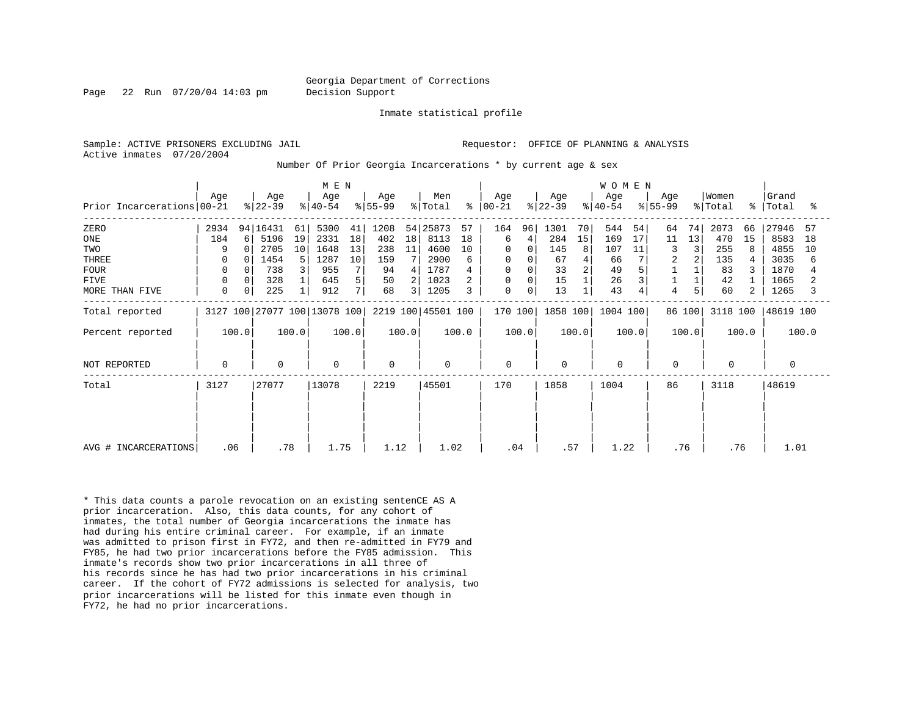Georgia Department of Corrections
Decision Support

Inmate statistical profile

Sample: ACTIVE PRISONERS EXCLUDING JAIL
Active inmates 07/20/2004

Requestor: OFFICE OF PLANNING & ANALYSIS

Number Of Prior Georgia Incarcerations * by current age & sex

| Prior Incarcerations | MEN Age 00-21 | % | MEN Age 22-39 | % | MEN Age 40-54 | % | MEN Age 55-99 | % | Men Total | % | WOMEN Age 00-21 | % | WOMEN Age 22-39 | % | WOMEN Age 40-54 | % | WOMEN Age 55-99 | % | Women Total | % | Grand Total | % |
|---|---|---|---|---|---|---|---|---|---|---|---|---|---|---|---|---|---|---|---|---|---|---|
| ZERO | 2934 | 94 | 16431 | 61 | 5300 | 41 | 1208 | 54 | 25873 | 57 | 164 | 96 | 1301 | 70 | 544 | 54 | 64 | 74 | 2073 | 66 | 27946 | 57 |
| ONE | 184 | 6 | 5196 | 19 | 2331 | 18 | 402 | 18 | 8113 | 18 | 6 | 4 | 284 | 15 | 169 | 17 | 11 | 13 | 470 | 15 | 8583 | 18 |
| TWO | 9 | 0 | 2705 | 10 | 1648 | 13 | 238 | 11 | 4600 | 10 | 0 | 0 | 145 | 8 | 107 | 11 | 3 | 3 | 255 | 8 | 4855 | 10 |
| THREE | 0 | 0 | 1454 | 5 | 1287 | 10 | 159 | 7 | 2900 | 6 | 0 | 0 | 67 | 4 | 66 | 7 | 2 | 2 | 135 | 4 | 3035 | 6 |
| FOUR | 0 | 0 | 738 | 3 | 955 | 7 | 94 | 4 | 1787 | 4 | 0 | 0 | 33 | 2 | 49 | 5 | 1 | 1 | 83 | 3 | 1870 | 4 |
| FIVE | 0 | 0 | 328 | 1 | 645 | 5 | 50 | 2 | 1023 | 2 | 0 | 0 | 15 | 1 | 26 | 3 | 1 | 1 | 42 | 1 | 1065 | 2 |
| MORE THAN FIVE | 0 | 0 | 225 | 1 | 912 | 7 | 68 | 3 | 1205 | 3 | 0 | 0 | 13 | 1 | 43 | 4 | 4 | 5 | 60 | 2 | 1265 | 3 |
| Total reported | 3127 | 100 | 27077 | 100 | 13078 | 100 | 2219 | 100 | 45501 | 100 | 170 | 100 | 1858 | 100 | 1004 | 100 | 86 | 100 | 3118 | 100 | 48619 | 100 |
| Percent reported | 100.0 | | 100.0 | | 100.0 | | 100.0 | | 100.0 | | 100.0 | | 100.0 | | 100.0 | | 100.0 | | 100.0 | | 100.0 | |
| NOT REPORTED | 0 | | 0 | | 0 | | 0 | | 0 | | 0 | | 0 | | 0 | | 0 | | 0 | | 0 | |
| Total | 3127 | | 27077 | | 13078 | | 2219 | | 45501 | | 170 | | 1858 | | 1004 | | 86 | | 3118 | | 48619 | |
| AVG # INCARCERATIONS | .06 | | .78 | | 1.75 | | 1.12 | | 1.02 | | .04 | | .57 | | 1.22 | | .76 | | .76 | | 1.01 | |

* This data counts a parole revocation on an existing sentenCE AS A prior incarceration. Also, this data counts, for any cohort of inmates, the total number of Georgia incarcerations the inmate has had during his entire criminal career. For example, if an inmate was admitted to prison first in FY72, and then re-admitted in FY79 and FY85, he had two prior incarcerations before the FY85 admission. This inmate's records show two prior incarcerations in all three of his records since he has had two prior incarcerations in his criminal career. If the cohort of FY72 admissions is selected for analysis, two prior incarcerations will be listed for this inmate even though in FY72, he had no prior incarcerations.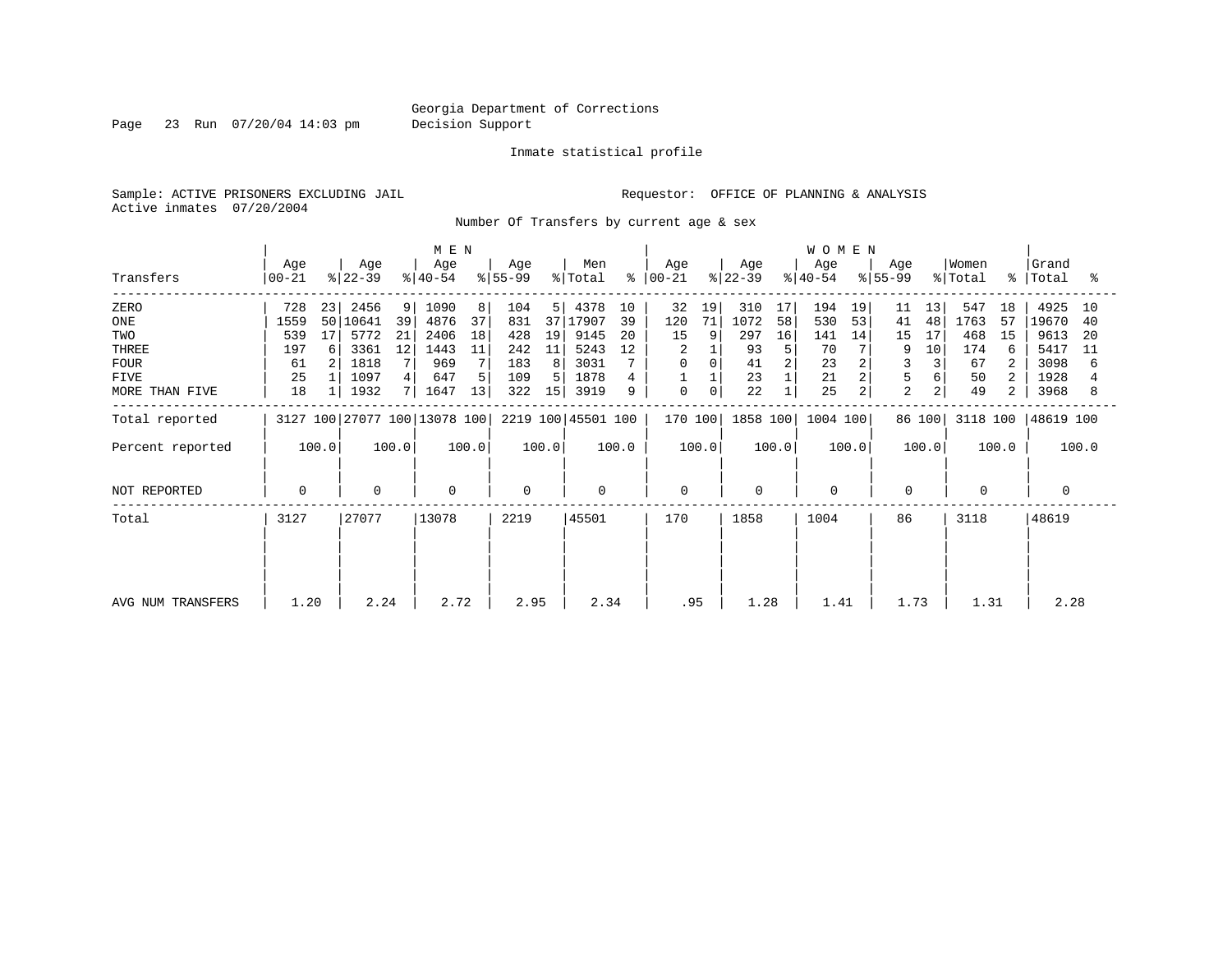Georgia Department of Corrections
Decision Support

Inmate statistical profile

Sample: ACTIVE PRISONERS EXCLUDING JAIL

Requestor: OFFICE OF PLANNING & ANALYSIS

Active inmates 07/20/2004

Number Of Transfers by current age & sex

| Transfers | MEN Age 00-21 | % | Age 22-39 | % | Age 40-54 | % | Age 55-99 | % | Men Total | % | WOMEN Age 00-21 | % | Age 22-39 | % | Age 40-54 | % | Age 55-99 | % | Women Total | % | Grand Total | % |
|---|---|---|---|---|---|---|---|---|---|---|---|---|---|---|---|---|---|---|---|---|---|---|
| ZERO | 728 | 23 | 2456 | 9 | 1090 | 8 | 104 | 5 | 4378 | 10 | 32 | 19 | 310 | 17 | 194 | 19 | 11 | 13 | 547 | 18 | 4925 | 10 |
| ONE | 1559 | 50 | 10641 | 39 | 4876 | 37 | 831 | 37 | 17907 | 39 | 120 | 71 | 1072 | 58 | 530 | 53 | 41 | 48 | 1763 | 57 | 19670 | 40 |
| TWO | 539 | 17 | 5772 | 21 | 2406 | 18 | 428 | 19 | 9145 | 20 | 15 | 9 | 297 | 16 | 141 | 14 | 15 | 17 | 468 | 15 | 9613 | 20 |
| THREE | 197 | 6 | 3361 | 12 | 1443 | 11 | 242 | 11 | 5243 | 12 | 2 | 1 | 93 | 5 | 70 | 7 | 9 | 10 | 174 | 6 | 5417 | 11 |
| FOUR | 61 | 2 | 1818 | 7 | 969 | 7 | 183 | 8 | 3031 | 7 | 0 | 0 | 41 | 2 | 23 | 2 | 3 | 3 | 67 | 2 | 3098 | 6 |
| FIVE | 25 | 1 | 1097 | 4 | 647 | 5 | 109 | 5 | 1878 | 4 | 1 | 1 | 23 | 1 | 21 | 2 | 5 | 6 | 50 | 2 | 1928 | 4 |
| MORE THAN FIVE | 18 | 1 | 1932 | 7 | 1647 | 13 | 322 | 15 | 3919 | 9 | 0 | 0 | 22 | 1 | 25 | 2 | 2 | 2 | 49 | 2 | 3968 | 8 |
| Total reported | 3127 | 100 | 27077 | 100 | 13078 | 100 | 2219 | 100 | 45501 | 100 | 170 | 100 | 1858 | 100 | 1004 | 100 | 86 | 100 | 3118 | 100 | 48619 | 100 |
| Percent reported | 100.0 | | 100.0 | | 100.0 | | 100.0 | | 100.0 | | 100.0 | | 100.0 | | 100.0 | | 100.0 | | 100.0 | | 100.0 | |
| NOT REPORTED | 0 | | 0 | | 0 | | 0 | | 0 | | 0 | | 0 | | 0 | | 0 | | 0 | | 0 | |
| Total | 3127 | | 27077 | | 13078 | | 2219 | | 45501 | | 170 | | 1858 | | 1004 | | 86 | | 3118 | | 48619 | |
| AVG NUM TRANSFERS | 1.20 | | 2.24 | | 2.72 | | 2.95 | | 2.34 | | .95 | | 1.28 | | 1.41 | | 1.73 | | 1.31 | | 2.28 | |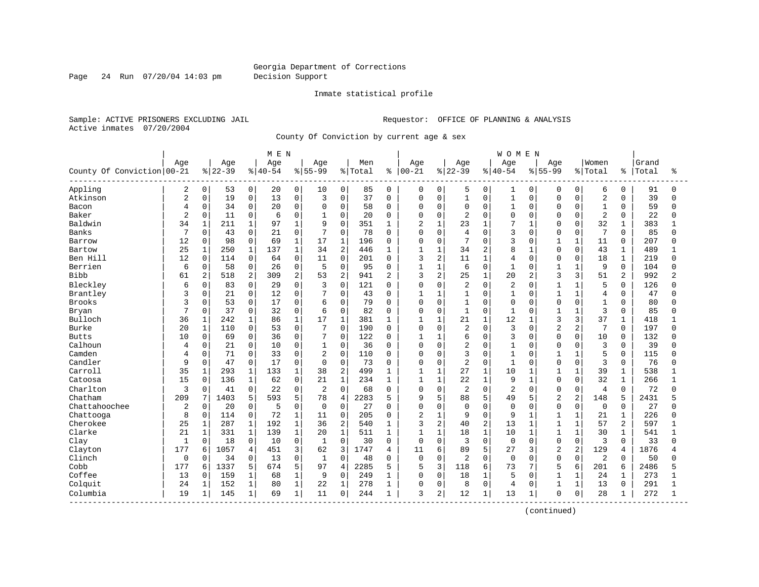Georgia Department of Corrections
Decision Support

Inmate statistical profile

Sample: ACTIVE PRISONERS EXCLUDING JAIL
Active inmates 07/20/2004

Requestor: OFFICE OF PLANNING & ANALYSIS

County Of Conviction by current age & sex

| County Of Conviction | MEN Age 00-21 | % | Age 22-39 | % | Age 40-54 | % | Age 55-99 | % | Men Total | % | WOMEN Age 00-21 | % | Age 22-39 | % | Age 40-54 | % | Age 55-99 | % | Women Total | % | Grand Total | % |
|---|---|---|---|---|---|---|---|---|---|---|---|---|---|---|---|---|---|---|---|---|---|---|
| Appling | 2 | 0 | 53 | 0 | 20 | 0 | 10 | 0 | 85 | 0 | 0 | 0 | 5 | 0 | 1 | 0 | 0 | 0 | 6 | 0 | 91 | 0 |
| Atkinson | 2 | 0 | 19 | 0 | 13 | 0 | 3 | 0 | 37 | 0 | 0 | 0 | 1 | 0 | 1 | 0 | 0 | 0 | 2 | 0 | 39 | 0 |
| Bacon | 4 | 0 | 34 | 0 | 20 | 0 | 0 | 0 | 58 | 0 | 0 | 0 | 0 | 0 | 1 | 0 | 0 | 0 | 1 | 0 | 59 | 0 |
| Baker | 2 | 0 | 11 | 0 | 6 | 0 | 1 | 0 | 20 | 0 | 0 | 0 | 2 | 0 | 0 | 0 | 0 | 0 | 2 | 0 | 22 | 0 |
| Baldwin | 34 | 1 | 211 | 1 | 97 | 1 | 9 | 0 | 351 | 1 | 2 | 1 | 23 | 1 | 7 | 1 | 0 | 0 | 32 | 1 | 383 | 1 |
| Banks | 7 | 0 | 43 | 0 | 21 | 0 | 7 | 0 | 78 | 0 | 0 | 0 | 4 | 0 | 3 | 0 | 0 | 0 | 7 | 0 | 85 | 0 |
| Barrow | 12 | 0 | 98 | 0 | 69 | 1 | 17 | 1 | 196 | 0 | 0 | 0 | 7 | 0 | 3 | 0 | 1 | 1 | 11 | 0 | 207 | 0 |
| Bartow | 25 | 1 | 250 | 1 | 137 | 1 | 34 | 2 | 446 | 1 | 1 | 1 | 34 | 2 | 8 | 1 | 0 | 0 | 43 | 1 | 489 | 1 |
| Ben Hill | 12 | 0 | 114 | 0 | 64 | 0 | 11 | 0 | 201 | 0 | 3 | 2 | 11 | 1 | 4 | 0 | 0 | 0 | 18 | 1 | 219 | 0 |
| Berrien | 6 | 0 | 58 | 0 | 26 | 0 | 5 | 0 | 95 | 0 | 1 | 1 | 6 | 0 | 1 | 0 | 1 | 1 | 9 | 0 | 104 | 0 |
| Bibb | 61 | 2 | 518 | 2 | 309 | 2 | 53 | 2 | 941 | 2 | 3 | 2 | 25 | 1 | 20 | 2 | 3 | 3 | 51 | 2 | 992 | 2 |
| Bleckley | 6 | 0 | 83 | 0 | 29 | 0 | 3 | 0 | 121 | 0 | 0 | 0 | 2 | 0 | 2 | 0 | 1 | 1 | 5 | 0 | 126 | 0 |
| Brantley | 3 | 0 | 21 | 0 | 12 | 0 | 7 | 0 | 43 | 0 | 1 | 1 | 1 | 0 | 1 | 0 | 1 | 1 | 4 | 0 | 47 | 0 |
| Brooks | 3 | 0 | 53 | 0 | 17 | 0 | 6 | 0 | 79 | 0 | 0 | 0 | 1 | 0 | 0 | 0 | 0 | 0 | 1 | 0 | 80 | 0 |
| Bryan | 7 | 0 | 37 | 0 | 32 | 0 | 6 | 0 | 82 | 0 | 0 | 0 | 1 | 0 | 1 | 0 | 1 | 1 | 3 | 0 | 85 | 0 |
| Bulloch | 36 | 1 | 242 | 1 | 86 | 1 | 17 | 1 | 381 | 1 | 1 | 1 | 21 | 1 | 12 | 1 | 3 | 3 | 37 | 1 | 418 | 1 |
| Burke | 20 | 1 | 110 | 0 | 53 | 0 | 7 | 0 | 190 | 0 | 0 | 0 | 2 | 0 | 3 | 0 | 2 | 2 | 7 | 0 | 197 | 0 |
| Butts | 10 | 0 | 69 | 0 | 36 | 0 | 7 | 0 | 122 | 0 | 1 | 1 | 6 | 0 | 3 | 0 | 0 | 0 | 10 | 0 | 132 | 0 |
| Calhoun | 4 | 0 | 21 | 0 | 10 | 0 | 1 | 0 | 36 | 0 | 0 | 0 | 2 | 0 | 1 | 0 | 0 | 0 | 3 | 0 | 39 | 0 |
| Camden | 4 | 0 | 71 | 0 | 33 | 0 | 2 | 0 | 110 | 0 | 0 | 0 | 3 | 0 | 1 | 0 | 1 | 1 | 5 | 0 | 115 | 0 |
| Candler | 9 | 0 | 47 | 0 | 17 | 0 | 0 | 0 | 73 | 0 | 0 | 0 | 2 | 0 | 1 | 0 | 0 | 0 | 3 | 0 | 76 | 0 |
| Carroll | 35 | 1 | 293 | 1 | 133 | 1 | 38 | 2 | 499 | 1 | 1 | 1 | 27 | 1 | 10 | 1 | 1 | 1 | 39 | 1 | 538 | 1 |
| Catoosa | 15 | 0 | 136 | 1 | 62 | 0 | 21 | 1 | 234 | 1 | 1 | 1 | 22 | 1 | 9 | 1 | 0 | 0 | 32 | 1 | 266 | 1 |
| Charlton | 3 | 0 | 41 | 0 | 22 | 0 | 2 | 0 | 68 | 0 | 0 | 0 | 2 | 0 | 2 | 0 | 0 | 0 | 4 | 0 | 72 | 0 |
| Chatham | 209 | 7 | 1403 | 5 | 593 | 5 | 78 | 4 | 2283 | 5 | 9 | 5 | 88 | 5 | 49 | 5 | 2 | 2 | 148 | 5 | 2431 | 5 |
| Chattahoochee | 2 | 0 | 20 | 0 | 5 | 0 | 0 | 0 | 27 | 0 | 0 | 0 | 0 | 0 | 0 | 0 | 0 | 0 | 0 | 0 | 27 | 0 |
| Chattooga | 8 | 0 | 114 | 0 | 72 | 1 | 11 | 0 | 205 | 0 | 2 | 1 | 9 | 0 | 9 | 1 | 1 | 1 | 21 | 1 | 226 | 0 |
| Cherokee | 25 | 1 | 287 | 1 | 192 | 1 | 36 | 2 | 540 | 1 | 3 | 2 | 40 | 2 | 13 | 1 | 1 | 1 | 57 | 2 | 597 | 1 |
| Clarke | 21 | 1 | 331 | 1 | 139 | 1 | 20 | 1 | 511 | 1 | 1 | 1 | 18 | 1 | 10 | 1 | 1 | 1 | 30 | 1 | 541 | 1 |
| Clay | 1 | 0 | 18 | 0 | 10 | 0 | 1 | 0 | 30 | 0 | 0 | 0 | 3 | 0 | 0 | 0 | 0 | 0 | 3 | 0 | 33 | 0 |
| Clayton | 177 | 6 | 1057 | 4 | 451 | 3 | 62 | 3 | 1747 | 4 | 11 | 6 | 89 | 5 | 27 | 3 | 2 | 2 | 129 | 4 | 1876 | 4 |
| Clinch | 0 | 0 | 34 | 0 | 13 | 0 | 1 | 0 | 48 | 0 | 0 | 0 | 2 | 0 | 0 | 0 | 0 | 0 | 2 | 0 | 50 | 0 |
| Cobb | 177 | 6 | 1337 | 5 | 674 | 5 | 97 | 4 | 2285 | 5 | 5 | 3 | 118 | 6 | 73 | 7 | 5 | 6 | 201 | 6 | 2486 | 5 |
| Coffee | 13 | 0 | 159 | 1 | 68 | 1 | 9 | 0 | 249 | 1 | 0 | 0 | 18 | 1 | 5 | 0 | 1 | 1 | 24 | 1 | 273 | 1 |
| Colquit | 24 | 1 | 152 | 1 | 80 | 1 | 22 | 1 | 278 | 1 | 0 | 0 | 8 | 0 | 4 | 0 | 1 | 1 | 13 | 0 | 291 | 1 |
| Columbia | 19 | 1 | 145 | 1 | 69 | 1 | 11 | 0 | 244 | 1 | 3 | 2 | 12 | 1 | 13 | 1 | 0 | 0 | 28 | 1 | 272 | 1 |

(continued)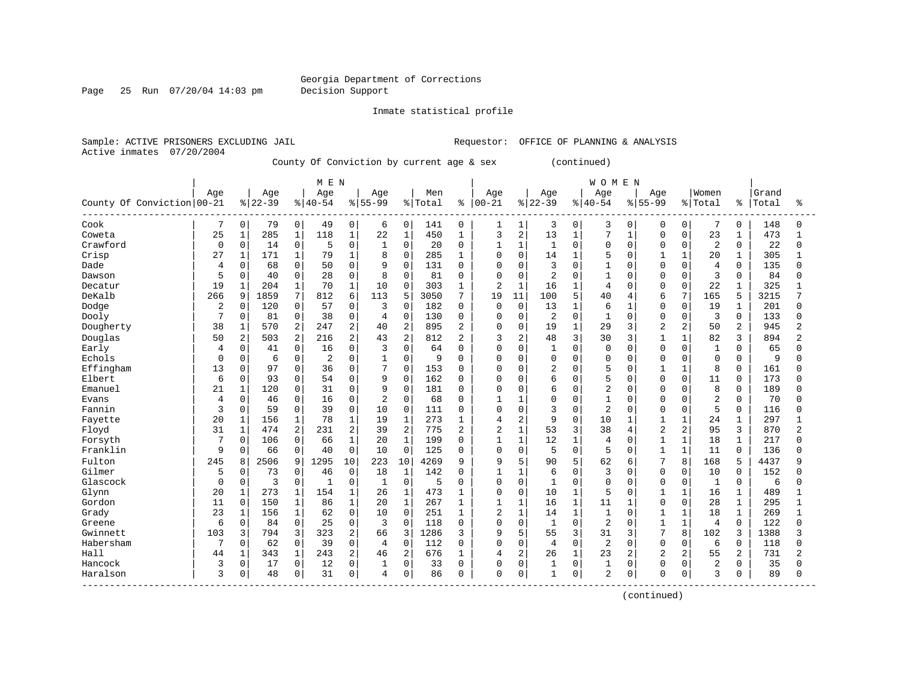Georgia Department of Corrections
Decision Support

Inmate statistical profile

Sample: ACTIVE PRISONERS EXCLUDING JAIL
Active inmates 07/20/2004

Requestor: OFFICE OF PLANNING & ANALYSIS

County Of Conviction by current age & sex (continued)

| County Of Conviction | MEN Age 00-21 | % | Age 22-39 | % | Age 40-54 | % | Age 55-99 | % | Men Total | % | WOMEN Age 00-21 | % | Age 22-39 | % | Age 40-54 | % | Age 55-99 | % | Women Total | % | Grand Total | % |
|---|---|---|---|---|---|---|---|---|---|---|---|---|---|---|---|---|---|---|---|---|---|---|
| Cook | 7 | 0 | 79 | 0 | 49 | 0 | 6 | 0 | 141 | 0 | 1 | 1 | 3 | 0 | 3 | 0 | 0 | 0 | 7 | 0 | 148 | 0 |
| Coweta | 25 | 1 | 285 | 1 | 118 | 1 | 22 | 1 | 450 | 1 | 3 | 2 | 13 | 1 | 7 | 1 | 0 | 0 | 23 | 1 | 473 | 1 |
| Crawford | 0 | 0 | 14 | 0 | 5 | 0 | 1 | 0 | 20 | 0 | 1 | 1 | 1 | 0 | 0 | 0 | 0 | 0 | 2 | 0 | 22 | 0 |
| Crisp | 27 | 1 | 171 | 1 | 79 | 1 | 8 | 0 | 285 | 1 | 0 | 0 | 14 | 1 | 5 | 0 | 1 | 1 | 20 | 1 | 305 | 1 |
| Dade | 4 | 0 | 68 | 0 | 50 | 0 | 9 | 0 | 131 | 0 | 0 | 0 | 3 | 0 | 1 | 0 | 0 | 0 | 4 | 0 | 135 | 0 |
| Dawson | 5 | 0 | 40 | 0 | 28 | 0 | 8 | 0 | 81 | 0 | 0 | 0 | 2 | 0 | 1 | 0 | 0 | 0 | 3 | 0 | 84 | 0 |
| Decatur | 19 | 1 | 204 | 1 | 70 | 1 | 10 | 0 | 303 | 1 | 2 | 1 | 16 | 1 | 4 | 0 | 0 | 0 | 22 | 1 | 325 | 1 |
| DeKalb | 266 | 9 | 1859 | 7 | 812 | 6 | 113 | 5 | 3050 | 7 | 19 | 11 | 100 | 5 | 40 | 4 | 6 | 7 | 165 | 5 | 3215 | 7 |
| Dodge | 2 | 0 | 120 | 0 | 57 | 0 | 3 | 0 | 182 | 0 | 0 | 0 | 13 | 1 | 6 | 1 | 0 | 0 | 19 | 1 | 201 | 0 |
| Dooly | 7 | 0 | 81 | 0 | 38 | 0 | 4 | 0 | 130 | 0 | 0 | 0 | 2 | 0 | 1 | 0 | 0 | 0 | 3 | 0 | 133 | 0 |
| Dougherty | 38 | 1 | 570 | 2 | 247 | 2 | 40 | 2 | 895 | 2 | 0 | 0 | 19 | 1 | 29 | 3 | 2 | 2 | 50 | 2 | 945 | 2 |
| Douglas | 50 | 2 | 503 | 2 | 216 | 2 | 43 | 2 | 812 | 2 | 3 | 2 | 48 | 3 | 30 | 3 | 1 | 1 | 82 | 3 | 894 | 2 |
| Early | 4 | 0 | 41 | 0 | 16 | 0 | 3 | 0 | 64 | 0 | 0 | 0 | 1 | 0 | 0 | 0 | 0 | 0 | 1 | 0 | 65 | 0 |
| Echols | 0 | 0 | 6 | 0 | 2 | 0 | 1 | 0 | 9 | 0 | 0 | 0 | 0 | 0 | 0 | 0 | 0 | 0 | 0 | 0 | 9 | 0 |
| Effingham | 13 | 0 | 97 | 0 | 36 | 0 | 7 | 0 | 153 | 0 | 0 | 0 | 2 | 0 | 5 | 0 | 1 | 1 | 8 | 0 | 161 | 0 |
| Elbert | 6 | 0 | 93 | 0 | 54 | 0 | 9 | 0 | 162 | 0 | 0 | 0 | 6 | 0 | 5 | 0 | 0 | 0 | 11 | 0 | 173 | 0 |
| Emanuel | 21 | 1 | 120 | 0 | 31 | 0 | 9 | 0 | 181 | 0 | 0 | 0 | 6 | 0 | 2 | 0 | 0 | 0 | 8 | 0 | 189 | 0 |
| Evans | 4 | 0 | 46 | 0 | 16 | 0 | 2 | 0 | 68 | 0 | 1 | 1 | 0 | 0 | 1 | 0 | 0 | 0 | 2 | 0 | 70 | 0 |
| Fannin | 3 | 0 | 59 | 0 | 39 | 0 | 10 | 0 | 111 | 0 | 0 | 0 | 3 | 0 | 2 | 0 | 0 | 0 | 5 | 0 | 116 | 0 |
| Fayette | 20 | 1 | 156 | 1 | 78 | 1 | 19 | 1 | 273 | 1 | 4 | 2 | 9 | 0 | 10 | 1 | 1 | 1 | 24 | 1 | 297 | 1 |
| Floyd | 31 | 1 | 474 | 2 | 231 | 2 | 39 | 2 | 775 | 2 | 2 | 1 | 53 | 3 | 38 | 4 | 2 | 2 | 95 | 3 | 870 | 2 |
| Forsyth | 7 | 0 | 106 | 0 | 66 | 1 | 20 | 1 | 199 | 0 | 1 | 1 | 12 | 1 | 4 | 0 | 1 | 1 | 18 | 1 | 217 | 0 |
| Franklin | 9 | 0 | 66 | 0 | 40 | 0 | 10 | 0 | 125 | 0 | 0 | 0 | 5 | 0 | 5 | 0 | 1 | 1 | 11 | 0 | 136 | 0 |
| Fulton | 245 | 8 | 2506 | 9 | 1295 | 10 | 223 | 10 | 4269 | 9 | 9 | 5 | 90 | 5 | 62 | 6 | 7 | 8 | 168 | 5 | 4437 | 9 |
| Gilmer | 5 | 0 | 73 | 0 | 46 | 0 | 18 | 1 | 142 | 0 | 1 | 1 | 6 | 0 | 3 | 0 | 0 | 0 | 10 | 0 | 152 | 0 |
| Glascock | 0 | 0 | 3 | 0 | 1 | 0 | 1 | 0 | 5 | 0 | 0 | 0 | 1 | 0 | 0 | 0 | 0 | 0 | 1 | 0 | 6 | 0 |
| Glynn | 20 | 1 | 273 | 1 | 154 | 1 | 26 | 1 | 473 | 1 | 0 | 0 | 10 | 1 | 5 | 0 | 1 | 1 | 16 | 1 | 489 | 1 |
| Gordon | 11 | 0 | 150 | 1 | 86 | 1 | 20 | 1 | 267 | 1 | 1 | 1 | 16 | 1 | 11 | 1 | 0 | 0 | 28 | 1 | 295 | 1 |
| Grady | 23 | 1 | 156 | 1 | 62 | 0 | 10 | 0 | 251 | 1 | 2 | 1 | 14 | 1 | 1 | 0 | 1 | 1 | 18 | 1 | 269 | 1 |
| Greene | 6 | 0 | 84 | 0 | 25 | 0 | 3 | 0 | 118 | 0 | 0 | 0 | 1 | 0 | 2 | 0 | 1 | 1 | 4 | 0 | 122 | 0 |
| Gwinnett | 103 | 3 | 794 | 3 | 323 | 2 | 66 | 3 | 1286 | 3 | 9 | 5 | 55 | 3 | 31 | 3 | 7 | 8 | 102 | 3 | 1388 | 3 |
| Habersham | 7 | 0 | 62 | 0 | 39 | 0 | 4 | 0 | 112 | 0 | 0 | 0 | 4 | 0 | 2 | 0 | 0 | 0 | 6 | 0 | 118 | 0 |
| Hall | 44 | 1 | 343 | 1 | 243 | 2 | 46 | 2 | 676 | 1 | 4 | 2 | 26 | 1 | 23 | 2 | 2 | 2 | 55 | 2 | 731 | 2 |
| Hancock | 3 | 0 | 17 | 0 | 12 | 0 | 1 | 0 | 33 | 0 | 0 | 0 | 1 | 0 | 1 | 0 | 0 | 0 | 2 | 0 | 35 | 0 |
| Haralson | 3 | 0 | 48 | 0 | 31 | 0 | 4 | 0 | 86 | 0 | 0 | 0 | 1 | 0 | 2 | 0 | 0 | 0 | 3 | 0 | 89 | 0 |

(continued)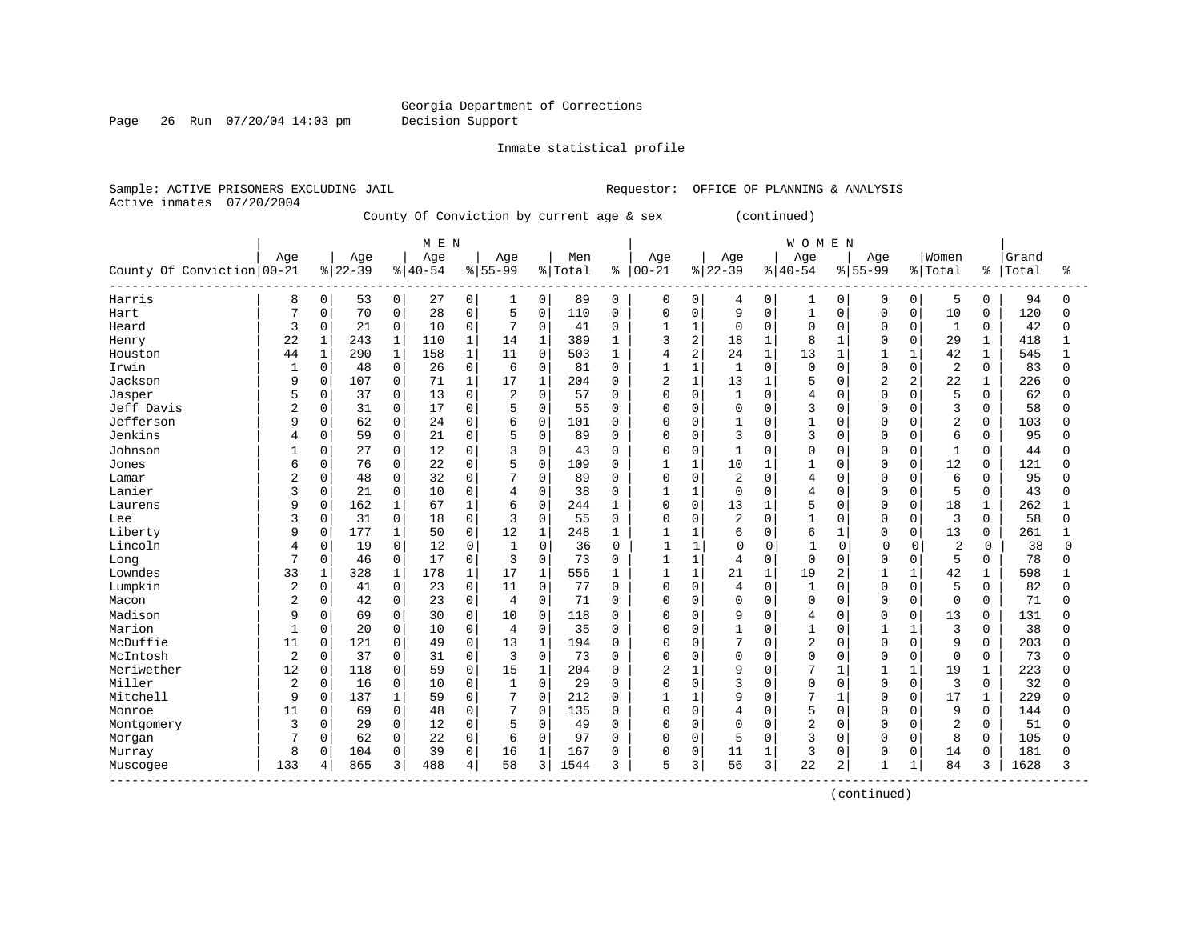Georgia Department of Corrections
Decision Support

Inmate statistical profile

Sample: ACTIVE PRISONERS EXCLUDING JAIL                    Requestor: OFFICE OF PLANNING & ANALYSIS
Active inmates 07/20/2004

County Of Conviction by current age & sex (continued)

| County Of Conviction | MEN Age 00-21 | % | Age 22-39 | % | Age 40-54 | % | Age 55-99 | % | Men Total | % | WOMEN Age 00-21 | % | Age 22-39 | % | Age 40-54 | % | Age 55-99 | % | Women Total | % | Grand Total | % |
|---|---|---|---|---|---|---|---|---|---|---|---|---|---|---|---|---|---|---|---|---|---|---|
| Harris | 8 | 0 | 53 | 0 | 27 | 0 | 1 | 0 | 89 | 0 | 0 | 0 | 4 | 0 | 1 | 0 | 0 | 0 | 5 | 0 | 94 | 0 |
| Hart | 7 | 0 | 70 | 0 | 28 | 0 | 5 | 0 | 110 | 0 | 0 | 0 | 9 | 0 | 1 | 0 | 0 | 0 | 10 | 0 | 120 | 0 |
| Heard | 3 | 0 | 21 | 0 | 10 | 0 | 7 | 0 | 41 | 0 | 1 | 1 | 0 | 0 | 0 | 0 | 0 | 0 | 1 | 0 | 42 | 0 |
| Henry | 22 | 1 | 243 | 1 | 110 | 1 | 14 | 1 | 389 | 1 | 3 | 2 | 18 | 1 | 8 | 1 | 0 | 0 | 29 | 1 | 418 | 1 |
| Houston | 44 | 1 | 290 | 1 | 158 | 1 | 11 | 0 | 503 | 1 | 4 | 2 | 24 | 1 | 13 | 1 | 1 | 1 | 42 | 1 | 545 | 1 |
| Irwin | 1 | 0 | 48 | 0 | 26 | 0 | 6 | 0 | 81 | 0 | 1 | 1 | 1 | 0 | 0 | 0 | 0 | 0 | 2 | 0 | 83 | 0 |
| Jackson | 9 | 0 | 107 | 0 | 71 | 1 | 17 | 1 | 204 | 0 | 2 | 1 | 13 | 1 | 5 | 0 | 2 | 2 | 22 | 1 | 226 | 0 |
| Jasper | 5 | 0 | 37 | 0 | 13 | 0 | 2 | 0 | 57 | 0 | 0 | 0 | 1 | 0 | 4 | 0 | 0 | 0 | 5 | 0 | 62 | 0 |
| Jeff Davis | 2 | 0 | 31 | 0 | 17 | 0 | 5 | 0 | 55 | 0 | 0 | 0 | 0 | 0 | 3 | 0 | 0 | 0 | 3 | 0 | 58 | 0 |
| Jefferson | 9 | 0 | 62 | 0 | 24 | 0 | 6 | 0 | 101 | 0 | 0 | 0 | 1 | 0 | 1 | 0 | 0 | 0 | 2 | 0 | 103 | 0 |
| Jenkins | 4 | 0 | 59 | 0 | 21 | 0 | 5 | 0 | 89 | 0 | 0 | 0 | 3 | 0 | 3 | 0 | 0 | 0 | 6 | 0 | 95 | 0 |
| Johnson | 1 | 0 | 27 | 0 | 12 | 0 | 3 | 0 | 43 | 0 | 0 | 0 | 1 | 0 | 0 | 0 | 0 | 0 | 1 | 0 | 44 | 0 |
| Jones | 6 | 0 | 76 | 0 | 22 | 0 | 5 | 0 | 109 | 0 | 1 | 1 | 10 | 1 | 1 | 0 | 0 | 0 | 12 | 0 | 121 | 0 |
| Lamar | 2 | 0 | 48 | 0 | 32 | 0 | 7 | 0 | 89 | 0 | 0 | 0 | 2 | 0 | 4 | 0 | 0 | 0 | 6 | 0 | 95 | 0 |
| Lanier | 3 | 0 | 21 | 0 | 10 | 0 | 4 | 0 | 38 | 0 | 1 | 1 | 0 | 0 | 4 | 0 | 0 | 0 | 5 | 0 | 43 | 0 |
| Laurens | 9 | 0 | 162 | 1 | 67 | 1 | 6 | 0 | 244 | 1 | 0 | 0 | 13 | 1 | 5 | 0 | 0 | 0 | 18 | 1 | 262 | 1 |
| Lee | 3 | 0 | 31 | 0 | 18 | 0 | 3 | 0 | 55 | 0 | 0 | 0 | 2 | 0 | 1 | 0 | 0 | 0 | 3 | 0 | 58 | 0 |
| Liberty | 9 | 0 | 177 | 1 | 50 | 0 | 12 | 1 | 248 | 1 | 1 | 1 | 6 | 0 | 6 | 1 | 0 | 0 | 13 | 0 | 261 | 1 |
| Lincoln | 4 | 0 | 19 | 0 | 12 | 0 | 1 | 0 | 36 | 0 | 1 | 1 | 0 | 0 | 1 | 0 | 0 | 0 | 2 | 0 | 38 | 0 |
| Long | 7 | 0 | 46 | 0 | 17 | 0 | 3 | 0 | 73 | 0 | 1 | 1 | 4 | 0 | 0 | 0 | 0 | 0 | 5 | 0 | 78 | 0 |
| Lowndes | 33 | 1 | 328 | 1 | 178 | 1 | 17 | 1 | 556 | 1 | 1 | 1 | 21 | 1 | 19 | 2 | 1 | 1 | 42 | 1 | 598 | 1 |
| Lumpkin | 2 | 0 | 41 | 0 | 23 | 0 | 11 | 0 | 77 | 0 | 0 | 0 | 4 | 0 | 1 | 0 | 0 | 0 | 5 | 0 | 82 | 0 |
| Macon | 2 | 0 | 42 | 0 | 23 | 0 | 4 | 0 | 71 | 0 | 0 | 0 | 0 | 0 | 0 | 0 | 0 | 0 | 0 | 0 | 71 | 0 |
| Madison | 9 | 0 | 69 | 0 | 30 | 0 | 10 | 0 | 118 | 0 | 0 | 0 | 9 | 0 | 4 | 0 | 0 | 0 | 13 | 0 | 131 | 0 |
| Marion | 1 | 0 | 20 | 0 | 10 | 0 | 4 | 0 | 35 | 0 | 0 | 0 | 1 | 0 | 1 | 0 | 1 | 1 | 3 | 0 | 38 | 0 |
| McDuffie | 11 | 0 | 121 | 0 | 49 | 0 | 13 | 1 | 194 | 0 | 0 | 0 | 7 | 0 | 2 | 0 | 0 | 0 | 9 | 0 | 203 | 0 |
| McIntosh | 2 | 0 | 37 | 0 | 31 | 0 | 3 | 0 | 73 | 0 | 0 | 0 | 0 | 0 | 0 | 0 | 0 | 0 | 0 | 0 | 73 | 0 |
| Meriwether | 12 | 0 | 118 | 0 | 59 | 0 | 15 | 1 | 204 | 0 | 2 | 1 | 9 | 0 | 7 | 1 | 1 | 1 | 19 | 1 | 223 | 0 |
| Miller | 2 | 0 | 16 | 0 | 10 | 0 | 1 | 0 | 29 | 0 | 0 | 0 | 3 | 0 | 0 | 0 | 0 | 0 | 3 | 0 | 32 | 0 |
| Mitchell | 9 | 0 | 137 | 1 | 59 | 0 | 7 | 0 | 212 | 0 | 1 | 1 | 9 | 0 | 7 | 1 | 0 | 0 | 17 | 1 | 229 | 0 |
| Monroe | 11 | 0 | 69 | 0 | 48 | 0 | 7 | 0 | 135 | 0 | 0 | 0 | 4 | 0 | 5 | 0 | 0 | 0 | 9 | 0 | 144 | 0 |
| Montgomery | 3 | 0 | 29 | 0 | 12 | 0 | 5 | 0 | 49 | 0 | 0 | 0 | 0 | 0 | 2 | 0 | 0 | 0 | 2 | 0 | 51 | 0 |
| Morgan | 7 | 0 | 62 | 0 | 22 | 0 | 6 | 0 | 97 | 0 | 0 | 0 | 5 | 0 | 3 | 0 | 0 | 0 | 8 | 0 | 105 | 0 |
| Murray | 8 | 0 | 104 | 0 | 39 | 0 | 16 | 1 | 167 | 0 | 0 | 0 | 11 | 1 | 3 | 0 | 0 | 0 | 14 | 0 | 181 | 0 |
| Muscogee | 133 | 4 | 865 | 3 | 488 | 4 | 58 | 3 | 1544 | 3 | 5 | 3 | 56 | 3 | 22 | 2 | 1 | 1 | 84 | 3 | 1628 | 3 |

(continued)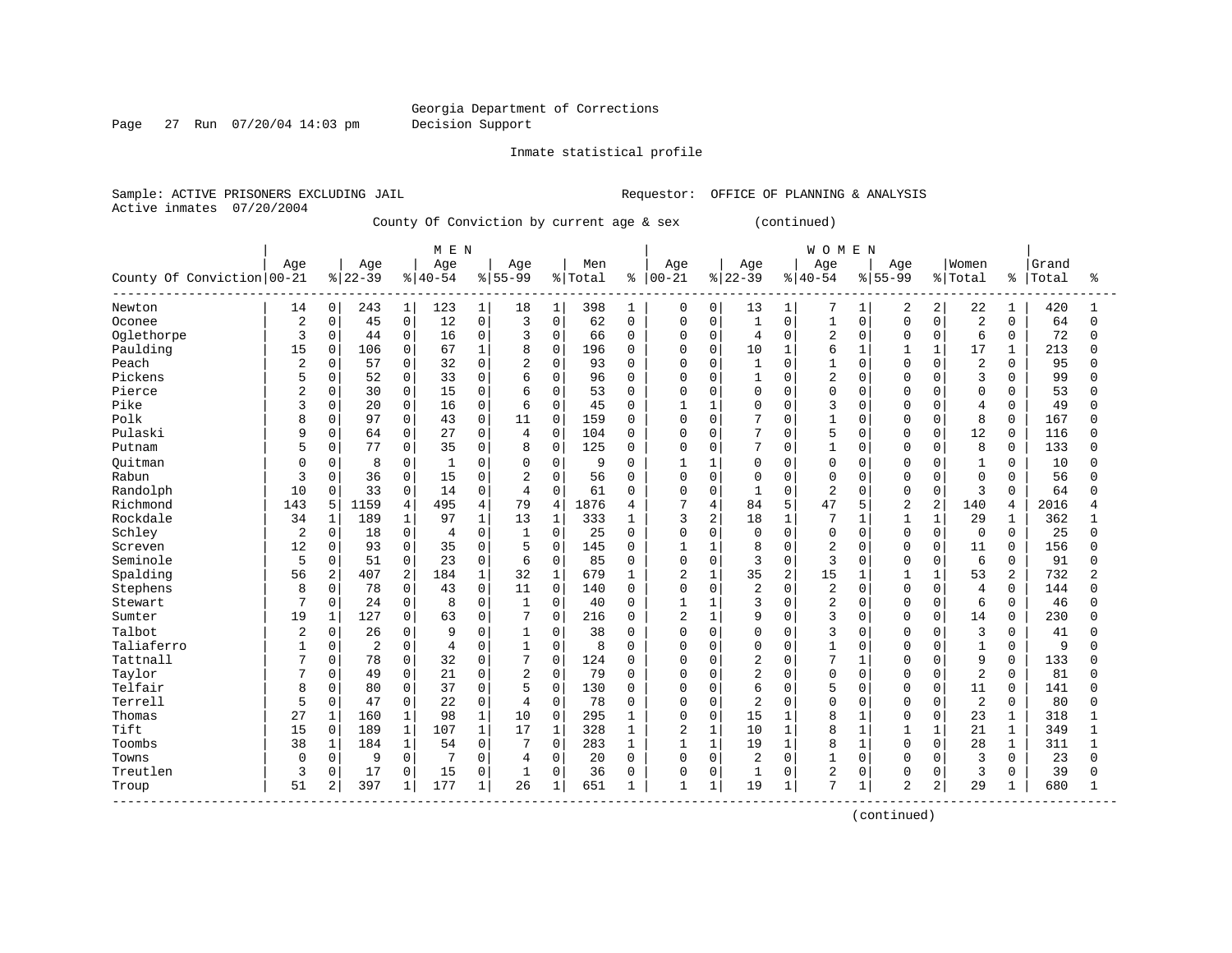Georgia Department of Corrections
Decision Support

Inmate statistical profile

Sample: ACTIVE PRISONERS EXCLUDING JAIL                    Requestor: OFFICE OF PLANNING & ANALYSIS
Active inmates 07/20/2004

County Of Conviction by current age & sex (continued)

| County Of Conviction | MEN Age 00-21 | % | Age 22-39 | % | Age 40-54 | % | Age 55-99 | % | Men Total | % | WOMEN Age 00-21 | % | Age 22-39 | % | Age 40-54 | % | Age 55-99 | % | Women Total | % | Grand Total | % |
|---|---|---|---|---|---|---|---|---|---|---|---|---|---|---|---|---|---|---|---|---|---|---|
| Newton | 14 | 0 | 243 | 1 | 123 | 1 | 18 | 1 | 398 | 1 | 0 | 0 | 13 | 1 | 7 | 1 | 2 | 2 | 22 | 1 | 420 | 1 |
| Oconee | 2 | 0 | 45 | 0 | 12 | 0 | 3 | 0 | 62 | 0 | 0 | 0 | 1 | 0 | 1 | 0 | 0 | 0 | 2 | 0 | 64 | 0 |
| Oglethorpe | 3 | 0 | 44 | 0 | 16 | 0 | 3 | 0 | 66 | 0 | 0 | 0 | 4 | 0 | 2 | 0 | 0 | 0 | 6 | 0 | 72 | 0 |
| Paulding | 15 | 0 | 106 | 0 | 67 | 1 | 8 | 0 | 196 | 0 | 0 | 0 | 10 | 1 | 6 | 1 | 1 | 1 | 17 | 1 | 213 | 0 |
| Peach | 2 | 0 | 57 | 0 | 32 | 0 | 2 | 0 | 93 | 0 | 0 | 0 | 1 | 0 | 1 | 0 | 0 | 0 | 2 | 0 | 95 | 0 |
| Pickens | 5 | 0 | 52 | 0 | 33 | 0 | 6 | 0 | 96 | 0 | 0 | 0 | 1 | 0 | 2 | 0 | 0 | 0 | 3 | 0 | 99 | 0 |
| Pierce | 2 | 0 | 30 | 0 | 15 | 0 | 6 | 0 | 53 | 0 | 0 | 0 | 0 | 0 | 0 | 0 | 0 | 0 | 0 | 0 | 53 | 0 |
| Pike | 3 | 0 | 20 | 0 | 16 | 0 | 6 | 0 | 45 | 0 | 1 | 1 | 0 | 0 | 3 | 0 | 0 | 0 | 4 | 0 | 49 | 0 |
| Polk | 8 | 0 | 97 | 0 | 43 | 0 | 11 | 0 | 159 | 0 | 0 | 0 | 7 | 0 | 1 | 0 | 0 | 0 | 8 | 0 | 167 | 0 |
| Pulaski | 9 | 0 | 64 | 0 | 27 | 0 | 4 | 0 | 104 | 0 | 0 | 0 | 7 | 0 | 5 | 0 | 0 | 0 | 12 | 0 | 116 | 0 |
| Putnam | 5 | 0 | 77 | 0 | 35 | 0 | 8 | 0 | 125 | 0 | 0 | 0 | 7 | 0 | 1 | 0 | 0 | 0 | 8 | 0 | 133 | 0 |
| Quitman | 0 | 0 | 8 | 0 | 1 | 0 | 0 | 0 | 9 | 0 | 1 | 1 | 0 | 0 | 0 | 0 | 0 | 0 | 1 | 0 | 10 | 0 |
| Rabun | 3 | 0 | 36 | 0 | 15 | 0 | 2 | 0 | 56 | 0 | 0 | 0 | 0 | 0 | 0 | 0 | 0 | 0 | 0 | 0 | 56 | 0 |
| Randolph | 10 | 0 | 33 | 0 | 14 | 0 | 4 | 0 | 61 | 0 | 0 | 0 | 1 | 0 | 2 | 0 | 0 | 0 | 3 | 0 | 64 | 0 |
| Richmond | 143 | 5 | 1159 | 4 | 495 | 4 | 79 | 4 | 1876 | 4 | 7 | 4 | 84 | 5 | 47 | 5 | 2 | 2 | 140 | 4 | 2016 | 4 |
| Rockdale | 34 | 1 | 189 | 1 | 97 | 1 | 13 | 1 | 333 | 1 | 3 | 2 | 18 | 1 | 7 | 1 | 1 | 1 | 29 | 1 | 362 | 1 |
| Schley | 2 | 0 | 18 | 0 | 4 | 0 | 1 | 0 | 25 | 0 | 0 | 0 | 0 | 0 | 0 | 0 | 0 | 0 | 0 | 0 | 25 | 0 |
| Screven | 12 | 0 | 93 | 0 | 35 | 0 | 5 | 0 | 145 | 0 | 1 | 1 | 8 | 0 | 2 | 0 | 0 | 0 | 11 | 0 | 156 | 0 |
| Seminole | 5 | 0 | 51 | 0 | 23 | 0 | 6 | 0 | 85 | 0 | 0 | 0 | 3 | 0 | 3 | 0 | 0 | 0 | 6 | 0 | 91 | 0 |
| Spalding | 56 | 2 | 407 | 2 | 184 | 1 | 32 | 1 | 679 | 1 | 2 | 1 | 35 | 2 | 15 | 1 | 1 | 1 | 53 | 2 | 732 | 2 |
| Stephens | 8 | 0 | 78 | 0 | 43 | 0 | 11 | 0 | 140 | 0 | 0 | 0 | 2 | 0 | 2 | 0 | 0 | 0 | 4 | 0 | 144 | 0 |
| Stewart | 7 | 0 | 24 | 0 | 8 | 0 | 1 | 0 | 40 | 0 | 1 | 1 | 3 | 0 | 2 | 0 | 0 | 0 | 6 | 0 | 46 | 0 |
| Sumter | 19 | 1 | 127 | 0 | 63 | 0 | 7 | 0 | 216 | 0 | 2 | 1 | 9 | 0 | 3 | 0 | 0 | 0 | 14 | 0 | 230 | 0 |
| Talbot | 2 | 0 | 26 | 0 | 9 | 0 | 1 | 0 | 38 | 0 | 0 | 0 | 0 | 0 | 3 | 0 | 0 | 0 | 3 | 0 | 41 | 0 |
| Taliaferro | 1 | 0 | 2 | 0 | 4 | 0 | 1 | 0 | 8 | 0 | 0 | 0 | 0 | 0 | 1 | 0 | 0 | 0 | 1 | 0 | 9 | 0 |
| Tattnall | 7 | 0 | 78 | 0 | 32 | 0 | 7 | 0 | 124 | 0 | 0 | 0 | 2 | 0 | 7 | 1 | 0 | 0 | 9 | 0 | 133 | 0 |
| Taylor | 7 | 0 | 49 | 0 | 21 | 0 | 2 | 0 | 79 | 0 | 0 | 0 | 2 | 0 | 0 | 0 | 0 | 0 | 2 | 0 | 81 | 0 |
| Telfair | 8 | 0 | 80 | 0 | 37 | 0 | 5 | 0 | 130 | 0 | 0 | 0 | 6 | 0 | 5 | 0 | 0 | 0 | 11 | 0 | 141 | 0 |
| Terrell | 5 | 0 | 47 | 0 | 22 | 0 | 4 | 0 | 78 | 0 | 0 | 0 | 2 | 0 | 0 | 0 | 0 | 0 | 2 | 0 | 80 | 0 |
| Thomas | 27 | 1 | 160 | 1 | 98 | 1 | 10 | 0 | 295 | 1 | 0 | 0 | 15 | 1 | 8 | 1 | 0 | 0 | 23 | 1 | 318 | 1 |
| Tift | 15 | 0 | 189 | 1 | 107 | 1 | 17 | 1 | 328 | 1 | 2 | 1 | 10 | 1 | 8 | 1 | 1 | 1 | 21 | 1 | 349 | 1 |
| Toombs | 38 | 1 | 184 | 1 | 54 | 0 | 7 | 0 | 283 | 1 | 1 | 1 | 19 | 1 | 8 | 1 | 0 | 0 | 28 | 1 | 311 | 1 |
| Towns | 0 | 0 | 9 | 0 | 7 | 0 | 4 | 0 | 20 | 0 | 0 | 0 | 2 | 0 | 1 | 0 | 0 | 0 | 3 | 0 | 23 | 0 |
| Treutlen | 3 | 0 | 17 | 0 | 15 | 0 | 1 | 0 | 36 | 0 | 0 | 0 | 1 | 0 | 2 | 0 | 0 | 0 | 3 | 0 | 39 | 0 |
| Troup | 51 | 2 | 397 | 1 | 177 | 1 | 26 | 1 | 651 | 1 | 1 | 1 | 19 | 1 | 7 | 1 | 2 | 2 | 29 | 1 | 680 | 1 |

(continued)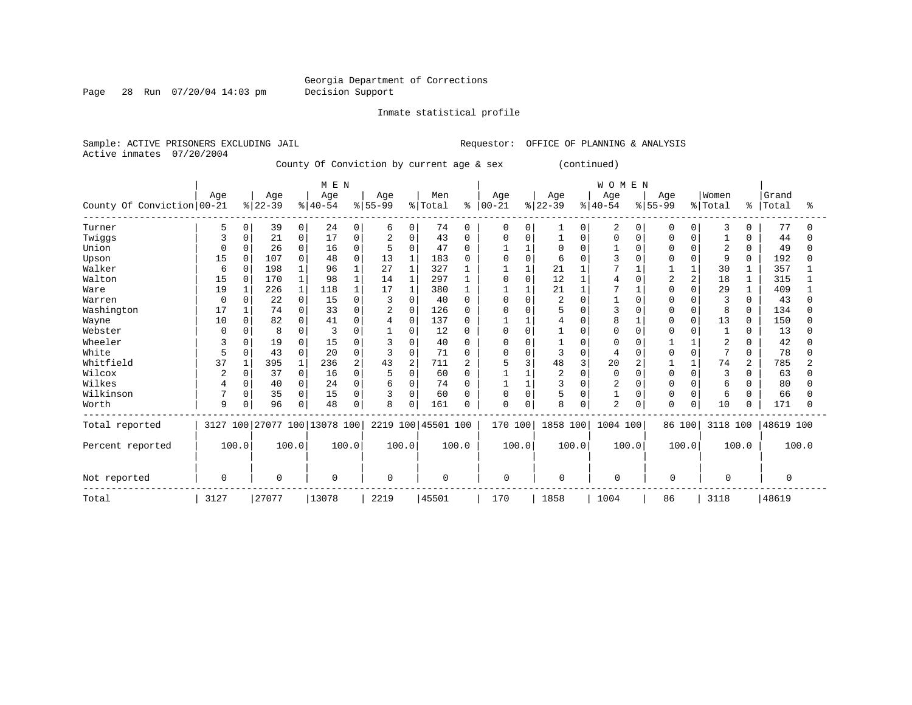Georgia Department of Corrections
Decision Support

Inmate statistical profile

Sample: ACTIVE PRISONERS EXCLUDING JAIL                    Requestor: OFFICE OF PLANNING & ANALYSIS
Active inmates 07/20/2004

County Of Conviction by current age & sex (continued)

| County Of Conviction | MEN Age 00-21 | % | Age 22-39 | % | Age 40-54 | % | Age 55-99 | % | Men Total | % | WOMEN Age 00-21 | % | Age 22-39 | % | Age 40-54 | % | Age 55-99 | % | Women Total | % | Grand Total | % |
|---|---|---|---|---|---|---|---|---|---|---|---|---|---|---|---|---|---|---|---|---|---|---|
| Turner | 5 | 0 | 39 | 0 | 24 | 0 | 6 | 0 | 74 | 0 | 0 | 0 | 1 | 0 | 2 | 0 | 0 | 0 | 3 | 0 | 77 | 0 |
| Twiggs | 3 | 0 | 21 | 0 | 17 | 0 | 2 | 0 | 43 | 0 | 0 | 0 | 1 | 0 | 0 | 0 | 0 | 0 | 1 | 0 | 44 | 0 |
| Union | 0 | 0 | 26 | 0 | 16 | 0 | 5 | 0 | 47 | 0 | 1 | 1 | 0 | 0 | 1 | 0 | 0 | 0 | 2 | 0 | 49 | 0 |
| Upson | 15 | 0 | 107 | 0 | 48 | 0 | 13 | 1 | 183 | 0 | 0 | 0 | 6 | 0 | 3 | 0 | 0 | 0 | 9 | 0 | 192 | 0 |
| Walker | 6 | 0 | 198 | 1 | 96 | 1 | 27 | 1 | 327 | 1 | 1 | 1 | 21 | 1 | 7 | 1 | 1 | 1 | 30 | 1 | 357 | 1 |
| Walton | 15 | 0 | 170 | 1 | 98 | 1 | 14 | 1 | 297 | 1 | 0 | 0 | 12 | 1 | 4 | 0 | 2 | 2 | 18 | 1 | 315 | 1 |
| Ware | 19 | 1 | 226 | 1 | 118 | 1 | 17 | 1 | 380 | 1 | 1 | 1 | 21 | 1 | 7 | 1 | 0 | 0 | 29 | 1 | 409 | 1 |
| Warren | 0 | 0 | 22 | 0 | 15 | 0 | 3 | 0 | 40 | 0 | 0 | 0 | 2 | 0 | 1 | 0 | 0 | 0 | 3 | 0 | 43 | 0 |
| Washington | 17 | 1 | 74 | 0 | 33 | 0 | 2 | 0 | 126 | 0 | 0 | 0 | 5 | 0 | 3 | 0 | 0 | 0 | 8 | 0 | 134 | 0 |
| Wayne | 10 | 0 | 82 | 0 | 41 | 0 | 4 | 0 | 137 | 0 | 1 | 1 | 4 | 0 | 8 | 1 | 0 | 0 | 13 | 0 | 150 | 0 |
| Webster | 0 | 0 | 8 | 0 | 3 | 0 | 1 | 0 | 12 | 0 | 0 | 0 | 1 | 0 | 0 | 0 | 0 | 0 | 1 | 0 | 13 | 0 |
| Wheeler | 3 | 0 | 19 | 0 | 15 | 0 | 3 | 0 | 40 | 0 | 0 | 0 | 1 | 0 | 0 | 0 | 1 | 1 | 2 | 0 | 42 | 0 |
| White | 5 | 0 | 43 | 0 | 20 | 0 | 3 | 0 | 71 | 0 | 0 | 0 | 3 | 0 | 4 | 0 | 0 | 0 | 7 | 0 | 78 | 0 |
| Whitfield | 37 | 1 | 395 | 1 | 236 | 2 | 43 | 2 | 711 | 2 | 5 | 3 | 48 | 3 | 20 | 2 | 1 | 1 | 74 | 2 | 785 | 2 |
| Wilcox | 2 | 0 | 37 | 0 | 16 | 0 | 5 | 0 | 60 | 0 | 1 | 1 | 2 | 0 | 0 | 0 | 0 | 0 | 3 | 0 | 63 | 0 |
| Wilkes | 4 | 0 | 40 | 0 | 24 | 0 | 6 | 0 | 74 | 0 | 1 | 1 | 3 | 0 | 2 | 0 | 0 | 0 | 6 | 0 | 80 | 0 |
| Wilkinson | 7 | 0 | 35 | 0 | 15 | 0 | 3 | 0 | 60 | 0 | 0 | 0 | 5 | 0 | 1 | 0 | 0 | 0 | 6 | 0 | 66 | 0 |
| Worth | 9 | 0 | 96 | 0 | 48 | 0 | 8 | 0 | 161 | 0 | 0 | 0 | 8 | 0 | 2 | 0 | 0 | 0 | 10 | 0 | 171 | 0 |
| Total reported | 3127 | 100 | 27077 | 100 | 13078 | 100 | 2219 | 100 | 45501 | 100 | 170 | 100 | 1858 | 100 | 1004 | 100 | 86 | 100 | 3118 | 100 | 48619 | 100 |
| Percent reported | 100.0 | | 100.0 | | 100.0 | | 100.0 | | 100.0 | | 100.0 | | 100.0 | | 100.0 | | 100.0 | | 100.0 | | 100.0 | |
| Not reported | 0 | | 0 | | 0 | | 0 | | 0 | | 0 | | 0 | | 0 | | 0 | | 0 | | 0 | |
| Total | 3127 | | 27077 | | 13078 | | 2219 | | 45501 | | 170 | | 1858 | | 1004 | | 86 | | 3118 | | 48619 | |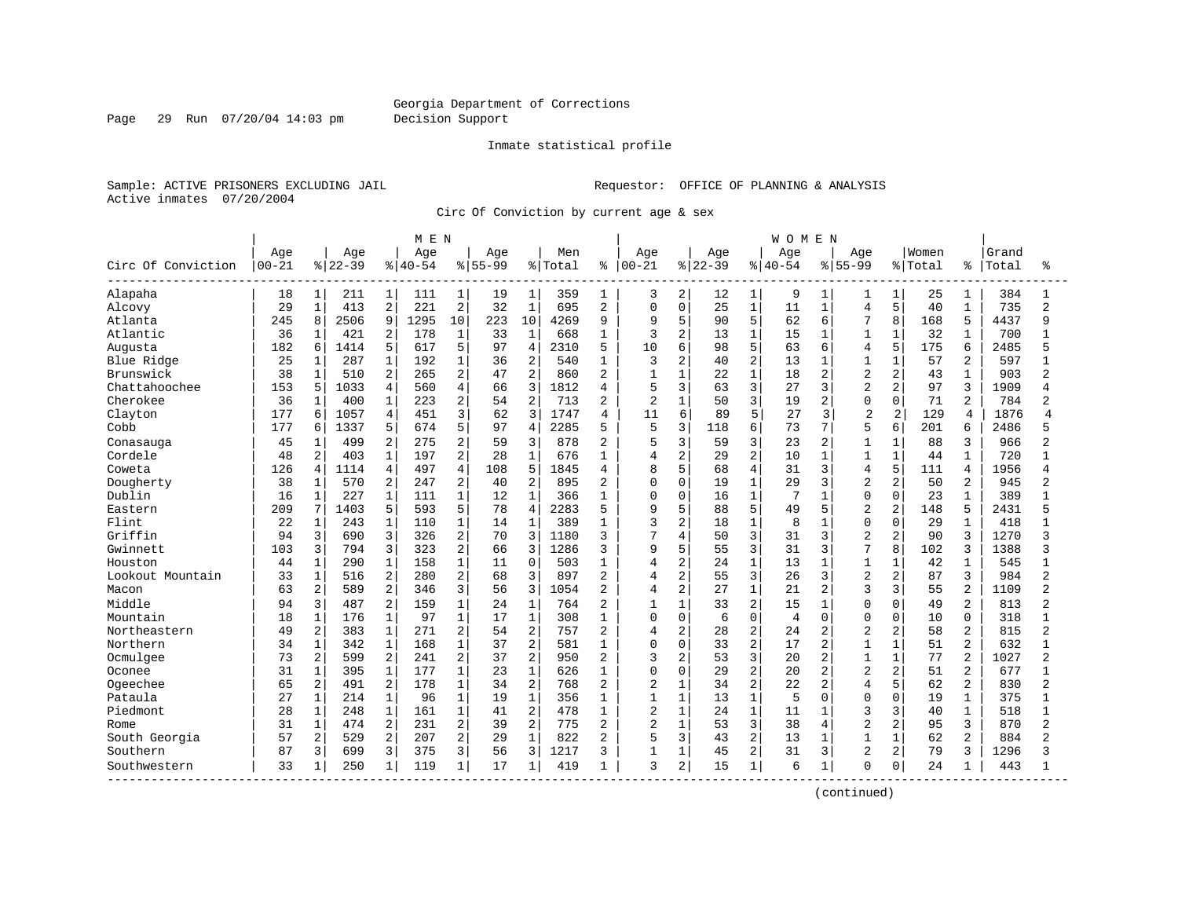Georgia Department of Corrections
Decision Support

Inmate statistical profile

Sample: ACTIVE PRISONERS EXCLUDING JAIL
Active inmates 07/20/2004

Requestor: OFFICE OF PLANNING & ANALYSIS

Circ Of Conviction by current age & sex

| Circ Of Conviction | MEN Age 00-21 | % | Age 22-39 | % | Age 40-54 | % | Age 55-99 | % | Men Total | % | WOMEN Age 00-21 | % | Age 22-39 | % | Age 40-54 | % | Age 55-99 | % | Women Total | % | Grand Total | % |
|---|---|---|---|---|---|---|---|---|---|---|---|---|---|---|---|---|---|---|---|---|---|---|
| Alapaha | 18 | 1 | 211 | 1 | 111 | 1 | 19 | 1 | 359 | 1 | 3 | 2 | 12 | 1 | 9 | 1 | 1 | 1 | 25 | 1 | 384 | 1 |
| Alcovy | 29 | 1 | 413 | 2 | 221 | 2 | 32 | 1 | 695 | 2 | 0 | 0 | 25 | 1 | 11 | 1 | 4 | 5 | 40 | 1 | 735 | 2 |
| Atlanta | 245 | 8 | 2506 | 9 | 1295 | 10 | 223 | 10 | 4269 | 9 | 9 | 5 | 90 | 5 | 62 | 6 | 7 | 8 | 168 | 5 | 4437 | 9 |
| Atlantic | 36 | 1 | 421 | 2 | 178 | 1 | 33 | 1 | 668 | 1 | 3 | 2 | 13 | 1 | 15 | 1 | 1 | 1 | 32 | 1 | 700 | 1 |
| Augusta | 182 | 6 | 1414 | 5 | 617 | 5 | 97 | 4 | 2310 | 5 | 10 | 6 | 98 | 5 | 63 | 6 | 4 | 5 | 175 | 6 | 2485 | 5 |
| Blue Ridge | 25 | 1 | 287 | 1 | 192 | 1 | 36 | 2 | 540 | 1 | 3 | 2 | 40 | 2 | 13 | 1 | 1 | 1 | 57 | 2 | 597 | 1 |
| Brunswick | 38 | 1 | 510 | 2 | 265 | 2 | 47 | 2 | 860 | 2 | 1 | 1 | 22 | 1 | 18 | 2 | 2 | 2 | 43 | 1 | 903 | 2 |
| Chattahoochee | 153 | 5 | 1033 | 4 | 560 | 4 | 66 | 3 | 1812 | 4 | 5 | 3 | 63 | 3 | 27 | 3 | 2 | 2 | 97 | 3 | 1909 | 4 |
| Cherokee | 36 | 1 | 400 | 1 | 223 | 2 | 54 | 2 | 713 | 2 | 2 | 1 | 50 | 3 | 19 | 2 | 0 | 0 | 71 | 2 | 784 | 2 |
| Clayton | 177 | 6 | 1057 | 4 | 451 | 3 | 62 | 3 | 1747 | 4 | 11 | 6 | 89 | 5 | 27 | 3 | 2 | 2 | 129 | 4 | 1876 | 4 |
| Cobb | 177 | 6 | 1337 | 5 | 674 | 5 | 97 | 4 | 2285 | 5 | 5 | 3 | 118 | 6 | 73 | 7 | 5 | 6 | 201 | 6 | 2486 | 5 |
| Conasauga | 45 | 1 | 499 | 2 | 275 | 2 | 59 | 3 | 878 | 2 | 5 | 3 | 59 | 3 | 23 | 2 | 1 | 1 | 88 | 3 | 966 | 2 |
| Cordele | 48 | 2 | 403 | 1 | 197 | 2 | 28 | 1 | 676 | 1 | 4 | 2 | 29 | 2 | 10 | 1 | 1 | 1 | 44 | 1 | 720 | 1 |
| Coweta | 126 | 4 | 1114 | 4 | 497 | 4 | 108 | 5 | 1845 | 4 | 8 | 5 | 68 | 4 | 31 | 3 | 4 | 5 | 111 | 4 | 1956 | 4 |
| Dougherty | 38 | 1 | 570 | 2 | 247 | 2 | 40 | 2 | 895 | 2 | 0 | 0 | 19 | 1 | 29 | 3 | 2 | 2 | 50 | 2 | 945 | 2 |
| Dublin | 16 | 1 | 227 | 1 | 111 | 1 | 12 | 1 | 366 | 1 | 0 | 0 | 16 | 1 | 7 | 1 | 0 | 0 | 23 | 1 | 389 | 1 |
| Eastern | 209 | 7 | 1403 | 5 | 593 | 5 | 78 | 4 | 2283 | 5 | 9 | 5 | 88 | 5 | 49 | 5 | 2 | 2 | 148 | 5 | 2431 | 5 |
| Flint | 22 | 1 | 243 | 1 | 110 | 1 | 14 | 1 | 389 | 1 | 3 | 2 | 18 | 1 | 8 | 1 | 0 | 0 | 29 | 1 | 418 | 1 |
| Griffin | 94 | 3 | 690 | 3 | 326 | 2 | 70 | 3 | 1180 | 3 | 7 | 4 | 50 | 3 | 31 | 3 | 2 | 2 | 90 | 3 | 1270 | 3 |
| Gwinnett | 103 | 3 | 794 | 3 | 323 | 2 | 66 | 3 | 1286 | 3 | 9 | 5 | 55 | 3 | 31 | 3 | 7 | 8 | 102 | 3 | 1388 | 3 |
| Houston | 44 | 1 | 290 | 1 | 158 | 1 | 11 | 0 | 503 | 1 | 4 | 2 | 24 | 1 | 13 | 1 | 1 | 1 | 42 | 1 | 545 | 1 |
| Lookout Mountain | 33 | 1 | 516 | 2 | 280 | 2 | 68 | 3 | 897 | 2 | 4 | 2 | 55 | 3 | 26 | 3 | 2 | 2 | 87 | 3 | 984 | 2 |
| Macon | 63 | 2 | 589 | 2 | 346 | 3 | 56 | 3 | 1054 | 2 | 4 | 2 | 27 | 1 | 21 | 2 | 3 | 3 | 55 | 2 | 1109 | 2 |
| Middle | 94 | 3 | 487 | 2 | 159 | 1 | 24 | 1 | 764 | 2 | 1 | 1 | 33 | 2 | 15 | 1 | 0 | 0 | 49 | 2 | 813 | 2 |
| Mountain | 18 | 1 | 176 | 1 | 97 | 1 | 17 | 1 | 308 | 1 | 0 | 0 | 6 | 0 | 4 | 0 | 0 | 0 | 10 | 0 | 318 | 1 |
| Northeastern | 49 | 2 | 383 | 1 | 271 | 2 | 54 | 2 | 757 | 2 | 4 | 2 | 28 | 2 | 24 | 2 | 2 | 2 | 58 | 2 | 815 | 2 |
| Northern | 34 | 1 | 342 | 1 | 168 | 1 | 37 | 2 | 581 | 1 | 0 | 0 | 33 | 2 | 17 | 2 | 1 | 1 | 51 | 2 | 632 | 1 |
| Ocmulgee | 73 | 2 | 599 | 2 | 241 | 2 | 37 | 2 | 950 | 2 | 3 | 2 | 53 | 3 | 20 | 2 | 1 | 1 | 77 | 2 | 1027 | 2 |
| Oconee | 31 | 1 | 395 | 1 | 177 | 1 | 23 | 1 | 626 | 1 | 0 | 0 | 29 | 2 | 20 | 2 | 2 | 2 | 51 | 2 | 677 | 1 |
| Ogeechee | 65 | 2 | 491 | 2 | 178 | 1 | 34 | 2 | 768 | 2 | 2 | 1 | 34 | 2 | 22 | 2 | 4 | 5 | 62 | 2 | 830 | 2 |
| Pataula | 27 | 1 | 214 | 1 | 96 | 1 | 19 | 1 | 356 | 1 | 1 | 1 | 13 | 1 | 5 | 0 | 0 | 0 | 19 | 1 | 375 | 1 |
| Piedmont | 28 | 1 | 248 | 1 | 161 | 1 | 41 | 2 | 478 | 1 | 2 | 1 | 24 | 1 | 11 | 1 | 3 | 3 | 40 | 1 | 518 | 1 |
| Rome | 31 | 1 | 474 | 2 | 231 | 2 | 39 | 2 | 775 | 2 | 2 | 1 | 53 | 3 | 38 | 4 | 2 | 2 | 95 | 3 | 870 | 2 |
| South Georgia | 57 | 2 | 529 | 2 | 207 | 2 | 29 | 1 | 822 | 2 | 5 | 3 | 43 | 2 | 13 | 1 | 1 | 1 | 62 | 2 | 884 | 2 |
| Southern | 87 | 3 | 699 | 3 | 375 | 3 | 56 | 3 | 1217 | 3 | 1 | 1 | 45 | 2 | 31 | 3 | 2 | 2 | 79 | 3 | 1296 | 3 |
| Southwestern | 33 | 1 | 250 | 1 | 119 | 1 | 17 | 1 | 419 | 1 | 3 | 2 | 15 | 1 | 6 | 1 | 0 | 0 | 24 | 1 | 443 | 1 |

(continued)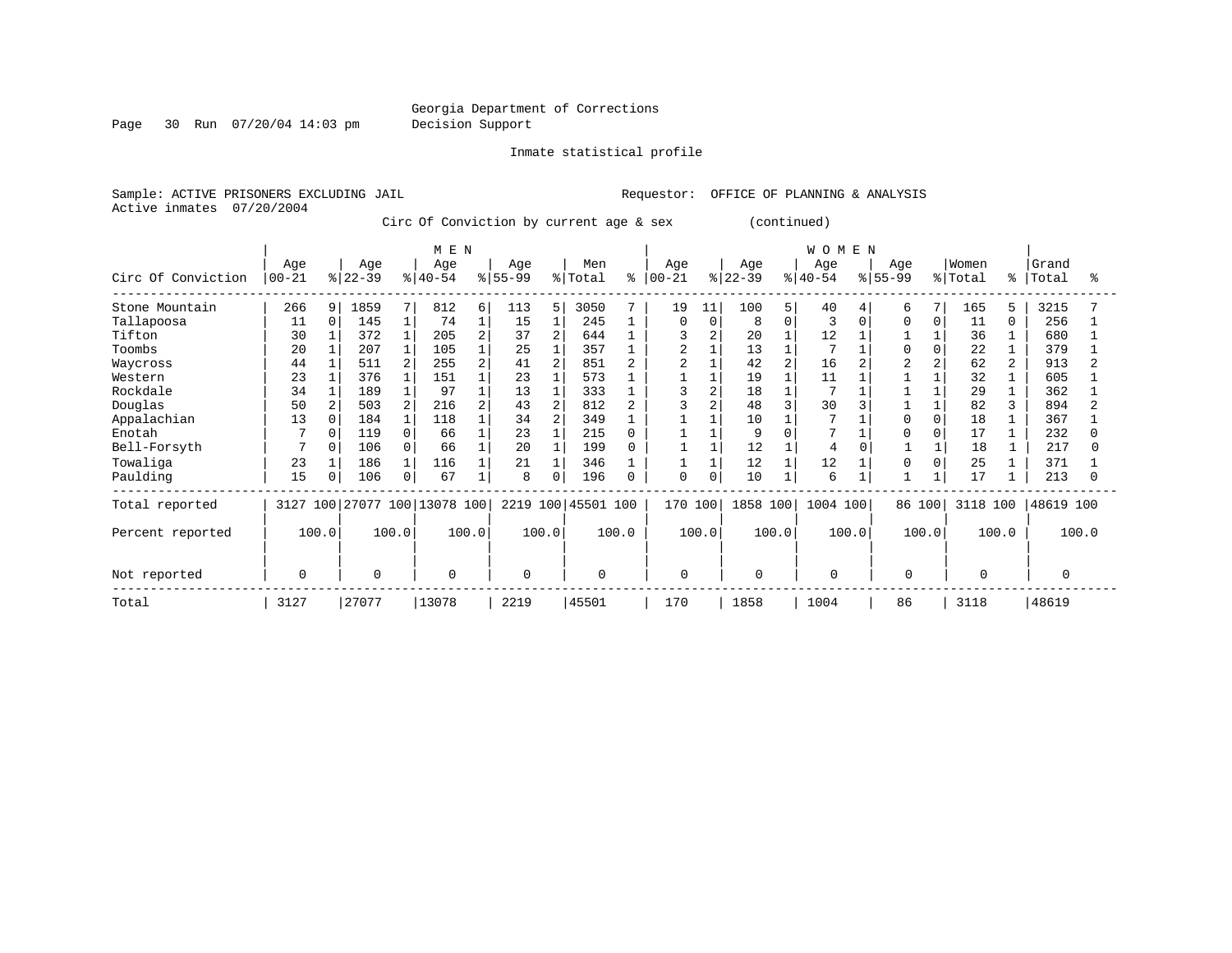Georgia Department of Corrections
Decision Support

Inmate statistical profile

Sample: ACTIVE PRISONERS EXCLUDING JAIL    Requestor: OFFICE OF PLANNING & ANALYSIS
Active inmates 07/20/2004

Circ Of Conviction by current age & sex (continued)

| | MEN | | | | | | | | | | WOMEN | | | | | | | | | | | |
|---|---|---|---|---|---|---|---|---|---|---|---|---|---|---|---|---|---|---|---|---|---|---|
| Circ Of Conviction | Age 00-21 | % | Age 22-39 | % | Age 40-54 | % | Age 55-99 | % | Men Total | % | Age 00-21 | % | Age 22-39 | % | Age 40-54 | % | Age 55-99 | % | Women Total | % | Grand Total | % |
| Stone Mountain | 266 | 9 | 1859 | 7 | 812 | 6 | 113 | 5 | 3050 | 7 | 19 | 11 | 100 | 5 | 40 | 4 | 6 | 7 | 165 | 5 | 3215 | 7 |
| Tallapoosa | 11 | 0 | 145 | 1 | 74 | 1 | 15 | 1 | 245 | 1 | 0 | 0 | 8 | 0 | 3 | 0 | 0 | 0 | 11 | 0 | 256 | 1 |
| Tifton | 30 | 1 | 372 | 1 | 205 | 2 | 37 | 2 | 644 | 1 | 3 | 2 | 20 | 1 | 12 | 1 | 1 | 1 | 36 | 1 | 680 | 1 |
| Toombs | 20 | 1 | 207 | 1 | 105 | 1 | 25 | 1 | 357 | 1 | 2 | 1 | 13 | 1 | 7 | 1 | 0 | 0 | 22 | 1 | 379 | 1 |
| Waycross | 44 | 1 | 511 | 2 | 255 | 2 | 41 | 2 | 851 | 2 | 2 | 1 | 42 | 2 | 16 | 2 | 2 | 2 | 62 | 2 | 913 | 2 |
| Western | 23 | 1 | 376 | 1 | 151 | 1 | 23 | 1 | 573 | 1 | 1 | 1 | 19 | 1 | 11 | 1 | 1 | 1 | 32 | 1 | 605 | 1 |
| Rockdale | 34 | 1 | 189 | 1 | 97 | 1 | 13 | 1 | 333 | 1 | 3 | 2 | 18 | 1 | 7 | 1 | 1 | 1 | 29 | 1 | 362 | 1 |
| Douglas | 50 | 2 | 503 | 2 | 216 | 2 | 43 | 2 | 812 | 2 | 3 | 2 | 48 | 3 | 30 | 3 | 1 | 1 | 82 | 3 | 894 | 2 |
| Appalachian | 13 | 0 | 184 | 1 | 118 | 1 | 34 | 2 | 349 | 1 | 1 | 1 | 10 | 1 | 7 | 1 | 0 | 0 | 18 | 1 | 367 | 1 |
| Enotah | 7 | 0 | 119 | 0 | 66 | 1 | 23 | 1 | 215 | 0 | 1 | 1 | 9 | 0 | 7 | 1 | 0 | 0 | 17 | 1 | 232 | 0 |
| Bell-Forsyth | 7 | 0 | 106 | 0 | 66 | 1 | 20 | 1 | 199 | 0 | 1 | 1 | 12 | 1 | 4 | 0 | 1 | 1 | 18 | 1 | 217 | 0 |
| Towaliga | 23 | 1 | 186 | 1 | 116 | 1 | 21 | 1 | 346 | 1 | 1 | 1 | 12 | 1 | 12 | 1 | 0 | 0 | 25 | 1 | 371 | 1 |
| Paulding | 15 | 0 | 106 | 0 | 67 | 1 | 8 | 0 | 196 | 0 | 0 | 0 | 10 | 1 | 6 | 1 | 1 | 1 | 17 | 1 | 213 | 0 |
| Total reported | 3127 | 100 | 27077 | 100 | 13078 | 100 | 2219 | 100 | 45501 | 100 | 170 | 100 | 1858 | 100 | 1004 | 100 | 86 | 100 | 3118 | 100 | 48619 | 100 |
| Percent reported | 100.0 | | 100.0 | | 100.0 | | 100.0 | | 100.0 | | 100.0 | | 100.0 | | 100.0 | | 100.0 | | 100.0 | | 100.0 | |
| Not reported | 0 | | 0 | | 0 | | 0 | | 0 | | 0 | | 0 | | 0 | | 0 | | 0 | | 0 | |
| Total | 3127 | | 27077 | | 13078 | | 2219 | | 45501 | | 170 | | 1858 | | 1004 | | 86 | | 3118 | | 48619 | |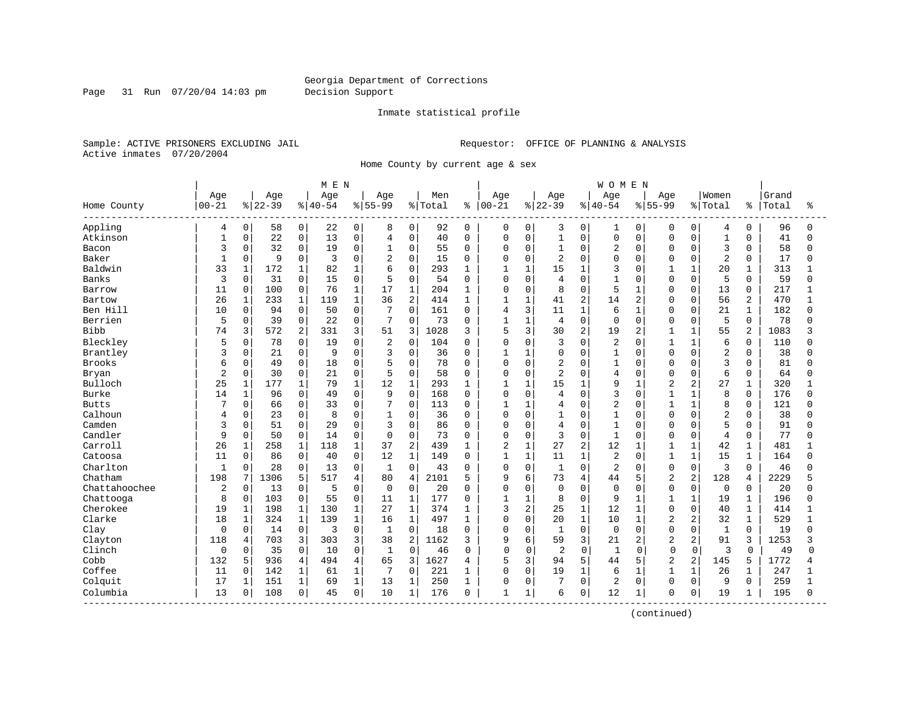Georgia Department of Corrections
Decision Support

Inmate statistical profile

Sample: ACTIVE PRISONERS EXCLUDING JAIL
Active inmates 07/20/2004

Requestor: OFFICE OF PLANNING & ANALYSIS

Home County by current age & sex

| Home County | MEN Age 00-21 | % | Age 22-39 | % | Age 40-54 | % | Age 55-99 | % | Men Total | % | WOMEN Age 00-21 | % | Age 22-39 | % | Age 40-54 | % | Age 55-99 | % | Women Total | % | Grand Total | % |
|---|---|---|---|---|---|---|---|---|---|---|---|---|---|---|---|---|---|---|---|---|---|---|
| Appling | 4 | 0 | 58 | 0 | 22 | 0 | 8 | 0 | 92 | 0 | 0 | 0 | 3 | 0 | 1 | 0 | 0 | 0 | 4 | 0 | 96 | 0 |
| Atkinson | 1 | 0 | 22 | 0 | 13 | 0 | 4 | 0 | 40 | 0 | 0 | 0 | 1 | 0 | 0 | 0 | 0 | 0 | 1 | 0 | 41 | 0 |
| Bacon | 3 | 0 | 32 | 0 | 19 | 0 | 1 | 0 | 55 | 0 | 0 | 0 | 1 | 0 | 2 | 0 | 0 | 0 | 3 | 0 | 58 | 0 |
| Baker | 1 | 0 | 9 | 0 | 3 | 0 | 2 | 0 | 15 | 0 | 0 | 0 | 2 | 0 | 0 | 0 | 0 | 0 | 2 | 0 | 17 | 0 |
| Baldwin | 33 | 1 | 172 | 1 | 82 | 1 | 6 | 0 | 293 | 1 | 1 | 1 | 15 | 1 | 3 | 0 | 1 | 1 | 20 | 1 | 313 | 1 |
| Banks | 3 | 0 | 31 | 0 | 15 | 0 | 5 | 0 | 54 | 0 | 0 | 0 | 4 | 0 | 1 | 0 | 0 | 0 | 5 | 0 | 59 | 0 |
| Barrow | 11 | 0 | 100 | 0 | 76 | 1 | 17 | 1 | 204 | 1 | 0 | 0 | 8 | 0 | 5 | 1 | 0 | 0 | 13 | 0 | 217 | 1 |
| Bartow | 26 | 1 | 233 | 1 | 119 | 1 | 36 | 2 | 414 | 1 | 1 | 1 | 41 | 2 | 14 | 2 | 0 | 0 | 56 | 2 | 470 | 1 |
| Ben Hill | 10 | 0 | 94 | 0 | 50 | 0 | 7 | 0 | 161 | 0 | 4 | 3 | 11 | 1 | 6 | 1 | 0 | 0 | 21 | 1 | 182 | 0 |
| Berrien | 5 | 0 | 39 | 0 | 22 | 0 | 7 | 0 | 73 | 0 | 1 | 1 | 4 | 0 | 0 | 0 | 0 | 0 | 5 | 0 | 78 | 0 |
| Bibb | 74 | 3 | 572 | 2 | 331 | 3 | 51 | 3 | 1028 | 3 | 5 | 3 | 30 | 2 | 19 | 2 | 1 | 1 | 55 | 2 | 1083 | 3 |
| Bleckley | 5 | 0 | 78 | 0 | 19 | 0 | 2 | 0 | 104 | 0 | 0 | 0 | 3 | 0 | 2 | 0 | 1 | 1 | 6 | 0 | 110 | 0 |
| Brantley | 3 | 0 | 21 | 0 | 9 | 0 | 3 | 0 | 36 | 0 | 1 | 1 | 0 | 0 | 1 | 0 | 0 | 0 | 2 | 0 | 38 | 0 |
| Brooks | 6 | 0 | 49 | 0 | 18 | 0 | 5 | 0 | 78 | 0 | 0 | 0 | 2 | 0 | 1 | 0 | 0 | 0 | 3 | 0 | 81 | 0 |
| Bryan | 2 | 0 | 30 | 0 | 21 | 0 | 5 | 0 | 58 | 0 | 0 | 0 | 2 | 0 | 4 | 0 | 0 | 0 | 6 | 0 | 64 | 0 |
| Bulloch | 25 | 1 | 177 | 1 | 79 | 1 | 12 | 1 | 293 | 1 | 1 | 1 | 15 | 1 | 9 | 1 | 2 | 2 | 27 | 1 | 320 | 1 |
| Burke | 14 | 1 | 96 | 0 | 49 | 0 | 9 | 0 | 168 | 0 | 0 | 0 | 4 | 0 | 3 | 0 | 1 | 1 | 8 | 0 | 176 | 0 |
| Butts | 7 | 0 | 66 | 0 | 33 | 0 | 7 | 0 | 113 | 0 | 1 | 1 | 4 | 0 | 2 | 0 | 1 | 1 | 8 | 0 | 121 | 0 |
| Calhoun | 4 | 0 | 23 | 0 | 8 | 0 | 1 | 0 | 36 | 0 | 0 | 0 | 1 | 0 | 1 | 0 | 0 | 0 | 2 | 0 | 38 | 0 |
| Camden | 3 | 0 | 51 | 0 | 29 | 0 | 3 | 0 | 86 | 0 | 0 | 0 | 4 | 0 | 1 | 0 | 0 | 0 | 5 | 0 | 91 | 0 |
| Candler | 9 | 0 | 50 | 0 | 14 | 0 | 0 | 0 | 73 | 0 | 0 | 0 | 3 | 0 | 1 | 0 | 0 | 0 | 4 | 0 | 77 | 0 |
| Carroll | 26 | 1 | 258 | 1 | 118 | 1 | 37 | 2 | 439 | 1 | 2 | 1 | 27 | 2 | 12 | 1 | 1 | 1 | 42 | 1 | 481 | 1 |
| Catoosa | 11 | 0 | 86 | 0 | 40 | 0 | 12 | 1 | 149 | 0 | 1 | 1 | 11 | 1 | 2 | 0 | 1 | 1 | 15 | 1 | 164 | 0 |
| Charlton | 1 | 0 | 28 | 0 | 13 | 0 | 1 | 0 | 43 | 0 | 0 | 0 | 1 | 0 | 2 | 0 | 0 | 0 | 3 | 0 | 46 | 0 |
| Chatham | 198 | 7 | 1306 | 5 | 517 | 4 | 80 | 4 | 2101 | 5 | 9 | 6 | 73 | 4 | 44 | 5 | 2 | 2 | 128 | 4 | 2229 | 5 |
| Chattahoochee | 2 | 0 | 13 | 0 | 5 | 0 | 0 | 0 | 20 | 0 | 0 | 0 | 0 | 0 | 0 | 0 | 0 | 0 | 0 | 0 | 20 | 0 |
| Chattooga | 8 | 0 | 103 | 0 | 55 | 0 | 11 | 1 | 177 | 0 | 1 | 1 | 8 | 0 | 9 | 1 | 1 | 1 | 19 | 1 | 196 | 0 |
| Cherokee | 19 | 1 | 198 | 1 | 130 | 1 | 27 | 1 | 374 | 1 | 3 | 2 | 25 | 1 | 12 | 1 | 0 | 0 | 40 | 1 | 414 | 1 |
| Clarke | 18 | 1 | 324 | 1 | 139 | 1 | 16 | 1 | 497 | 1 | 0 | 0 | 20 | 1 | 10 | 1 | 2 | 2 | 32 | 1 | 529 | 1 |
| Clay | 0 | 0 | 14 | 0 | 3 | 0 | 1 | 0 | 18 | 0 | 0 | 0 | 1 | 0 | 0 | 0 | 0 | 0 | 1 | 0 | 19 | 0 |
| Clayton | 118 | 4 | 703 | 3 | 303 | 3 | 38 | 2 | 1162 | 3 | 9 | 6 | 59 | 3 | 21 | 2 | 2 | 2 | 91 | 3 | 1253 | 3 |
| Clinch | 0 | 0 | 35 | 0 | 10 | 0 | 1 | 0 | 46 | 0 | 0 | 0 | 2 | 0 | 1 | 0 | 0 | 0 | 3 | 0 | 49 | 0 |
| Cobb | 132 | 5 | 936 | 4 | 494 | 4 | 65 | 3 | 1627 | 4 | 5 | 3 | 94 | 5 | 44 | 5 | 2 | 2 | 145 | 5 | 1772 | 4 |
| Coffee | 11 | 0 | 142 | 1 | 61 | 1 | 7 | 0 | 221 | 1 | 0 | 0 | 19 | 1 | 6 | 1 | 1 | 1 | 26 | 1 | 247 | 1 |
| Colquitt | 17 | 1 | 151 | 1 | 69 | 1 | 13 | 1 | 250 | 1 | 0 | 0 | 7 | 0 | 2 | 0 | 0 | 0 | 9 | 0 | 259 | 1 |
| Columbia | 13 | 0 | 108 | 0 | 45 | 0 | 10 | 1 | 176 | 0 | 1 | 1 | 6 | 0 | 12 | 1 | 0 | 0 | 19 | 1 | 195 | 0 |

(continued)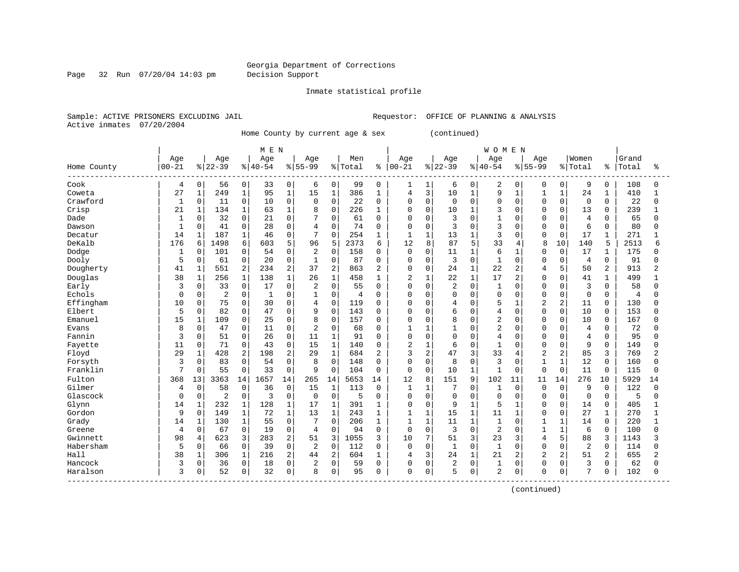Georgia Department of Corrections
Decision Support

Inmate statistical profile

Sample: ACTIVE PRISONERS EXCLUDING JAIL    Requestor: OFFICE OF PLANNING & ANALYSIS
Active inmates 07/20/2004

Home County by current age & sex (continued)

| Home County | MEN Age 00-21 | % | Age 22-39 | % | Age 40-54 | % | Age 55-99 | % | Men Total | % | WOMEN Age 00-21 | % | Age 22-39 | % | Age 40-54 | % | Age 55-99 | % | Women Total | % | Grand Total | % |
|---|---|---|---|---|---|---|---|---|---|---|---|---|---|---|---|---|---|---|---|---|---|---|
| Cook | 4 | 0 | 56 | 0 | 33 | 0 | 6 | 0 | 99 | 0 | 1 | 1 | 6 | 0 | 2 | 0 | 0 | 0 | 9 | 0 | 108 | 0 |
| Coweta | 27 | 1 | 249 | 1 | 95 | 1 | 15 | 1 | 386 | 1 | 4 | 3 | 10 | 1 | 9 | 1 | 1 | 1 | 24 | 1 | 410 | 1 |
| Crawford | 1 | 0 | 11 | 0 | 10 | 0 | 0 | 0 | 22 | 0 | 0 | 0 | 0 | 0 | 0 | 0 | 0 | 0 | 0 | 0 | 22 | 0 |
| Crisp | 21 | 1 | 134 | 1 | 63 | 1 | 8 | 0 | 226 | 1 | 0 | 0 | 10 | 1 | 3 | 0 | 0 | 0 | 13 | 0 | 239 | 1 |
| Dade | 1 | 0 | 32 | 0 | 21 | 0 | 7 | 0 | 61 | 0 | 0 | 0 | 3 | 0 | 1 | 0 | 0 | 0 | 4 | 0 | 65 | 0 |
| Dawson | 1 | 0 | 41 | 0 | 28 | 0 | 4 | 0 | 74 | 0 | 0 | 0 | 3 | 0 | 3 | 0 | 0 | 0 | 6 | 0 | 80 | 0 |
| Decatur | 14 | 1 | 187 | 1 | 46 | 0 | 7 | 0 | 254 | 1 | 1 | 1 | 13 | 1 | 3 | 0 | 0 | 0 | 17 | 1 | 271 | 1 |
| DeKalb | 176 | 6 | 1498 | 6 | 603 | 5 | 96 | 5 | 2373 | 6 | 12 | 8 | 87 | 5 | 33 | 4 | 8 | 10 | 140 | 5 | 2513 | 6 |
| Dodge | 1 | 0 | 101 | 0 | 54 | 0 | 2 | 0 | 158 | 0 | 0 | 0 | 11 | 1 | 6 | 1 | 0 | 0 | 17 | 1 | 175 | 0 |
| Dooly | 5 | 0 | 61 | 0 | 20 | 0 | 1 | 0 | 87 | 0 | 0 | 0 | 3 | 0 | 1 | 0 | 0 | 0 | 4 | 0 | 91 | 0 |
| Dougherty | 41 | 1 | 551 | 2 | 234 | 2 | 37 | 2 | 863 | 2 | 0 | 0 | 24 | 1 | 22 | 2 | 4 | 5 | 50 | 2 | 913 | 2 |
| Douglas | 38 | 1 | 256 | 1 | 138 | 1 | 26 | 1 | 458 | 1 | 2 | 1 | 22 | 1 | 17 | 2 | 0 | 0 | 41 | 1 | 499 | 1 |
| Early | 3 | 0 | 33 | 0 | 17 | 0 | 2 | 0 | 55 | 0 | 0 | 0 | 2 | 0 | 1 | 0 | 0 | 0 | 3 | 0 | 58 | 0 |
| Echols | 0 | 0 | 2 | 0 | 1 | 0 | 1 | 0 | 4 | 0 | 0 | 0 | 0 | 0 | 0 | 0 | 0 | 0 | 0 | 0 | 4 | 0 |
| Effingham | 10 | 0 | 75 | 0 | 30 | 0 | 4 | 0 | 119 | 0 | 0 | 0 | 4 | 0 | 5 | 1 | 2 | 2 | 11 | 0 | 130 | 0 |
| Elbert | 5 | 0 | 82 | 0 | 47 | 0 | 9 | 0 | 143 | 0 | 0 | 0 | 6 | 0 | 4 | 0 | 0 | 0 | 10 | 0 | 153 | 0 |
| Emanuel | 15 | 1 | 109 | 0 | 25 | 0 | 8 | 0 | 157 | 0 | 0 | 0 | 8 | 0 | 2 | 0 | 0 | 0 | 10 | 0 | 167 | 0 |
| Evans | 8 | 0 | 47 | 0 | 11 | 0 | 2 | 0 | 68 | 0 | 1 | 1 | 1 | 0 | 2 | 0 | 0 | 0 | 4 | 0 | 72 | 0 |
| Fannin | 3 | 0 | 51 | 0 | 26 | 0 | 11 | 1 | 91 | 0 | 0 | 0 | 0 | 0 | 4 | 0 | 0 | 0 | 4 | 0 | 95 | 0 |
| Fayette | 11 | 0 | 71 | 0 | 43 | 0 | 15 | 1 | 140 | 0 | 2 | 1 | 6 | 0 | 1 | 0 | 0 | 0 | 9 | 0 | 149 | 0 |
| Floyd | 29 | 1 | 428 | 2 | 198 | 2 | 29 | 1 | 684 | 2 | 3 | 2 | 47 | 3 | 33 | 4 | 2 | 2 | 85 | 3 | 769 | 2 |
| Forsyth | 3 | 0 | 83 | 0 | 54 | 0 | 8 | 0 | 148 | 0 | 0 | 0 | 8 | 0 | 3 | 0 | 1 | 1 | 12 | 0 | 160 | 0 |
| Franklin | 7 | 0 | 55 | 0 | 33 | 0 | 9 | 0 | 104 | 0 | 0 | 0 | 10 | 1 | 1 | 0 | 0 | 0 | 11 | 0 | 115 | 0 |
| Fulton | 368 | 13 | 3363 | 14 | 1657 | 14 | 265 | 14 | 5653 | 14 | 12 | 8 | 151 | 9 | 102 | 11 | 11 | 14 | 276 | 10 | 5929 | 14 |
| Gilmer | 4 | 0 | 58 | 0 | 36 | 0 | 15 | 1 | 113 | 0 | 1 | 1 | 7 | 0 | 1 | 0 | 0 | 0 | 9 | 0 | 122 | 0 |
| Glascock | 0 | 0 | 2 | 0 | 3 | 0 | 0 | 0 | 5 | 0 | 0 | 0 | 0 | 0 | 0 | 0 | 0 | 0 | 0 | 0 | 5 | 0 |
| Glynn | 14 | 1 | 232 | 1 | 128 | 1 | 17 | 1 | 391 | 1 | 0 | 0 | 9 | 1 | 5 | 1 | 0 | 0 | 14 | 0 | 405 | 1 |
| Gordon | 9 | 0 | 149 | 1 | 72 | 1 | 13 | 1 | 243 | 1 | 1 | 1 | 15 | 1 | 11 | 1 | 0 | 0 | 27 | 1 | 270 | 1 |
| Grady | 14 | 1 | 130 | 1 | 55 | 0 | 7 | 0 | 206 | 1 | 1 | 1 | 11 | 1 | 1 | 0 | 1 | 1 | 14 | 0 | 220 | 1 |
| Greene | 4 | 0 | 67 | 0 | 19 | 0 | 4 | 0 | 94 | 0 | 0 | 0 | 3 | 0 | 2 | 0 | 1 | 1 | 6 | 0 | 100 | 0 |
| Gwinnett | 98 | 4 | 623 | 3 | 283 | 2 | 51 | 3 | 1055 | 3 | 10 | 7 | 51 | 3 | 23 | 3 | 4 | 5 | 88 | 3 | 1143 | 3 |
| Habersham | 5 | 0 | 66 | 0 | 39 | 0 | 2 | 0 | 112 | 0 | 0 | 0 | 1 | 0 | 1 | 0 | 0 | 0 | 2 | 0 | 114 | 0 |
| Hall | 38 | 1 | 306 | 1 | 216 | 2 | 44 | 2 | 604 | 1 | 4 | 3 | 24 | 1 | 21 | 2 | 2 | 2 | 51 | 2 | 655 | 2 |
| Hancock | 3 | 0 | 36 | 0 | 18 | 0 | 2 | 0 | 59 | 0 | 0 | 0 | 2 | 0 | 1 | 0 | 0 | 0 | 3 | 0 | 62 | 0 |
| Haralson | 3 | 0 | 52 | 0 | 32 | 0 | 8 | 0 | 95 | 0 | 0 | 0 | 5 | 0 | 2 | 0 | 0 | 0 | 7 | 0 | 102 | 0 |

(continued)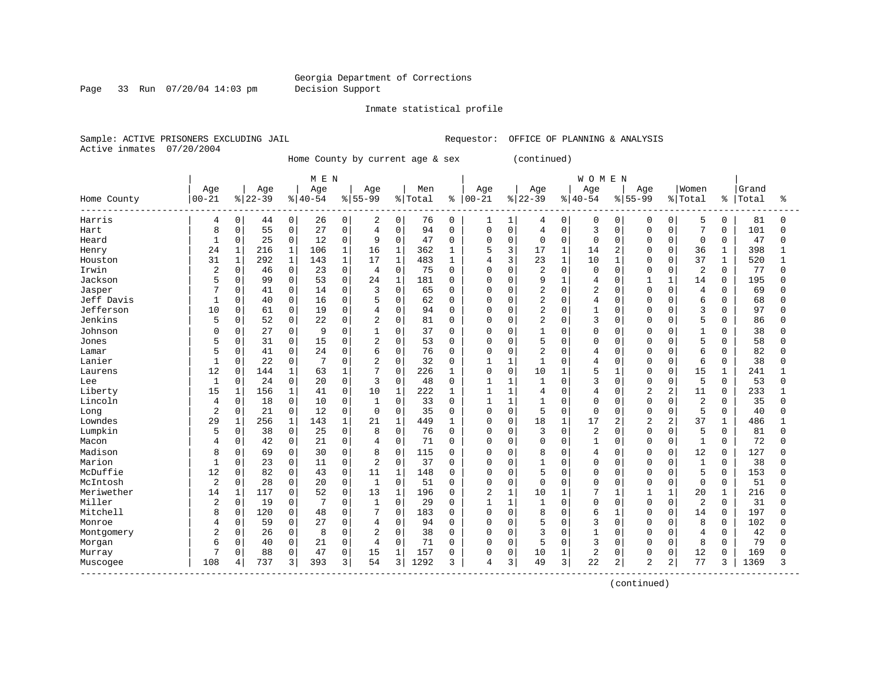Georgia Department of Corrections
Decision Support

Inmate statistical profile

Sample: ACTIVE PRISONERS EXCLUDING JAIL　　　　Requestor: OFFICE OF PLANNING & ANALYSIS
Active inmates 07/20/2004

Home County by current age & sex (continued)

| | MEN | | | | | | | | | | WOMEN | | | | | | | | | | | |
|---|---|---|---|---|---|---|---|---|---|---|---|---|---|---|---|---|---|---|---|---|---|---|
| Home County | Age 00-21 | % | Age 22-39 | % | Age 40-54 | % | Age 55-99 | % | Men Total | % | Age 00-21 | % | Age 22-39 | % | Age 40-54 | % | Age 55-99 | % | Women Total | % | Grand Total | % |
| Harris | 4 | 0 | 44 | 0 | 26 | 0 | 2 | 0 | 76 | 0 | 1 | 1 | 4 | 0 | 0 | 0 | 0 | 0 | 5 | 0 | 81 | 0 |
| Hart | 8 | 0 | 55 | 0 | 27 | 0 | 4 | 0 | 94 | 0 | 0 | 0 | 4 | 0 | 3 | 0 | 0 | 0 | 7 | 0 | 101 | 0 |
| Heard | 1 | 0 | 25 | 0 | 12 | 0 | 9 | 0 | 47 | 0 | 0 | 0 | 0 | 0 | 0 | 0 | 0 | 0 | 0 | 0 | 47 | 0 |
| Henry | 24 | 1 | 216 | 1 | 106 | 1 | 16 | 1 | 362 | 1 | 5 | 3 | 17 | 1 | 14 | 2 | 0 | 0 | 36 | 1 | 398 | 1 |
| Houston | 31 | 1 | 292 | 1 | 143 | 1 | 17 | 1 | 483 | 1 | 4 | 3 | 23 | 1 | 10 | 1 | 0 | 0 | 37 | 1 | 520 | 1 |
| Irwin | 2 | 0 | 46 | 0 | 23 | 0 | 4 | 0 | 75 | 0 | 0 | 0 | 2 | 0 | 0 | 0 | 0 | 0 | 2 | 0 | 77 | 0 |
| Jackson | 5 | 0 | 99 | 0 | 53 | 0 | 24 | 1 | 181 | 0 | 0 | 0 | 9 | 1 | 4 | 0 | 1 | 1 | 14 | 0 | 195 | 0 |
| Jasper | 7 | 0 | 41 | 0 | 14 | 0 | 3 | 0 | 65 | 0 | 0 | 0 | 2 | 0 | 2 | 0 | 0 | 0 | 4 | 0 | 69 | 0 |
| Jeff Davis | 1 | 0 | 40 | 0 | 16 | 0 | 5 | 0 | 62 | 0 | 0 | 0 | 2 | 0 | 4 | 0 | 0 | 0 | 6 | 0 | 68 | 0 |
| Jefferson | 10 | 0 | 61 | 0 | 19 | 0 | 4 | 0 | 94 | 0 | 0 | 0 | 2 | 0 | 1 | 0 | 0 | 0 | 3 | 0 | 97 | 0 |
| Jenkins | 5 | 0 | 52 | 0 | 22 | 0 | 2 | 0 | 81 | 0 | 0 | 0 | 2 | 0 | 3 | 0 | 0 | 0 | 5 | 0 | 86 | 0 |
| Johnson | 0 | 0 | 27 | 0 | 9 | 0 | 1 | 0 | 37 | 0 | 0 | 0 | 1 | 0 | 0 | 0 | 0 | 0 | 1 | 0 | 38 | 0 |
| Jones | 5 | 0 | 31 | 0 | 15 | 0 | 2 | 0 | 53 | 0 | 0 | 0 | 5 | 0 | 0 | 0 | 0 | 0 | 5 | 0 | 58 | 0 |
| Lamar | 5 | 0 | 41 | 0 | 24 | 0 | 6 | 0 | 76 | 0 | 0 | 0 | 2 | 0 | 4 | 0 | 0 | 0 | 6 | 0 | 82 | 0 |
| Lanier | 1 | 0 | 22 | 0 | 7 | 0 | 2 | 0 | 32 | 0 | 1 | 1 | 1 | 0 | 4 | 0 | 0 | 0 | 6 | 0 | 38 | 0 |
| Laurens | 12 | 0 | 144 | 1 | 63 | 1 | 7 | 0 | 226 | 1 | 0 | 0 | 10 | 1 | 5 | 1 | 0 | 0 | 15 | 1 | 241 | 1 |
| Lee | 1 | 0 | 24 | 0 | 20 | 0 | 3 | 0 | 48 | 0 | 1 | 1 | 1 | 0 | 3 | 0 | 0 | 0 | 5 | 0 | 53 | 0 |
| Liberty | 15 | 1 | 156 | 1 | 41 | 0 | 10 | 1 | 222 | 1 | 1 | 1 | 4 | 0 | 4 | 0 | 2 | 2 | 11 | 0 | 233 | 1 |
| Lincoln | 4 | 0 | 18 | 0 | 10 | 0 | 1 | 0 | 33 | 0 | 1 | 1 | 1 | 0 | 0 | 0 | 0 | 0 | 2 | 0 | 35 | 0 |
| Long | 2 | 0 | 21 | 0 | 12 | 0 | 0 | 0 | 35 | 0 | 0 | 0 | 5 | 0 | 0 | 0 | 0 | 0 | 5 | 0 | 40 | 0 |
| Lowndes | 29 | 1 | 256 | 1 | 143 | 1 | 21 | 1 | 449 | 1 | 0 | 0 | 18 | 1 | 17 | 2 | 2 | 2 | 37 | 1 | 486 | 1 |
| Lumpkin | 5 | 0 | 38 | 0 | 25 | 0 | 8 | 0 | 76 | 0 | 0 | 0 | 3 | 0 | 2 | 0 | 0 | 0 | 5 | 0 | 81 | 0 |
| Macon | 4 | 0 | 42 | 0 | 21 | 0 | 4 | 0 | 71 | 0 | 0 | 0 | 0 | 0 | 1 | 0 | 0 | 0 | 1 | 0 | 72 | 0 |
| Madison | 8 | 0 | 69 | 0 | 30 | 0 | 8 | 0 | 115 | 0 | 0 | 0 | 8 | 0 | 4 | 0 | 0 | 0 | 12 | 0 | 127 | 0 |
| Marion | 1 | 0 | 23 | 0 | 11 | 0 | 2 | 0 | 37 | 0 | 0 | 0 | 1 | 0 | 0 | 0 | 0 | 0 | 1 | 0 | 38 | 0 |
| McDuffie | 12 | 0 | 82 | 0 | 43 | 0 | 11 | 1 | 148 | 0 | 0 | 0 | 5 | 0 | 0 | 0 | 0 | 0 | 5 | 0 | 153 | 0 |
| McIntosh | 2 | 0 | 28 | 0 | 20 | 0 | 1 | 0 | 51 | 0 | 0 | 0 | 0 | 0 | 0 | 0 | 0 | 0 | 0 | 0 | 51 | 0 |
| Meriwether | 14 | 1 | 117 | 0 | 52 | 0 | 13 | 1 | 196 | 0 | 2 | 1 | 10 | 1 | 7 | 1 | 1 | 1 | 20 | 1 | 216 | 0 |
| Miller | 2 | 0 | 19 | 0 | 7 | 0 | 1 | 0 | 29 | 0 | 1 | 1 | 1 | 0 | 0 | 0 | 0 | 0 | 2 | 0 | 31 | 0 |
| Mitchell | 8 | 0 | 120 | 0 | 48 | 0 | 7 | 0 | 183 | 0 | 0 | 0 | 8 | 0 | 6 | 1 | 0 | 0 | 14 | 0 | 197 | 0 |
| Monroe | 4 | 0 | 59 | 0 | 27 | 0 | 4 | 0 | 94 | 0 | 0 | 0 | 5 | 0 | 3 | 0 | 0 | 0 | 8 | 0 | 102 | 0 |
| Montgomery | 2 | 0 | 26 | 0 | 8 | 0 | 2 | 0 | 38 | 0 | 0 | 0 | 3 | 0 | 1 | 0 | 0 | 0 | 4 | 0 | 42 | 0 |
| Morgan | 6 | 0 | 40 | 0 | 21 | 0 | 4 | 0 | 71 | 0 | 0 | 0 | 5 | 0 | 3 | 0 | 0 | 0 | 8 | 0 | 79 | 0 |
| Murray | 7 | 0 | 88 | 0 | 47 | 0 | 15 | 1 | 157 | 0 | 0 | 0 | 10 | 1 | 2 | 0 | 0 | 0 | 12 | 0 | 169 | 0 |
| Muscogee | 108 | 4 | 737 | 3 | 393 | 3 | 54 | 3 | 1292 | 3 | 4 | 3 | 49 | 3 | 22 | 2 | 2 | 2 | 77 | 3 | 1369 | 3 |

(continued)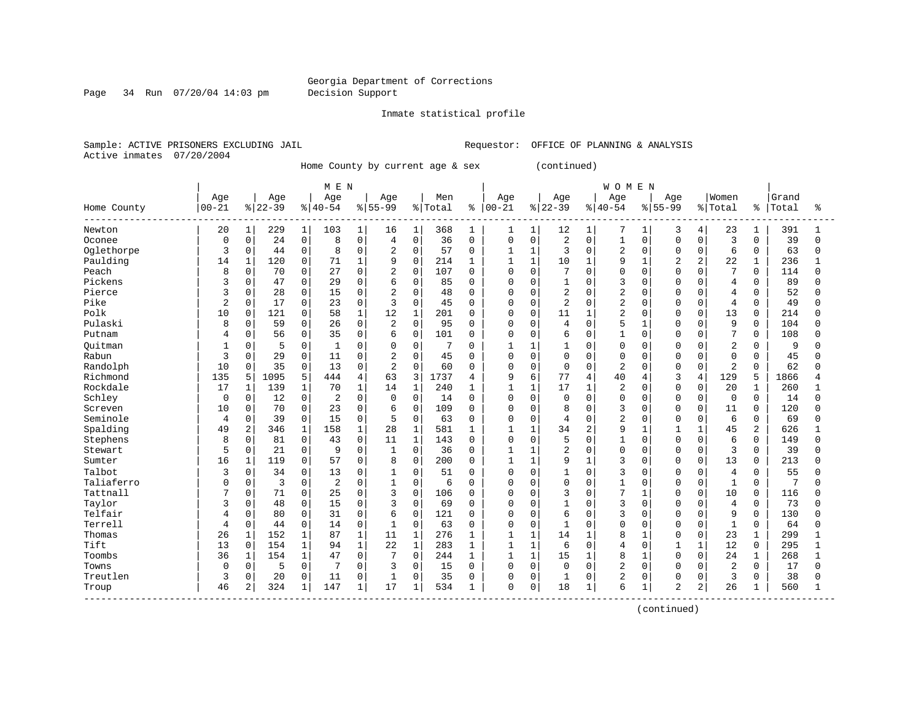Georgia Department of Corrections
Decision Support

Inmate statistical profile

Sample: ACTIVE PRISONERS EXCLUDING JAIL                                   Requestor: OFFICE OF PLANNING & ANALYSIS
Active inmates 07/20/2004

Home County by current age & sex (continued)

| Home County | MEN Age 00-21 | % | Age 22-39 | % | Age 40-54 | % | Age 55-99 | % | Men Total | % | WOMEN Age 00-21 | % | Age 22-39 | % | Age 40-54 | % | Age 55-99 | % | Women Total | % | Grand Total | % |
|---|---|---|---|---|---|---|---|---|---|---|---|---|---|---|---|---|---|---|---|---|---|---|
| Newton | 20 | 1 | 229 | 1 | 103 | 1 | 16 | 1 | 368 | 1 | 1 | 1 | 12 | 1 | 7 | 1 | 3 | 4 | 23 | 1 | 391 | 1 |
| Oconee | 0 | 0 | 24 | 0 | 8 | 0 | 4 | 0 | 36 | 0 | 0 | 0 | 2 | 0 | 1 | 0 | 0 | 0 | 3 | 0 | 39 | 0 |
| Oglethorpe | 3 | 0 | 44 | 0 | 8 | 0 | 2 | 0 | 57 | 0 | 1 | 1 | 3 | 0 | 2 | 0 | 0 | 0 | 6 | 0 | 63 | 0 |
| Paulding | 14 | 1 | 120 | 0 | 71 | 1 | 9 | 0 | 214 | 1 | 1 | 1 | 10 | 1 | 9 | 1 | 2 | 2 | 22 | 1 | 236 | 1 |
| Peach | 8 | 0 | 70 | 0 | 27 | 0 | 2 | 0 | 107 | 0 | 0 | 0 | 7 | 0 | 0 | 0 | 0 | 0 | 7 | 0 | 114 | 0 |
| Pickens | 3 | 0 | 47 | 0 | 29 | 0 | 6 | 0 | 85 | 0 | 0 | 0 | 1 | 0 | 3 | 0 | 0 | 0 | 4 | 0 | 89 | 0 |
| Pierce | 3 | 0 | 28 | 0 | 15 | 0 | 2 | 0 | 48 | 0 | 0 | 0 | 2 | 0 | 2 | 0 | 0 | 0 | 4 | 0 | 52 | 0 |
| Pike | 2 | 0 | 17 | 0 | 23 | 0 | 3 | 0 | 45 | 0 | 0 | 0 | 2 | 0 | 2 | 0 | 0 | 0 | 4 | 0 | 49 | 0 |
| Polk | 10 | 0 | 121 | 0 | 58 | 1 | 12 | 1 | 201 | 0 | 0 | 0 | 11 | 1 | 2 | 0 | 0 | 0 | 13 | 0 | 214 | 0 |
| Pulaski | 8 | 0 | 59 | 0 | 26 | 0 | 2 | 0 | 95 | 0 | 0 | 0 | 4 | 0 | 5 | 1 | 0 | 0 | 9 | 0 | 104 | 0 |
| Putnam | 4 | 0 | 56 | 0 | 35 | 0 | 6 | 0 | 101 | 0 | 0 | 0 | 6 | 0 | 1 | 0 | 0 | 0 | 7 | 0 | 108 | 0 |
| Quitman | 1 | 0 | 5 | 0 | 1 | 0 | 0 | 0 | 7 | 0 | 1 | 1 | 1 | 0 | 0 | 0 | 0 | 0 | 2 | 0 | 9 | 0 |
| Rabun | 3 | 0 | 29 | 0 | 11 | 0 | 2 | 0 | 45 | 0 | 0 | 0 | 0 | 0 | 0 | 0 | 0 | 0 | 0 | 0 | 45 | 0 |
| Randolph | 10 | 0 | 35 | 0 | 13 | 0 | 2 | 0 | 60 | 0 | 0 | 0 | 0 | 0 | 2 | 0 | 0 | 0 | 2 | 0 | 62 | 0 |
| Richmond | 135 | 5 | 1095 | 5 | 444 | 4 | 63 | 3 | 1737 | 4 | 9 | 6 | 77 | 4 | 40 | 4 | 3 | 4 | 129 | 5 | 1866 | 4 |
| Rockdale | 17 | 1 | 139 | 1 | 70 | 1 | 14 | 1 | 240 | 1 | 1 | 1 | 17 | 1 | 2 | 0 | 0 | 0 | 20 | 1 | 260 | 1 |
| Schley | 0 | 0 | 12 | 0 | 2 | 0 | 0 | 0 | 14 | 0 | 0 | 0 | 0 | 0 | 0 | 0 | 0 | 0 | 0 | 0 | 14 | 0 |
| Screven | 10 | 0 | 70 | 0 | 23 | 0 | 6 | 0 | 109 | 0 | 0 | 0 | 8 | 0 | 3 | 0 | 0 | 0 | 11 | 0 | 120 | 0 |
| Seminole | 4 | 0 | 39 | 0 | 15 | 0 | 5 | 0 | 63 | 0 | 0 | 0 | 4 | 0 | 2 | 0 | 0 | 0 | 6 | 0 | 69 | 0 |
| Spalding | 49 | 2 | 346 | 1 | 158 | 1 | 28 | 1 | 581 | 1 | 1 | 1 | 34 | 2 | 9 | 1 | 1 | 1 | 45 | 2 | 626 | 1 |
| Stephens | 8 | 0 | 81 | 0 | 43 | 0 | 11 | 1 | 143 | 0 | 0 | 0 | 5 | 0 | 1 | 0 | 0 | 0 | 6 | 0 | 149 | 0 |
| Stewart | 5 | 0 | 21 | 0 | 9 | 0 | 1 | 0 | 36 | 0 | 1 | 1 | 2 | 0 | 0 | 0 | 0 | 0 | 3 | 0 | 39 | 0 |
| Sumter | 16 | 1 | 119 | 0 | 57 | 0 | 8 | 0 | 200 | 0 | 1 | 1 | 9 | 1 | 3 | 0 | 0 | 0 | 13 | 0 | 213 | 0 |
| Talbot | 3 | 0 | 34 | 0 | 13 | 0 | 1 | 0 | 51 | 0 | 0 | 0 | 1 | 0 | 3 | 0 | 0 | 0 | 4 | 0 | 55 | 0 |
| Taliaferro | 0 | 0 | 3 | 0 | 2 | 0 | 1 | 0 | 6 | 0 | 0 | 0 | 0 | 0 | 1 | 0 | 0 | 0 | 1 | 0 | 7 | 0 |
| Tattnall | 7 | 0 | 71 | 0 | 25 | 0 | 3 | 0 | 106 | 0 | 0 | 0 | 3 | 0 | 7 | 1 | 0 | 0 | 10 | 0 | 116 | 0 |
| Taylor | 3 | 0 | 48 | 0 | 15 | 0 | 3 | 0 | 69 | 0 | 0 | 0 | 1 | 0 | 3 | 0 | 0 | 0 | 4 | 0 | 73 | 0 |
| Telfair | 4 | 0 | 80 | 0 | 31 | 0 | 6 | 0 | 121 | 0 | 0 | 0 | 6 | 0 | 3 | 0 | 0 | 0 | 9 | 0 | 130 | 0 |
| Terrell | 4 | 0 | 44 | 0 | 14 | 0 | 1 | 0 | 63 | 0 | 0 | 0 | 1 | 0 | 0 | 0 | 0 | 0 | 1 | 0 | 64 | 0 |
| Thomas | 26 | 1 | 152 | 1 | 87 | 1 | 11 | 1 | 276 | 1 | 1 | 1 | 14 | 1 | 8 | 1 | 0 | 0 | 23 | 1 | 299 | 1 |
| Tift | 13 | 0 | 154 | 1 | 94 | 1 | 22 | 1 | 283 | 1 | 1 | 1 | 6 | 0 | 4 | 0 | 1 | 1 | 12 | 0 | 295 | 1 |
| Toombs | 36 | 1 | 154 | 1 | 47 | 0 | 7 | 0 | 244 | 1 | 1 | 1 | 15 | 1 | 8 | 1 | 0 | 0 | 24 | 1 | 268 | 1 |
| Towns | 0 | 0 | 5 | 0 | 7 | 0 | 3 | 0 | 15 | 0 | 0 | 0 | 0 | 0 | 2 | 0 | 0 | 0 | 2 | 0 | 17 | 0 |
| Treutlen | 3 | 0 | 20 | 0 | 11 | 0 | 1 | 0 | 35 | 0 | 0 | 0 | 1 | 0 | 2 | 0 | 0 | 0 | 3 | 0 | 38 | 0 |
| Troup | 46 | 2 | 324 | 1 | 147 | 1 | 17 | 1 | 534 | 1 | 0 | 0 | 18 | 1 | 6 | 1 | 2 | 2 | 26 | 1 | 560 | 1 |

(continued)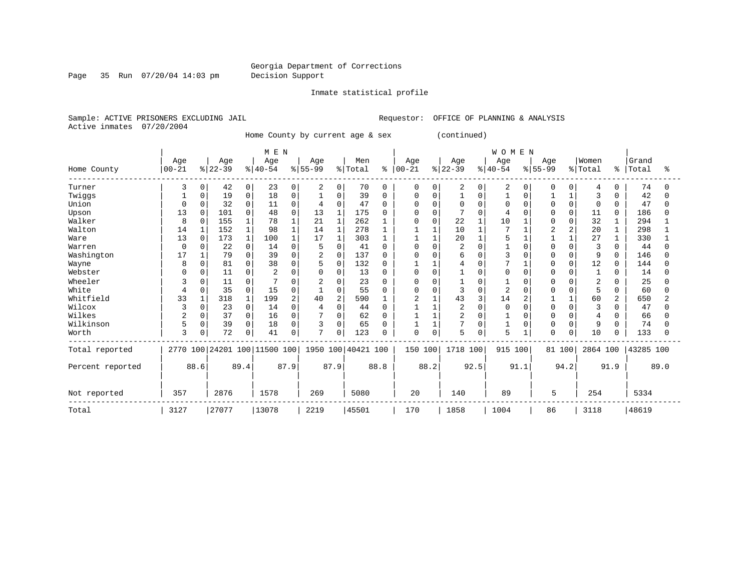Georgia Department of Corrections
Decision Support

Inmate statistical profile

Sample: ACTIVE PRISONERS EXCLUDING JAIL

Requestor: OFFICE OF PLANNING & ANALYSIS

Active inmates 07/20/2004

Home County by current age & sex (continued)

| Home County | MEN Age 00-21 | % | Age 22-39 | % | Age 40-54 | % | Age 55-99 | % | Men Total | % | WOMEN Age 00-21 | % | Age 22-39 | % | Age 40-54 | % | Age 55-99 | % | Women Total | % | Grand Total | % |
|---|---|---|---|---|---|---|---|---|---|---|---|---|---|---|---|---|---|---|---|---|---|---|
| Turner | 3 | 0 | 42 | 0 | 23 | 0 | 2 | 0 | 70 | 0 | 0 | 0 | 2 | 0 | 2 | 0 | 0 | 0 | 4 | 0 | 74 | 0 |
| Twiggs | 1 | 0 | 19 | 0 | 18 | 0 | 1 | 0 | 39 | 0 | 0 | 0 | 1 | 0 | 1 | 0 | 1 | 1 | 3 | 0 | 42 | 0 |
| Union | 0 | 0 | 32 | 0 | 11 | 0 | 4 | 0 | 47 | 0 | 0 | 0 | 0 | 0 | 0 | 0 | 0 | 0 | 0 | 0 | 47 | 0 |
| Upson | 13 | 0 | 101 | 0 | 48 | 0 | 13 | 1 | 175 | 0 | 0 | 0 | 7 | 0 | 4 | 0 | 0 | 0 | 11 | 0 | 186 | 0 |
| Walker | 8 | 0 | 155 | 1 | 78 | 1 | 21 | 1 | 262 | 1 | 0 | 0 | 22 | 1 | 10 | 1 | 0 | 0 | 32 | 1 | 294 | 1 |
| Walton | 14 | 1 | 152 | 1 | 98 | 1 | 14 | 1 | 278 | 1 | 1 | 1 | 10 | 1 | 7 | 1 | 2 | 2 | 20 | 1 | 298 | 1 |
| Ware | 13 | 0 | 173 | 1 | 100 | 1 | 17 | 1 | 303 | 1 | 1 | 1 | 20 | 1 | 5 | 1 | 1 | 1 | 27 | 1 | 330 | 1 |
| Warren | 0 | 0 | 22 | 0 | 14 | 0 | 5 | 0 | 41 | 0 | 0 | 0 | 2 | 0 | 1 | 0 | 0 | 0 | 3 | 0 | 44 | 0 |
| Washington | 17 | 1 | 79 | 0 | 39 | 0 | 2 | 0 | 137 | 0 | 0 | 0 | 6 | 0 | 3 | 0 | 0 | 0 | 9 | 0 | 146 | 0 |
| Wayne | 8 | 0 | 81 | 0 | 38 | 0 | 5 | 0 | 132 | 0 | 1 | 1 | 4 | 0 | 7 | 1 | 0 | 0 | 12 | 0 | 144 | 0 |
| Webster | 0 | 0 | 11 | 0 | 2 | 0 | 0 | 0 | 13 | 0 | 0 | 0 | 1 | 0 | 0 | 0 | 0 | 0 | 1 | 0 | 14 | 0 |
| Wheeler | 3 | 0 | 11 | 0 | 7 | 0 | 2 | 0 | 23 | 0 | 0 | 0 | 1 | 0 | 1 | 0 | 0 | 0 | 2 | 0 | 25 | 0 |
| White | 4 | 0 | 35 | 0 | 15 | 0 | 1 | 0 | 55 | 0 | 0 | 0 | 3 | 0 | 2 | 0 | 0 | 0 | 5 | 0 | 60 | 0 |
| Whitfield | 33 | 1 | 318 | 1 | 199 | 2 | 40 | 2 | 590 | 1 | 2 | 1 | 43 | 3 | 14 | 2 | 1 | 1 | 60 | 2 | 650 | 2 |
| Wilcox | 3 | 0 | 23 | 0 | 14 | 0 | 4 | 0 | 44 | 0 | 1 | 1 | 2 | 0 | 0 | 0 | 0 | 0 | 3 | 0 | 47 | 0 |
| Wilkes | 2 | 0 | 37 | 0 | 16 | 0 | 7 | 0 | 62 | 0 | 1 | 1 | 2 | 0 | 1 | 0 | 0 | 0 | 4 | 0 | 66 | 0 |
| Wilkinson | 5 | 0 | 39 | 0 | 18 | 0 | 3 | 0 | 65 | 0 | 1 | 1 | 7 | 0 | 1 | 0 | 0 | 0 | 9 | 0 | 74 | 0 |
| Worth | 3 | 0 | 72 | 0 | 41 | 0 | 7 | 0 | 123 | 0 | 0 | 0 | 5 | 0 | 5 | 1 | 0 | 0 | 10 | 0 | 133 | 0 |
| Total reported | 2770 | 100 | 24201 | 100 | 11500 | 100 | 1950 | 100 | 40421 | 100 | 150 | 100 | 1718 | 100 | 915 | 100 | 81 | 100 | 2864 | 100 | 43285 | 100 |
| Percent reported | | 88.6 | | 89.4 | | 87.9 | | 87.9 | | 88.8 | | 88.2 | | 92.5 | | 91.1 | | 94.2 | | 91.9 | | 89.0 |
| Not reported | 357 | | 2876 | | 1578 | | 269 | | 5080 | | 20 | | 140 | | 89 | | 5 | | 254 | | 5334 | |
| Total | 3127 | | 27077 | | 13078 | | 2219 | | 45501 | | 170 | | 1858 | | 1004 | | 86 | | 3118 | | 48619 | |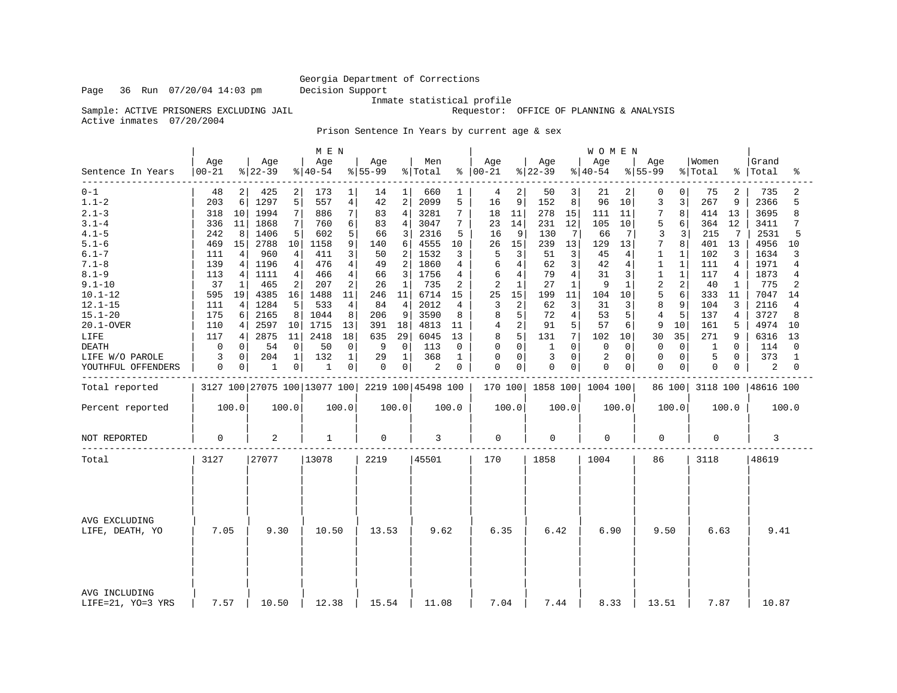Georgia Department of Corrections
Decision Support
Inmate statistical profile

Sample: ACTIVE PRISONERS EXCLUDING JAIL
Requestor: OFFICE OF PLANNING & ANALYSIS
Active inmates 07/20/2004

Prison Sentence In Years by current age & sex

| Sentence In Years | MEN Age 00-21 | % | Age 22-39 | % | Age 40-54 | % | Age 55-99 | % | Men Total | % | WOMEN Age 00-21 | % | Age 22-39 | % | Age 40-54 | % | Age 55-99 | % | Women Total | % | Grand Total | % |
|---|---|---|---|---|---|---|---|---|---|---|---|---|---|---|---|---|---|---|---|---|---|---|
| 0-1 | 48 | 2 | 425 | 2 | 173 | 1 | 14 | 1 | 660 | 1 | 4 | 2 | 50 | 3 | 21 | 2 | 0 | 0 | 75 | 2 | 735 | 2 |
| 1.1-2 | 203 | 6 | 1297 | 5 | 557 | 4 | 42 | 2 | 2099 | 5 | 16 | 9 | 152 | 8 | 96 | 10 | 3 | 3 | 267 | 9 | 2366 | 5 |
| 2.1-3 | 318 | 10 | 1994 | 7 | 886 | 7 | 83 | 4 | 3281 | 7 | 18 | 11 | 278 | 15 | 111 | 11 | 7 | 8 | 414 | 13 | 3695 | 8 |
| 3.1-4 | 336 | 11 | 1868 | 7 | 760 | 6 | 83 | 4 | 3047 | 7 | 23 | 14 | 231 | 12 | 105 | 10 | 5 | 6 | 364 | 12 | 3411 | 7 |
| 4.1-5 | 242 | 8 | 1406 | 5 | 602 | 5 | 66 | 3 | 2316 | 5 | 16 | 9 | 130 | 7 | 66 | 7 | 3 | 3 | 215 | 7 | 2531 | 5 |
| 5.1-6 | 469 | 15 | 2788 | 10 | 1158 | 9 | 140 | 6 | 4555 | 10 | 26 | 15 | 239 | 13 | 129 | 13 | 7 | 8 | 401 | 13 | 4956 | 10 |
| 6.1-7 | 111 | 4 | 960 | 4 | 411 | 3 | 50 | 2 | 1532 | 3 | 5 | 3 | 51 | 3 | 45 | 4 | 1 | 1 | 102 | 3 | 1634 | 3 |
| 7.1-8 | 139 | 4 | 1196 | 4 | 476 | 4 | 49 | 2 | 1860 | 4 | 6 | 4 | 62 | 3 | 42 | 4 | 1 | 1 | 111 | 4 | 1971 | 4 |
| 8.1-9 | 113 | 4 | 1111 | 4 | 466 | 4 | 66 | 3 | 1756 | 4 | 6 | 4 | 79 | 4 | 31 | 3 | 1 | 1 | 117 | 4 | 1873 | 4 |
| 9.1-10 | 37 | 1 | 465 | 2 | 207 | 2 | 26 | 1 | 735 | 2 | 2 | 1 | 27 | 1 | 9 | 1 | 2 | 2 | 40 | 1 | 775 | 2 |
| 10.1-12 | 595 | 19 | 4385 | 16 | 1488 | 11 | 246 | 11 | 6714 | 15 | 25 | 15 | 199 | 11 | 104 | 10 | 5 | 6 | 333 | 11 | 7047 | 14 |
| 12.1-15 | 111 | 4 | 1284 | 5 | 533 | 4 | 84 | 4 | 2012 | 4 | 3 | 2 | 62 | 3 | 31 | 3 | 8 | 9 | 104 | 3 | 2116 | 4 |
| 15.1-20 | 175 | 6 | 2165 | 8 | 1044 | 8 | 206 | 9 | 3590 | 8 | 8 | 5 | 72 | 4 | 53 | 5 | 4 | 5 | 137 | 4 | 3727 | 8 |
| 20.1-OVER | 110 | 4 | 2597 | 10 | 1715 | 13 | 391 | 18 | 4813 | 11 | 4 | 2 | 91 | 5 | 57 | 6 | 9 | 10 | 161 | 5 | 4974 | 10 |
| LIFE | 117 | 4 | 2875 | 11 | 2418 | 18 | 635 | 29 | 6045 | 13 | 8 | 5 | 131 | 7 | 102 | 10 | 30 | 35 | 271 | 9 | 6316 | 13 |
| DEATH | 0 | 0 | 54 | 0 | 50 | 0 | 9 | 0 | 113 | 0 | 0 | 0 | 1 | 0 | 0 | 0 | 0 | 0 | 1 | 0 | 114 | 0 |
| LIFE W/O PAROLE | 3 | 0 | 204 | 1 | 132 | 1 | 29 | 1 | 368 | 1 | 0 | 0 | 3 | 0 | 2 | 0 | 0 | 0 | 5 | 0 | 373 | 1 |
| YOUTHFUL OFFENDERS | 0 | 0 | 1 | 0 | 1 | 0 | 0 | 0 | 2 | 0 | 0 | 0 | 0 | 0 | 0 | 0 | 0 | 0 | 0 | 0 | 2 | 0 |
| Total reported | 3127 | 100 | 27075 | 100 | 13077 | 100 | 2219 | 100 | 45498 | 100 | 170 | 100 | 1858 | 100 | 1004 | 100 | 86 | 100 | 3118 | 100 | 48616 | 100 |
| Percent reported | 100.0 | | 100.0 | | 100.0 | | 100.0 | | 100.0 | | 100.0 | | 100.0 | | 100.0 | | 100.0 | | 100.0 | | 100.0 | |
| NOT REPORTED | 0 | | 2 | | 1 | | 0 | | 3 | | 0 | | 0 | | 0 | | 0 | | 0 | | 3 | |
| Total | 3127 | | 27077 | | 13078 | | 2219 | | 45501 | | 170 | | 1858 | | 1004 | | 86 | | 3118 | | 48619 | |
| AVG EXCLUDING LIFE, DEATH, YO | 7.05 | | 9.30 | | 10.50 | | 13.53 | | 9.62 | | 6.35 | | 6.42 | | 6.90 | | 9.50 | | 6.63 | | 9.41 | |
| AVG INCLUDING LIFE=21, YO=3 YRS | 7.57 | | 10.50 | | 12.38 | | 15.54 | | 11.08 | | 7.04 | | 7.44 | | 8.33 | | 13.51 | | 7.87 | | 10.87 | |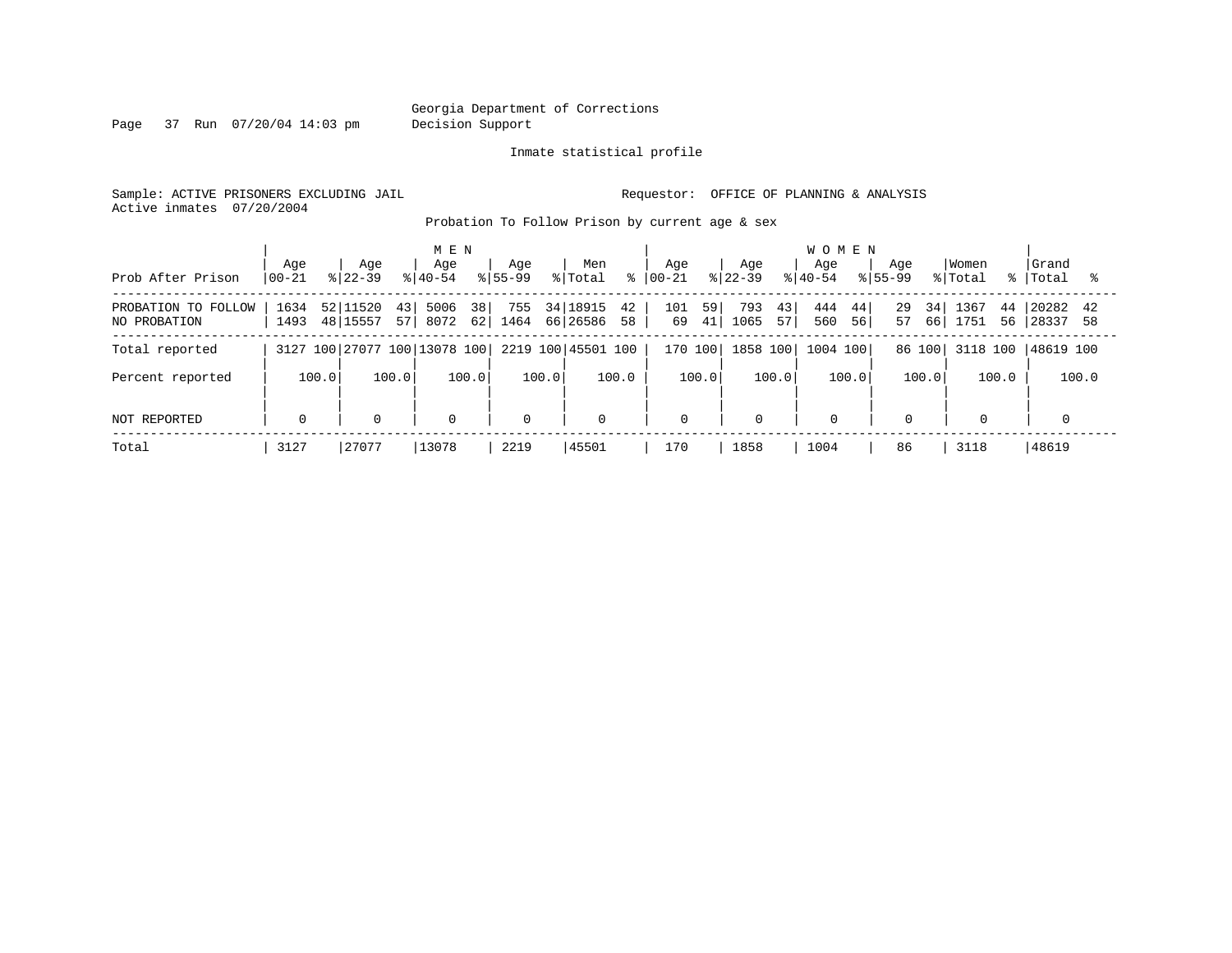Georgia Department of Corrections
Decision Support

Inmate statistical profile

Sample: ACTIVE PRISONERS EXCLUDING JAIL

Requestor: OFFICE OF PLANNING & ANALYSIS

Active inmates 07/20/2004

Probation To Follow Prison by current age & sex

| Prob After Prison | MEN Age 00-21 | % | Age 22-39 | % | Age 40-54 | % | Age 55-99 | % | Men Total | % | WOMEN Age 00-21 | % | Age 22-39 | % | Age 40-54 | % | Age 55-99 | % | Women Total | % | Grand Total | % |
|---|---|---|---|---|---|---|---|---|---|---|---|---|---|---|---|---|---|---|---|---|---|---|
| PROBATION TO FOLLOW | 1634 | 52 | 11520 | 43 | 5006 | 38 | 755 | 34 | 18915 | 42 | 101 | 59 | 793 | 43 | 444 | 44 | 29 | 34 | 1367 | 44 | 20282 | 42 |
| NO PROBATION | 1493 | 48 | 15557 | 57 | 8072 | 62 | 1464 | 66 | 26586 | 58 | 69 | 41 | 1065 | 57 | 560 | 56 | 57 | 66 | 1751 | 56 | 28337 | 58 |
| Total reported | 3127 | 100 | 27077 | 100 | 13078 | 100 | 2219 | 100 | 45501 | 100 | 170 | 100 | 1858 | 100 | 1004 | 100 | 86 | 100 | 3118 | 100 | 48619 | 100 |
| Percent reported | | 100.0 | | 100.0 | | 100.0 | | 100.0 | | 100.0 | | 100.0 | | 100.0 | | 100.0 | | 100.0 | | 100.0 | | 100.0 |
| NOT REPORTED | 0 | | 0 | | 0 | | 0 | | 0 | | 0 | | 0 | | 0 | | 0 | | 0 | | 0 | |
| Total | 3127 | | 27077 | | 13078 | | 2219 | | 45501 | | 170 | | 1858 | | 1004 | | 86 | | 3118 | | 48619 | |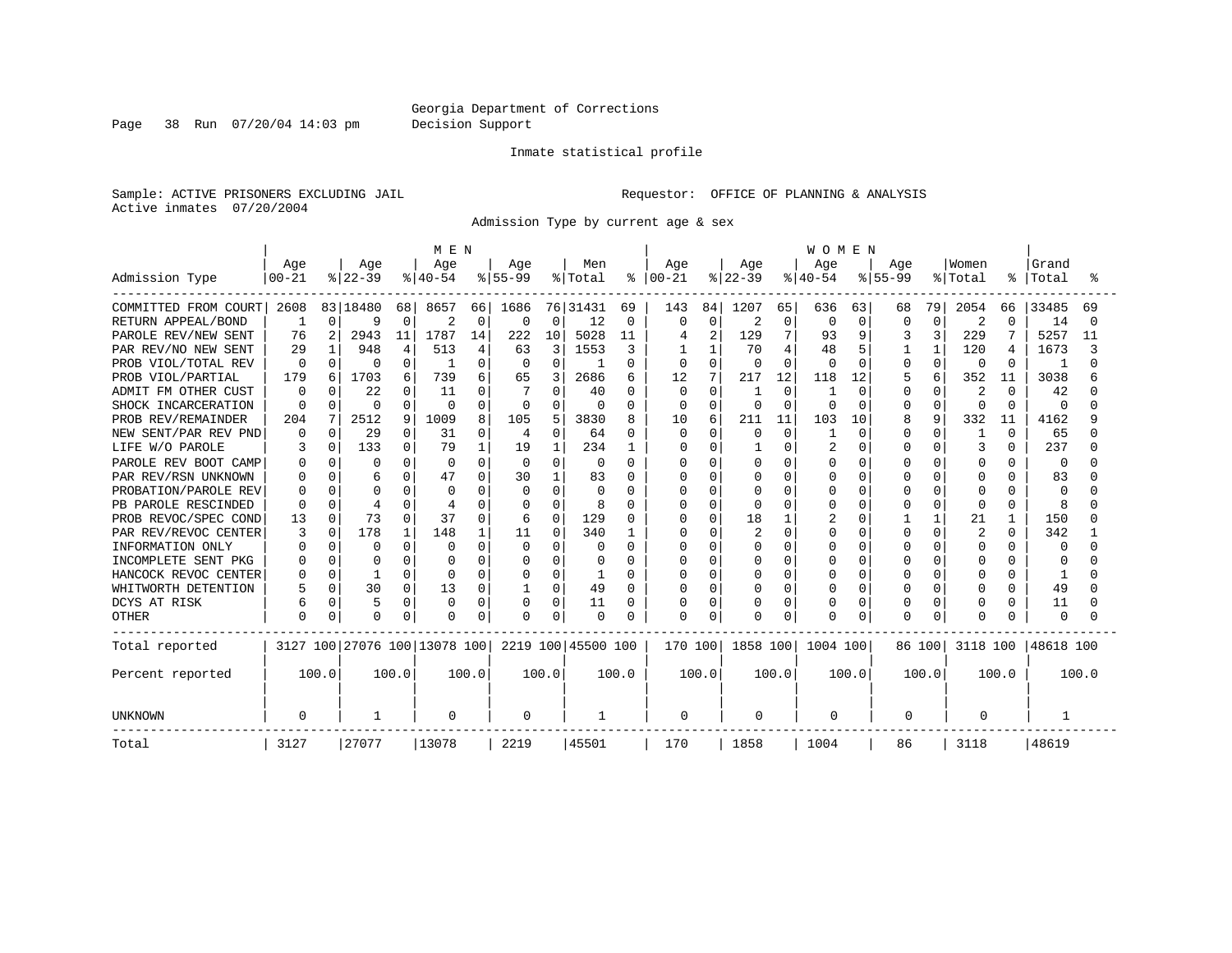Georgia Department of Corrections
Decision Support

Inmate statistical profile

Sample: ACTIVE PRISONERS EXCLUDING JAIL

Requestor: OFFICE OF PLANNING & ANALYSIS

Active inmates 07/20/2004

Admission Type by current age & sex

| Admission Type | MEN Age 00-21 | % | Age 22-39 | % | Age 40-54 | % | Age 55-99 | % | Men Total | % | WOMEN Age 00-21 | % | Age 22-39 | % | Age 40-54 | % | Age 55-99 | % | Women Total | % | Grand Total | % |
|---|---|---|---|---|---|---|---|---|---|---|---|---|---|---|---|---|---|---|---|---|---|---|
| COMMITTED FROM COURT | 2608 | 83 | 18480 | 68 | 8657 | 66 | 1686 | 76 | 31431 | 69 | 143 | 84 | 1207 | 65 | 636 | 63 | 68 | 79 | 2054 | 66 | 33485 | 69 |
| RETURN APPEAL/BOND | 1 | 0 | 9 | 0 | 2 | 0 | 0 | 0 | 12 | 0 | 0 | 0 | 2 | 0 | 0 | 0 | 0 | 0 | 2 | 0 | 14 | 0 |
| PAROLE REV/NEW SENT | 76 | 2 | 2943 | 11 | 1787 | 14 | 222 | 10 | 5028 | 11 | 4 | 2 | 129 | 7 | 93 | 9 | 3 | 3 | 229 | 7 | 5257 | 11 |
| PAR REV/NO NEW SENT | 29 | 1 | 948 | 4 | 513 | 4 | 63 | 3 | 1553 | 3 | 1 | 1 | 70 | 4 | 48 | 5 | 1 | 1 | 120 | 4 | 1673 | 3 |
| PROB VIOL/TOTAL REV | 0 | 0 | 0 | 0 | 1 | 0 | 0 | 0 | 1 | 0 | 0 | 0 | 0 | 0 | 0 | 0 | 0 | 0 | 0 | 0 | 1 | 0 |
| PROB VIOL/PARTIAL | 179 | 6 | 1703 | 6 | 739 | 6 | 65 | 3 | 2686 | 6 | 12 | 7 | 217 | 12 | 118 | 12 | 5 | 6 | 352 | 11 | 3038 | 6 |
| ADMIT FM OTHER CUST | 0 | 0 | 22 | 0 | 11 | 0 | 7 | 0 | 40 | 0 | 0 | 0 | 1 | 0 | 1 | 0 | 0 | 0 | 2 | 0 | 42 | 0 |
| SHOCK INCARCERATION | 0 | 0 | 0 | 0 | 0 | 0 | 0 | 0 | 0 | 0 | 0 | 0 | 0 | 0 | 0 | 0 | 0 | 0 | 0 | 0 | 0 | 0 |
| PROB REV/REMAINDER | 204 | 7 | 2512 | 9 | 1009 | 8 | 105 | 5 | 3830 | 8 | 10 | 6 | 211 | 11 | 103 | 10 | 8 | 9 | 332 | 11 | 4162 | 9 |
| NEW SENT/PAR REV PND | 0 | 0 | 29 | 0 | 31 | 0 | 4 | 0 | 64 | 0 | 0 | 0 | 0 | 0 | 1 | 0 | 0 | 0 | 1 | 0 | 65 | 0 |
| LIFE W/O PAROLE | 3 | 0 | 133 | 0 | 79 | 1 | 19 | 1 | 234 | 1 | 0 | 0 | 1 | 0 | 2 | 0 | 0 | 0 | 3 | 0 | 237 | 0 |
| PAROLE REV BOOT CAMP | 0 | 0 | 0 | 0 | 0 | 0 | 0 | 0 | 0 | 0 | 0 | 0 | 0 | 0 | 0 | 0 | 0 | 0 | 0 | 0 | 0 | 0 |
| PAR REV/RSN UNKNOWN | 0 | 0 | 6 | 0 | 47 | 0 | 30 | 1 | 83 | 0 | 0 | 0 | 0 | 0 | 0 | 0 | 0 | 0 | 0 | 0 | 83 | 0 |
| PROBATION/PAROLE REV | 0 | 0 | 0 | 0 | 0 | 0 | 0 | 0 | 0 | 0 | 0 | 0 | 0 | 0 | 0 | 0 | 0 | 0 | 0 | 0 | 0 | 0 |
| PB PAROLE RESCINDED | 0 | 0 | 4 | 0 | 4 | 0 | 0 | 0 | 8 | 0 | 0 | 0 | 0 | 0 | 0 | 0 | 0 | 0 | 0 | 0 | 8 | 0 |
| PROB REVOC/SPEC COND | 13 | 0 | 73 | 0 | 37 | 0 | 6 | 0 | 129 | 0 | 0 | 0 | 18 | 1 | 2 | 0 | 1 | 1 | 21 | 1 | 150 | 0 |
| PAR REV/REVOC CENTER | 3 | 0 | 178 | 1 | 148 | 1 | 11 | 0 | 340 | 1 | 0 | 0 | 2 | 0 | 0 | 0 | 0 | 0 | 2 | 0 | 342 | 1 |
| INFORMATION ONLY | 0 | 0 | 0 | 0 | 0 | 0 | 0 | 0 | 0 | 0 | 0 | 0 | 0 | 0 | 0 | 0 | 0 | 0 | 0 | 0 | 0 | 0 |
| INCOMPLETE SENT PKG | 0 | 0 | 0 | 0 | 0 | 0 | 0 | 0 | 0 | 0 | 0 | 0 | 0 | 0 | 0 | 0 | 0 | 0 | 0 | 0 | 0 | 0 |
| HANCOCK REVOC CENTER | 0 | 0 | 1 | 0 | 0 | 0 | 0 | 0 | 1 | 0 | 0 | 0 | 0 | 0 | 0 | 0 | 0 | 0 | 0 | 0 | 1 | 0 |
| WHITWORTH DETENTION | 5 | 0 | 30 | 0 | 13 | 0 | 1 | 0 | 49 | 0 | 0 | 0 | 0 | 0 | 0 | 0 | 0 | 0 | 0 | 0 | 49 | 0 |
| DCYS AT RISK | 6 | 0 | 5 | 0 | 0 | 0 | 0 | 0 | 11 | 0 | 0 | 0 | 0 | 0 | 0 | 0 | 0 | 0 | 0 | 0 | 11 | 0 |
| OTHER | 0 | 0 | 0 | 0 | 0 | 0 | 0 | 0 | 0 | 0 | 0 | 0 | 0 | 0 | 0 | 0 | 0 | 0 | 0 | 0 | 0 | 0 |
| Total reported | 3127 | 100 | 27076 | 100 | 13078 | 100 | 2219 | 100 | 45500 | 100 | 170 | 100 | 1858 | 100 | 1004 | 100 | 86 | 100 | 3118 | 100 | 48618 | 100 |
| Percent reported | 100.0 | | 100.0 | | 100.0 | | 100.0 | | 100.0 | | 100.0 | | 100.0 | | 100.0 | | 100.0 | | 100.0 | | 100.0 | |
| UNKNOWN | 0 | | 1 | | 0 | | 0 | | 1 | | 0 | | 0 | | 0 | | 0 | | 0 | | 1 | |
| Total | 3127 | | 27077 | | 13078 | | 2219 | | 45501 | | 170 | | 1858 | | 1004 | | 86 | | 3118 | | 48619 | |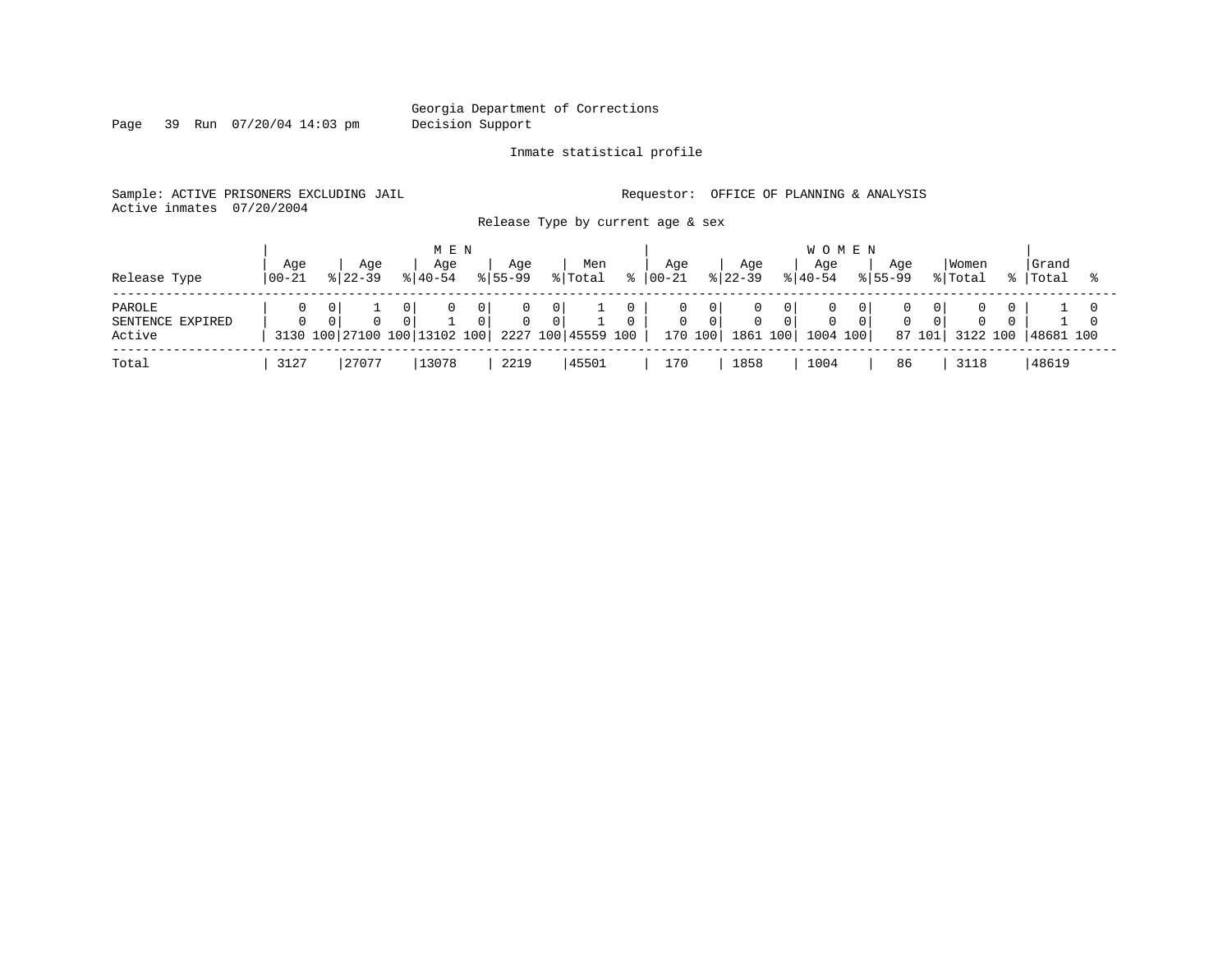Georgia Department of Corrections
Decision Support

Inmate statistical profile

Sample: ACTIVE PRISONERS EXCLUDING JAIL

Requestor: OFFICE OF PLANNING & ANALYSIS

Active inmates 07/20/2004

Release Type by current age & sex

| Release Type | MEN Age 00-21 | % | Age 22-39 | % | Age 40-54 | % | Age 55-99 | % | Men Total | % | WOMEN Age 00-21 | % | Age 22-39 | % | Age 40-54 | % | Age 55-99 | % | Women Total | % | Grand Total | % |
|---|---|---|---|---|---|---|---|---|---|---|---|---|---|---|---|---|---|---|---|---|---|---|
| PAROLE | 0 | 0 | 1 | 0 | 0 | 0 | 0 | 0 | 1 | 0 | 0 | 0 | 0 | 0 | 0 | 0 | 0 | 0 | 0 | 0 | 1 | 0 |
| SENTENCE EXPIRED | 0 | 0 | 0 | 0 | 1 | 0 | 0 | 0 | 1 | 0 | 0 | 0 | 0 | 0 | 0 | 0 | 0 | 0 | 0 | 0 | 1 | 0 |
| Active | 3130 | 100 | 27100 | 100 | 13102 | 100 | 2227 | 100 | 45559 | 100 | 170 | 100 | 1861 | 100 | 1004 | 100 | 87 | 101 | 3122 | 100 | 48681 | 100 |
| Total | 3127 | | 27077 | | 13078 | | 2219 | | 45501 | | 170 | | 1858 | | 1004 | | 86 | | 3118 | | 48619 | |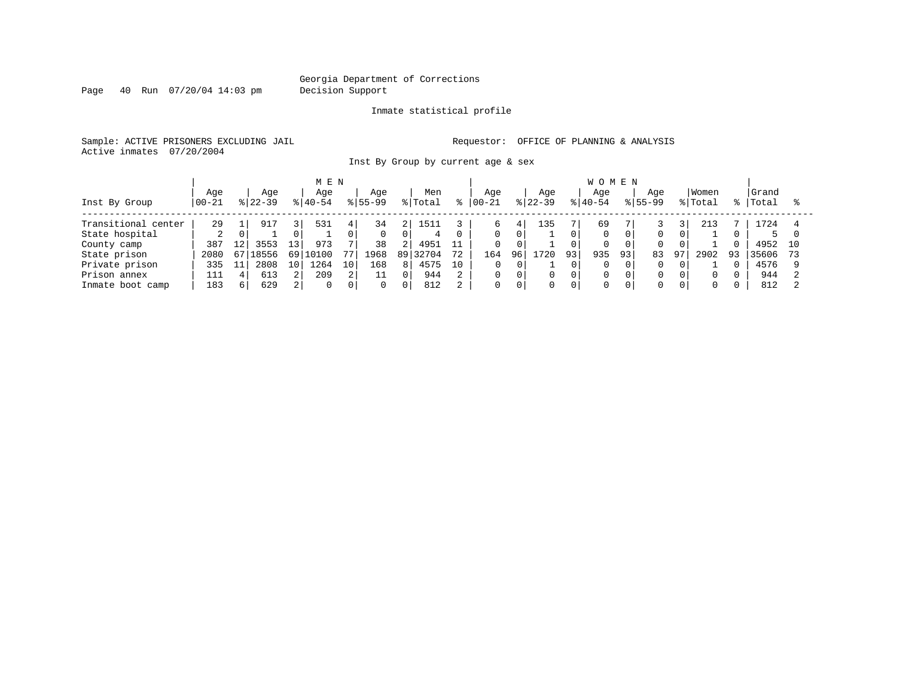Georgia Department of Corrections
Decision Support

Inmate statistical profile

Sample: ACTIVE PRISONERS EXCLUDING JAIL

Requestor: OFFICE OF PLANNING & ANALYSIS

Active inmates 07/20/2004

Inst By Group by current age & sex

| Inst By Group | MEN Age 00-21 | % | MEN Age 22-39 | % | MEN Age 40-54 | % | MEN Age 55-99 | % | Men Total | % | WOMEN Age 00-21 | % | WOMEN Age 22-39 | % | WOMEN Age 40-54 | % | WOMEN Age 55-99 | % | Women Total | % | Grand Total | % |
|---|---|---|---|---|---|---|---|---|---|---|---|---|---|---|---|---|---|---|---|---|---|---|
| Transitional center | 29 | 1 | 917 | 3 | 531 | 4 | 34 | 2 | 1511 | 3 | 6 | 4 | 135 | 7 | 69 | 7 | 3 | 3 | 213 | 7 | 1724 | 4 |
| State hospital | 2 | 0 | 1 | 0 | 1 | 0 | 0 | 0 | 4 | 0 | 0 | 0 | 1 | 0 | 0 | 0 | 0 | 0 | 1 | 0 | 5 | 0 |
| County camp | 387 | 12 | 3553 | 13 | 973 | 7 | 38 | 2 | 4951 | 11 | 0 | 0 | 1 | 0 | 0 | 0 | 0 | 0 | 1 | 0 | 4952 | 10 |
| State prison | 2080 | 67 | 18556 | 69 | 10100 | 77 | 1968 | 89 | 32704 | 72 | 164 | 96 | 1720 | 93 | 935 | 93 | 83 | 97 | 2902 | 93 | 35606 | 73 |
| Private prison | 335 | 11 | 2808 | 10 | 1264 | 10 | 168 | 8 | 4575 | 10 | 0 | 0 | 1 | 0 | 0 | 0 | 0 | 0 | 1 | 0 | 4576 | 9 |
| Prison annex | 111 | 4 | 613 | 2 | 209 | 2 | 11 | 0 | 944 | 2 | 0 | 0 | 0 | 0 | 0 | 0 | 0 | 0 | 0 | 0 | 944 | 2 |
| Inmate boot camp | 183 | 6 | 629 | 2 | 0 | 0 | 0 | 0 | 812 | 2 | 0 | 0 | 0 | 0 | 0 | 0 | 0 | 0 | 0 | 0 | 812 | 2 |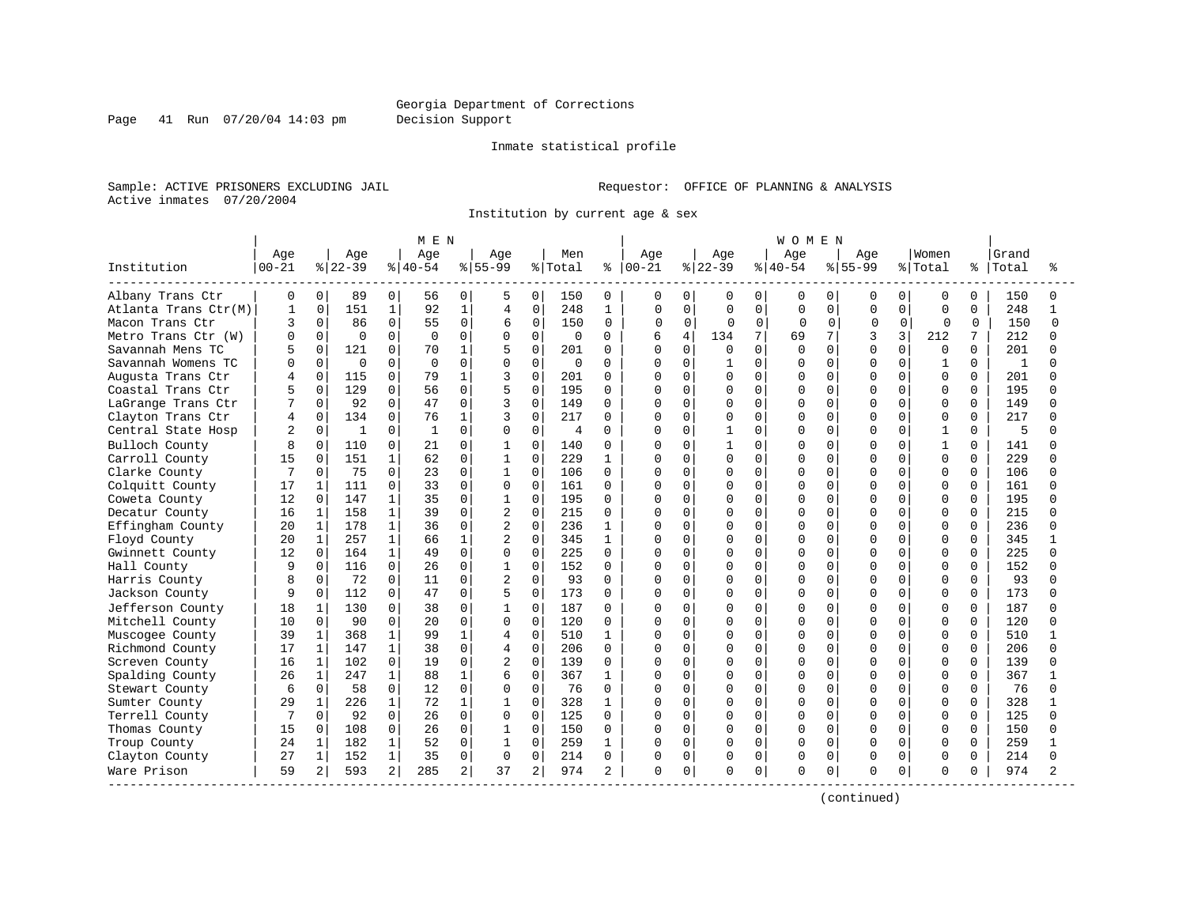Georgia Department of Corrections
Decision Support

Inmate statistical profile

Sample: ACTIVE PRISONERS EXCLUDING JAIL
Active inmates 07/20/2004

Requestor: OFFICE OF PLANNING & ANALYSIS

Institution by current age & sex

| Institution | MEN Age 00-21 | % | Age 22-39 | % | Age 40-54 | % | Age 55-99 | % | Men Total | % | WOMEN Age 00-21 | % | Age 22-39 | % | Age 40-54 | % | Age 55-99 | % | Women Total | % | Grand Total | % |
|---|---|---|---|---|---|---|---|---|---|---|---|---|---|---|---|---|---|---|---|---|---|---|
| Albany Trans Ctr | 0 | 0 | 89 | 0 | 56 | 0 | 5 | 0 | 150 | 0 | 0 | 0 | 0 | 0 | 0 | 0 | 0 | 0 | 0 | 0 | 150 | 0 |
| Atlanta Trans Ctr(M) | 1 | 0 | 151 | 1 | 92 | 1 | 4 | 0 | 248 | 1 | 0 | 0 | 0 | 0 | 0 | 0 | 0 | 0 | 0 | 0 | 248 | 1 |
| Macon Trans Ctr | 3 | 0 | 86 | 0 | 55 | 0 | 6 | 0 | 150 | 0 | 0 | 0 | 0 | 0 | 0 | 0 | 0 | 0 | 0 | 0 | 150 | 0 |
| Metro Trans Ctr (W) | 0 | 0 | 0 | 0 | 0 | 0 | 0 | 0 | 0 | 0 | 6 | 4 | 134 | 7 | 69 | 7 | 3 | 3 | 212 | 7 | 212 | 0 |
| Savannah Mens TC | 5 | 0 | 121 | 0 | 70 | 1 | 5 | 0 | 201 | 0 | 0 | 0 | 0 | 0 | 0 | 0 | 0 | 0 | 0 | 0 | 201 | 0 |
| Savannah Womens TC | 0 | 0 | 0 | 0 | 0 | 0 | 0 | 0 | 0 | 0 | 0 | 0 | 1 | 0 | 0 | 0 | 0 | 0 | 1 | 0 | 1 | 0 |
| Augusta Trans Ctr | 4 | 0 | 115 | 0 | 79 | 1 | 3 | 0 | 201 | 0 | 0 | 0 | 0 | 0 | 0 | 0 | 0 | 0 | 0 | 0 | 201 | 0 |
| Coastal Trans Ctr | 5 | 0 | 129 | 0 | 56 | 0 | 5 | 0 | 195 | 0 | 0 | 0 | 0 | 0 | 0 | 0 | 0 | 0 | 0 | 0 | 195 | 0 |
| LaGrange Trans Ctr | 7 | 0 | 92 | 0 | 47 | 0 | 3 | 0 | 149 | 0 | 0 | 0 | 0 | 0 | 0 | 0 | 0 | 0 | 0 | 0 | 149 | 0 |
| Clayton Trans Ctr | 4 | 0 | 134 | 0 | 76 | 1 | 3 | 0 | 217 | 0 | 0 | 0 | 0 | 0 | 0 | 0 | 0 | 0 | 0 | 0 | 217 | 0 |
| Central State Hosp | 2 | 0 | 1 | 0 | 1 | 0 | 0 | 0 | 4 | 0 | 0 | 0 | 1 | 0 | 0 | 0 | 0 | 0 | 1 | 0 | 5 | 0 |
| Bulloch County | 8 | 0 | 110 | 0 | 21 | 0 | 1 | 0 | 140 | 0 | 0 | 0 | 1 | 0 | 0 | 0 | 0 | 0 | 1 | 0 | 141 | 0 |
| Carroll County | 15 | 0 | 151 | 1 | 62 | 0 | 1 | 0 | 229 | 1 | 0 | 0 | 0 | 0 | 0 | 0 | 0 | 0 | 0 | 0 | 229 | 0 |
| Clarke County | 7 | 0 | 75 | 0 | 23 | 0 | 1 | 0 | 106 | 0 | 0 | 0 | 0 | 0 | 0 | 0 | 0 | 0 | 0 | 0 | 106 | 0 |
| Colquitt County | 17 | 1 | 111 | 0 | 33 | 0 | 0 | 0 | 161 | 0 | 0 | 0 | 0 | 0 | 0 | 0 | 0 | 0 | 0 | 0 | 161 | 0 |
| Coweta County | 12 | 0 | 147 | 1 | 35 | 0 | 1 | 0 | 195 | 0 | 0 | 0 | 0 | 0 | 0 | 0 | 0 | 0 | 0 | 0 | 195 | 0 |
| Decatur County | 16 | 1 | 158 | 1 | 39 | 0 | 2 | 0 | 215 | 0 | 0 | 0 | 0 | 0 | 0 | 0 | 0 | 0 | 0 | 0 | 215 | 0 |
| Effingham County | 20 | 1 | 178 | 1 | 36 | 0 | 2 | 0 | 236 | 1 | 0 | 0 | 0 | 0 | 0 | 0 | 0 | 0 | 0 | 0 | 236 | 0 |
| Floyd County | 20 | 1 | 257 | 1 | 66 | 1 | 2 | 0 | 345 | 1 | 0 | 0 | 0 | 0 | 0 | 0 | 0 | 0 | 0 | 0 | 345 | 1 |
| Gwinnett County | 12 | 0 | 164 | 1 | 49 | 0 | 0 | 0 | 225 | 0 | 0 | 0 | 0 | 0 | 0 | 0 | 0 | 0 | 0 | 0 | 225 | 0 |
| Hall County | 9 | 0 | 116 | 0 | 26 | 0 | 1 | 0 | 152 | 0 | 0 | 0 | 0 | 0 | 0 | 0 | 0 | 0 | 0 | 0 | 152 | 0 |
| Harris County | 8 | 0 | 72 | 0 | 11 | 0 | 2 | 0 | 93 | 0 | 0 | 0 | 0 | 0 | 0 | 0 | 0 | 0 | 0 | 0 | 93 | 0 |
| Jackson County | 9 | 0 | 112 | 0 | 47 | 0 | 5 | 0 | 173 | 0 | 0 | 0 | 0 | 0 | 0 | 0 | 0 | 0 | 0 | 0 | 173 | 0 |
| Jefferson County | 18 | 1 | 130 | 0 | 38 | 0 | 1 | 0 | 187 | 0 | 0 | 0 | 0 | 0 | 0 | 0 | 0 | 0 | 0 | 0 | 187 | 0 |
| Mitchell County | 10 | 0 | 90 | 0 | 20 | 0 | 0 | 0 | 120 | 0 | 0 | 0 | 0 | 0 | 0 | 0 | 0 | 0 | 0 | 0 | 120 | 0 |
| Muscogee County | 39 | 1 | 368 | 1 | 99 | 1 | 4 | 0 | 510 | 1 | 0 | 0 | 0 | 0 | 0 | 0 | 0 | 0 | 0 | 0 | 510 | 1 |
| Richmond County | 17 | 1 | 147 | 1 | 38 | 0 | 4 | 0 | 206 | 0 | 0 | 0 | 0 | 0 | 0 | 0 | 0 | 0 | 0 | 0 | 206 | 0 |
| Screven County | 16 | 1 | 102 | 0 | 19 | 0 | 2 | 0 | 139 | 0 | 0 | 0 | 0 | 0 | 0 | 0 | 0 | 0 | 0 | 0 | 139 | 0 |
| Spalding County | 26 | 1 | 247 | 1 | 88 | 1 | 6 | 0 | 367 | 1 | 0 | 0 | 0 | 0 | 0 | 0 | 0 | 0 | 0 | 0 | 367 | 1 |
| Stewart County | 6 | 0 | 58 | 0 | 12 | 0 | 0 | 0 | 76 | 0 | 0 | 0 | 0 | 0 | 0 | 0 | 0 | 0 | 0 | 0 | 76 | 0 |
| Sumter County | 29 | 1 | 226 | 1 | 72 | 1 | 1 | 0 | 328 | 1 | 0 | 0 | 0 | 0 | 0 | 0 | 0 | 0 | 0 | 0 | 328 | 1 |
| Terrell County | 7 | 0 | 92 | 0 | 26 | 0 | 0 | 0 | 125 | 0 | 0 | 0 | 0 | 0 | 0 | 0 | 0 | 0 | 0 | 0 | 125 | 0 |
| Thomas County | 15 | 0 | 108 | 0 | 26 | 0 | 1 | 0 | 150 | 0 | 0 | 0 | 0 | 0 | 0 | 0 | 0 | 0 | 0 | 0 | 150 | 0 |
| Troup County | 24 | 1 | 182 | 1 | 52 | 0 | 1 | 0 | 259 | 1 | 0 | 0 | 0 | 0 | 0 | 0 | 0 | 0 | 0 | 0 | 259 | 1 |
| Clayton County | 27 | 1 | 152 | 1 | 35 | 0 | 0 | 0 | 214 | 0 | 0 | 0 | 0 | 0 | 0 | 0 | 0 | 0 | 0 | 0 | 214 | 0 |
| Ware Prison | 59 | 2 | 593 | 2 | 285 | 2 | 37 | 2 | 974 | 2 | 0 | 0 | 0 | 0 | 0 | 0 | 0 | 0 | 0 | 0 | 974 | 2 |

(continued)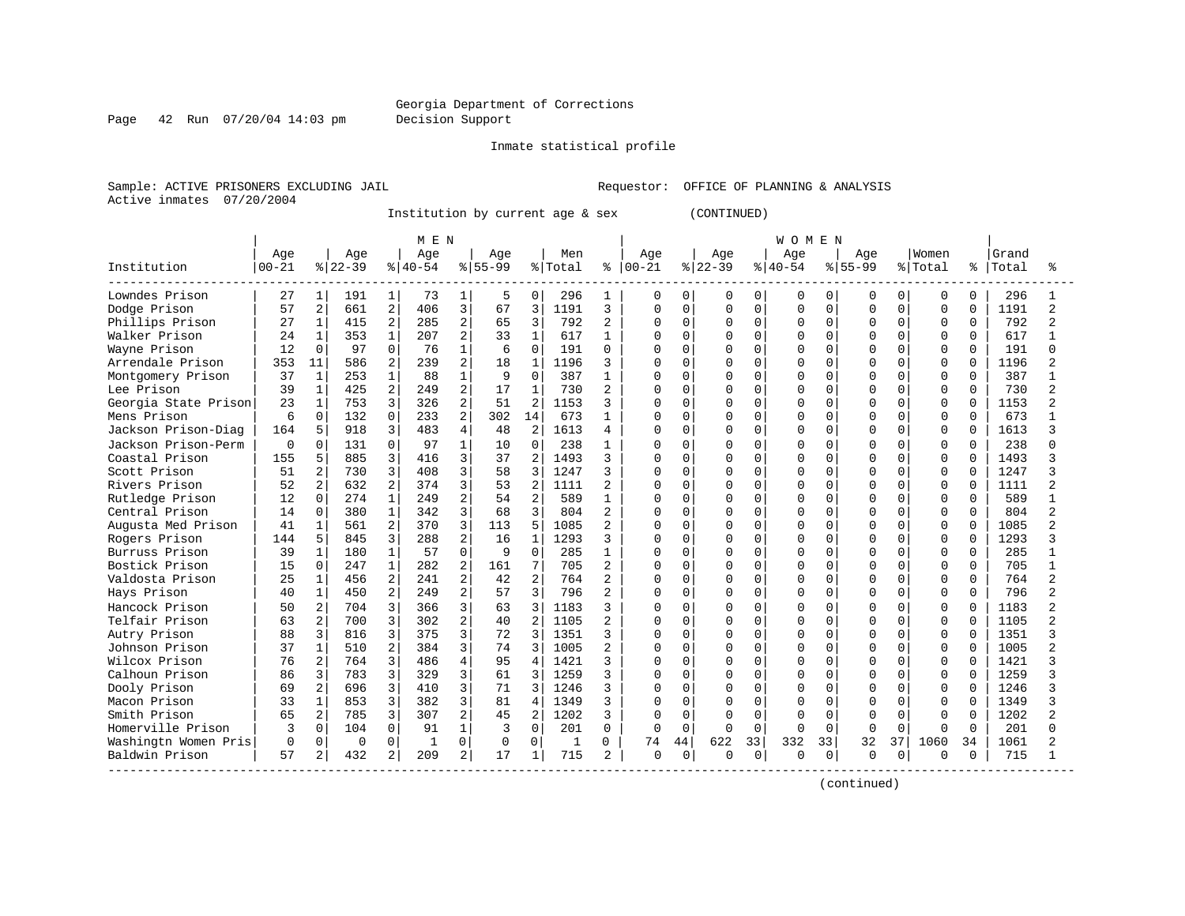Georgia Department of Corrections
Decision Support

Inmate statistical profile

Sample: ACTIVE PRISONERS EXCLUDING JAIL                                   Requestor: OFFICE OF PLANNING & ANALYSIS
Active inmates 07/20/2004

Institution by current age & sex (CONTINUED)

| Institution | MEN Age 00-21 | % | Age 22-39 | % | Age 40-54 | % | Age 55-99 | % | Men Total | % | WOMEN Age 00-21 | % | Age 22-39 | % | Age 40-54 | % | Age 55-99 | % | Women Total | % | Grand Total | % |
|---|---|---|---|---|---|---|---|---|---|---|---|---|---|---|---|---|---|---|---|---|---|---|
| Lowndes Prison | 27 | 1 | 191 | 1 | 73 | 1 | 5 | 0 | 296 | 1 | 0 | 0 | 0 | 0 | 0 | 0 | 0 | 0 | 0 | 0 | 296 | 1 |
| Dodge Prison | 57 | 2 | 661 | 2 | 406 | 3 | 67 | 3 | 1191 | 3 | 0 | 0 | 0 | 0 | 0 | 0 | 0 | 0 | 0 | 0 | 1191 | 2 |
| Phillips Prison | 27 | 1 | 415 | 2 | 285 | 2 | 65 | 3 | 792 | 2 | 0 | 0 | 0 | 0 | 0 | 0 | 0 | 0 | 0 | 0 | 792 | 2 |
| Walker Prison | 24 | 1 | 353 | 1 | 207 | 2 | 33 | 1 | 617 | 1 | 0 | 0 | 0 | 0 | 0 | 0 | 0 | 0 | 0 | 0 | 617 | 1 |
| Wayne Prison | 12 | 0 | 97 | 0 | 76 | 1 | 6 | 0 | 191 | 0 | 0 | 0 | 0 | 0 | 0 | 0 | 0 | 0 | 0 | 0 | 191 | 0 |
| Arrendale Prison | 353 | 11 | 586 | 2 | 239 | 2 | 18 | 1 | 1196 | 3 | 0 | 0 | 0 | 0 | 0 | 0 | 0 | 0 | 0 | 0 | 1196 | 2 |
| Montgomery Prison | 37 | 1 | 253 | 1 | 88 | 1 | 9 | 0 | 387 | 1 | 0 | 0 | 0 | 0 | 0 | 0 | 0 | 0 | 0 | 0 | 387 | 1 |
| Lee Prison | 39 | 1 | 425 | 2 | 249 | 2 | 17 | 1 | 730 | 2 | 0 | 0 | 0 | 0 | 0 | 0 | 0 | 0 | 0 | 0 | 730 | 2 |
| Georgia State Prison | 23 | 1 | 753 | 3 | 326 | 2 | 51 | 2 | 1153 | 3 | 0 | 0 | 0 | 0 | 0 | 0 | 0 | 0 | 0 | 0 | 1153 | 2 |
| Mens Prison | 6 | 0 | 132 | 0 | 233 | 2 | 302 | 14 | 673 | 1 | 0 | 0 | 0 | 0 | 0 | 0 | 0 | 0 | 0 | 0 | 673 | 1 |
| Jackson Prison-Diag | 164 | 5 | 918 | 3 | 483 | 4 | 48 | 2 | 1613 | 4 | 0 | 0 | 0 | 0 | 0 | 0 | 0 | 0 | 0 | 0 | 1613 | 3 |
| Jackson Prison-Perm | 0 | 0 | 131 | 0 | 97 | 1 | 10 | 0 | 238 | 1 | 0 | 0 | 0 | 0 | 0 | 0 | 0 | 0 | 0 | 0 | 238 | 0 |
| Coastal Prison | 155 | 5 | 885 | 3 | 416 | 3 | 37 | 2 | 1493 | 3 | 0 | 0 | 0 | 0 | 0 | 0 | 0 | 0 | 0 | 0 | 1493 | 3 |
| Scott Prison | 51 | 2 | 730 | 3 | 408 | 3 | 58 | 3 | 1247 | 3 | 0 | 0 | 0 | 0 | 0 | 0 | 0 | 0 | 0 | 0 | 1247 | 3 |
| Rivers Prison | 52 | 2 | 632 | 2 | 374 | 3 | 53 | 2 | 1111 | 2 | 0 | 0 | 0 | 0 | 0 | 0 | 0 | 0 | 0 | 0 | 1111 | 2 |
| Rutledge Prison | 12 | 0 | 274 | 1 | 249 | 2 | 54 | 2 | 589 | 1 | 0 | 0 | 0 | 0 | 0 | 0 | 0 | 0 | 0 | 0 | 589 | 1 |
| Central Prison | 14 | 0 | 380 | 1 | 342 | 3 | 68 | 3 | 804 | 2 | 0 | 0 | 0 | 0 | 0 | 0 | 0 | 0 | 0 | 0 | 804 | 2 |
| Augusta Med Prison | 41 | 1 | 561 | 2 | 370 | 3 | 113 | 5 | 1085 | 2 | 0 | 0 | 0 | 0 | 0 | 0 | 0 | 0 | 0 | 0 | 1085 | 2 |
| Rogers Prison | 144 | 5 | 845 | 3 | 288 | 2 | 16 | 1 | 1293 | 3 | 0 | 0 | 0 | 0 | 0 | 0 | 0 | 0 | 0 | 0 | 1293 | 3 |
| Burruss Prison | 39 | 1 | 180 | 1 | 57 | 0 | 9 | 0 | 285 | 1 | 0 | 0 | 0 | 0 | 0 | 0 | 0 | 0 | 0 | 0 | 285 | 1 |
| Bostick Prison | 15 | 0 | 247 | 1 | 282 | 2 | 161 | 7 | 705 | 2 | 0 | 0 | 0 | 0 | 0 | 0 | 0 | 0 | 0 | 0 | 705 | 1 |
| Valdosta Prison | 25 | 1 | 456 | 2 | 241 | 2 | 42 | 2 | 764 | 2 | 0 | 0 | 0 | 0 | 0 | 0 | 0 | 0 | 0 | 0 | 764 | 2 |
| Hays Prison | 40 | 1 | 450 | 2 | 249 | 2 | 57 | 3 | 796 | 2 | 0 | 0 | 0 | 0 | 0 | 0 | 0 | 0 | 0 | 0 | 796 | 2 |
| Hancock Prison | 50 | 2 | 704 | 3 | 366 | 3 | 63 | 3 | 1183 | 3 | 0 | 0 | 0 | 0 | 0 | 0 | 0 | 0 | 0 | 0 | 1183 | 2 |
| Telfair Prison | 63 | 2 | 700 | 3 | 302 | 2 | 40 | 2 | 1105 | 2 | 0 | 0 | 0 | 0 | 0 | 0 | 0 | 0 | 0 | 0 | 1105 | 2 |
| Autry Prison | 88 | 3 | 816 | 3 | 375 | 3 | 72 | 3 | 1351 | 3 | 0 | 0 | 0 | 0 | 0 | 0 | 0 | 0 | 0 | 0 | 1351 | 3 |
| Johnson Prison | 37 | 1 | 510 | 2 | 384 | 3 | 74 | 3 | 1005 | 2 | 0 | 0 | 0 | 0 | 0 | 0 | 0 | 0 | 0 | 0 | 1005 | 2 |
| Wilcox Prison | 76 | 2 | 764 | 3 | 486 | 4 | 95 | 4 | 1421 | 3 | 0 | 0 | 0 | 0 | 0 | 0 | 0 | 0 | 0 | 0 | 1421 | 3 |
| Calhoun Prison | 86 | 3 | 783 | 3 | 329 | 3 | 61 | 3 | 1259 | 3 | 0 | 0 | 0 | 0 | 0 | 0 | 0 | 0 | 0 | 0 | 1259 | 3 |
| Dooly Prison | 69 | 2 | 696 | 3 | 410 | 3 | 71 | 3 | 1246 | 3 | 0 | 0 | 0 | 0 | 0 | 0 | 0 | 0 | 0 | 0 | 1246 | 3 |
| Macon Prison | 33 | 1 | 853 | 3 | 382 | 3 | 81 | 4 | 1349 | 3 | 0 | 0 | 0 | 0 | 0 | 0 | 0 | 0 | 0 | 0 | 1349 | 3 |
| Smith Prison | 65 | 2 | 785 | 3 | 307 | 2 | 45 | 2 | 1202 | 3 | 0 | 0 | 0 | 0 | 0 | 0 | 0 | 0 | 0 | 0 | 1202 | 2 |
| Homerville Prison | 3 | 0 | 104 | 0 | 91 | 1 | 3 | 0 | 201 | 0 | 0 | 0 | 0 | 0 | 0 | 0 | 0 | 0 | 0 | 0 | 201 | 0 |
| Washingtn Women Pris | 0 | 0 | 0 | 0 | 1 | 0 | 0 | 0 | 1 | 0 | 74 | 44 | 622 | 33 | 332 | 33 | 32 | 37 | 1060 | 34 | 1061 | 2 |
| Baldwin Prison | 57 | 2 | 432 | 2 | 209 | 2 | 17 | 1 | 715 | 2 | 0 | 0 | 0 | 0 | 0 | 0 | 0 | 0 | 0 | 0 | 715 | 1 |

(continued)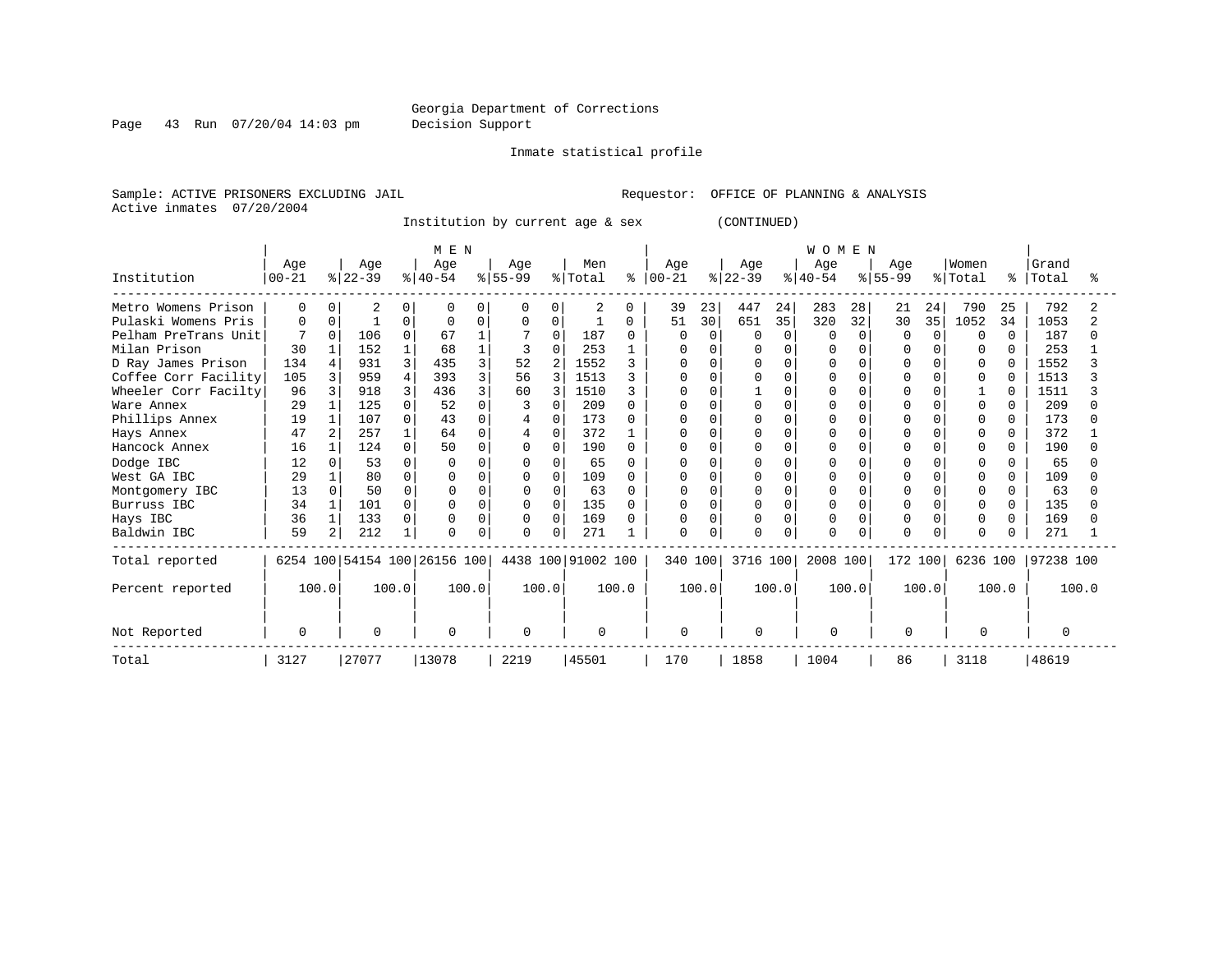Georgia Department of Corrections
Decision Support

Inmate statistical profile

Sample: ACTIVE PRISONERS EXCLUDING JAIL                Requestor: OFFICE OF PLANNING & ANALYSIS
Active inmates 07/20/2004

Institution by current age & sex (CONTINUED)

| Institution | MEN Age 00-21 | % | Age 22-39 | % | Age 40-54 | % | Age 55-99 | % | Men Total | % | WOMEN Age 00-21 | % | Age 22-39 | % | Age 40-54 | % | Age 55-99 | % | Women Total | % | Grand Total | % |
|---|---|---|---|---|---|---|---|---|---|---|---|---|---|---|---|---|---|---|---|---|---|---|
| Metro Womens Prison | 0 | 0 | 2 | 0 | 0 | 0 | 0 | 0 | 2 | 0 | 39 | 23 | 447 | 24 | 283 | 28 | 21 | 24 | 790 | 25 | 792 | 2 |
| Pulaski Womens Pris | 0 | 0 | 1 | 0 | 0 | 0 | 0 | 0 | 1 | 0 | 51 | 30 | 651 | 35 | 320 | 32 | 30 | 35 | 1052 | 34 | 1053 | 2 |
| Pelham PreTrans Unit | 7 | 0 | 106 | 0 | 67 | 1 | 7 | 0 | 187 | 0 | 0 | 0 | 0 | 0 | 0 | 0 | 0 | 0 | 0 | 0 | 187 | 0 |
| Milan Prison | 30 | 1 | 152 | 1 | 68 | 1 | 3 | 0 | 253 | 1 | 0 | 0 | 0 | 0 | 0 | 0 | 0 | 0 | 0 | 0 | 253 | 1 |
| D Ray James Prison | 134 | 4 | 931 | 3 | 435 | 3 | 52 | 2 | 1552 | 3 | 0 | 0 | 0 | 0 | 0 | 0 | 0 | 0 | 0 | 0 | 1552 | 3 |
| Coffee Corr Facility | 105 | 3 | 959 | 4 | 393 | 3 | 56 | 3 | 1513 | 3 | 0 | 0 | 0 | 0 | 0 | 0 | 0 | 0 | 0 | 0 | 1513 | 3 |
| Wheeler Corr Facilty | 96 | 3 | 918 | 3 | 436 | 3 | 60 | 3 | 1510 | 3 | 0 | 0 | 1 | 0 | 0 | 0 | 0 | 0 | 1 | 0 | 1511 | 3 |
| Ware Annex | 29 | 1 | 125 | 0 | 52 | 0 | 3 | 0 | 209 | 0 | 0 | 0 | 0 | 0 | 0 | 0 | 0 | 0 | 0 | 0 | 209 | 0 |
| Phillips Annex | 19 | 1 | 107 | 0 | 43 | 0 | 4 | 0 | 173 | 0 | 0 | 0 | 0 | 0 | 0 | 0 | 0 | 0 | 0 | 0 | 173 | 0 |
| Hays Annex | 47 | 2 | 257 | 1 | 64 | 0 | 4 | 0 | 372 | 1 | 0 | 0 | 0 | 0 | 0 | 0 | 0 | 0 | 0 | 0 | 372 | 1 |
| Hancock Annex | 16 | 1 | 124 | 0 | 50 | 0 | 0 | 0 | 190 | 0 | 0 | 0 | 0 | 0 | 0 | 0 | 0 | 0 | 0 | 0 | 190 | 0 |
| Dodge IBC | 12 | 0 | 53 | 0 | 0 | 0 | 0 | 0 | 65 | 0 | 0 | 0 | 0 | 0 | 0 | 0 | 0 | 0 | 0 | 0 | 65 | 0 |
| West GA IBC | 29 | 1 | 80 | 0 | 0 | 0 | 0 | 0 | 109 | 0 | 0 | 0 | 0 | 0 | 0 | 0 | 0 | 0 | 0 | 0 | 109 | 0 |
| Montgomery IBC | 13 | 0 | 50 | 0 | 0 | 0 | 0 | 0 | 63 | 0 | 0 | 0 | 0 | 0 | 0 | 0 | 0 | 0 | 0 | 0 | 63 | 0 |
| Burruss IBC | 34 | 1 | 101 | 0 | 0 | 0 | 0 | 0 | 135 | 0 | 0 | 0 | 0 | 0 | 0 | 0 | 0 | 0 | 0 | 0 | 135 | 0 |
| Hays IBC | 36 | 1 | 133 | 0 | 0 | 0 | 0 | 0 | 169 | 0 | 0 | 0 | 0 | 0 | 0 | 0 | 0 | 0 | 0 | 0 | 169 | 0 |
| Baldwin IBC | 59 | 2 | 212 | 1 | 0 | 0 | 0 | 0 | 271 | 1 | 0 | 0 | 0 | 0 | 0 | 0 | 0 | 0 | 0 | 0 | 271 | 1 |
| Total reported | 6254 | 100 | 54154 | 100 | 26156 | 100 | 4438 | 100 | 91002 | 100 | 340 | 100 | 3716 | 100 | 2008 | 100 | 172 | 100 | 6236 | 100 | 97238 | 100 |
| Percent reported | 100.0 | | 100.0 | | 100.0 | | 100.0 | | 100.0 | | 100.0 | | 100.0 | | 100.0 | | 100.0 | | 100.0 | | 100.0 | |
| Not Reported | 0 | | 0 | | 0 | | 0 | | 0 | | 0 | | 0 | | 0 | | 0 | | 0 | | 0 | |
| Total | 3127 | | 27077 | | 13078 | | 2219 | | 45501 | | 170 | | 1858 | | 1004 | | 86 | | 3118 | | 48619 | |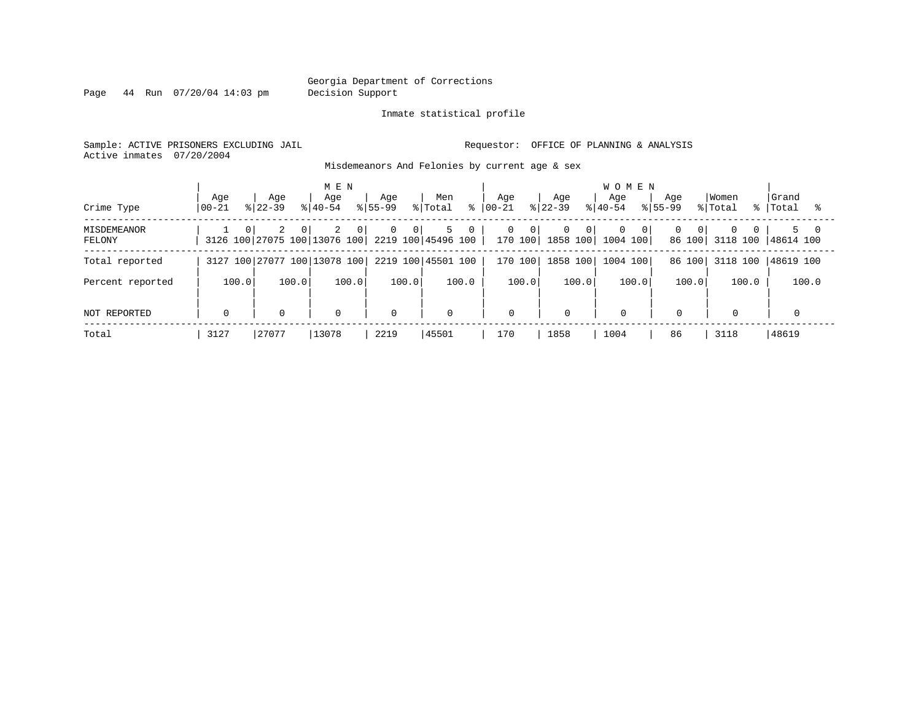Georgia Department of Corrections
Decision Support

Inmate statistical profile

Sample: ACTIVE PRISONERS EXCLUDING JAIL

Requestor: OFFICE OF PLANNING & ANALYSIS

Active inmates 07/20/2004

Misdemeanors And Felonies by current age & sex

| Crime Type | MEN Age 00-21 | % | Age 22-39 | % | Age 40-54 | % | Age 55-99 | % | Men Total | % | WOMEN Age 00-21 | % | Age 22-39 | % | Age 40-54 | % | Age 55-99 | % | Women Total | % | Grand Total | % |
|---|---|---|---|---|---|---|---|---|---|---|---|---|---|---|---|---|---|---|---|---|---|---|
| MISDEMEANOR | 1 | 0 | 2 | 0 | 2 | 0 | 0 | 0 | 5 | 0 | 0 | 0 | 0 | 0 | 0 | 0 | 0 | 0 | 0 | 0 | 5 | 0 |
| FELONY | 3126 | 100 | 27075 | 100 | 13076 | 100 | 2219 | 100 | 45496 | 100 | 170 | 100 | 1858 | 100 | 1004 | 100 | 86 | 100 | 3118 | 100 | 48614 | 100 |
| Total reported | 3127 | 100 | 27077 | 100 | 13078 | 100 | 2219 | 100 | 45501 | 100 | 170 | 100 | 1858 | 100 | 1004 | 100 | 86 | 100 | 3118 | 100 | 48619 | 100 |
| Percent reported | | 100.0 | | 100.0 | | 100.0 | | 100.0 | | 100.0 | | 100.0 | | 100.0 | | 100.0 | | 100.0 | | 100.0 | | 100.0 |
| NOT REPORTED | 0 | | 0 | | 0 | | 0 | | 0 | | 0 | | 0 | | 0 | | 0 | | 0 | | 0 | |
| Total | 3127 | | 27077 | | 13078 | | 2219 | | 45501 | | 170 | | 1858 | | 1004 | | 86 | | 3118 | | 48619 | |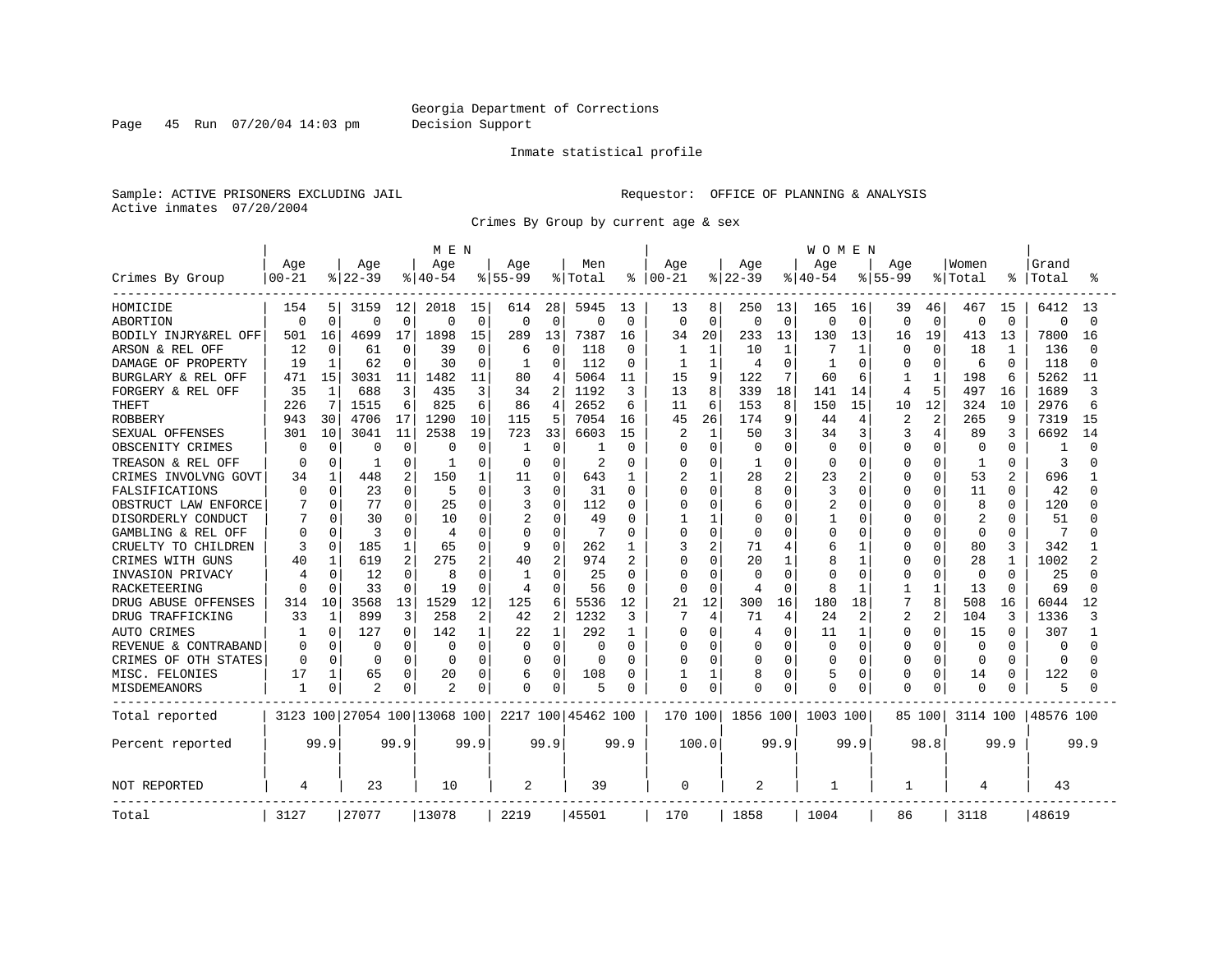Georgia Department of Corrections
Decision Support

Inmate statistical profile

Sample: ACTIVE PRISONERS EXCLUDING JAIL                                    Requestor:  OFFICE OF PLANNING & ANALYSIS
Active inmates  07/20/2004

Crimes By Group by current age & sex

| Crimes By Group | MEN Age 00-21 | % | Age 22-39 | % | Age 40-54 | % | Age 55-99 | % | Men Total | % | WOMEN Age 00-21 | % | Age 22-39 | % | Age 40-54 | % | Age 55-99 | % | Women Total | % | Grand Total | % |
|---|---|---|---|---|---|---|---|---|---|---|---|---|---|---|---|---|---|---|---|---|---|---|
| HOMICIDE | 154 | 5 | 3159 | 12 | 2018 | 15 | 614 | 28 | 5945 | 13 | 13 | 8 | 250 | 13 | 165 | 16 | 39 | 46 | 467 | 15 | 6412 | 13 |
| ABORTION | 0 | 0 | 0 | 0 | 0 | 0 | 0 | 0 | 0 | 0 | 0 | 0 | 0 | 0 | 0 | 0 | 0 | 0 | 0 | 0 | 0 | 0 |
| BODILY INJRY&REL OFF | 501 | 16 | 4699 | 17 | 1898 | 15 | 289 | 13 | 7387 | 16 | 34 | 20 | 233 | 13 | 130 | 13 | 16 | 19 | 413 | 13 | 7800 | 16 |
| ARSON & REL OFF | 12 | 0 | 61 | 0 | 39 | 0 | 6 | 0 | 118 | 0 | 1 | 1 | 10 | 1 | 7 | 1 | 0 | 0 | 18 | 1 | 136 | 0 |
| DAMAGE OF PROPERTY | 19 | 1 | 62 | 0 | 30 | 0 | 1 | 0 | 112 | 0 | 1 | 1 | 4 | 0 | 1 | 0 | 0 | 0 | 6 | 0 | 118 | 0 |
| BURGLARY & REL OFF | 471 | 15 | 3031 | 11 | 1482 | 11 | 80 | 4 | 5064 | 11 | 15 | 9 | 122 | 7 | 60 | 6 | 1 | 1 | 198 | 6 | 5262 | 11 |
| FORGERY & REL OFF | 35 | 1 | 688 | 3 | 435 | 3 | 34 | 2 | 1192 | 3 | 13 | 8 | 339 | 18 | 141 | 14 | 4 | 5 | 497 | 16 | 1689 | 3 |
| THEFT | 226 | 7 | 1515 | 6 | 825 | 6 | 86 | 4 | 2652 | 6 | 11 | 6 | 153 | 8 | 150 | 15 | 10 | 12 | 324 | 10 | 2976 | 6 |
| ROBBERY | 943 | 30 | 4706 | 17 | 1290 | 10 | 115 | 5 | 7054 | 16 | 45 | 26 | 174 | 9 | 44 | 4 | 2 | 2 | 265 | 9 | 7319 | 15 |
| SEXUAL OFFENSES | 301 | 10 | 3041 | 11 | 2538 | 19 | 723 | 33 | 6603 | 15 | 2 | 1 | 50 | 3 | 34 | 3 | 3 | 4 | 89 | 3 | 6692 | 14 |
| OBSCENITY CRIMES | 0 | 0 | 0 | 0 | 0 | 0 | 1 | 0 | 1 | 0 | 0 | 0 | 0 | 0 | 0 | 0 | 0 | 0 | 0 | 0 | 1 | 0 |
| TREASON & REL OFF | 0 | 0 | 1 | 0 | 1 | 0 | 0 | 0 | 2 | 0 | 0 | 0 | 1 | 0 | 0 | 0 | 0 | 0 | 1 | 0 | 3 | 0 |
| CRIMES INVOLVNG GOVT | 34 | 1 | 448 | 2 | 150 | 1 | 11 | 0 | 643 | 1 | 2 | 1 | 28 | 2 | 23 | 2 | 0 | 0 | 53 | 2 | 696 | 1 |
| FALSIFICATIONS | 0 | 0 | 23 | 0 | 5 | 0 | 3 | 0 | 31 | 0 | 0 | 0 | 8 | 0 | 3 | 0 | 0 | 0 | 11 | 0 | 42 | 0 |
| OBSTRUCT LAW ENFORCE | 7 | 0 | 77 | 0 | 25 | 0 | 3 | 0 | 112 | 0 | 0 | 0 | 6 | 0 | 2 | 0 | 0 | 0 | 8 | 0 | 120 | 0 |
| DISORDERLY CONDUCT | 7 | 0 | 30 | 0 | 10 | 0 | 2 | 0 | 49 | 0 | 1 | 1 | 0 | 0 | 1 | 0 | 0 | 0 | 2 | 0 | 51 | 0 |
| GAMBLING & REL OFF | 0 | 0 | 3 | 0 | 4 | 0 | 0 | 0 | 7 | 0 | 0 | 0 | 0 | 0 | 0 | 0 | 0 | 0 | 0 | 0 | 7 | 0 |
| CRUELTY TO CHILDREN | 3 | 0 | 185 | 1 | 65 | 0 | 9 | 0 | 262 | 1 | 3 | 2 | 71 | 4 | 6 | 1 | 0 | 0 | 80 | 3 | 342 | 1 |
| CRIMES WITH GUNS | 40 | 1 | 619 | 2 | 275 | 2 | 40 | 2 | 974 | 2 | 0 | 0 | 20 | 1 | 8 | 1 | 0 | 0 | 28 | 1 | 1002 | 2 |
| INVASION PRIVACY | 4 | 0 | 12 | 0 | 8 | 0 | 1 | 0 | 25 | 0 | 0 | 0 | 0 | 0 | 0 | 0 | 0 | 0 | 0 | 0 | 25 | 0 |
| RACKETEERING | 0 | 0 | 33 | 0 | 19 | 0 | 4 | 0 | 56 | 0 | 0 | 0 | 4 | 0 | 8 | 1 | 1 | 1 | 13 | 0 | 69 | 0 |
| DRUG ABUSE OFFENSES | 314 | 10 | 3568 | 13 | 1529 | 12 | 125 | 6 | 5536 | 12 | 21 | 12 | 300 | 16 | 180 | 18 | 7 | 8 | 508 | 16 | 6044 | 12 |
| DRUG TRAFFICKING | 33 | 1 | 899 | 3 | 258 | 2 | 42 | 2 | 1232 | 3 | 7 | 4 | 71 | 4 | 24 | 2 | 2 | 2 | 104 | 3 | 1336 | 3 |
| AUTO CRIMES | 1 | 0 | 127 | 0 | 142 | 1 | 22 | 1 | 292 | 1 | 0 | 0 | 4 | 0 | 11 | 1 | 0 | 0 | 15 | 0 | 307 | 1 |
| REVENUE & CONTRABAND | 0 | 0 | 0 | 0 | 0 | 0 | 0 | 0 | 0 | 0 | 0 | 0 | 0 | 0 | 0 | 0 | 0 | 0 | 0 | 0 | 0 | 0 |
| CRIMES OF OTH STATES | 0 | 0 | 0 | 0 | 0 | 0 | 0 | 0 | 0 | 0 | 0 | 0 | 0 | 0 | 0 | 0 | 0 | 0 | 0 | 0 | 0 | 0 |
| MISC. FELONIES | 17 | 1 | 65 | 0 | 20 | 0 | 6 | 0 | 108 | 0 | 1 | 1 | 8 | 0 | 5 | 0 | 0 | 0 | 14 | 0 | 122 | 0 |
| MISDEMEANORS | 1 | 0 | 2 | 0 | 2 | 0 | 0 | 0 | 5 | 0 | 0 | 0 | 0 | 0 | 0 | 0 | 0 | 0 | 0 | 0 | 5 | 0 |
| Total reported | 3123 | 100 | 27054 | 100 | 13068 | 100 | 2217 | 100 | 45462 | 100 | 170 | 100 | 1856 | 100 | 1003 | 100 | 85 | 100 | 3114 | 100 | 48576 | 100 |
| Percent reported | | 99.9 | | 99.9 | | 99.9 | | 99.9 | | 99.9 | | 100.0 | | 99.9 | | 99.9 | | 98.8 | | 99.9 | | 99.9 |
| NOT REPORTED | 4 | | 23 | | 10 | | 2 | | 39 | | 0 | | 2 | | 1 | | 1 | | 4 | | 43 | |
| Total | 3127 | | 27077 | | 13078 | | 2219 | | 45501 | | 170 | | 1858 | | 1004 | | 86 | | 3118 | | 48619 | |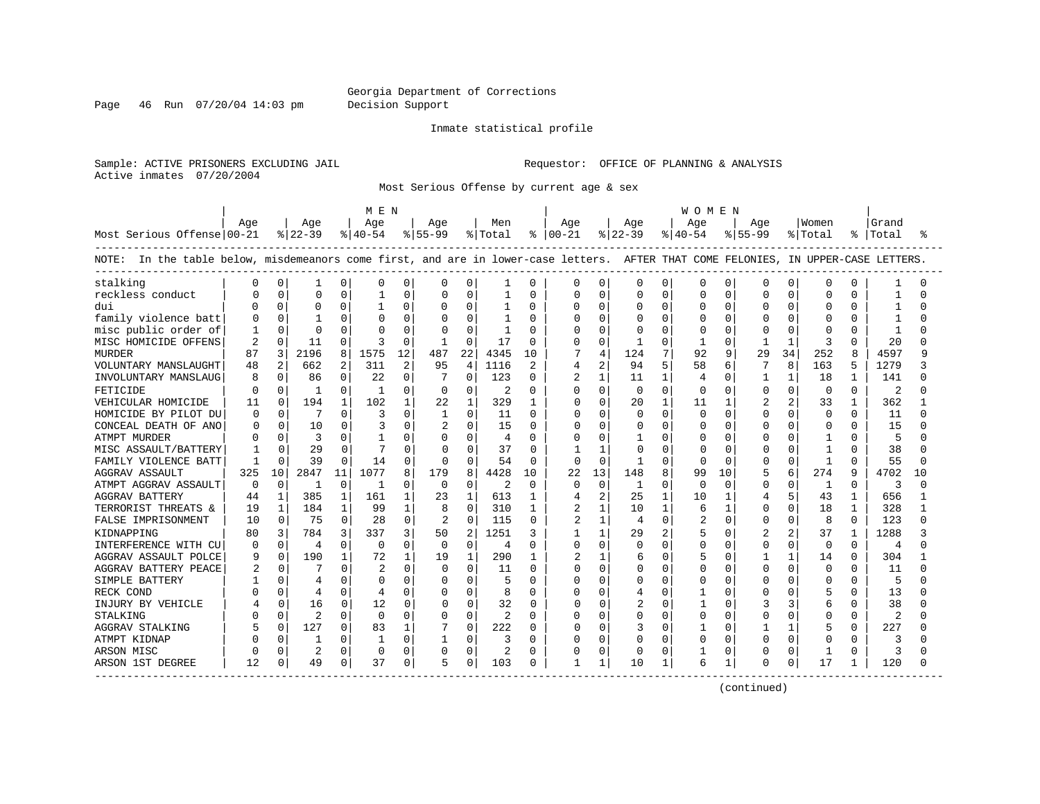Georgia Department of Corrections
Decision Support

Inmate statistical profile

Sample: ACTIVE PRISONERS EXCLUDING JAIL
Active inmates 07/20/2004

Requestor: OFFICE OF PLANNING & ANALYSIS

Most Serious Offense by current age & sex

NOTE: In the table below, misdemeanors come first, and are in lower-case letters. AFTER THAT COME FELONIES, IN UPPER-CASE LETTERS.

| | MEN | | | | | | | | | | WOMEN | | | | | | | | | | | |
|---|---|---|---|---|---|---|---|---|---|---|---|---|---|---|---|---|---|---|---|---|---|---|
| Most Serious Offense | Age 00-21 | % | Age 22-39 | % | Age 40-54 | % | Age 55-99 | % | Men Total | % | Age 00-21 | % | Age 22-39 | % | Age 40-54 | % | Age 55-99 | % | Women Total | % | Grand Total | % |
| stalking | 0 | 0 | 1 | 0 | 0 | 0 | 0 | 0 | 1 | 0 | 0 | 0 | 0 | 0 | 0 | 0 | 0 | 0 | 0 | 0 | 1 | 0 |
| reckless conduct | 0 | 0 | 0 | 0 | 1 | 0 | 0 | 0 | 1 | 0 | 0 | 0 | 0 | 0 | 0 | 0 | 0 | 0 | 0 | 0 | 1 | 0 |
| dui | 0 | 0 | 0 | 0 | 1 | 0 | 0 | 0 | 1 | 0 | 0 | 0 | 0 | 0 | 0 | 0 | 0 | 0 | 0 | 0 | 1 | 0 |
| family violence batt | 0 | 0 | 1 | 0 | 0 | 0 | 0 | 0 | 1 | 0 | 0 | 0 | 0 | 0 | 0 | 0 | 0 | 0 | 0 | 0 | 1 | 0 |
| misc public order of | 1 | 0 | 0 | 0 | 0 | 0 | 0 | 0 | 1 | 0 | 0 | 0 | 0 | 0 | 0 | 0 | 0 | 0 | 0 | 0 | 1 | 0 |
| MISC HOMICIDE OFFENS | 2 | 0 | 11 | 0 | 3 | 0 | 1 | 0 | 17 | 0 | 0 | 0 | 1 | 0 | 1 | 0 | 1 | 1 | 3 | 0 | 20 | 0 |
| MURDER | 87 | 3 | 2196 | 8 | 1575 | 12 | 487 | 22 | 4345 | 10 | 7 | 4 | 124 | 7 | 92 | 9 | 29 | 34 | 252 | 8 | 4597 | 9 |
| VOLUNTARY MANSLAUGHT | 48 | 2 | 662 | 2 | 311 | 2 | 95 | 4 | 1116 | 2 | 4 | 2 | 94 | 5 | 58 | 6 | 7 | 8 | 163 | 5 | 1279 | 3 |
| INVOLUNTARY MANSLAUG | 8 | 0 | 86 | 0 | 22 | 0 | 7 | 0 | 123 | 0 | 2 | 1 | 11 | 1 | 4 | 0 | 1 | 1 | 18 | 1 | 141 | 0 |
| FETICIDE | 0 | 0 | 1 | 0 | 1 | 0 | 0 | 0 | 2 | 0 | 0 | 0 | 0 | 0 | 0 | 0 | 0 | 0 | 0 | 0 | 2 | 0 |
| VEHICULAR HOMICIDE | 11 | 0 | 194 | 1 | 102 | 1 | 22 | 1 | 329 | 1 | 0 | 0 | 20 | 1 | 11 | 1 | 2 | 2 | 33 | 1 | 362 | 1 |
| HOMICIDE BY PILOT DU | 0 | 0 | 7 | 0 | 3 | 0 | 1 | 0 | 11 | 0 | 0 | 0 | 0 | 0 | 0 | 0 | 0 | 0 | 0 | 0 | 11 | 0 |
| CONCEAL DEATH OF ANO | 0 | 0 | 10 | 0 | 3 | 0 | 2 | 0 | 15 | 0 | 0 | 0 | 0 | 0 | 0 | 0 | 0 | 0 | 0 | 0 | 15 | 0 |
| ATMPT MURDER | 0 | 0 | 3 | 0 | 1 | 0 | 0 | 0 | 4 | 0 | 0 | 0 | 1 | 0 | 0 | 0 | 0 | 0 | 1 | 0 | 5 | 0 |
| MISC ASSAULT/BATTERY | 1 | 0 | 29 | 0 | 7 | 0 | 0 | 0 | 37 | 0 | 1 | 1 | 0 | 0 | 0 | 0 | 0 | 0 | 1 | 0 | 38 | 0 |
| FAMILY VIOLENCE BATT | 1 | 0 | 39 | 0 | 14 | 0 | 0 | 0 | 54 | 0 | 0 | 0 | 1 | 0 | 0 | 0 | 0 | 0 | 1 | 0 | 55 | 0 |
| AGGRAV ASSAULT | 325 | 10 | 2847 | 11 | 1077 | 8 | 179 | 8 | 4428 | 10 | 22 | 13 | 148 | 8 | 99 | 10 | 5 | 6 | 274 | 9 | 4702 | 10 |
| ATMPT AGGRAV ASSAULT | 0 | 0 | 1 | 0 | 1 | 0 | 0 | 0 | 2 | 0 | 0 | 0 | 1 | 0 | 0 | 0 | 0 | 0 | 1 | 0 | 3 | 0 |
| AGGRAV BATTERY | 44 | 1 | 385 | 1 | 161 | 1 | 23 | 1 | 613 | 1 | 4 | 2 | 25 | 1 | 10 | 1 | 4 | 5 | 43 | 1 | 656 | 1 |
| TERRORIST THREATS & | 19 | 1 | 184 | 1 | 99 | 1 | 8 | 0 | 310 | 1 | 2 | 1 | 10 | 1 | 6 | 1 | 0 | 0 | 18 | 1 | 328 | 1 |
| FALSE IMPRISONMENT | 10 | 0 | 75 | 0 | 28 | 0 | 2 | 0 | 115 | 0 | 2 | 1 | 4 | 0 | 2 | 0 | 0 | 0 | 8 | 0 | 123 | 0 |
| KIDNAPPING | 80 | 3 | 784 | 3 | 337 | 3 | 50 | 2 | 1251 | 3 | 1 | 1 | 29 | 2 | 5 | 0 | 2 | 2 | 37 | 1 | 1288 | 3 |
| INTERFERENCE WITH CU | 0 | 0 | 4 | 0 | 0 | 0 | 0 | 0 | 4 | 0 | 0 | 0 | 0 | 0 | 0 | 0 | 0 | 0 | 0 | 0 | 4 | 0 |
| AGGRAV ASSAULT POLCE | 9 | 0 | 190 | 1 | 72 | 1 | 19 | 1 | 290 | 1 | 2 | 1 | 6 | 0 | 5 | 0 | 1 | 1 | 14 | 0 | 304 | 1 |
| AGGRAV BATTERY PEACE | 2 | 0 | 7 | 0 | 2 | 0 | 0 | 0 | 11 | 0 | 0 | 0 | 0 | 0 | 0 | 0 | 0 | 0 | 0 | 0 | 11 | 0 |
| SIMPLE BATTERY | 1 | 0 | 4 | 0 | 0 | 0 | 0 | 0 | 5 | 0 | 0 | 0 | 0 | 0 | 0 | 0 | 0 | 0 | 0 | 0 | 5 | 0 |
| RECK COND | 0 | 0 | 4 | 0 | 4 | 0 | 0 | 0 | 8 | 0 | 0 | 0 | 4 | 0 | 1 | 0 | 0 | 0 | 5 | 0 | 13 | 0 |
| INJURY BY VEHICLE | 4 | 0 | 16 | 0 | 12 | 0 | 0 | 0 | 32 | 0 | 0 | 0 | 2 | 0 | 1 | 0 | 3 | 3 | 6 | 0 | 38 | 0 |
| STALKING | 0 | 0 | 2 | 0 | 0 | 0 | 0 | 0 | 2 | 0 | 0 | 0 | 0 | 0 | 0 | 0 | 0 | 0 | 0 | 0 | 2 | 0 |
| AGGRAV STALKING | 5 | 0 | 127 | 0 | 83 | 1 | 7 | 0 | 222 | 0 | 0 | 0 | 3 | 0 | 1 | 0 | 1 | 1 | 5 | 0 | 227 | 0 |
| ATMPT KIDNAP | 0 | 0 | 1 | 0 | 1 | 0 | 1 | 0 | 3 | 0 | 0 | 0 | 0 | 0 | 0 | 0 | 0 | 0 | 0 | 0 | 3 | 0 |
| ARSON MISC | 0 | 0 | 2 | 0 | 0 | 0 | 0 | 0 | 2 | 0 | 0 | 0 | 0 | 0 | 1 | 0 | 0 | 0 | 1 | 0 | 3 | 0 |
| ARSON 1ST DEGREE | 12 | 0 | 49 | 0 | 37 | 0 | 5 | 0 | 103 | 0 | 1 | 1 | 10 | 1 | 6 | 1 | 0 | 0 | 17 | 1 | 120 | 0 |

(continued)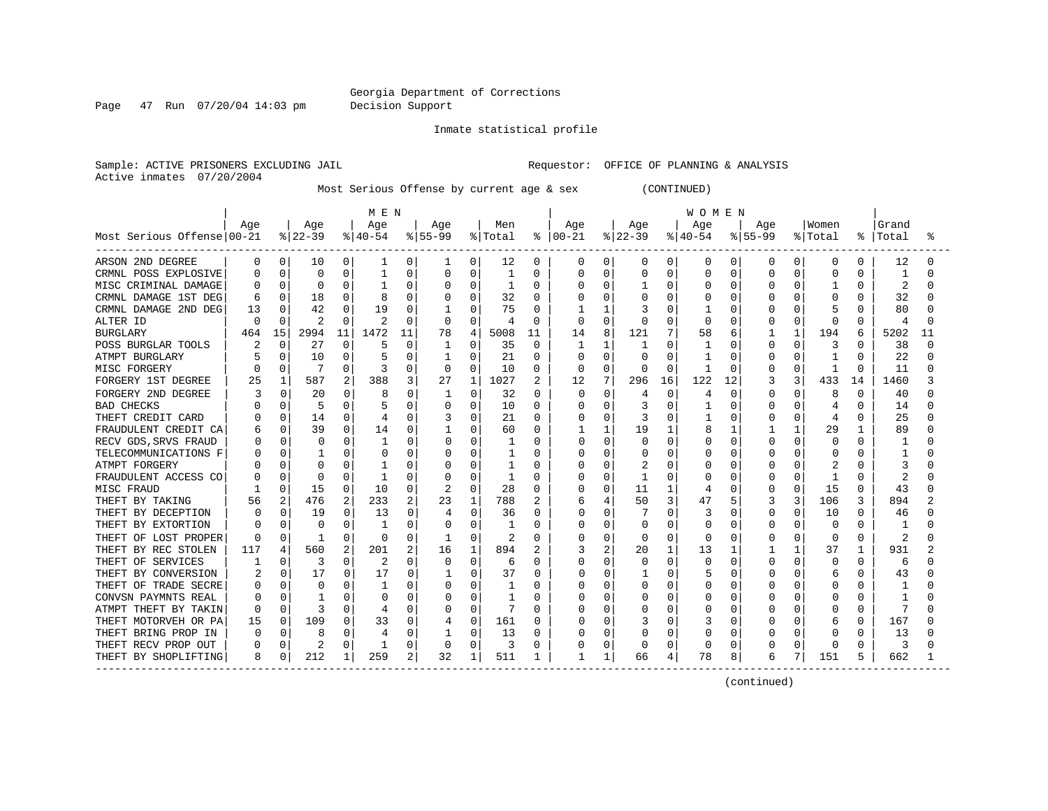Georgia Department of Corrections
Decision Support

Inmate statistical profile

Sample: ACTIVE PRISONERS EXCLUDING JAIL    Requestor: OFFICE OF PLANNING & ANALYSIS
Active inmates 07/20/2004

Most Serious Offense by current age & sex (CONTINUED)

| Most Serious Offense | MEN Age 00-21 | % | Age 22-39 | % | Age 40-54 | % | Age 55-99 | % | Men Total | % | WOMEN Age 00-21 | % | Age 22-39 | % | Age 40-54 | % | Age 55-99 | % | Women Total | % | Grand Total | % |
|---|---|---|---|---|---|---|---|---|---|---|---|---|---|---|---|---|---|---|---|---|---|---|
| ARSON 2ND DEGREE | 0 | 0 | 10 | 0 | 1 | 0 | 1 | 0 | 12 | 0 | 0 | 0 | 0 | 0 | 0 | 0 | 0 | 0 | 0 | 0 | 12 | 0 |
| CRMNL POSS EXPLOSIVE | 0 | 0 | 0 | 0 | 1 | 0 | 0 | 0 | 1 | 0 | 0 | 0 | 0 | 0 | 0 | 0 | 0 | 0 | 0 | 0 | 1 | 0 |
| MISC CRIMINAL DAMAGE | 0 | 0 | 0 | 0 | 1 | 0 | 0 | 0 | 1 | 0 | 0 | 0 | 1 | 0 | 0 | 0 | 0 | 0 | 1 | 0 | 2 | 0 |
| CRMNL DAMAGE 1ST DEG | 6 | 0 | 18 | 0 | 8 | 0 | 0 | 0 | 32 | 0 | 0 | 0 | 0 | 0 | 0 | 0 | 0 | 0 | 0 | 0 | 32 | 0 |
| CRMNL DAMAGE 2ND DEG | 13 | 0 | 42 | 0 | 19 | 0 | 1 | 0 | 75 | 0 | 1 | 1 | 3 | 0 | 1 | 0 | 0 | 0 | 5 | 0 | 80 | 0 |
| ALTER ID | 0 | 0 | 2 | 0 | 2 | 0 | 0 | 0 | 4 | 0 | 0 | 0 | 0 | 0 | 0 | 0 | 0 | 0 | 0 | 0 | 4 | 0 |
| BURGLARY | 464 | 15 | 2994 | 11 | 1472 | 11 | 78 | 4 | 5008 | 11 | 14 | 8 | 121 | 7 | 58 | 6 | 1 | 1 | 194 | 6 | 5202 | 11 |
| POSS BURGLAR TOOLS | 2 | 0 | 27 | 0 | 5 | 0 | 1 | 0 | 35 | 0 | 1 | 1 | 1 | 0 | 1 | 0 | 0 | 0 | 3 | 0 | 38 | 0 |
| ATMPT BURGLARY | 5 | 0 | 10 | 0 | 5 | 0 | 1 | 0 | 21 | 0 | 0 | 0 | 0 | 0 | 1 | 0 | 0 | 0 | 1 | 0 | 22 | 0 |
| MISC FORGERY | 0 | 0 | 7 | 0 | 3 | 0 | 0 | 0 | 10 | 0 | 0 | 0 | 0 | 0 | 1 | 0 | 0 | 0 | 1 | 0 | 11 | 0 |
| FORGERY 1ST DEGREE | 25 | 1 | 587 | 2 | 388 | 3 | 27 | 1 | 1027 | 2 | 12 | 7 | 296 | 16 | 122 | 12 | 3 | 3 | 433 | 14 | 1460 | 3 |
| FORGERY 2ND DEGREE | 3 | 0 | 20 | 0 | 8 | 0 | 1 | 0 | 32 | 0 | 0 | 0 | 4 | 0 | 4 | 0 | 0 | 0 | 8 | 0 | 40 | 0 |
| BAD CHECKS | 0 | 0 | 5 | 0 | 5 | 0 | 0 | 0 | 10 | 0 | 0 | 0 | 3 | 0 | 1 | 0 | 0 | 0 | 4 | 0 | 14 | 0 |
| THEFT CREDIT CARD | 0 | 0 | 14 | 0 | 4 | 0 | 3 | 0 | 21 | 0 | 0 | 0 | 3 | 0 | 1 | 0 | 0 | 0 | 4 | 0 | 25 | 0 |
| FRAUDULENT CREDIT CA | 6 | 0 | 39 | 0 | 14 | 0 | 1 | 0 | 60 | 0 | 1 | 1 | 19 | 1 | 8 | 1 | 1 | 1 | 29 | 1 | 89 | 0 |
| RECV GDS,SRVS FRAUD | 0 | 0 | 0 | 0 | 1 | 0 | 0 | 0 | 1 | 0 | 0 | 0 | 0 | 0 | 0 | 0 | 0 | 0 | 0 | 0 | 1 | 0 |
| TELECOMMUNICATIONS F | 0 | 0 | 1 | 0 | 0 | 0 | 0 | 0 | 1 | 0 | 0 | 0 | 0 | 0 | 0 | 0 | 0 | 0 | 0 | 0 | 1 | 0 |
| ATMPT FORGERY | 0 | 0 | 0 | 0 | 1 | 0 | 0 | 0 | 1 | 0 | 0 | 0 | 2 | 0 | 0 | 0 | 0 | 0 | 2 | 0 | 3 | 0 |
| FRAUDULENT ACCESS CO | 0 | 0 | 0 | 0 | 1 | 0 | 0 | 0 | 1 | 0 | 0 | 0 | 1 | 0 | 0 | 0 | 0 | 0 | 1 | 0 | 2 | 0 |
| MISC FRAUD | 1 | 0 | 15 | 0 | 10 | 0 | 2 | 0 | 28 | 0 | 0 | 0 | 11 | 1 | 4 | 0 | 0 | 0 | 15 | 0 | 43 | 0 |
| THEFT BY TAKING | 56 | 2 | 476 | 2 | 233 | 2 | 23 | 1 | 788 | 2 | 6 | 4 | 50 | 3 | 47 | 5 | 3 | 3 | 106 | 3 | 894 | 2 |
| THEFT BY DECEPTION | 0 | 0 | 19 | 0 | 13 | 0 | 4 | 0 | 36 | 0 | 0 | 0 | 7 | 0 | 3 | 0 | 0 | 0 | 10 | 0 | 46 | 0 |
| THEFT BY EXTORTION | 0 | 0 | 0 | 0 | 1 | 0 | 0 | 0 | 1 | 0 | 0 | 0 | 0 | 0 | 0 | 0 | 0 | 0 | 0 | 0 | 1 | 0 |
| THEFT OF LOST PROPER | 0 | 0 | 1 | 0 | 0 | 0 | 1 | 0 | 2 | 0 | 0 | 0 | 0 | 0 | 0 | 0 | 0 | 0 | 0 | 0 | 2 | 0 |
| THEFT BY REC STOLEN | 117 | 4 | 560 | 2 | 201 | 2 | 16 | 1 | 894 | 2 | 3 | 2 | 20 | 1 | 13 | 1 | 1 | 1 | 37 | 1 | 931 | 2 |
| THEFT OF SERVICES | 1 | 0 | 3 | 0 | 2 | 0 | 0 | 0 | 6 | 0 | 0 | 0 | 0 | 0 | 0 | 0 | 0 | 0 | 0 | 0 | 6 | 0 |
| THEFT BY CONVERSION | 2 | 0 | 17 | 0 | 17 | 0 | 1 | 0 | 37 | 0 | 0 | 0 | 1 | 0 | 5 | 0 | 0 | 0 | 6 | 0 | 43 | 0 |
| THEFT OF TRADE SECRE | 0 | 0 | 0 | 0 | 1 | 0 | 0 | 0 | 1 | 0 | 0 | 0 | 0 | 0 | 0 | 0 | 0 | 0 | 0 | 0 | 1 | 0 |
| CONVSN PAYMNTS REAL | 0 | 0 | 1 | 0 | 0 | 0 | 0 | 0 | 1 | 0 | 0 | 0 | 0 | 0 | 0 | 0 | 0 | 0 | 0 | 0 | 1 | 0 |
| ATMPT THEFT BY TAKIN | 0 | 0 | 3 | 0 | 4 | 0 | 0 | 0 | 7 | 0 | 0 | 0 | 0 | 0 | 0 | 0 | 0 | 0 | 0 | 0 | 7 | 0 |
| THEFT MOTORVEH OR PA | 15 | 0 | 109 | 0 | 33 | 0 | 4 | 0 | 161 | 0 | 0 | 0 | 3 | 0 | 3 | 0 | 0 | 0 | 6 | 0 | 167 | 0 |
| THEFT BRING PROP IN | 0 | 0 | 8 | 0 | 4 | 0 | 1 | 0 | 13 | 0 | 0 | 0 | 0 | 0 | 0 | 0 | 0 | 0 | 0 | 0 | 13 | 0 |
| THEFT RECV PROP OUT | 0 | 0 | 2 | 0 | 1 | 0 | 0 | 0 | 3 | 0 | 0 | 0 | 0 | 0 | 0 | 0 | 0 | 0 | 0 | 0 | 3 | 0 |
| THEFT BY SHOPLIFTING | 8 | 0 | 212 | 1 | 259 | 2 | 32 | 1 | 511 | 1 | 1 | 1 | 66 | 4 | 78 | 8 | 6 | 7 | 151 | 5 | 662 | 1 |

(continued)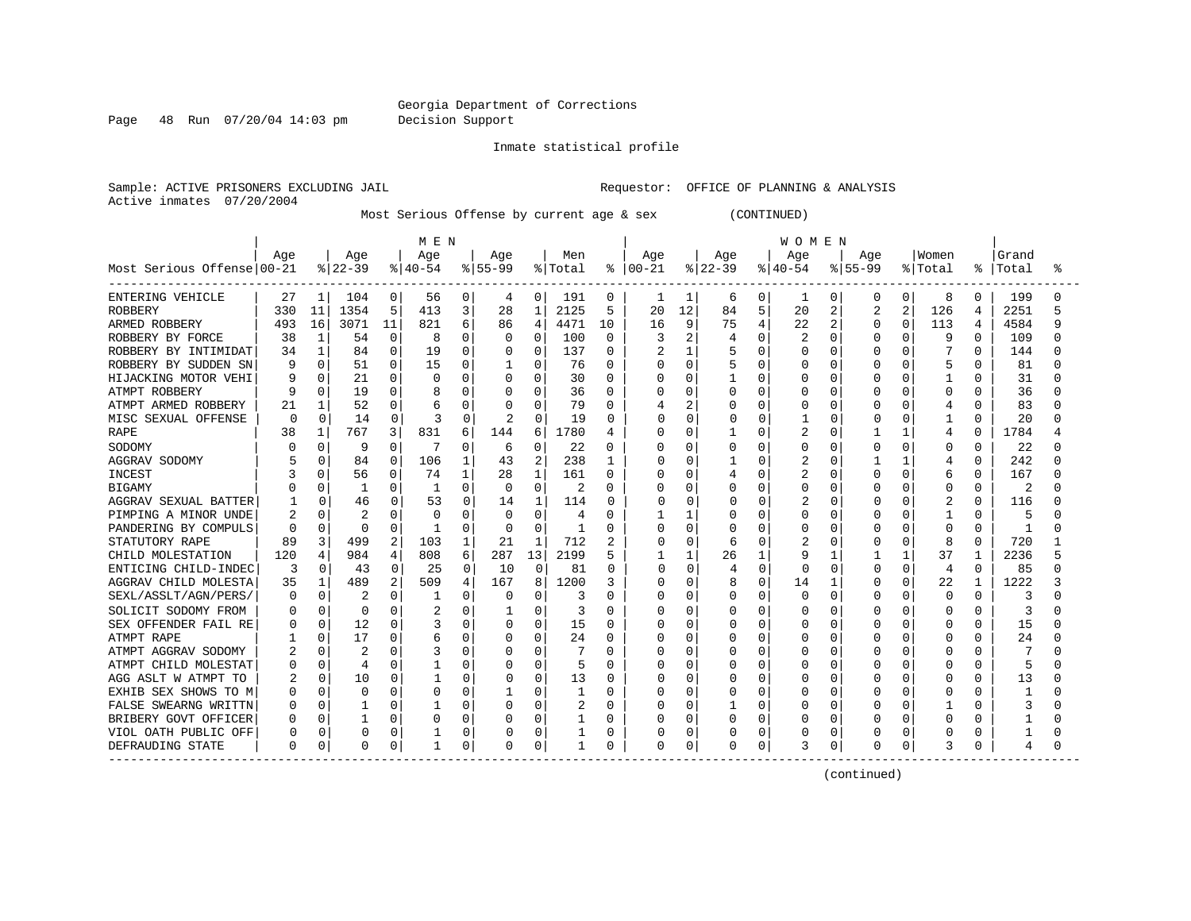Georgia Department of Corrections
Decision Support

Inmate statistical profile

Sample: ACTIVE PRISONERS EXCLUDING JAIL    Requestor: OFFICE OF PLANNING & ANALYSIS
Active inmates 07/20/2004

Most Serious Offense by current age & sex (CONTINUED)

| Most Serious Offense | MEN Age 00-21 | % | Age 22-39 | % | Age 40-54 | % | Age 55-99 | % | Men Total | % | WOMEN Age 00-21 | % | Age 22-39 | % | Age 40-54 | % | Age 55-99 | % | Women Total | % | Grand Total | % |
|---|---|---|---|---|---|---|---|---|---|---|---|---|---|---|---|---|---|---|---|---|---|---|
| ENTERING VEHICLE | 27 | 1 | 104 | 0 | 56 | 0 | 4 | 0 | 191 | 0 | 1 | 1 | 6 | 0 | 1 | 0 | 0 | 0 | 8 | 0 | 199 | 0 |
| ROBBERY | 330 | 11 | 1354 | 5 | 413 | 3 | 28 | 1 | 2125 | 5 | 20 | 12 | 84 | 5 | 20 | 2 | 2 | 2 | 126 | 4 | 2251 | 5 |
| ARMED ROBBERY | 493 | 16 | 3071 | 11 | 821 | 6 | 86 | 4 | 4471 | 10 | 16 | 9 | 75 | 4 | 22 | 2 | 0 | 0 | 113 | 4 | 4584 | 9 |
| ROBBERY BY FORCE | 38 | 1 | 54 | 0 | 8 | 0 | 0 | 0 | 100 | 0 | 3 | 2 | 4 | 0 | 2 | 0 | 0 | 0 | 9 | 0 | 109 | 0 |
| ROBBERY BY INTIMIDAT | 34 | 1 | 84 | 0 | 19 | 0 | 0 | 0 | 137 | 0 | 2 | 1 | 5 | 0 | 0 | 0 | 0 | 0 | 7 | 0 | 144 | 0 |
| ROBBERY BY SUDDEN SN | 9 | 0 | 51 | 0 | 15 | 0 | 1 | 0 | 76 | 0 | 0 | 0 | 5 | 0 | 0 | 0 | 0 | 0 | 5 | 0 | 81 | 0 |
| HIJACKING MOTOR VEHI | 9 | 0 | 21 | 0 | 0 | 0 | 0 | 0 | 30 | 0 | 0 | 0 | 1 | 0 | 0 | 0 | 0 | 0 | 1 | 0 | 31 | 0 |
| ATMPT ROBBERY | 9 | 0 | 19 | 0 | 8 | 0 | 0 | 0 | 36 | 0 | 0 | 0 | 0 | 0 | 0 | 0 | 0 | 0 | 0 | 0 | 36 | 0 |
| ATMPT ARMED ROBBERY | 21 | 1 | 52 | 0 | 6 | 0 | 0 | 0 | 79 | 0 | 4 | 2 | 0 | 0 | 0 | 0 | 0 | 0 | 4 | 0 | 83 | 0 |
| MISC SEXUAL OFFENSE | 0 | 0 | 14 | 0 | 3 | 0 | 2 | 0 | 19 | 0 | 0 | 0 | 0 | 0 | 1 | 0 | 0 | 0 | 1 | 0 | 20 | 0 |
| RAPE | 38 | 1 | 767 | 3 | 831 | 6 | 144 | 6 | 1780 | 4 | 0 | 0 | 1 | 0 | 2 | 0 | 1 | 1 | 4 | 0 | 1784 | 4 |
| SODOMY | 0 | 0 | 9 | 0 | 7 | 0 | 6 | 0 | 22 | 0 | 0 | 0 | 0 | 0 | 0 | 0 | 0 | 0 | 0 | 0 | 22 | 0 |
| AGGRAV SODOMY | 5 | 0 | 84 | 0 | 106 | 1 | 43 | 2 | 238 | 1 | 0 | 0 | 1 | 0 | 2 | 0 | 1 | 1 | 4 | 0 | 242 | 0 |
| INCEST | 3 | 0 | 56 | 0 | 74 | 1 | 28 | 1 | 161 | 0 | 0 | 0 | 4 | 0 | 2 | 0 | 0 | 0 | 6 | 0 | 167 | 0 |
| BIGAMY | 0 | 0 | 1 | 0 | 1 | 0 | 0 | 0 | 2 | 0 | 0 | 0 | 0 | 0 | 0 | 0 | 0 | 0 | 0 | 0 | 2 | 0 |
| AGGRAV SEXUAL BATTER | 1 | 0 | 46 | 0 | 53 | 0 | 14 | 1 | 114 | 0 | 0 | 0 | 0 | 0 | 2 | 0 | 0 | 0 | 2 | 0 | 116 | 0 |
| PIMPING A MINOR UNDE | 2 | 0 | 2 | 0 | 0 | 0 | 0 | 0 | 4 | 0 | 1 | 1 | 0 | 0 | 0 | 0 | 0 | 0 | 1 | 0 | 5 | 0 |
| PANDERING BY COMPULS | 0 | 0 | 0 | 0 | 1 | 0 | 0 | 0 | 1 | 0 | 0 | 0 | 0 | 0 | 0 | 0 | 0 | 0 | 0 | 0 | 1 | 0 |
| STATUTORY RAPE | 89 | 3 | 499 | 2 | 103 | 1 | 21 | 1 | 712 | 2 | 0 | 0 | 6 | 0 | 2 | 0 | 0 | 0 | 8 | 0 | 720 | 1 |
| CHILD MOLESTATION | 120 | 4 | 984 | 4 | 808 | 6 | 287 | 13 | 2199 | 5 | 1 | 1 | 26 | 1 | 9 | 1 | 1 | 1 | 37 | 1 | 2236 | 5 |
| ENTICING CHILD-INDEC | 3 | 0 | 43 | 0 | 25 | 0 | 10 | 0 | 81 | 0 | 0 | 0 | 4 | 0 | 0 | 0 | 0 | 0 | 4 | 0 | 85 | 0 |
| AGGRAV CHILD MOLESTA | 35 | 1 | 489 | 2 | 509 | 4 | 167 | 8 | 1200 | 3 | 0 | 0 | 8 | 0 | 14 | 1 | 0 | 0 | 22 | 1 | 1222 | 3 |
| SEXL/ASSLT/AGN/PERS/ | 0 | 0 | 2 | 0 | 1 | 0 | 0 | 0 | 3 | 0 | 0 | 0 | 0 | 0 | 0 | 0 | 0 | 0 | 0 | 0 | 3 | 0 |
| SOLICIT SODOMY FROM | 0 | 0 | 0 | 0 | 2 | 0 | 1 | 0 | 3 | 0 | 0 | 0 | 0 | 0 | 0 | 0 | 0 | 0 | 0 | 0 | 3 | 0 |
| SEX OFFENDER FAIL RE | 0 | 0 | 12 | 0 | 3 | 0 | 0 | 0 | 15 | 0 | 0 | 0 | 0 | 0 | 0 | 0 | 0 | 0 | 0 | 0 | 15 | 0 |
| ATMPT RAPE | 1 | 0 | 17 | 0 | 6 | 0 | 0 | 0 | 24 | 0 | 0 | 0 | 0 | 0 | 0 | 0 | 0 | 0 | 0 | 0 | 24 | 0 |
| ATMPT AGGRAV SODOMY | 2 | 0 | 2 | 0 | 3 | 0 | 0 | 0 | 7 | 0 | 0 | 0 | 0 | 0 | 0 | 0 | 0 | 0 | 0 | 0 | 7 | 0 |
| ATMPT CHILD MOLESTAT | 0 | 0 | 4 | 0 | 1 | 0 | 0 | 0 | 5 | 0 | 0 | 0 | 0 | 0 | 0 | 0 | 0 | 0 | 0 | 0 | 5 | 0 |
| AGG ASLT W ATMPT TO | 2 | 0 | 10 | 0 | 1 | 0 | 0 | 0 | 13 | 0 | 0 | 0 | 0 | 0 | 0 | 0 | 0 | 0 | 0 | 0 | 13 | 0 |
| EXHIB SEX SHOWS TO M | 0 | 0 | 0 | 0 | 0 | 0 | 1 | 0 | 1 | 0 | 0 | 0 | 0 | 0 | 0 | 0 | 0 | 0 | 0 | 0 | 1 | 0 |
| FALSE SWEARNG WRITTN | 0 | 0 | 1 | 0 | 1 | 0 | 0 | 0 | 2 | 0 | 0 | 0 | 1 | 0 | 0 | 0 | 0 | 0 | 1 | 0 | 3 | 0 |
| BRIBERY GOVT OFFICER | 0 | 0 | 1 | 0 | 0 | 0 | 0 | 0 | 1 | 0 | 0 | 0 | 0 | 0 | 0 | 0 | 0 | 0 | 0 | 0 | 1 | 0 |
| VIOL OATH PUBLIC OFF | 0 | 0 | 0 | 0 | 1 | 0 | 0 | 0 | 1 | 0 | 0 | 0 | 0 | 0 | 0 | 0 | 0 | 0 | 0 | 0 | 1 | 0 |
| DEFRAUDING STATE | 0 | 0 | 0 | 0 | 1 | 0 | 0 | 0 | 1 | 0 | 0 | 0 | 0 | 0 | 3 | 0 | 0 | 0 | 3 | 0 | 4 | 0 |

(continued)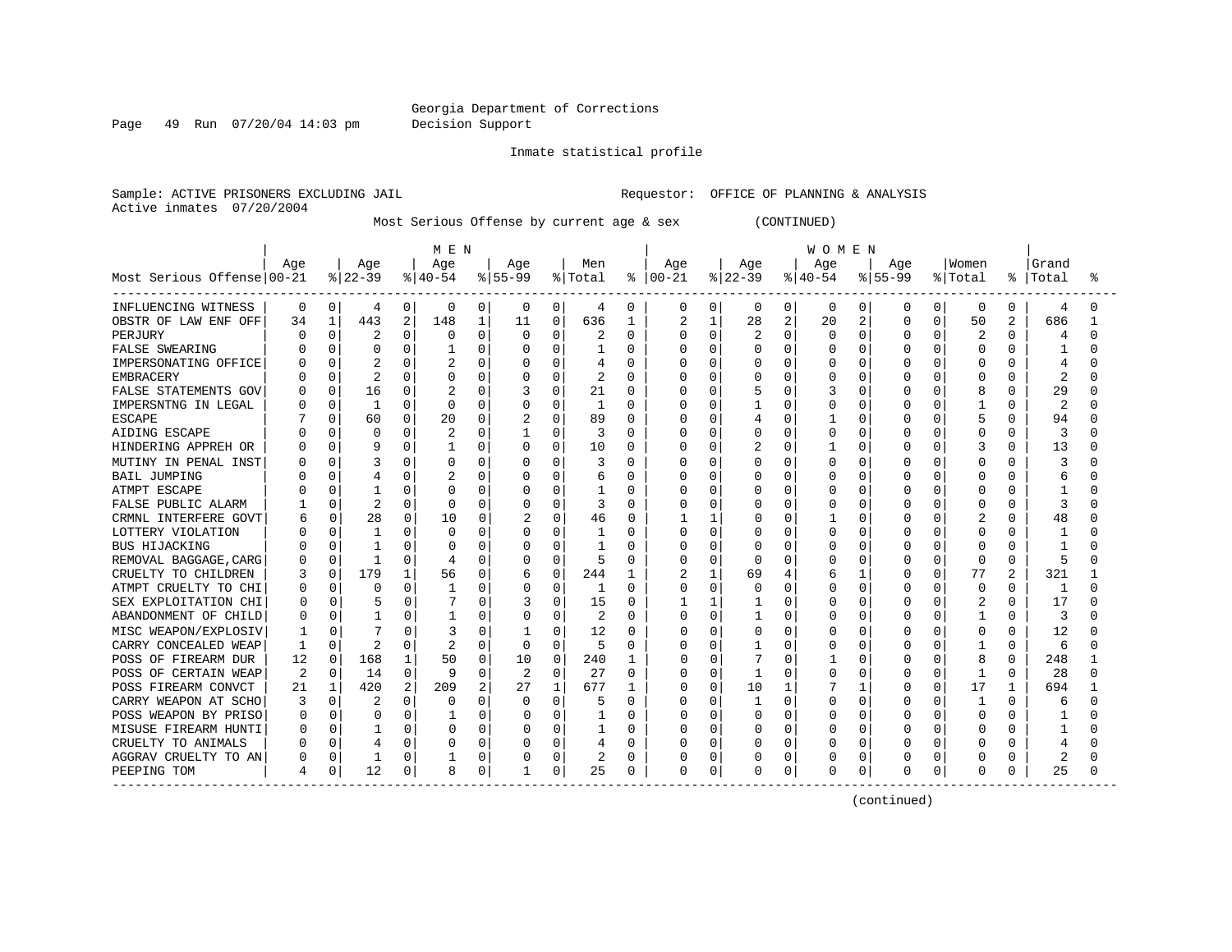Georgia Department of Corrections
Decision Support

Inmate statistical profile

Sample: ACTIVE PRISONERS EXCLUDING JAIL    Requestor: OFFICE OF PLANNING & ANALYSIS
Active inmates 07/20/2004

Most Serious Offense by current age & sex (CONTINUED)

| Most Serious Offense | MEN Age 00-21 | % | Age 22-39 | % | Age 40-54 | % | Age 55-99 | % | Men Total | % | WOMEN Age 00-21 | % | Age 22-39 | % | Age 40-54 | % | Age 55-99 | % | Women Total | % | Grand Total | % |
|---|---|---|---|---|---|---|---|---|---|---|---|---|---|---|---|---|---|---|---|---|---|---|
| INFLUENCING WITNESS | 0 | 0 | 4 | 0 | 0 | 0 | 0 | 0 | 4 | 0 | 0 | 0 | 0 | 0 | 0 | 0 | 0 | 0 | 0 | 0 | 4 | 0 |
| OBSTR OF LAW ENF OFF | 34 | 1 | 443 | 2 | 148 | 1 | 11 | 0 | 636 | 1 | 2 | 1 | 28 | 2 | 20 | 2 | 0 | 0 | 50 | 2 | 686 | 1 |
| PERJURY | 0 | 0 | 2 | 0 | 0 | 0 | 0 | 0 | 2 | 0 | 0 | 0 | 2 | 0 | 0 | 0 | 0 | 0 | 2 | 0 | 4 | 0 |
| FALSE SWEARING | 0 | 0 | 0 | 0 | 1 | 0 | 0 | 0 | 1 | 0 | 0 | 0 | 0 | 0 | 0 | 0 | 0 | 0 | 0 | 0 | 1 | 0 |
| IMPERSONATING OFFICE | 0 | 0 | 2 | 0 | 2 | 0 | 0 | 0 | 4 | 0 | 0 | 0 | 0 | 0 | 0 | 0 | 0 | 0 | 0 | 0 | 4 | 0 |
| EMBRACERY | 0 | 0 | 2 | 0 | 0 | 0 | 0 | 0 | 2 | 0 | 0 | 0 | 0 | 0 | 0 | 0 | 0 | 0 | 0 | 0 | 2 | 0 |
| FALSE STATEMENTS GOV | 0 | 0 | 16 | 0 | 2 | 0 | 3 | 0 | 21 | 0 | 0 | 0 | 5 | 0 | 3 | 0 | 0 | 0 | 8 | 0 | 29 | 0 |
| IMPERSNTNG IN LEGAL | 0 | 0 | 1 | 0 | 0 | 0 | 0 | 0 | 1 | 0 | 0 | 0 | 1 | 0 | 0 | 0 | 0 | 0 | 1 | 0 | 2 | 0 |
| ESCAPE | 7 | 0 | 60 | 0 | 20 | 0 | 2 | 0 | 89 | 0 | 0 | 0 | 4 | 0 | 1 | 0 | 0 | 0 | 5 | 0 | 94 | 0 |
| AIDING ESCAPE | 0 | 0 | 0 | 0 | 2 | 0 | 1 | 0 | 3 | 0 | 0 | 0 | 0 | 0 | 0 | 0 | 0 | 0 | 0 | 0 | 3 | 0 |
| HINDERING APPREH OR | 0 | 0 | 9 | 0 | 1 | 0 | 0 | 0 | 10 | 0 | 0 | 0 | 2 | 0 | 1 | 0 | 0 | 0 | 3 | 0 | 13 | 0 |
| MUTINY IN PENAL INST | 0 | 0 | 3 | 0 | 0 | 0 | 0 | 0 | 3 | 0 | 0 | 0 | 0 | 0 | 0 | 0 | 0 | 0 | 0 | 0 | 3 | 0 |
| BAIL JUMPING | 0 | 0 | 4 | 0 | 2 | 0 | 0 | 0 | 6 | 0 | 0 | 0 | 0 | 0 | 0 | 0 | 0 | 0 | 0 | 0 | 6 | 0 |
| ATMPT ESCAPE | 0 | 0 | 1 | 0 | 0 | 0 | 0 | 0 | 1 | 0 | 0 | 0 | 0 | 0 | 0 | 0 | 0 | 0 | 0 | 0 | 1 | 0 |
| FALSE PUBLIC ALARM | 1 | 0 | 2 | 0 | 0 | 0 | 0 | 0 | 3 | 0 | 0 | 0 | 0 | 0 | 0 | 0 | 0 | 0 | 0 | 0 | 3 | 0 |
| CRMNL INTERFERE GOVT | 6 | 0 | 28 | 0 | 10 | 0 | 2 | 0 | 46 | 0 | 1 | 1 | 0 | 0 | 1 | 0 | 0 | 0 | 2 | 0 | 48 | 0 |
| LOTTERY VIOLATION | 0 | 0 | 1 | 0 | 0 | 0 | 0 | 0 | 1 | 0 | 0 | 0 | 0 | 0 | 0 | 0 | 0 | 0 | 0 | 0 | 1 | 0 |
| BUS HIJACKING | 0 | 0 | 1 | 0 | 0 | 0 | 0 | 0 | 1 | 0 | 0 | 0 | 0 | 0 | 0 | 0 | 0 | 0 | 0 | 0 | 1 | 0 |
| REMOVAL BAGGAGE,CARG | 0 | 0 | 1 | 0 | 4 | 0 | 0 | 0 | 5 | 0 | 0 | 0 | 0 | 0 | 0 | 0 | 0 | 0 | 0 | 0 | 5 | 0 |
| CRUELTY TO CHILDREN | 3 | 0 | 179 | 1 | 56 | 0 | 6 | 0 | 244 | 1 | 2 | 1 | 69 | 4 | 6 | 1 | 0 | 0 | 77 | 2 | 321 | 1 |
| ATMPT CRUELTY TO CHI | 0 | 0 | 0 | 0 | 1 | 0 | 0 | 0 | 1 | 0 | 0 | 0 | 0 | 0 | 0 | 0 | 0 | 0 | 0 | 0 | 1 | 0 |
| SEX EXPLOITATION CHI | 0 | 0 | 5 | 0 | 7 | 0 | 3 | 0 | 15 | 0 | 1 | 1 | 1 | 0 | 0 | 0 | 0 | 0 | 2 | 0 | 17 | 0 |
| ABANDONMENT OF CHILD | 0 | 0 | 1 | 0 | 1 | 0 | 0 | 0 | 2 | 0 | 0 | 0 | 1 | 0 | 0 | 0 | 0 | 0 | 1 | 0 | 3 | 0 |
| MISC WEAPON/EXPLOSIV | 1 | 0 | 7 | 0 | 3 | 0 | 1 | 0 | 12 | 0 | 0 | 0 | 0 | 0 | 0 | 0 | 0 | 0 | 0 | 0 | 12 | 0 |
| CARRY CONCEALED WEAP | 1 | 0 | 2 | 0 | 2 | 0 | 0 | 0 | 5 | 0 | 0 | 0 | 1 | 0 | 0 | 0 | 0 | 0 | 1 | 0 | 6 | 0 |
| POSS OF FIREARM DUR | 12 | 0 | 168 | 1 | 50 | 0 | 10 | 0 | 240 | 1 | 0 | 0 | 7 | 0 | 1 | 0 | 0 | 0 | 8 | 0 | 248 | 1 |
| POSS OF CERTAIN WEAP | 2 | 0 | 14 | 0 | 9 | 0 | 2 | 0 | 27 | 0 | 0 | 0 | 1 | 0 | 0 | 0 | 0 | 0 | 1 | 0 | 28 | 0 |
| POSS FIREARM CONVCT | 21 | 1 | 420 | 2 | 209 | 2 | 27 | 1 | 677 | 1 | 0 | 0 | 10 | 1 | 7 | 1 | 0 | 0 | 17 | 1 | 694 | 1 |
| CARRY WEAPON AT SCHO | 3 | 0 | 2 | 0 | 0 | 0 | 0 | 0 | 5 | 0 | 0 | 0 | 1 | 0 | 0 | 0 | 0 | 0 | 1 | 0 | 6 | 0 |
| POSS WEAPON BY PRISO | 0 | 0 | 0 | 0 | 1 | 0 | 0 | 0 | 1 | 0 | 0 | 0 | 0 | 0 | 0 | 0 | 0 | 0 | 0 | 0 | 1 | 0 |
| MISUSE FIREARM HUNTI | 0 | 0 | 1 | 0 | 0 | 0 | 0 | 0 | 1 | 0 | 0 | 0 | 0 | 0 | 0 | 0 | 0 | 0 | 0 | 0 | 1 | 0 |
| CRUELTY TO ANIMALS | 0 | 0 | 4 | 0 | 0 | 0 | 0 | 0 | 4 | 0 | 0 | 0 | 0 | 0 | 0 | 0 | 0 | 0 | 0 | 0 | 4 | 0 |
| AGGRAV CRUELTY TO AN | 0 | 0 | 1 | 0 | 1 | 0 | 0 | 0 | 2 | 0 | 0 | 0 | 0 | 0 | 0 | 0 | 0 | 0 | 0 | 0 | 2 | 0 |
| PEEPING TOM | 4 | 0 | 12 | 0 | 8 | 0 | 1 | 0 | 25 | 0 | 0 | 0 | 0 | 0 | 0 | 0 | 0 | 0 | 0 | 0 | 25 | 0 |

(continued)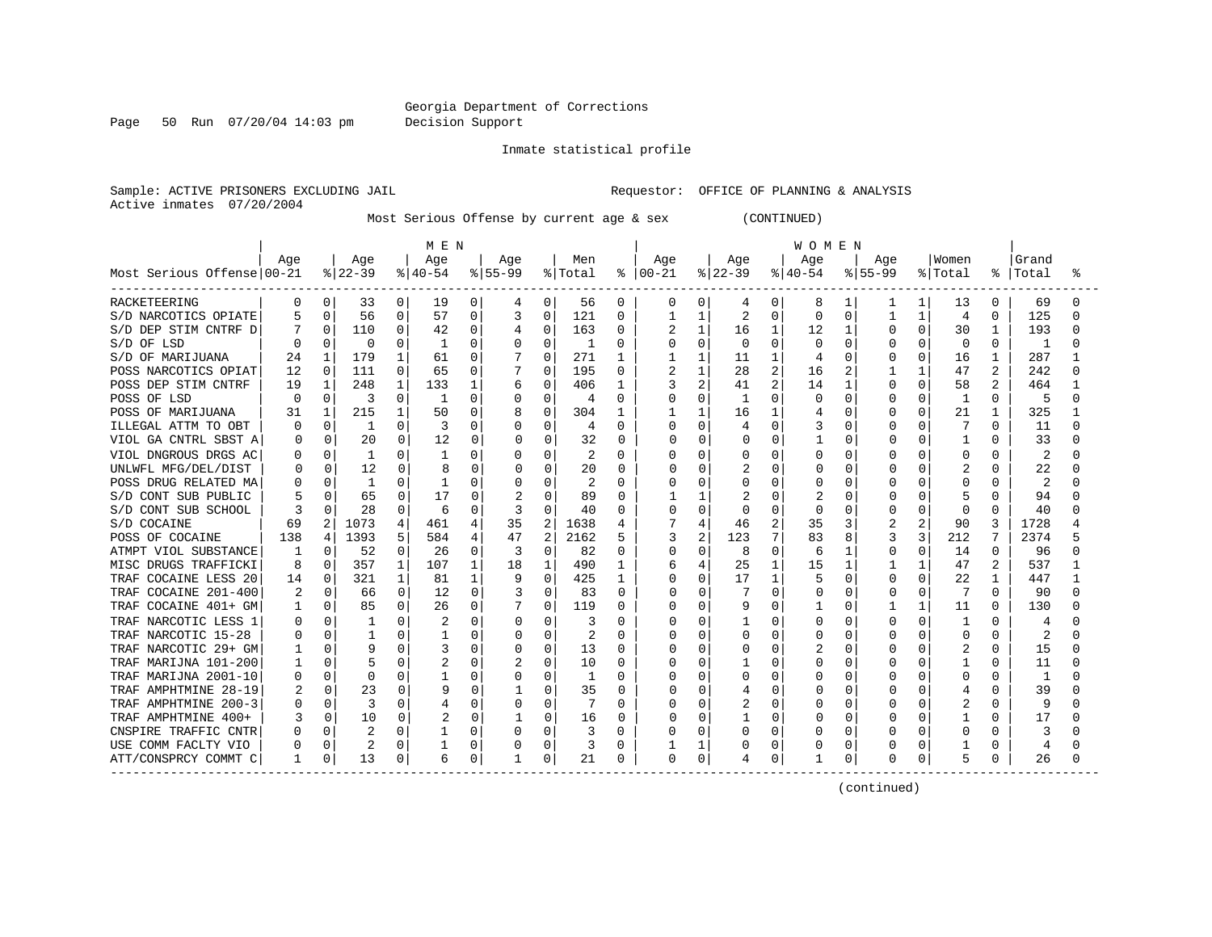Georgia Department of Corrections
Decision Support

Inmate statistical profile

Sample: ACTIVE PRISONERS EXCLUDING JAIL    Requestor: OFFICE OF PLANNING & ANALYSIS
Active inmates 07/20/2004

Most Serious Offense by current age & sex (CONTINUED)

| Most Serious Offense | MEN Age 00-21 | % | Age 22-39 | % | Age 40-54 | % | Age 55-99 | % | Men Total | % | WOMEN Age 00-21 | % | Age 22-39 | % | Age 40-54 | % | Age 55-99 | % | Women Total | % | Grand Total | % |
|---|---|---|---|---|---|---|---|---|---|---|---|---|---|---|---|---|---|---|---|---|---|---|
| RACKETEERING | 0 | 0 | 33 | 0 | 19 | 0 | 4 | 0 | 56 | 0 | 0 | 0 | 4 | 0 | 8 | 1 | 1 | 1 | 13 | 0 | 69 | 0 |
| S/D NARCOTICS OPIATE | 5 | 0 | 56 | 0 | 57 | 0 | 3 | 0 | 121 | 0 | 1 | 1 | 2 | 0 | 0 | 0 | 1 | 1 | 4 | 0 | 125 | 0 |
| S/D DEP STIM CNTRF D | 7 | 0 | 110 | 0 | 42 | 0 | 4 | 0 | 163 | 0 | 2 | 1 | 16 | 1 | 12 | 1 | 0 | 0 | 30 | 1 | 193 | 0 |
| S/D OF LSD | 0 | 0 | 0 | 0 | 1 | 0 | 0 | 0 | 1 | 0 | 0 | 0 | 0 | 0 | 0 | 0 | 0 | 0 | 0 | 0 | 1 | 0 |
| S/D OF MARIJUANA | 24 | 1 | 179 | 1 | 61 | 0 | 7 | 0 | 271 | 1 | 1 | 1 | 11 | 1 | 4 | 0 | 0 | 0 | 16 | 1 | 287 | 1 |
| POSS NARCOTICS OPIAT | 12 | 0 | 111 | 0 | 65 | 0 | 7 | 0 | 195 | 0 | 2 | 1 | 28 | 2 | 16 | 2 | 1 | 1 | 47 | 2 | 242 | 0 |
| POSS DEP STIM CNTRF | 19 | 1 | 248 | 1 | 133 | 1 | 6 | 0 | 406 | 1 | 3 | 2 | 41 | 2 | 14 | 1 | 0 | 0 | 58 | 2 | 464 | 1 |
| POSS OF LSD | 0 | 0 | 3 | 0 | 1 | 0 | 0 | 0 | 4 | 0 | 0 | 0 | 1 | 0 | 0 | 0 | 0 | 0 | 1 | 0 | 5 | 0 |
| POSS OF MARIJUANA | 31 | 1 | 215 | 1 | 50 | 0 | 8 | 0 | 304 | 1 | 1 | 1 | 16 | 1 | 4 | 0 | 0 | 0 | 21 | 1 | 325 | 1 |
| ILLEGAL ATTM TO OBT | 0 | 0 | 1 | 0 | 3 | 0 | 0 | 0 | 4 | 0 | 0 | 0 | 4 | 0 | 3 | 0 | 0 | 0 | 7 | 0 | 11 | 0 |
| VIOL GA CNTRL SBST A | 0 | 0 | 20 | 0 | 12 | 0 | 0 | 0 | 32 | 0 | 0 | 0 | 0 | 0 | 1 | 0 | 0 | 0 | 1 | 0 | 33 | 0 |
| VIOL DNGROUS DRGS AC | 0 | 0 | 1 | 0 | 1 | 0 | 0 | 0 | 2 | 0 | 0 | 0 | 0 | 0 | 0 | 0 | 0 | 0 | 0 | 0 | 2 | 0 |
| UNLWFL MFG/DEL/DIST | 0 | 0 | 12 | 0 | 8 | 0 | 0 | 0 | 20 | 0 | 0 | 0 | 2 | 0 | 0 | 0 | 0 | 0 | 2 | 0 | 22 | 0 |
| POSS DRUG RELATED MA | 0 | 0 | 1 | 0 | 1 | 0 | 0 | 0 | 2 | 0 | 0 | 0 | 0 | 0 | 0 | 0 | 0 | 0 | 0 | 0 | 2 | 0 |
| S/D CONT SUB PUBLIC | 5 | 0 | 65 | 0 | 17 | 0 | 2 | 0 | 89 | 0 | 1 | 1 | 2 | 0 | 2 | 0 | 0 | 0 | 5 | 0 | 94 | 0 |
| S/D CONT SUB SCHOOL | 3 | 0 | 28 | 0 | 6 | 0 | 3 | 0 | 40 | 0 | 0 | 0 | 0 | 0 | 0 | 0 | 0 | 0 | 0 | 0 | 40 | 0 |
| S/D COCAINE | 69 | 2 | 1073 | 4 | 461 | 4 | 35 | 2 | 1638 | 4 | 7 | 4 | 46 | 2 | 35 | 3 | 2 | 2 | 90 | 3 | 1728 | 4 |
| POSS OF COCAINE | 138 | 4 | 1393 | 5 | 584 | 4 | 47 | 2 | 2162 | 5 | 3 | 2 | 123 | 7 | 83 | 8 | 3 | 3 | 212 | 7 | 2374 | 5 |
| ATMPT VIOL SUBSTANCE | 1 | 0 | 52 | 0 | 26 | 0 | 3 | 0 | 82 | 0 | 0 | 0 | 8 | 0 | 6 | 1 | 0 | 0 | 14 | 0 | 96 | 0 |
| MISC DRUGS TRAFFICKI | 8 | 0 | 357 | 1 | 107 | 1 | 18 | 1 | 490 | 1 | 6 | 4 | 25 | 1 | 15 | 1 | 1 | 1 | 47 | 2 | 537 | 1 |
| TRAF COCAINE LESS 20 | 14 | 0 | 321 | 1 | 81 | 1 | 9 | 0 | 425 | 1 | 0 | 0 | 17 | 1 | 5 | 0 | 0 | 0 | 22 | 1 | 447 | 1 |
| TRAF COCAINE 201-400 | 2 | 0 | 66 | 0 | 12 | 0 | 3 | 0 | 83 | 0 | 0 | 0 | 7 | 0 | 0 | 0 | 0 | 0 | 7 | 0 | 90 | 0 |
| TRAF COCAINE 401+ GM | 1 | 0 | 85 | 0 | 26 | 0 | 7 | 0 | 119 | 0 | 0 | 0 | 9 | 0 | 1 | 0 | 1 | 1 | 11 | 0 | 130 | 0 |
| TRAF NARCOTIC LESS 1 | 0 | 0 | 1 | 0 | 2 | 0 | 0 | 0 | 3 | 0 | 0 | 0 | 1 | 0 | 0 | 0 | 0 | 0 | 1 | 0 | 4 | 0 |
| TRAF NARCOTIC 15-28 | 0 | 0 | 1 | 0 | 1 | 0 | 0 | 0 | 2 | 0 | 0 | 0 | 0 | 0 | 0 | 0 | 0 | 0 | 0 | 0 | 2 | 0 |
| TRAF NARCOTIC 29+ GM | 1 | 0 | 9 | 0 | 3 | 0 | 0 | 0 | 13 | 0 | 0 | 0 | 0 | 0 | 2 | 0 | 0 | 0 | 2 | 0 | 15 | 0 |
| TRAF MARIJNA 101-200 | 1 | 0 | 5 | 0 | 2 | 0 | 2 | 0 | 10 | 0 | 0 | 0 | 1 | 0 | 0 | 0 | 0 | 0 | 1 | 0 | 11 | 0 |
| TRAF MARIJNA 2001-10 | 0 | 0 | 0 | 0 | 1 | 0 | 0 | 0 | 1 | 0 | 0 | 0 | 0 | 0 | 0 | 0 | 0 | 0 | 0 | 0 | 1 | 0 |
| TRAF AMPHTMINE 28-19 | 2 | 0 | 23 | 0 | 9 | 0 | 1 | 0 | 35 | 0 | 0 | 0 | 4 | 0 | 0 | 0 | 0 | 0 | 4 | 0 | 39 | 0 |
| TRAF AMPHTMINE 200-3 | 0 | 0 | 3 | 0 | 4 | 0 | 0 | 0 | 7 | 0 | 0 | 0 | 2 | 0 | 0 | 0 | 0 | 0 | 2 | 0 | 9 | 0 |
| TRAF AMPHTMINE 400+ | 3 | 0 | 10 | 0 | 2 | 0 | 1 | 0 | 16 | 0 | 0 | 0 | 1 | 0 | 0 | 0 | 0 | 0 | 1 | 0 | 17 | 0 |
| CNSPIRE TRAFFIC CNTR | 0 | 0 | 2 | 0 | 1 | 0 | 0 | 0 | 3 | 0 | 0 | 0 | 0 | 0 | 0 | 0 | 0 | 0 | 0 | 0 | 3 | 0 |
| USE COMM FACLTY VIO | 0 | 0 | 2 | 0 | 1 | 0 | 0 | 0 | 3 | 0 | 1 | 1 | 0 | 0 | 0 | 0 | 0 | 0 | 1 | 0 | 4 | 0 |
| ATT/CONSPRCY COMMT C | 1 | 0 | 13 | 0 | 6 | 0 | 1 | 0 | 21 | 0 | 0 | 0 | 4 | 0 | 1 | 0 | 0 | 0 | 5 | 0 | 26 | 0 |

(continued)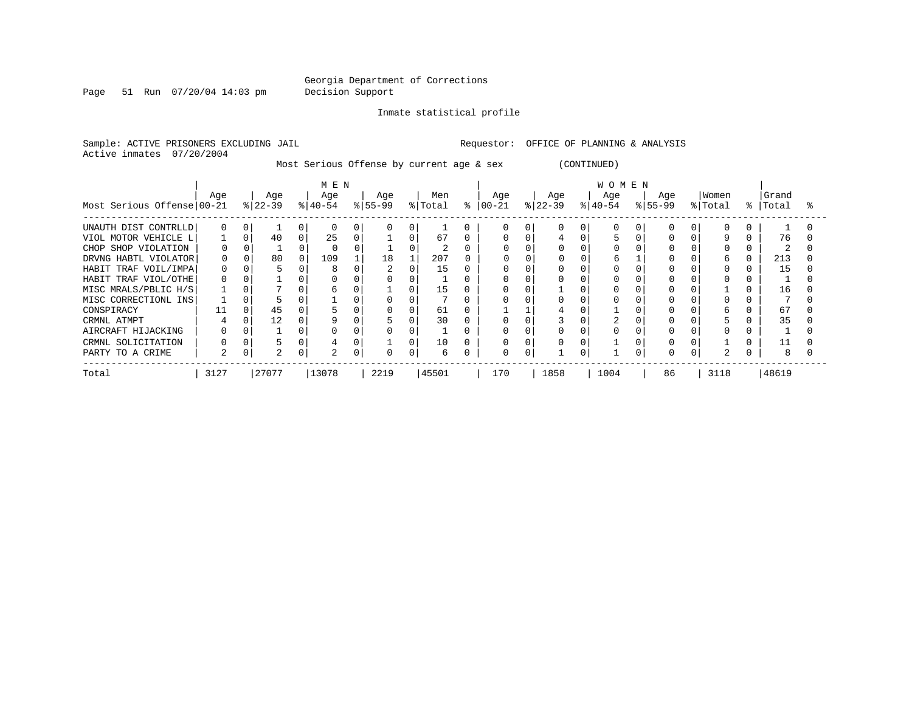Georgia Department of Corrections
Decision Support

Inmate statistical profile

Sample: ACTIVE PRISONERS EXCLUDING JAIL                    Requestor: OFFICE OF PLANNING & ANALYSIS
Active inmates 07/20/2004

Most Serious Offense by current age & sex (CONTINUED)

| | MEN | | | | | | | | | | WOMEN | | | | | | | | | | | |
|---|---|---|---|---|---|---|---|---|---|---|---|---|---|---|---|---|---|---|---|---|---|---|
| Most Serious Offense | Age 00-21 | % | Age 22-39 | % | Age 40-54 | % | Age 55-99 | % | Men Total | % | Age 00-21 | % | Age 22-39 | % | Age 40-54 | % | Age 55-99 | % | Women Total | % | Grand Total | % |
| UNAUTH DIST CONTRLLD | 0 | 0 | 1 | 0 | 0 | 0 | 0 | 0 | 1 | 0 | 0 | 0 | 0 | 0 | 0 | 0 | 0 | 0 | 0 | 0 | 1 | 0 |
| VIOL MOTOR VEHICLE L | 1 | 0 | 40 | 0 | 25 | 0 | 1 | 0 | 67 | 0 | 0 | 0 | 4 | 0 | 5 | 0 | 0 | 0 | 9 | 0 | 76 | 0 |
| CHOP SHOP VIOLATION | 0 | 0 | 1 | 0 | 0 | 0 | 1 | 0 | 2 | 0 | 0 | 0 | 0 | 0 | 0 | 0 | 0 | 0 | 0 | 0 | 2 | 0 |
| DRVNG HABTL VIOLATOR | 0 | 0 | 80 | 0 | 109 | 1 | 18 | 1 | 207 | 0 | 0 | 0 | 0 | 0 | 6 | 1 | 0 | 0 | 6 | 0 | 213 | 0 |
| HABIT TRAF VOIL/IMPA | 0 | 0 | 5 | 0 | 8 | 0 | 2 | 0 | 15 | 0 | 0 | 0 | 0 | 0 | 0 | 0 | 0 | 0 | 0 | 0 | 15 | 0 |
| HABIT TRAF VIOL/OTHE | 0 | 0 | 1 | 0 | 0 | 0 | 0 | 0 | 1 | 0 | 0 | 0 | 0 | 0 | 0 | 0 | 0 | 0 | 0 | 0 | 1 | 0 |
| MISC MRALS/PBLIC H/S | 1 | 0 | 7 | 0 | 6 | 0 | 1 | 0 | 15 | 0 | 0 | 0 | 1 | 0 | 0 | 0 | 0 | 0 | 1 | 0 | 16 | 0 |
| MISC CORRECTIONL INS | 1 | 0 | 5 | 0 | 1 | 0 | 0 | 0 | 7 | 0 | 0 | 0 | 0 | 0 | 0 | 0 | 0 | 0 | 0 | 0 | 7 | 0 |
| CONSPIRACY | 11 | 0 | 45 | 0 | 5 | 0 | 0 | 0 | 61 | 0 | 1 | 1 | 4 | 0 | 1 | 0 | 0 | 0 | 6 | 0 | 67 | 0 |
| CRMNL ATMPT | 4 | 0 | 12 | 0 | 9 | 0 | 5 | 0 | 30 | 0 | 0 | 0 | 3 | 0 | 2 | 0 | 0 | 0 | 5 | 0 | 35 | 0 |
| AIRCRAFT HIJACKING | 0 | 0 | 1 | 0 | 0 | 0 | 0 | 0 | 1 | 0 | 0 | 0 | 0 | 0 | 0 | 0 | 0 | 0 | 0 | 0 | 1 | 0 |
| CRMNL SOLICITATION | 0 | 0 | 5 | 0 | 4 | 0 | 1 | 0 | 10 | 0 | 0 | 0 | 0 | 0 | 1 | 0 | 0 | 0 | 1 | 0 | 11 | 0 |
| PARTY TO A CRIME | 2 | 0 | 2 | 0 | 2 | 0 | 0 | 0 | 6 | 0 | 0 | 0 | 1 | 0 | 1 | 0 | 0 | 0 | 2 | 0 | 8 | 0 |
| Total | 3127 | | 27077 | | 13078 | | 2219 | | 45501 | | 170 | | 1858 | | 1004 | | 86 | | 3118 | | 48619 | |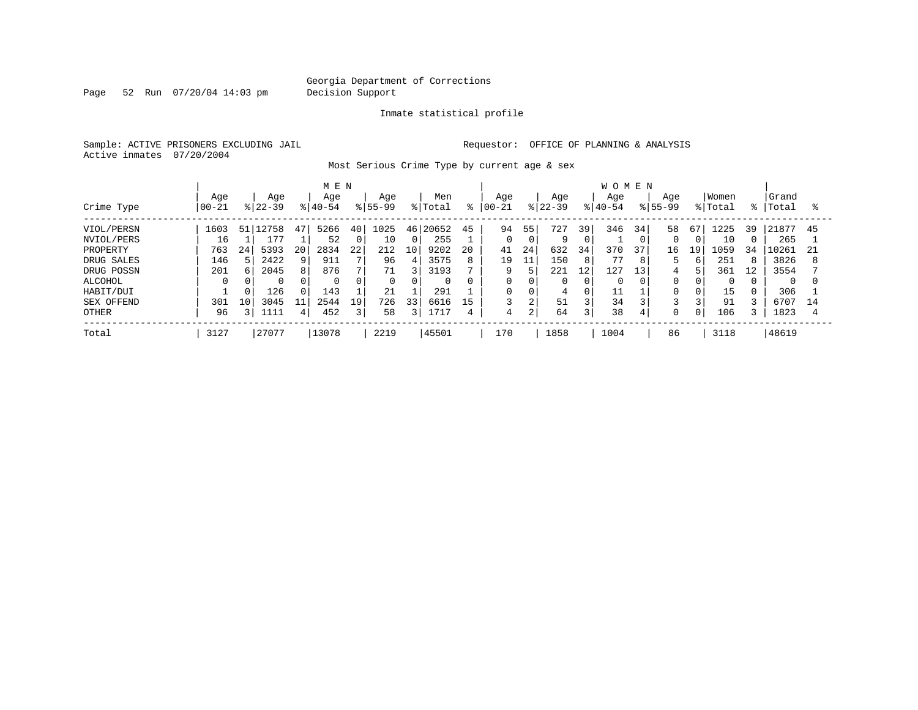Georgia Department of Corrections
Decision Support

Inmate statistical profile

Sample: ACTIVE PRISONERS EXCLUDING JAIL

Active inmates 07/20/2004

Requestor: OFFICE OF PLANNING & ANALYSIS

Most Serious Crime Type by current age & sex

| | MEN | | | | | | | | | | WOMEN | | | | | | | | | | | |
|---|---|---|---|---|---|---|---|---|---|---|---|---|---|---|---|---|---|---|---|---|---|---|
| Crime Type | Age 00-21 | % | Age 22-39 | % | Age 40-54 | % | Age 55-99 | % | Men Total | % | Age 00-21 | % | Age 22-39 | % | Age 40-54 | % | Age 55-99 | % | Women Total | % | Grand Total | % |
| VIOL/PERSN | 1603 | 51 | 12758 | 47 | 5266 | 40 | 1025 | 46 | 20652 | 45 | 94 | 55 | 727 | 39 | 346 | 34 | 58 | 67 | 1225 | 39 | 21877 | 45 |
| NVIOL/PERS | 16 | 1 | 177 | 1 | 52 | 0 | 10 | 0 | 255 | 1 | 0 | 0 | 9 | 0 | 1 | 0 | 0 | 0 | 10 | 0 | 265 | 1 |
| PROPERTY | 763 | 24 | 5393 | 20 | 2834 | 22 | 212 | 10 | 9202 | 20 | 41 | 24 | 632 | 34 | 370 | 37 | 16 | 19 | 1059 | 34 | 10261 | 21 |
| DRUG SALES | 146 | 5 | 2422 | 9 | 911 | 7 | 96 | 4 | 3575 | 8 | 19 | 11 | 150 | 8 | 77 | 8 | 5 | 6 | 251 | 8 | 3826 | 8 |
| DRUG POSSN | 201 | 6 | 2045 | 8 | 876 | 7 | 71 | 3 | 3193 | 7 | 9 | 5 | 221 | 12 | 127 | 13 | 4 | 5 | 361 | 12 | 3554 | 7 |
| ALCOHOL | 0 | 0 | 0 | 0 | 0 | 0 | 0 | 0 | 0 | 0 | 0 | 0 | 0 | 0 | 0 | 0 | 0 | 0 | 0 | 0 | 0 | 0 |
| HABIT/DUI | 1 | 0 | 126 | 0 | 143 | 1 | 21 | 1 | 291 | 1 | 0 | 0 | 4 | 0 | 11 | 1 | 0 | 0 | 15 | 0 | 306 | 1 |
| SEX OFFEND | 301 | 10 | 3045 | 11 | 2544 | 19 | 726 | 33 | 6616 | 15 | 3 | 2 | 51 | 3 | 34 | 3 | 3 | 3 | 91 | 3 | 6707 | 14 |
| OTHER | 96 | 3 | 1111 | 4 | 452 | 3 | 58 | 3 | 1717 | 4 | 4 | 2 | 64 | 3 | 38 | 4 | 0 | 0 | 106 | 3 | 1823 | 4 |
| Total | 3127 | | 27077 | | 13078 | | 2219 | | 45501 | | 170 | | 1858 | | 1004 | | 86 | | 3118 | | 48619 | |